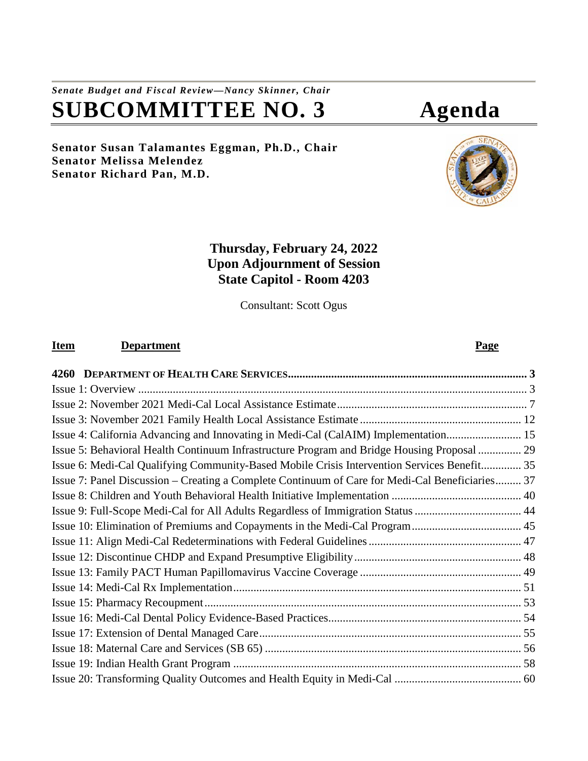*Senate Budget and Fiscal Review—Nancy Skinner, Chair*

# SUBCOMMITTEE NO. 3 Agenda

**Senator Susan Talamantes Eggman, Ph.D., Chair**
**Senator Melissa Melendez**
**Senator Richard Pan, M.D.**

**Thursday, February 24, 2022**
**Upon Adjournment of Session**
**State Capitol - Room 4203**

Consultant: Scott Ogus

| Item | Department | Page |
|---|---|---|
| **4260** | **DEPARTMENT OF HEALTH CARE SERVICES** | **3** |
| | Issue 1: Overview | 3 |
| | Issue 2: November 2021 Medi-Cal Local Assistance Estimate | 7 |
| | Issue 3: November 2021 Family Health Local Assistance Estimate | 12 |
| | Issue 4: California Advancing and Innovating in Medi-Cal (CalAIM) Implementation | 15 |
| | Issue 5: Behavioral Health Continuum Infrastructure Program and Bridge Housing Proposal | 29 |
| | Issue 6: Medi-Cal Qualifying Community-Based Mobile Crisis Intervention Services Benefit | 35 |
| | Issue 7: Panel Discussion – Creating a Complete Continuum of Care for Medi-Cal Beneficiaries | 37 |
| | Issue 8: Children and Youth Behavioral Health Initiative Implementation | 40 |
| | Issue 9: Full-Scope Medi-Cal for All Adults Regardless of Immigration Status | 44 |
| | Issue 10: Elimination of Premiums and Copayments in the Medi-Cal Program | 45 |
| | Issue 11: Align Medi-Cal Redeterminations with Federal Guidelines | 47 |
| | Issue 12: Discontinue CHDP and Expand Presumptive Eligibility | 48 |
| | Issue 13: Family PACT Human Papillomavirus Vaccine Coverage | 49 |
| | Issue 14: Medi-Cal Rx Implementation | 51 |
| | Issue 15: Pharmacy Recoupment | 53 |
| | Issue 16: Medi-Cal Dental Policy Evidence-Based Practices | 54 |
| | Issue 17: Extension of Dental Managed Care | 55 |
| | Issue 18: Maternal Care and Services (SB 65) | 56 |
| | Issue 19: Indian Health Grant Program | 58 |
| | Issue 20: Transforming Quality Outcomes and Health Equity in Medi-Cal | 60 |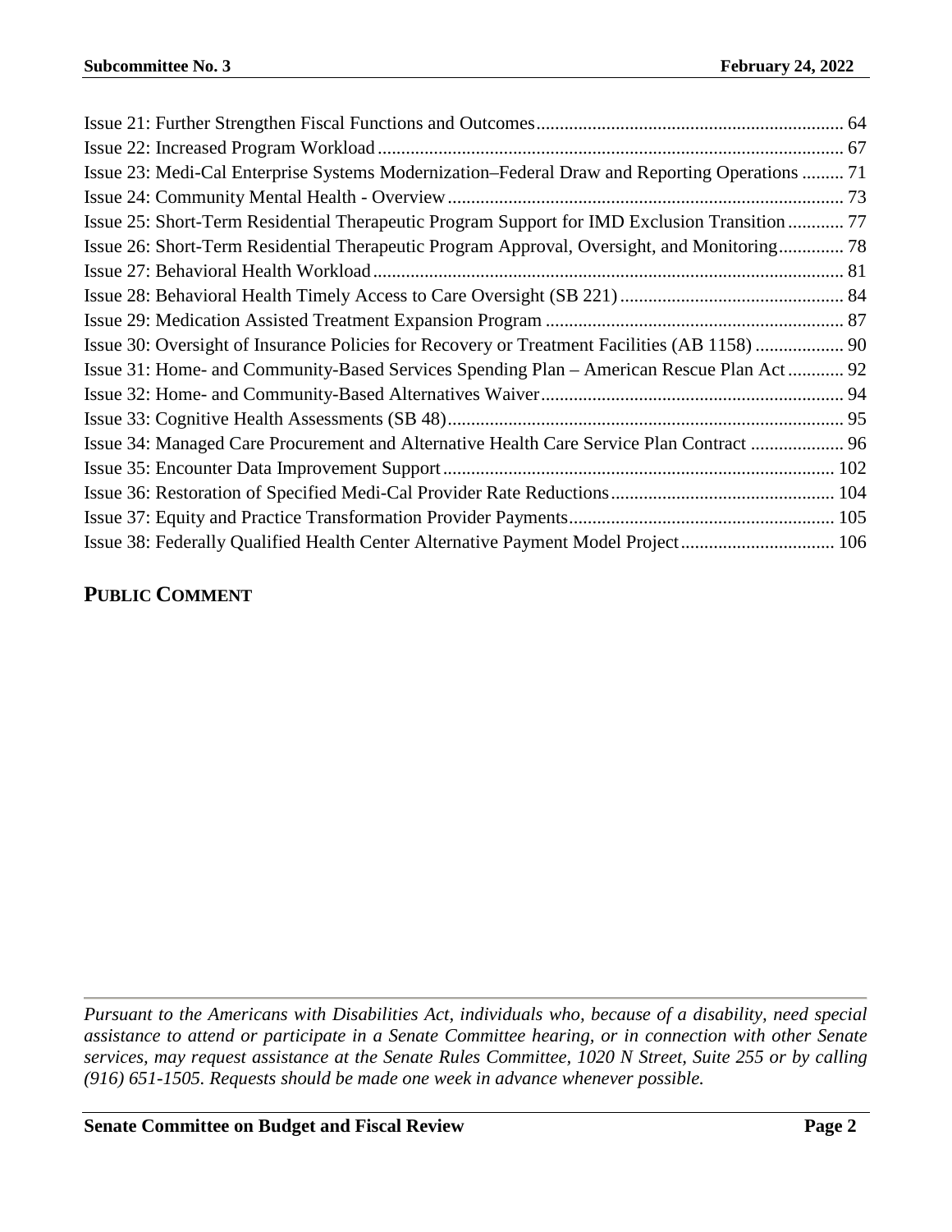Issue 21: Further Strengthen Fiscal Functions and Outcomes ................................................................. 64
Issue 22: Increased Program Workload .................................................................................................. 67
Issue 23: Medi-Cal Enterprise Systems Modernization–Federal Draw and Reporting Operations ......... 71
Issue 24: Community Mental Health - Overview .................................................................................... 73
Issue 25: Short-Term Residential Therapeutic Program Support for IMD Exclusion Transition ............ 77
Issue 26: Short-Term Residential Therapeutic Program Approval, Oversight, and Monitoring .............. 78
Issue 27: Behavioral Health Workload .................................................................................................... 81
Issue 28: Behavioral Health Timely Access to Care Oversight (SB 221) ................................................ 84
Issue 29: Medication Assisted Treatment Expansion Program ................................................................ 87
Issue 30: Oversight of Insurance Policies for Recovery or Treatment Facilities (AB 1158) ................... 90
Issue 31: Home- and Community-Based Services Spending Plan – American Rescue Plan Act ............ 92
Issue 32: Home- and Community-Based Alternatives Waiver ................................................................. 94
Issue 33: Cognitive Health Assessments (SB 48) .................................................................................... 95
Issue 34: Managed Care Procurement and Alternative Health Care Service Plan Contract .................... 96
Issue 35: Encounter Data Improvement Support ................................................................................... 102
Issue 36: Restoration of Specified Medi-Cal Provider Rate Reductions ................................................ 104
Issue 37: Equity and Practice Transformation Provider Payments ......................................................... 105
Issue 38: Federally Qualified Health Center Alternative Payment Model Project ................................. 106

## PUBLIC COMMENT

*Pursuant to the Americans with Disabilities Act, individuals who, because of a disability, need special assistance to attend or participate in a Senate Committee hearing, or in connection with other Senate services, may request assistance at the Senate Rules Committee, 1020 N Street, Suite 255 or by calling (916) 651-1505. Requests should be made one week in advance whenever possible.*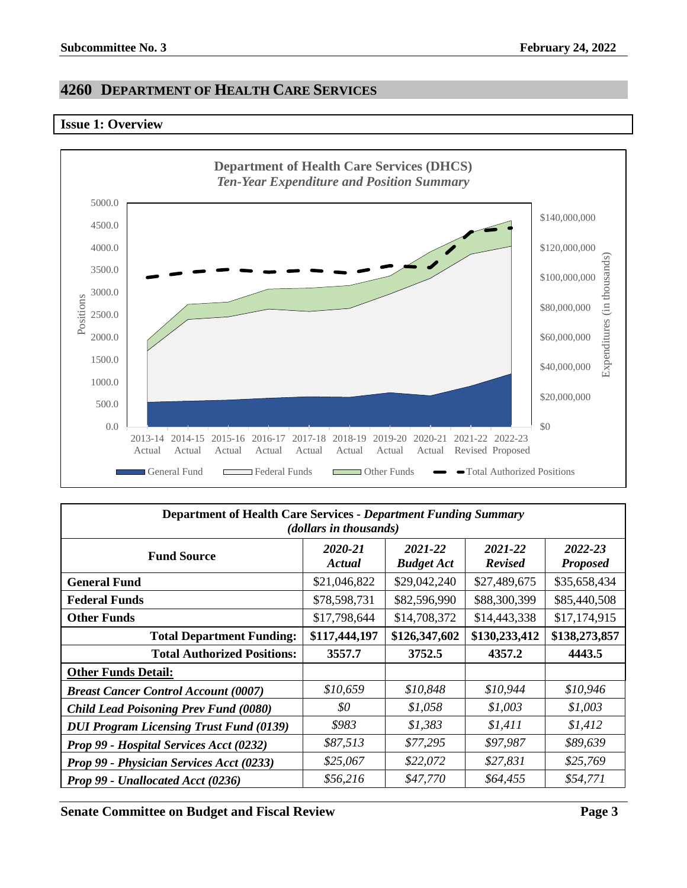## 4260 DEPARTMENT OF HEALTH CARE SERVICES

### Issue 1: Overview

**Department of Health Care Services (DHCS)**
*Ten-Year Expenditure and Position Summary*

| Department of Health Care Services - *Department Funding Summary* *(dollars in thousands)* | | | | |
|---|---|---|---|---|
| **Fund Source** | ***2020-21 Actual*** | ***2021-22 Budget Act*** | ***2021-22 Revised*** | ***2022-23 Proposed*** |
| **General Fund** | $21,046,822 | $29,042,240 | $27,489,675 | $35,658,434 |
| **Federal Funds** | $78,598,731 | $82,596,990 | $88,300,399 | $85,440,508 |
| **Other Funds** | $17,798,644 | $14,708,372 | $14,443,338 | $17,174,915 |
| **Total Department Funding:** | **$117,444,197** | **$126,347,602** | **$130,233,412** | **$138,273,857** |
| **Total Authorized Positions:** | **3557.7** | **3752.5** | **4357.2** | **4443.5** |
| **Other Funds Detail:** | | | | |
| ***Breast Cancer Control Account (0007)*** | *$10,659* | *$10,848* | *$10,944* | *$10,946* |
| ***Child Lead Poisoning Prev Fund (0080)*** | *$0* | *$1,058* | *$1,003* | *$1,003* |
| ***DUI Program Licensing Trust Fund (0139)*** | *$983* | *$1,383* | *$1,411* | *$1,412* |
| ***Prop 99 - Hospital Services Acct (0232)*** | *$87,513* | *$77,295* | *$97,987* | *$89,639* |
| ***Prop 99 - Physician Services Acct (0233)*** | *$25,067* | *$22,072* | *$27,831* | *$25,769* |
| ***Prop 99 - Unallocated Acct (0236)*** | *$56,216* | *$47,770* | *$64,455* | *$54,771* |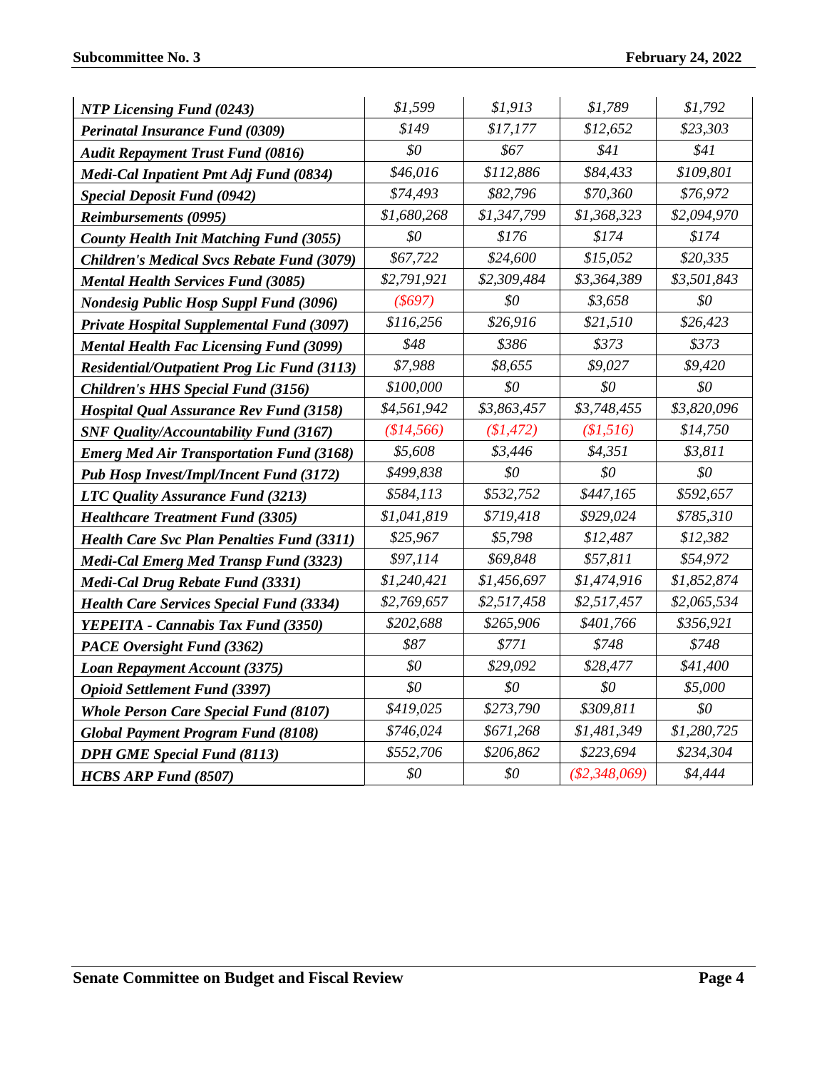| | | | | |
|---|---|---|---|---|
| ***NTP Licensing Fund (0243)*** | *$1,599* | *$1,913* | *$1,789* | *$1,792* |
| ***Perinatal Insurance Fund (0309)*** | *$149* | *$17,177* | *$12,652* | *$23,303* |
| ***Audit Repayment Trust Fund (0816)*** | *$0* | *$67* | *$41* | *$41* |
| ***Medi-Cal Inpatient Pmt Adj Fund (0834)*** | *$46,016* | *$112,886* | *$84,433* | *$109,801* |
| ***Special Deposit Fund (0942)*** | *$74,493* | *$82,796* | *$70,360* | *$76,972* |
| ***Reimbursements (0995)*** | *$1,680,268* | *$1,347,799* | *$1,368,323* | *$2,094,970* |
| ***County Health Init Matching Fund (3055)*** | *$0* | *$176* | *$174* | *$174* |
| ***Children's Medical Svcs Rebate Fund (3079)*** | *$67,722* | *$24,600* | *$15,052* | *$20,335* |
| ***Mental Health Services Fund (3085)*** | *$2,791,921* | *$2,309,484* | *$3,364,389* | *$3,501,843* |
| ***Nondesig Public Hosp Suppl Fund (3096)*** | *($697)* | *$0* | *$3,658* | *$0* |
| ***Private Hospital Supplemental Fund (3097)*** | *$116,256* | *$26,916* | *$21,510* | *$26,423* |
| ***Mental Health Fac Licensing Fund (3099)*** | *$48* | *$386* | *$373* | *$373* |
| ***Residential/Outpatient Prog Lic Fund (3113)*** | *$7,988* | *$8,655* | *$9,027* | *$9,420* |
| ***Children's HHS Special Fund (3156)*** | *$100,000* | *$0* | *$0* | *$0* |
| ***Hospital Qual Assurance Rev Fund (3158)*** | *$4,561,942* | *$3,863,457* | *$3,748,455* | *$3,820,096* |
| ***SNF Quality/Accountability Fund (3167)*** | *($14,566)* | *($1,472)* | *($1,516)* | *$14,750* |
| ***Emerg Med Air Transportation Fund (3168)*** | *$5,608* | *$3,446* | *$4,351* | *$3,811* |
| ***Pub Hosp Invest/Impl/Incent Fund (3172)*** | *$499,838* | *$0* | *$0* | *$0* |
| ***LTC Quality Assurance Fund (3213)*** | *$584,113* | *$532,752* | *$447,165* | *$592,657* |
| ***Healthcare Treatment Fund (3305)*** | *$1,041,819* | *$719,418* | *$929,024* | *$785,310* |
| ***Health Care Svc Plan Penalties Fund (3311)*** | *$25,967* | *$5,798* | *$12,487* | *$12,382* |
| ***Medi-Cal Emerg Med Transp Fund (3323)*** | *$97,114* | *$69,848* | *$57,811* | *$54,972* |
| ***Medi-Cal Drug Rebate Fund (3331)*** | *$1,240,421* | *$1,456,697* | *$1,474,916* | *$1,852,874* |
| ***Health Care Services Special Fund (3334)*** | *$2,769,657* | *$2,517,458* | *$2,517,457* | *$2,065,534* |
| ***YEPEITA - Cannabis Tax Fund (3350)*** | *$202,688* | *$265,906* | *$401,766* | *$356,921* |
| ***PACE Oversight Fund (3362)*** | *$87* | *$771* | *$748* | *$748* |
| ***Loan Repayment Account (3375)*** | *$0* | *$29,092* | *$28,477* | *$41,400* |
| ***Opioid Settlement Fund (3397)*** | *$0* | *$0* | *$0* | *$5,000* |
| ***Whole Person Care Special Fund (8107)*** | *$419,025* | *$273,790* | *$309,811* | *$0* |
| ***Global Payment Program Fund (8108)*** | *$746,024* | *$671,268* | *$1,481,349* | *$1,280,725* |
| ***DPH GME Special Fund (8113)*** | *$552,706* | *$206,862* | *$223,694* | *$234,304* |
| ***HCBS ARP Fund (8507)*** | *$0* | *$0* | *($2,348,069)* | *$4,444* |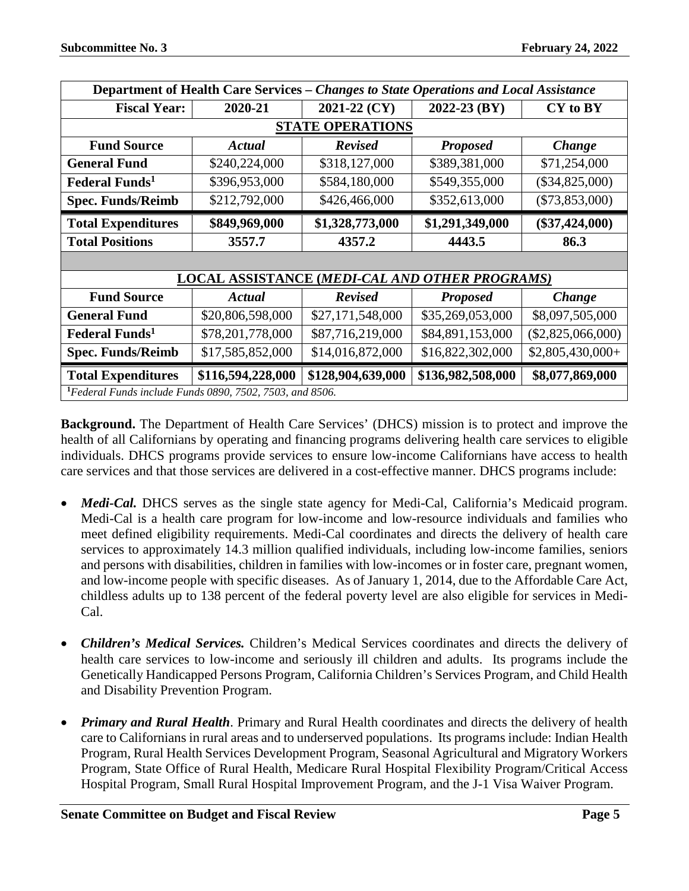| Department of Health Care Services – *Changes to State Operations and Local Assistance* | | | | |
|---|---|---|---|---|
| **Fiscal Year:** | **2020-21** | **2021-22 (CY)** | **2022-23 (BY)** | **CY to BY** |
| **STATE OPERATIONS** | | | | |
| **Fund Source** | ***Actual*** | ***Revised*** | ***Proposed*** | ***Change*** |
| **General Fund** | $240,224,000 | $318,127,000 | $389,381,000 | $71,254,000 |
| **Federal Funds[1]** | $396,953,000 | $584,180,000 | $549,355,000 | ($34,825,000) |
| **Spec. Funds/Reimb** | $212,792,000 | $426,466,000 | $352,613,000 | ($73,853,000) |
| **Total Expenditures** | **$849,969,000** | **$1,328,773,000** | **$1,291,349,000** | **($37,424,000)** |
| **Total Positions** | **3557.7** | **4357.2** | **4443.5** | **86.3** |
| | | | | |
| **LOCAL ASSISTANCE (*MEDI-CAL AND OTHER PROGRAMS*)** | | | | |
| **Fund Source** | ***Actual*** | ***Revised*** | ***Proposed*** | ***Change*** |
| **General Fund** | $20,806,598,000 | $27,171,548,000 | $35,269,053,000 | $8,097,505,000 |
| **Federal Funds[1]** | $78,201,778,000 | $87,716,219,000 | $84,891,153,000 | ($2,825,066,000) |
| **Spec. Funds/Reimb** | $17,585,852,000 | $14,016,872,000 | $16,822,302,000 | $2,805,430,000+ |
| **Total Expenditures** | **$116,594,228,000** | **$128,904,639,000** | **$136,982,508,000** | **$8,077,869,000** |

[1]*Federal Funds include Funds 0890, 7502, 7503, and 8506.*

**Background.** The Department of Health Care Services' (DHCS) mission is to protect and improve the health of all Californians by operating and financing programs delivering health care services to eligible individuals. DHCS programs provide services to ensure low-income Californians have access to health care services and that those services are delivered in a cost-effective manner. DHCS programs include:

- ***Medi-Cal.*** DHCS serves as the single state agency for Medi-Cal, California's Medicaid program. Medi-Cal is a health care program for low-income and low-resource individuals and families who meet defined eligibility requirements. Medi-Cal coordinates and directs the delivery of health care services to approximately 14.3 million qualified individuals, including low-income families, seniors and persons with disabilities, children in families with low-incomes or in foster care, pregnant women, and low-income people with specific diseases. As of January 1, 2014, due to the Affordable Care Act, childless adults up to 138 percent of the federal poverty level are also eligible for services in Medi-Cal.

- ***Children's Medical Services.*** Children's Medical Services coordinates and directs the delivery of health care services to low-income and seriously ill children and adults. Its programs include the Genetically Handicapped Persons Program, California Children's Services Program, and Child Health and Disability Prevention Program.

- ***Primary and Rural Health***. Primary and Rural Health coordinates and directs the delivery of health care to Californians in rural areas and to underserved populations. Its programs include: Indian Health Program, Rural Health Services Development Program, Seasonal Agricultural and Migratory Workers Program, State Office of Rural Health, Medicare Rural Hospital Flexibility Program/Critical Access Hospital Program, Small Rural Hospital Improvement Program, and the J-1 Visa Waiver Program.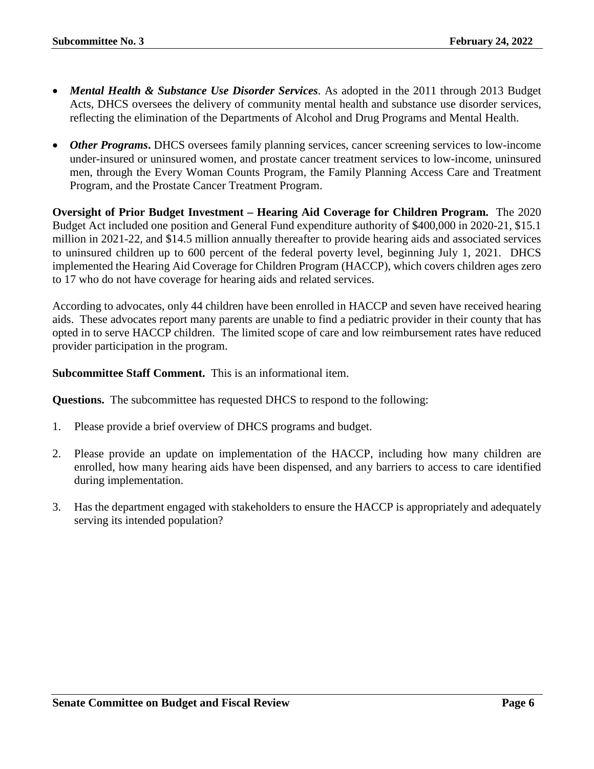- ***Mental Health & Substance Use Disorder Services***. As adopted in the 2011 through 2013 Budget Acts, DHCS oversees the delivery of community mental health and substance use disorder services, reflecting the elimination of the Departments of Alcohol and Drug Programs and Mental Health.

- ***Other Programs*****.** DHCS oversees family planning services, cancer screening services to low-income under-insured or uninsured women, and prostate cancer treatment services to low-income, uninsured men, through the Every Woman Counts Program, the Family Planning Access Care and Treatment Program, and the Prostate Cancer Treatment Program.

**Oversight of Prior Budget Investment – Hearing Aid Coverage for Children Program.** The 2020 Budget Act included one position and General Fund expenditure authority of $400,000 in 2020-21, $15.1 million in 2021-22, and $14.5 million annually thereafter to provide hearing aids and associated services to uninsured children up to 600 percent of the federal poverty level, beginning July 1, 2021. DHCS implemented the Hearing Aid Coverage for Children Program (HACCP), which covers children ages zero to 17 who do not have coverage for hearing aids and related services.

According to advocates, only 44 children have been enrolled in HACCP and seven have received hearing aids. These advocates report many parents are unable to find a pediatric provider in their county that has opted in to serve HACCP children. The limited scope of care and low reimbursement rates have reduced provider participation in the program.

**Subcommittee Staff Comment.** This is an informational item.

**Questions.** The subcommittee has requested DHCS to respond to the following:

1. Please provide a brief overview of DHCS programs and budget.

2. Please provide an update on implementation of the HACCP, including how many children are enrolled, how many hearing aids have been dispensed, and any barriers to access to care identified during implementation.

3. Has the department engaged with stakeholders to ensure the HACCP is appropriately and adequately serving its intended population?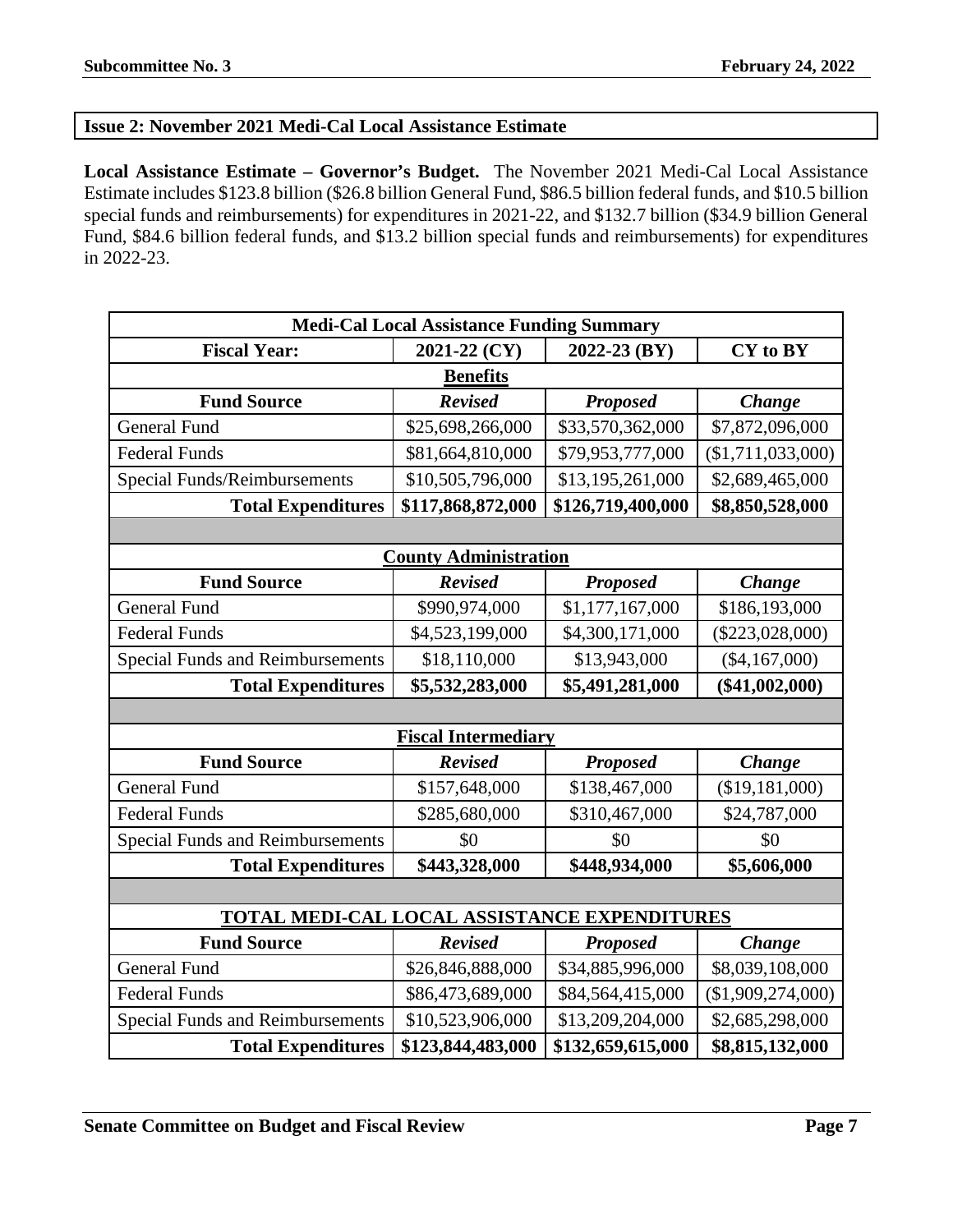## Issue 2: November 2021 Medi-Cal Local Assistance Estimate

**Local Assistance Estimate – Governor's Budget.** The November 2021 Medi-Cal Local Assistance Estimate includes $123.8 billion ($26.8 billion General Fund, $86.5 billion federal funds, and $10.5 billion special funds and reimbursements) for expenditures in 2021-22, and $132.7 billion ($34.9 billion General Fund, $84.6 billion federal funds, and $13.2 billion special funds and reimbursements) for expenditures in 2022-23.

| Medi-Cal Local Assistance Funding Summary | | | |
|---|---|---|---|
| **Fiscal Year:** | **2021-22 (CY)** | **2022-23 (BY)** | **CY to BY** |
| **Benefits** | | | |
| **Fund Source** | ***Revised*** | ***Proposed*** | ***Change*** |
| General Fund | $25,698,266,000 | $33,570,362,000 | $7,872,096,000 |
| Federal Funds | $81,664,810,000 | $79,953,777,000 | ($1,711,033,000) |
| Special Funds/Reimbursements | $10,505,796,000 | $13,195,261,000 | $2,689,465,000 |
| **Total Expenditures** | **$117,868,872,000** | **$126,719,400,000** | **$8,850,528,000** |
| | | | |
| **County Administration** | | | |
| **Fund Source** | ***Revised*** | ***Proposed*** | ***Change*** |
| General Fund | $990,974,000 | $1,177,167,000 | $186,193,000 |
| Federal Funds | $4,523,199,000 | $4,300,171,000 | ($223,028,000) |
| Special Funds and Reimbursements | $18,110,000 | $13,943,000 | ($4,167,000) |
| **Total Expenditures** | **$5,532,283,000** | **$5,491,281,000** | **($41,002,000)** |
| | | | |
| **Fiscal Intermediary** | | | |
| **Fund Source** | ***Revised*** | ***Proposed*** | ***Change*** |
| General Fund | $157,648,000 | $138,467,000 | ($19,181,000) |
| Federal Funds | $285,680,000 | $310,467,000 | $24,787,000 |
| Special Funds and Reimbursements | $0 | $0 | $0 |
| **Total Expenditures** | **$443,328,000** | **$448,934,000** | **$5,606,000** |
| | | | |
| **TOTAL MEDI-CAL LOCAL ASSISTANCE EXPENDITURES** | | | |
| **Fund Source** | ***Revised*** | ***Proposed*** | ***Change*** |
| General Fund | $26,846,888,000 | $34,885,996,000 | $8,039,108,000 |
| Federal Funds | $86,473,689,000 | $84,564,415,000 | ($1,909,274,000) |
| Special Funds and Reimbursements | $10,523,906,000 | $13,209,204,000 | $2,685,298,000 |
| **Total Expenditures** | **$123,844,483,000** | **$132,659,615,000** | **$8,815,132,000** |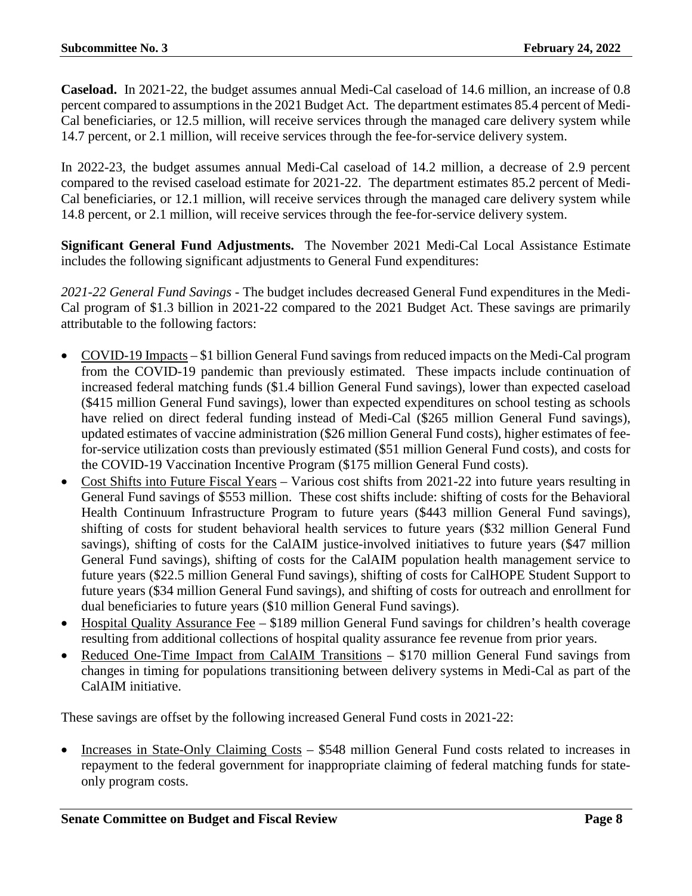**Caseload.** In 2021-22, the budget assumes annual Medi-Cal caseload of 14.6 million, an increase of 0.8 percent compared to assumptions in the 2021 Budget Act. The department estimates 85.4 percent of Medi-Cal beneficiaries, or 12.5 million, will receive services through the managed care delivery system while 14.7 percent, or 2.1 million, will receive services through the fee-for-service delivery system.

In 2022-23, the budget assumes annual Medi-Cal caseload of 14.2 million, a decrease of 2.9 percent compared to the revised caseload estimate for 2021-22. The department estimates 85.2 percent of Medi-Cal beneficiaries, or 12.1 million, will receive services through the managed care delivery system while 14.8 percent, or 2.1 million, will receive services through the fee-for-service delivery system.

**Significant General Fund Adjustments.** The November 2021 Medi-Cal Local Assistance Estimate includes the following significant adjustments to General Fund expenditures:

*2021-22 General Fund Savings* - The budget includes decreased General Fund expenditures in the Medi-Cal program of $1.3 billion in 2021-22 compared to the 2021 Budget Act. These savings are primarily attributable to the following factors:

- COVID-19 Impacts – $1 billion General Fund savings from reduced impacts on the Medi-Cal program from the COVID-19 pandemic than previously estimated. These impacts include continuation of increased federal matching funds ($1.4 billion General Fund savings), lower than expected caseload ($415 million General Fund savings), lower than expected expenditures on school testing as schools have relied on direct federal funding instead of Medi-Cal ($265 million General Fund savings), updated estimates of vaccine administration ($26 million General Fund costs), higher estimates of fee-for-service utilization costs than previously estimated ($51 million General Fund costs), and costs for the COVID-19 Vaccination Incentive Program ($175 million General Fund costs).
- Cost Shifts into Future Fiscal Years – Various cost shifts from 2021-22 into future years resulting in General Fund savings of $553 million. These cost shifts include: shifting of costs for the Behavioral Health Continuum Infrastructure Program to future years ($443 million General Fund savings), shifting of costs for student behavioral health services to future years ($32 million General Fund savings), shifting of costs for the CalAIM justice-involved initiatives to future years ($47 million General Fund savings), shifting of costs for the CalAIM population health management service to future years ($22.5 million General Fund savings), shifting of costs for CalHOPE Student Support to future years ($34 million General Fund savings), and shifting of costs for outreach and enrollment for dual beneficiaries to future years ($10 million General Fund savings).
- Hospital Quality Assurance Fee – $189 million General Fund savings for children's health coverage resulting from additional collections of hospital quality assurance fee revenue from prior years.
- Reduced One-Time Impact from CalAIM Transitions – $170 million General Fund savings from changes in timing for populations transitioning between delivery systems in Medi-Cal as part of the CalAIM initiative.

These savings are offset by the following increased General Fund costs in 2021-22:

- Increases in State-Only Claiming Costs – $548 million General Fund costs related to increases in repayment to the federal government for inappropriate claiming of federal matching funds for state-only program costs.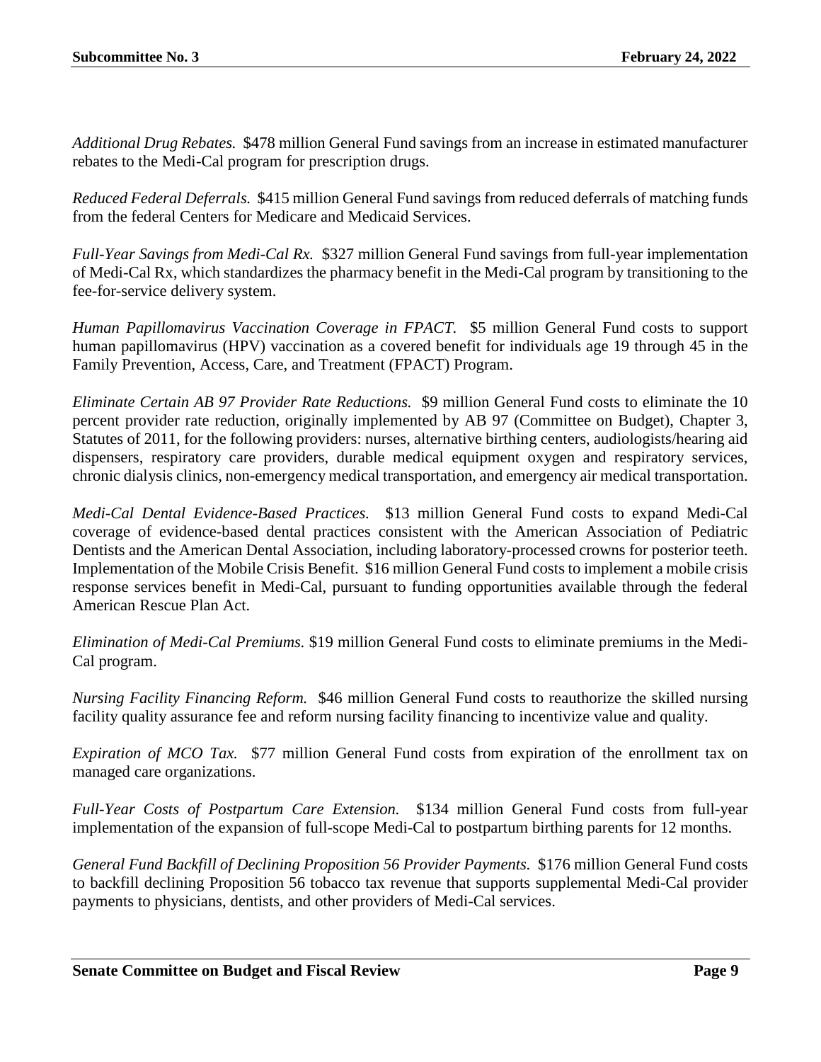*Additional Drug Rebates.* $478 million General Fund savings from an increase in estimated manufacturer rebates to the Medi-Cal program for prescription drugs.

*Reduced Federal Deferrals.* $415 million General Fund savings from reduced deferrals of matching funds from the federal Centers for Medicare and Medicaid Services.

*Full-Year Savings from Medi-Cal Rx.* $327 million General Fund savings from full-year implementation of Medi-Cal Rx, which standardizes the pharmacy benefit in the Medi-Cal program by transitioning to the fee-for-service delivery system.

*Human Papillomavirus Vaccination Coverage in FPACT.* $5 million General Fund costs to support human papillomavirus (HPV) vaccination as a covered benefit for individuals age 19 through 45 in the Family Prevention, Access, Care, and Treatment (FPACT) Program.

*Eliminate Certain AB 97 Provider Rate Reductions.* $9 million General Fund costs to eliminate the 10 percent provider rate reduction, originally implemented by AB 97 (Committee on Budget), Chapter 3, Statutes of 2011, for the following providers: nurses, alternative birthing centers, audiologists/hearing aid dispensers, respiratory care providers, durable medical equipment oxygen and respiratory services, chronic dialysis clinics, non-emergency medical transportation, and emergency air medical transportation.

*Medi-Cal Dental Evidence-Based Practices.* $13 million General Fund costs to expand Medi-Cal coverage of evidence-based dental practices consistent with the American Association of Pediatric Dentists and the American Dental Association, including laboratory-processed crowns for posterior teeth. Implementation of the Mobile Crisis Benefit. $16 million General Fund costs to implement a mobile crisis response services benefit in Medi-Cal, pursuant to funding opportunities available through the federal American Rescue Plan Act.

*Elimination of Medi-Cal Premiums.* $19 million General Fund costs to eliminate premiums in the Medi-Cal program.

*Nursing Facility Financing Reform.* $46 million General Fund costs to reauthorize the skilled nursing facility quality assurance fee and reform nursing facility financing to incentivize value and quality.

*Expiration of MCO Tax.* $77 million General Fund costs from expiration of the enrollment tax on managed care organizations.

*Full-Year Costs of Postpartum Care Extension.* $134 million General Fund costs from full-year implementation of the expansion of full-scope Medi-Cal to postpartum birthing parents for 12 months.

*General Fund Backfill of Declining Proposition 56 Provider Payments.* $176 million General Fund costs to backfill declining Proposition 56 tobacco tax revenue that supports supplemental Medi-Cal provider payments to physicians, dentists, and other providers of Medi-Cal services.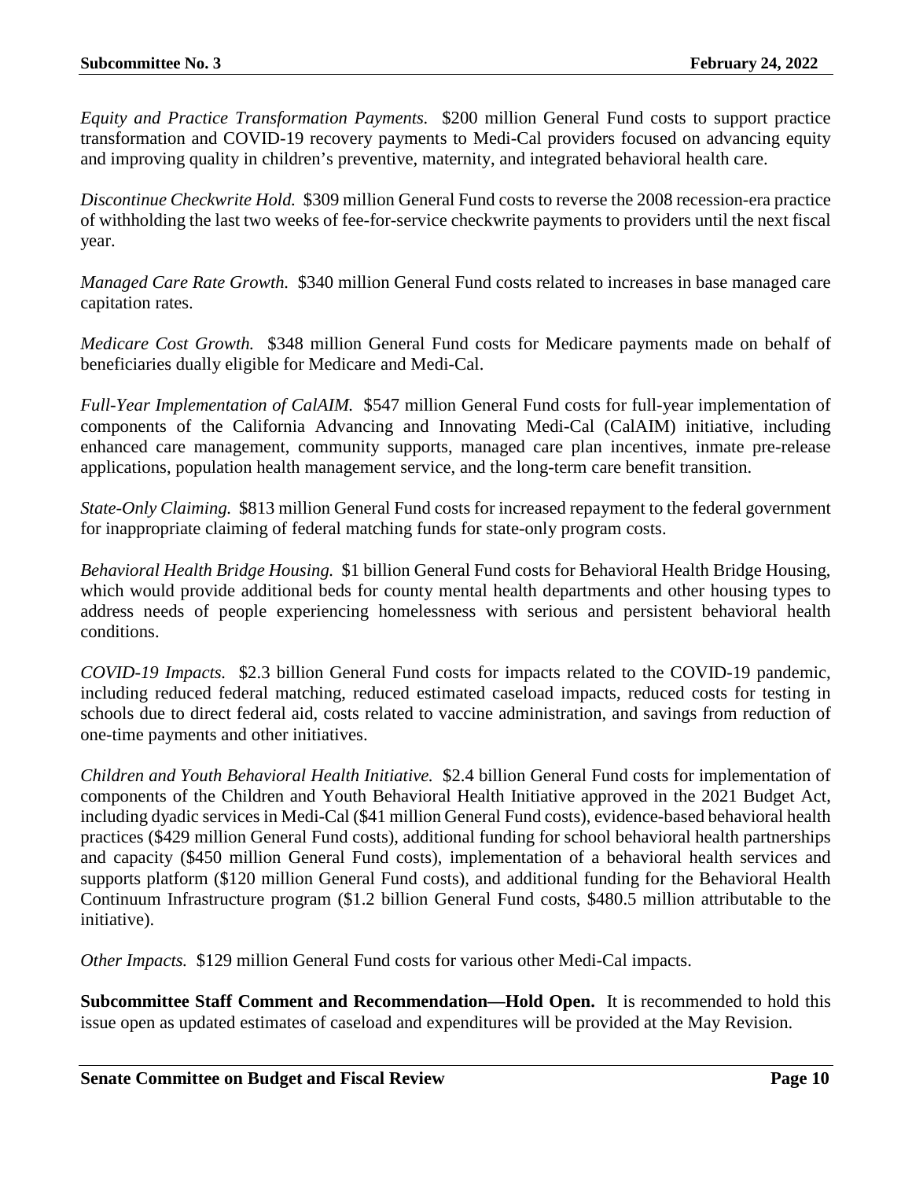*Equity and Practice Transformation Payments.* $200 million General Fund costs to support practice transformation and COVID-19 recovery payments to Medi-Cal providers focused on advancing equity and improving quality in children's preventive, maternity, and integrated behavioral health care.

*Discontinue Checkwrite Hold.* $309 million General Fund costs to reverse the 2008 recession-era practice of withholding the last two weeks of fee-for-service checkwrite payments to providers until the next fiscal year.

*Managed Care Rate Growth.* $340 million General Fund costs related to increases in base managed care capitation rates.

*Medicare Cost Growth.* $348 million General Fund costs for Medicare payments made on behalf of beneficiaries dually eligible for Medicare and Medi-Cal.

*Full-Year Implementation of CalAIM.* $547 million General Fund costs for full-year implementation of components of the California Advancing and Innovating Medi-Cal (CalAIM) initiative, including enhanced care management, community supports, managed care plan incentives, inmate pre-release applications, population health management service, and the long-term care benefit transition.

*State-Only Claiming.* $813 million General Fund costs for increased repayment to the federal government for inappropriate claiming of federal matching funds for state-only program costs.

*Behavioral Health Bridge Housing.* $1 billion General Fund costs for Behavioral Health Bridge Housing, which would provide additional beds for county mental health departments and other housing types to address needs of people experiencing homelessness with serious and persistent behavioral health conditions.

*COVID-19 Impacts.* $2.3 billion General Fund costs for impacts related to the COVID-19 pandemic, including reduced federal matching, reduced estimated caseload impacts, reduced costs for testing in schools due to direct federal aid, costs related to vaccine administration, and savings from reduction of one-time payments and other initiatives.

*Children and Youth Behavioral Health Initiative.* $2.4 billion General Fund costs for implementation of components of the Children and Youth Behavioral Health Initiative approved in the 2021 Budget Act, including dyadic services in Medi-Cal ($41 million General Fund costs), evidence-based behavioral health practices ($429 million General Fund costs), additional funding for school behavioral health partnerships and capacity ($450 million General Fund costs), implementation of a behavioral health services and supports platform ($120 million General Fund costs), and additional funding for the Behavioral Health Continuum Infrastructure program ($1.2 billion General Fund costs, $480.5 million attributable to the initiative).

*Other Impacts.* $129 million General Fund costs for various other Medi-Cal impacts.

**Subcommittee Staff Comment and Recommendation—Hold Open.** It is recommended to hold this issue open as updated estimates of caseload and expenditures will be provided at the May Revision.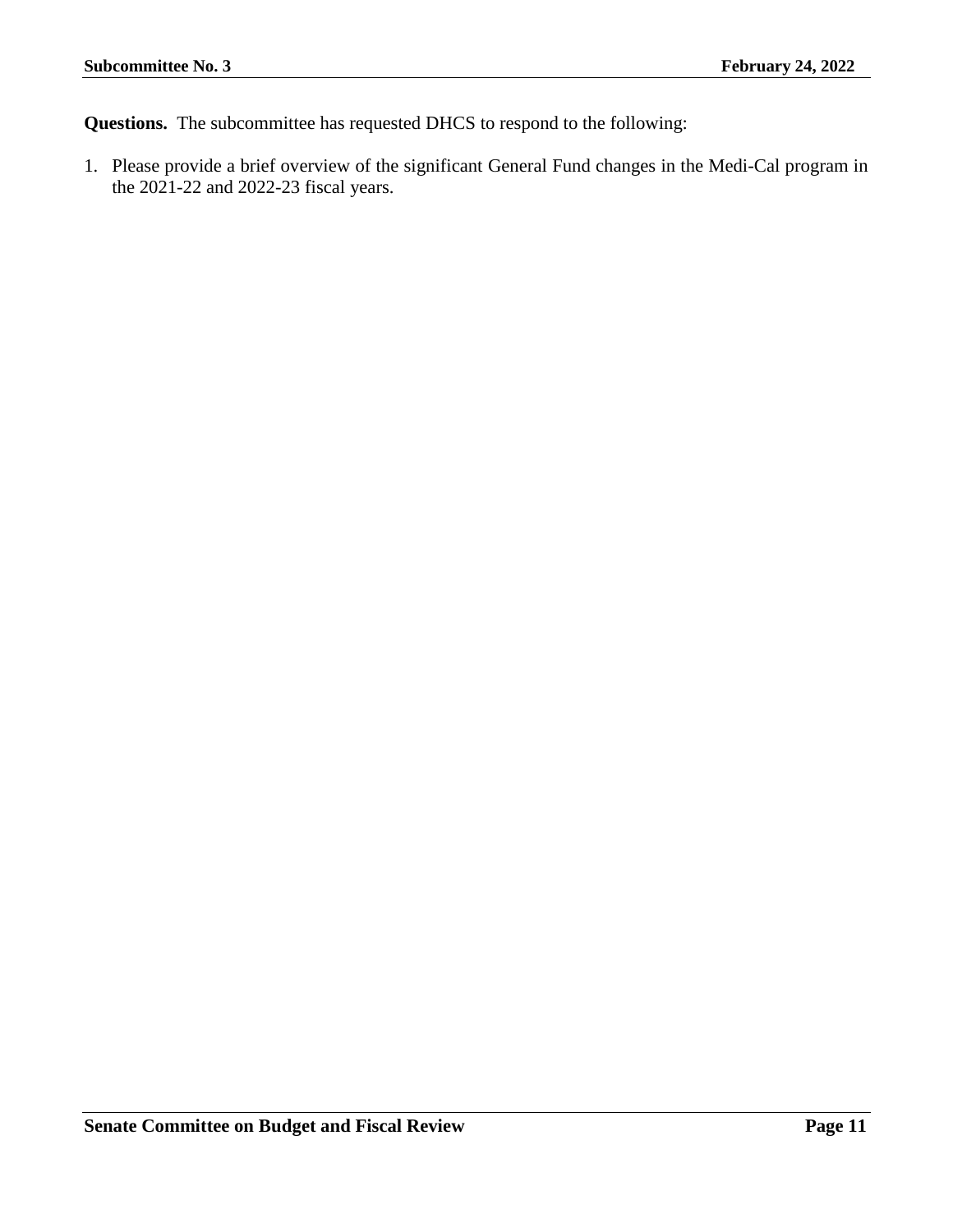**Questions.** The subcommittee has requested DHCS to respond to the following:

1. Please provide a brief overview of the significant General Fund changes in the Medi-Cal program in the 2021-22 and 2022-23 fiscal years.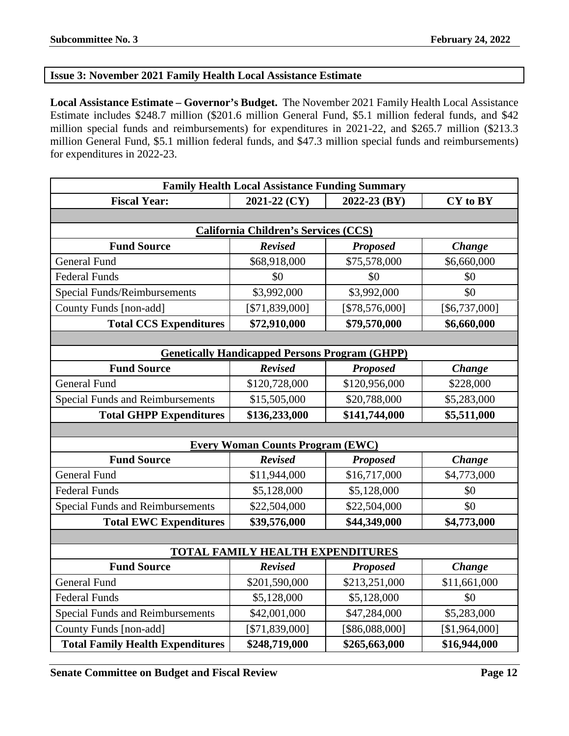## Issue 3: November 2021 Family Health Local Assistance Estimate

**Local Assistance Estimate – Governor's Budget.** The November 2021 Family Health Local Assistance Estimate includes $248.7 million ($201.6 million General Fund, $5.1 million federal funds, and $42 million special funds and reimbursements) for expenditures in 2021-22, and $265.7 million ($213.3 million General Fund, $5.1 million federal funds, and $47.3 million special funds and reimbursements) for expenditures in 2022-23.

| Family Health Local Assistance Funding Summary | | | |
|---|---|---|---|
| **Fiscal Year:** | **2021-22 (CY)** | **2022-23 (BY)** | **CY to BY** |
| | | | |
| **California Children's Services (CCS)** | | | |
| **Fund Source** | ***Revised*** | ***Proposed*** | ***Change*** |
| General Fund | $68,918,000 | $75,578,000 | $6,660,000 |
| Federal Funds | $0 | $0 | $0 |
| Special Funds/Reimbursements | $3,992,000 | $3,992,000 | $0 |
| County Funds [non-add] | [$71,839,000] | [$78,576,000] | [$6,737,000] |
| **Total CCS Expenditures** | **$72,910,000** | **$79,570,000** | **$6,660,000** |
| | | | |
| **Genetically Handicapped Persons Program (GHPP)** | | | |
| **Fund Source** | ***Revised*** | ***Proposed*** | ***Change*** |
| General Fund | $120,728,000 | $120,956,000 | $228,000 |
| Special Funds and Reimbursements | $15,505,000 | $20,788,000 | $5,283,000 |
| **Total GHPP Expenditures** | **$136,233,000** | **$141,744,000** | **$5,511,000** |
| | | | |
| **Every Woman Counts Program (EWC)** | | | |
| **Fund Source** | ***Revised*** | ***Proposed*** | ***Change*** |
| General Fund | $11,944,000 | $16,717,000 | $4,773,000 |
| Federal Funds | $5,128,000 | $5,128,000 | $0 |
| Special Funds and Reimbursements | $22,504,000 | $22,504,000 | $0 |
| **Total EWC Expenditures** | **$39,576,000** | **$44,349,000** | **$4,773,000** |
| | | | |
| **TOTAL FAMILY HEALTH EXPENDITURES** | | | |
| **Fund Source** | ***Revised*** | ***Proposed*** | ***Change*** |
| General Fund | $201,590,000 | $213,251,000 | $11,661,000 |
| Federal Funds | $5,128,000 | $5,128,000 | $0 |
| Special Funds and Reimbursements | $42,001,000 | $47,284,000 | $5,283,000 |
| County Funds [non-add] | [$71,839,000] | [$86,088,000] | [$1,964,000] |
| **Total Family Health Expenditures** | **$248,719,000** | **$265,663,000** | **$16,944,000** |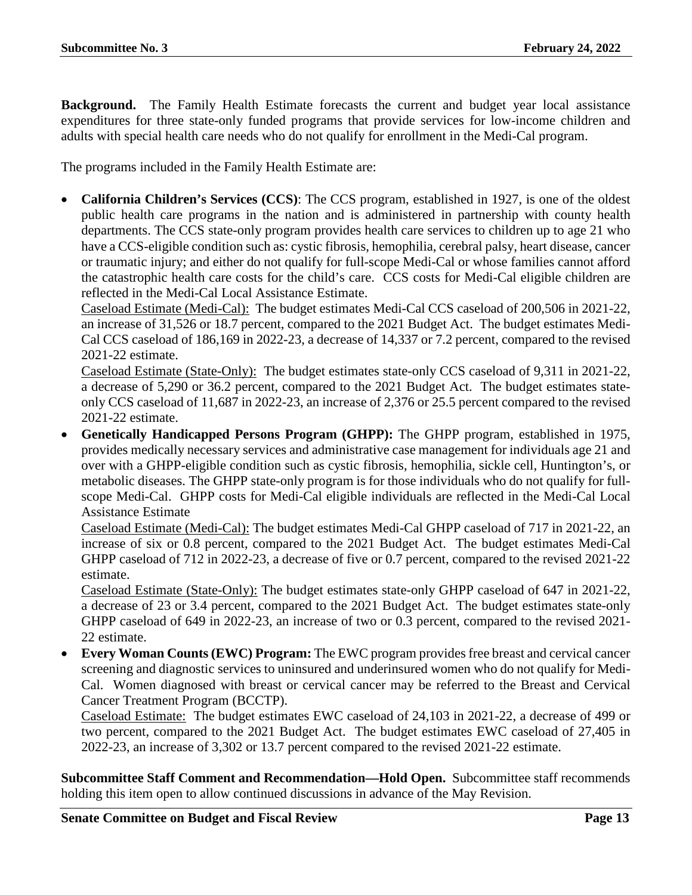**Background.** The Family Health Estimate forecasts the current and budget year local assistance expenditures for three state-only funded programs that provide services for low-income children and adults with special health care needs who do not qualify for enrollment in the Medi-Cal program.

The programs included in the Family Health Estimate are:

- **California Children's Services (CCS)**: The CCS program, established in 1927, is one of the oldest public health care programs in the nation and is administered in partnership with county health departments. The CCS state-only program provides health care services to children up to age 21 who have a CCS-eligible condition such as: cystic fibrosis, hemophilia, cerebral palsy, heart disease, cancer or traumatic injury; and either do not qualify for full-scope Medi-Cal or whose families cannot afford the catastrophic health care costs for the child's care. CCS costs for Medi-Cal eligible children are reflected in the Medi-Cal Local Assistance Estimate.
  <u>Caseload Estimate (Medi-Cal):</u> The budget estimates Medi-Cal CCS caseload of 200,506 in 2021-22, an increase of 31,526 or 18.7 percent, compared to the 2021 Budget Act. The budget estimates Medi-Cal CCS caseload of 186,169 in 2022-23, a decrease of 14,337 or 7.2 percent, compared to the revised 2021-22 estimate.
  <u>Caseload Estimate (State-Only):</u> The budget estimates state-only CCS caseload of 9,311 in 2021-22, a decrease of 5,290 or 36.2 percent, compared to the 2021 Budget Act. The budget estimates state-only CCS caseload of 11,687 in 2022-23, an increase of 2,376 or 25.5 percent compared to the revised 2021-22 estimate.
- **Genetically Handicapped Persons Program (GHPP):** The GHPP program, established in 1975, provides medically necessary services and administrative case management for individuals age 21 and over with a GHPP-eligible condition such as cystic fibrosis, hemophilia, sickle cell, Huntington's, or metabolic diseases. The GHPP state-only program is for those individuals who do not qualify for full-scope Medi-Cal. GHPP costs for Medi-Cal eligible individuals are reflected in the Medi-Cal Local Assistance Estimate
  <u>Caseload Estimate (Medi-Cal):</u> The budget estimates Medi-Cal GHPP caseload of 717 in 2021-22, an increase of six or 0.8 percent, compared to the 2021 Budget Act. The budget estimates Medi-Cal GHPP caseload of 712 in 2022-23, a decrease of five or 0.7 percent, compared to the revised 2021-22 estimate.
  <u>Caseload Estimate (State-Only):</u> The budget estimates state-only GHPP caseload of 647 in 2021-22, a decrease of 23 or 3.4 percent, compared to the 2021 Budget Act. The budget estimates state-only GHPP caseload of 649 in 2022-23, an increase of two or 0.3 percent, compared to the revised 2021-22 estimate.
- **Every Woman Counts (EWC) Program:** The EWC program provides free breast and cervical cancer screening and diagnostic services to uninsured and underinsured women who do not qualify for Medi-Cal. Women diagnosed with breast or cervical cancer may be referred to the Breast and Cervical Cancer Treatment Program (BCCTP).
  <u>Caseload Estimate:</u> The budget estimates EWC caseload of 24,103 in 2021-22, a decrease of 499 or two percent, compared to the 2021 Budget Act. The budget estimates EWC caseload of 27,405 in 2022-23, an increase of 3,302 or 13.7 percent compared to the revised 2021-22 estimate.

**Subcommittee Staff Comment and Recommendation—Hold Open.** Subcommittee staff recommends holding this item open to allow continued discussions in advance of the May Revision.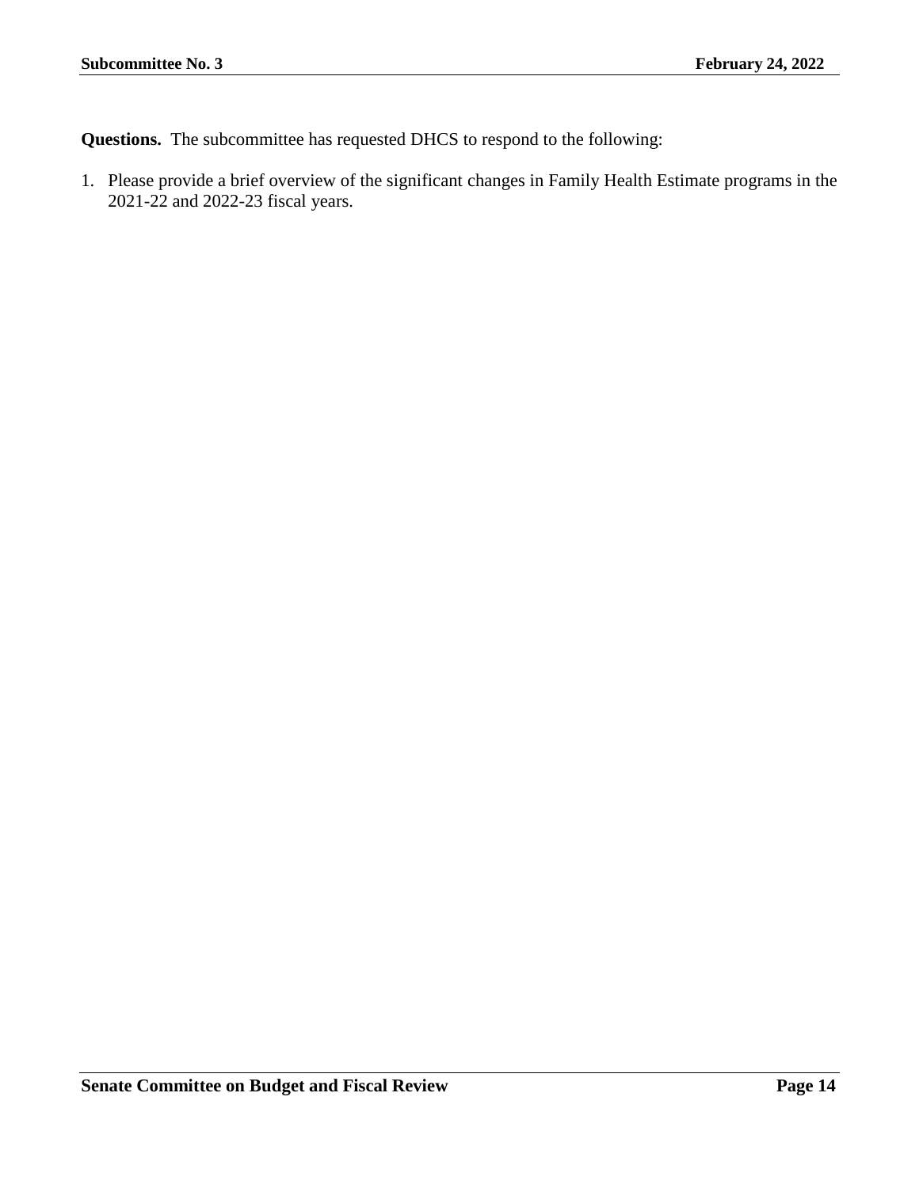**Questions.** The subcommittee has requested DHCS to respond to the following:

1. Please provide a brief overview of the significant changes in Family Health Estimate programs in the 2021-22 and 2022-23 fiscal years.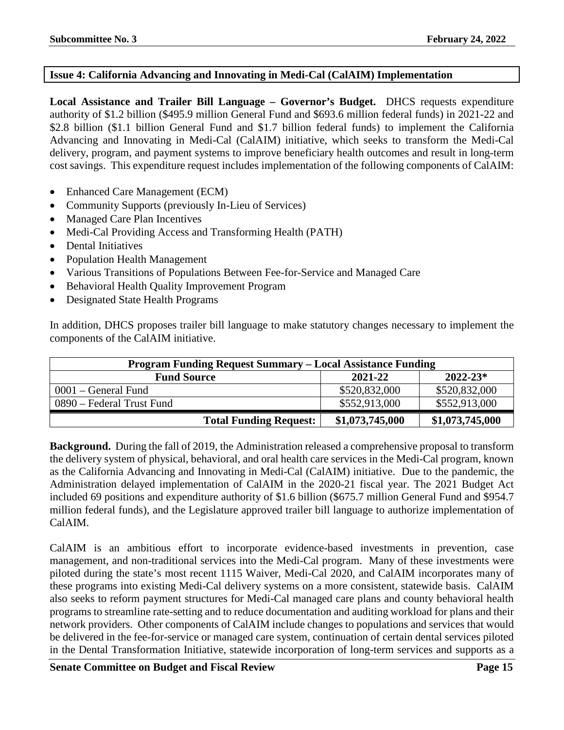## Issue 4: California Advancing and Innovating in Medi-Cal (CalAIM) Implementation

**Local Assistance and Trailer Bill Language – Governor's Budget.** DHCS requests expenditure authority of $1.2 billion ($495.9 million General Fund and $693.6 million federal funds) in 2021-22 and $2.8 billion ($1.1 billion General Fund and $1.7 billion federal funds) to implement the California Advancing and Innovating in Medi-Cal (CalAIM) initiative, which seeks to transform the Medi-Cal delivery, program, and payment systems to improve beneficiary health outcomes and result in long-term cost savings. This expenditure request includes implementation of the following components of CalAIM:

- Enhanced Care Management (ECM)
- Community Supports (previously In-Lieu of Services)
- Managed Care Plan Incentives
- Medi-Cal Providing Access and Transforming Health (PATH)
- Dental Initiatives
- Population Health Management
- Various Transitions of Populations Between Fee-for-Service and Managed Care
- Behavioral Health Quality Improvement Program
- Designated State Health Programs

In addition, DHCS proposes trailer bill language to make statutory changes necessary to implement the components of the CalAIM initiative.

| Program Funding Request Summary – Local Assistance Funding | | |
|---|---|---|
| **Fund Source** | **2021-22** | **2022-23*** |
| 0001 – General Fund | $520,832,000 | $520,832,000 |
| 0890 – Federal Trust Fund | $552,913,000 | $552,913,000 |
| **Total Funding Request:** | **$1,073,745,000** | **$1,073,745,000** |

**Background.** During the fall of 2019, the Administration released a comprehensive proposal to transform the delivery system of physical, behavioral, and oral health care services in the Medi-Cal program, known as the California Advancing and Innovating in Medi-Cal (CalAIM) initiative. Due to the pandemic, the Administration delayed implementation of CalAIM in the 2020-21 fiscal year. The 2021 Budget Act included 69 positions and expenditure authority of $1.6 billion ($675.7 million General Fund and $954.7 million federal funds), and the Legislature approved trailer bill language to authorize implementation of CalAIM.

CalAIM is an ambitious effort to incorporate evidence-based investments in prevention, case management, and non-traditional services into the Medi-Cal program. Many of these investments were piloted during the state's most recent 1115 Waiver, Medi-Cal 2020, and CalAIM incorporates many of these programs into existing Medi-Cal delivery systems on a more consistent, statewide basis. CalAIM also seeks to reform payment structures for Medi-Cal managed care plans and county behavioral health programs to streamline rate-setting and to reduce documentation and auditing workload for plans and their network providers. Other components of CalAIM include changes to populations and services that would be delivered in the fee-for-service or managed care system, continuation of certain dental services piloted in the Dental Transformation Initiative, statewide incorporation of long-term services and supports as a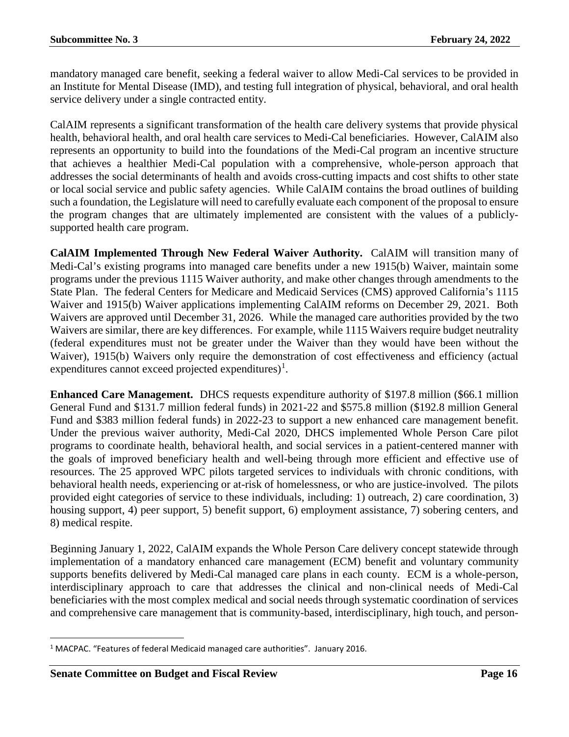mandatory managed care benefit, seeking a federal waiver to allow Medi-Cal services to be provided in an Institute for Mental Disease (IMD), and testing full integration of physical, behavioral, and oral health service delivery under a single contracted entity.

CalAIM represents a significant transformation of the health care delivery systems that provide physical health, behavioral health, and oral health care services to Medi-Cal beneficiaries. However, CalAIM also represents an opportunity to build into the foundations of the Medi-Cal program an incentive structure that achieves a healthier Medi-Cal population with a comprehensive, whole-person approach that addresses the social determinants of health and avoids cross-cutting impacts and cost shifts to other state or local social service and public safety agencies. While CalAIM contains the broad outlines of building such a foundation, the Legislature will need to carefully evaluate each component of the proposal to ensure the program changes that are ultimately implemented are consistent with the values of a publicly-supported health care program.

**CalAIM Implemented Through New Federal Waiver Authority.** CalAIM will transition many of Medi-Cal's existing programs into managed care benefits under a new 1915(b) Waiver, maintain some programs under the previous 1115 Waiver authority, and make other changes through amendments to the State Plan. The federal Centers for Medicare and Medicaid Services (CMS) approved California's 1115 Waiver and 1915(b) Waiver applications implementing CalAIM reforms on December 29, 2021. Both Waivers are approved until December 31, 2026. While the managed care authorities provided by the two Waivers are similar, there are key differences. For example, while 1115 Waivers require budget neutrality (federal expenditures must not be greater under the Waiver than they would have been without the Waiver), 1915(b) Waivers only require the demonstration of cost effectiveness and efficiency (actual expenditures cannot exceed projected expenditures)[1].

**Enhanced Care Management.** DHCS requests expenditure authority of $197.8 million ($66.1 million General Fund and $131.7 million federal funds) in 2021-22 and $575.8 million ($192.8 million General Fund and $383 million federal funds) in 2022-23 to support a new enhanced care management benefit. Under the previous waiver authority, Medi-Cal 2020, DHCS implemented Whole Person Care pilot programs to coordinate health, behavioral health, and social services in a patient-centered manner with the goals of improved beneficiary health and well-being through more efficient and effective use of resources. The 25 approved WPC pilots targeted services to individuals with chronic conditions, with behavioral health needs, experiencing or at-risk of homelessness, or who are justice-involved. The pilots provided eight categories of service to these individuals, including: 1) outreach, 2) care coordination, 3) housing support, 4) peer support, 5) benefit support, 6) employment assistance, 7) sobering centers, and 8) medical respite.

Beginning January 1, 2022, CalAIM expands the Whole Person Care delivery concept statewide through implementation of a mandatory enhanced care management (ECM) benefit and voluntary community supports benefits delivered by Medi-Cal managed care plans in each county. ECM is a whole-person, interdisciplinary approach to care that addresses the clinical and non-clinical needs of Medi-Cal beneficiaries with the most complex medical and social needs through systematic coordination of services and comprehensive care management that is community-based, interdisciplinary, high touch, and person-

[1] MACPAC. "Features of federal Medicaid managed care authorities". January 2016.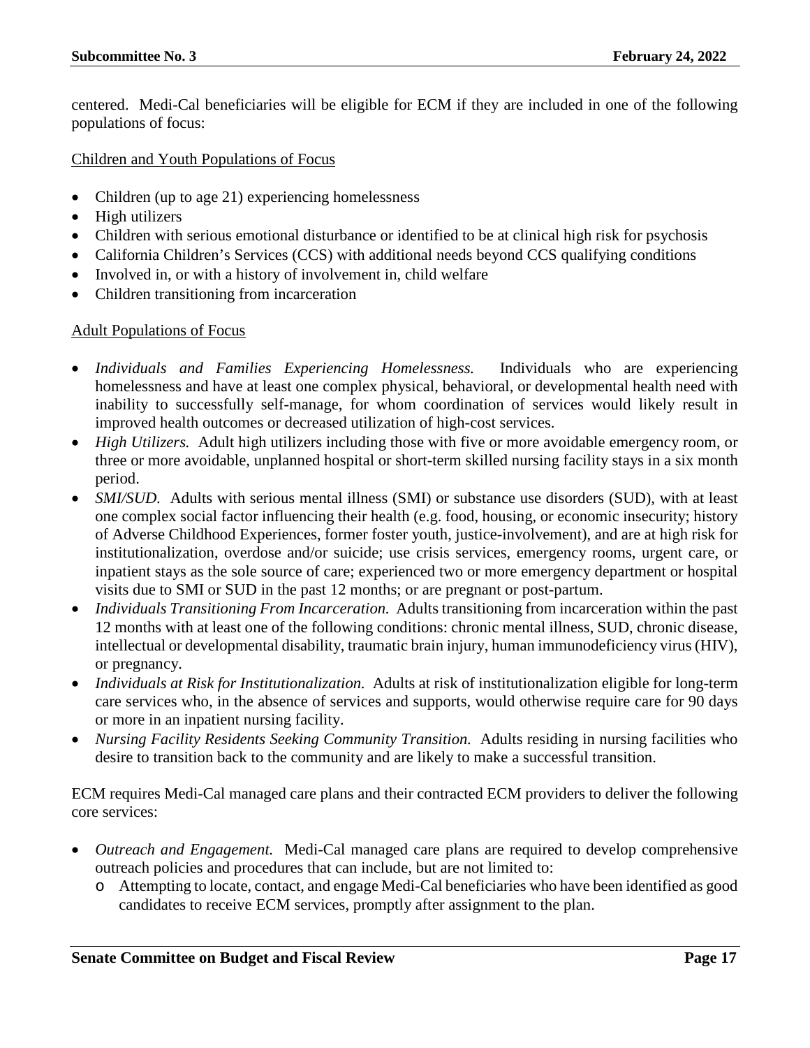centered. Medi-Cal beneficiaries will be eligible for ECM if they are included in one of the following populations of focus:

Children and Youth Populations of Focus

- Children (up to age 21) experiencing homelessness
- High utilizers
- Children with serious emotional disturbance or identified to be at clinical high risk for psychosis
- California Children's Services (CCS) with additional needs beyond CCS qualifying conditions
- Involved in, or with a history of involvement in, child welfare
- Children transitioning from incarceration

Adult Populations of Focus

- *Individuals and Families Experiencing Homelessness.* Individuals who are experiencing homelessness and have at least one complex physical, behavioral, or developmental health need with inability to successfully self-manage, for whom coordination of services would likely result in improved health outcomes or decreased utilization of high-cost services.
- *High Utilizers.* Adult high utilizers including those with five or more avoidable emergency room, or three or more avoidable, unplanned hospital or short-term skilled nursing facility stays in a six month period.
- *SMI/SUD.* Adults with serious mental illness (SMI) or substance use disorders (SUD), with at least one complex social factor influencing their health (e.g. food, housing, or economic insecurity; history of Adverse Childhood Experiences, former foster youth, justice-involvement), and are at high risk for institutionalization, overdose and/or suicide; use crisis services, emergency rooms, urgent care, or inpatient stays as the sole source of care; experienced two or more emergency department or hospital visits due to SMI or SUD in the past 12 months; or are pregnant or post-partum.
- *Individuals Transitioning From Incarceration.* Adults transitioning from incarceration within the past 12 months with at least one of the following conditions: chronic mental illness, SUD, chronic disease, intellectual or developmental disability, traumatic brain injury, human immunodeficiency virus (HIV), or pregnancy.
- *Individuals at Risk for Institutionalization.* Adults at risk of institutionalization eligible for long-term care services who, in the absence of services and supports, would otherwise require care for 90 days or more in an inpatient nursing facility.
- *Nursing Facility Residents Seeking Community Transition.* Adults residing in nursing facilities who desire to transition back to the community and are likely to make a successful transition.

ECM requires Medi-Cal managed care plans and their contracted ECM providers to deliver the following core services:

- *Outreach and Engagement.* Medi-Cal managed care plans are required to develop comprehensive outreach policies and procedures that can include, but are not limited to:
  - Attempting to locate, contact, and engage Medi-Cal beneficiaries who have been identified as good candidates to receive ECM services, promptly after assignment to the plan.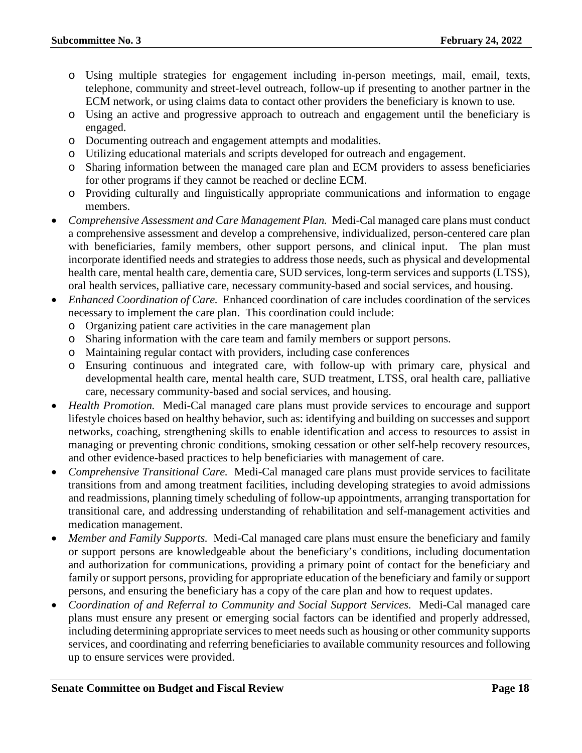- Using multiple strategies for engagement including in-person meetings, mail, email, texts, telephone, community and street-level outreach, follow-up if presenting to another partner in the ECM network, or using claims data to contact other providers the beneficiary is known to use.
- Using an active and progressive approach to outreach and engagement until the beneficiary is engaged.
- Documenting outreach and engagement attempts and modalities.
- Utilizing educational materials and scripts developed for outreach and engagement.
- Sharing information between the managed care plan and ECM providers to assess beneficiaries for other programs if they cannot be reached or decline ECM.
- Providing culturally and linguistically appropriate communications and information to engage members.

- *Comprehensive Assessment and Care Management Plan.* Medi-Cal managed care plans must conduct a comprehensive assessment and develop a comprehensive, individualized, person-centered care plan with beneficiaries, family members, other support persons, and clinical input. The plan must incorporate identified needs and strategies to address those needs, such as physical and developmental health care, mental health care, dementia care, SUD services, long-term services and supports (LTSS), oral health services, palliative care, necessary community-based and social services, and housing.
- *Enhanced Coordination of Care.* Enhanced coordination of care includes coordination of the services necessary to implement the care plan. This coordination could include:
  - Organizing patient care activities in the care management plan
  - Sharing information with the care team and family members or support persons.
  - Maintaining regular contact with providers, including case conferences
  - Ensuring continuous and integrated care, with follow-up with primary care, physical and developmental health care, mental health care, SUD treatment, LTSS, oral health care, palliative care, necessary community-based and social services, and housing.
- *Health Promotion.* Medi-Cal managed care plans must provide services to encourage and support lifestyle choices based on healthy behavior, such as: identifying and building on successes and support networks, coaching, strengthening skills to enable identification and access to resources to assist in managing or preventing chronic conditions, smoking cessation or other self-help recovery resources, and other evidence-based practices to help beneficiaries with management of care.
- *Comprehensive Transitional Care.* Medi-Cal managed care plans must provide services to facilitate transitions from and among treatment facilities, including developing strategies to avoid admissions and readmissions, planning timely scheduling of follow-up appointments, arranging transportation for transitional care, and addressing understanding of rehabilitation and self-management activities and medication management.
- *Member and Family Supports.* Medi-Cal managed care plans must ensure the beneficiary and family or support persons are knowledgeable about the beneficiary's conditions, including documentation and authorization for communications, providing a primary point of contact for the beneficiary and family or support persons, providing for appropriate education of the beneficiary and family or support persons, and ensuring the beneficiary has a copy of the care plan and how to request updates.
- *Coordination of and Referral to Community and Social Support Services.* Medi-Cal managed care plans must ensure any present or emerging social factors can be identified and properly addressed, including determining appropriate services to meet needs such as housing or other community supports services, and coordinating and referring beneficiaries to available community resources and following up to ensure services were provided.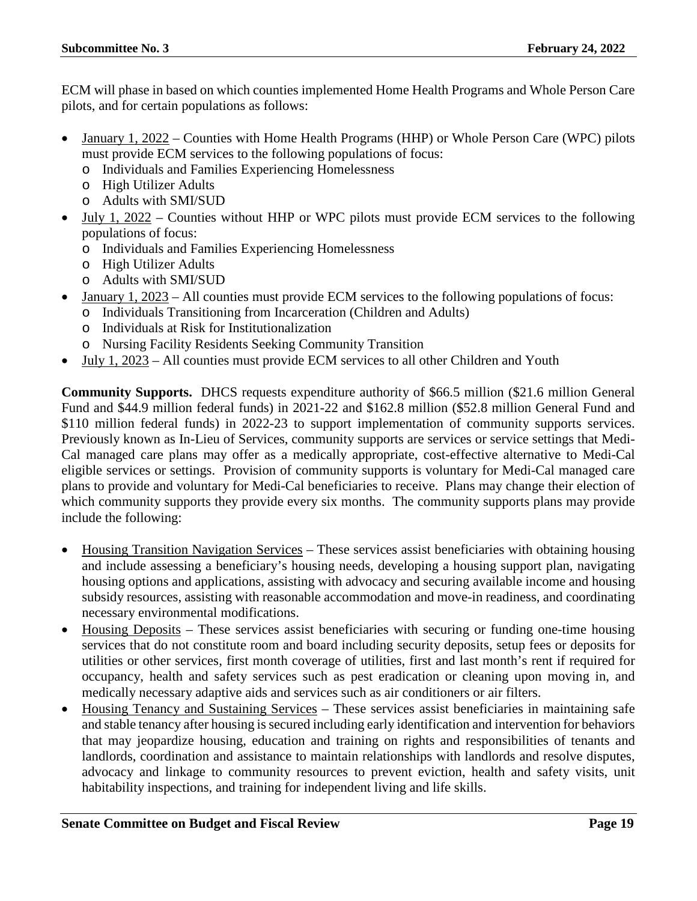ECM will phase in based on which counties implemented Home Health Programs and Whole Person Care pilots, and for certain populations as follows:

- January 1, 2022 – Counties with Home Health Programs (HHP) or Whole Person Care (WPC) pilots must provide ECM services to the following populations of focus:
  - Individuals and Families Experiencing Homelessness
  - High Utilizer Adults
  - Adults with SMI/SUD
- July 1, 2022 – Counties without HHP or WPC pilots must provide ECM services to the following populations of focus:
  - Individuals and Families Experiencing Homelessness
  - High Utilizer Adults
  - Adults with SMI/SUD
- January 1, 2023 – All counties must provide ECM services to the following populations of focus:
  - Individuals Transitioning from Incarceration (Children and Adults)
  - Individuals at Risk for Institutionalization
  - Nursing Facility Residents Seeking Community Transition
- July 1, 2023 – All counties must provide ECM services to all other Children and Youth

**Community Supports.** DHCS requests expenditure authority of $66.5 million ($21.6 million General Fund and $44.9 million federal funds) in 2021-22 and $162.8 million ($52.8 million General Fund and $110 million federal funds) in 2022-23 to support implementation of community supports services. Previously known as In-Lieu of Services, community supports are services or service settings that Medi-Cal managed care plans may offer as a medically appropriate, cost-effective alternative to Medi-Cal eligible services or settings. Provision of community supports is voluntary for Medi-Cal managed care plans to provide and voluntary for Medi-Cal beneficiaries to receive. Plans may change their election of which community supports they provide every six months. The community supports plans may provide include the following:

- Housing Transition Navigation Services – These services assist beneficiaries with obtaining housing and include assessing a beneficiary's housing needs, developing a housing support plan, navigating housing options and applications, assisting with advocacy and securing available income and housing subsidy resources, assisting with reasonable accommodation and move-in readiness, and coordinating necessary environmental modifications.
- Housing Deposits – These services assist beneficiaries with securing or funding one-time housing services that do not constitute room and board including security deposits, setup fees or deposits for utilities or other services, first month coverage of utilities, first and last month's rent if required for occupancy, health and safety services such as pest eradication or cleaning upon moving in, and medically necessary adaptive aids and services such as air conditioners or air filters.
- Housing Tenancy and Sustaining Services – These services assist beneficiaries in maintaining safe and stable tenancy after housing is secured including early identification and intervention for behaviors that may jeopardize housing, education and training on rights and responsibilities of tenants and landlords, coordination and assistance to maintain relationships with landlords and resolve disputes, advocacy and linkage to community resources to prevent eviction, health and safety visits, unit habitability inspections, and training for independent living and life skills.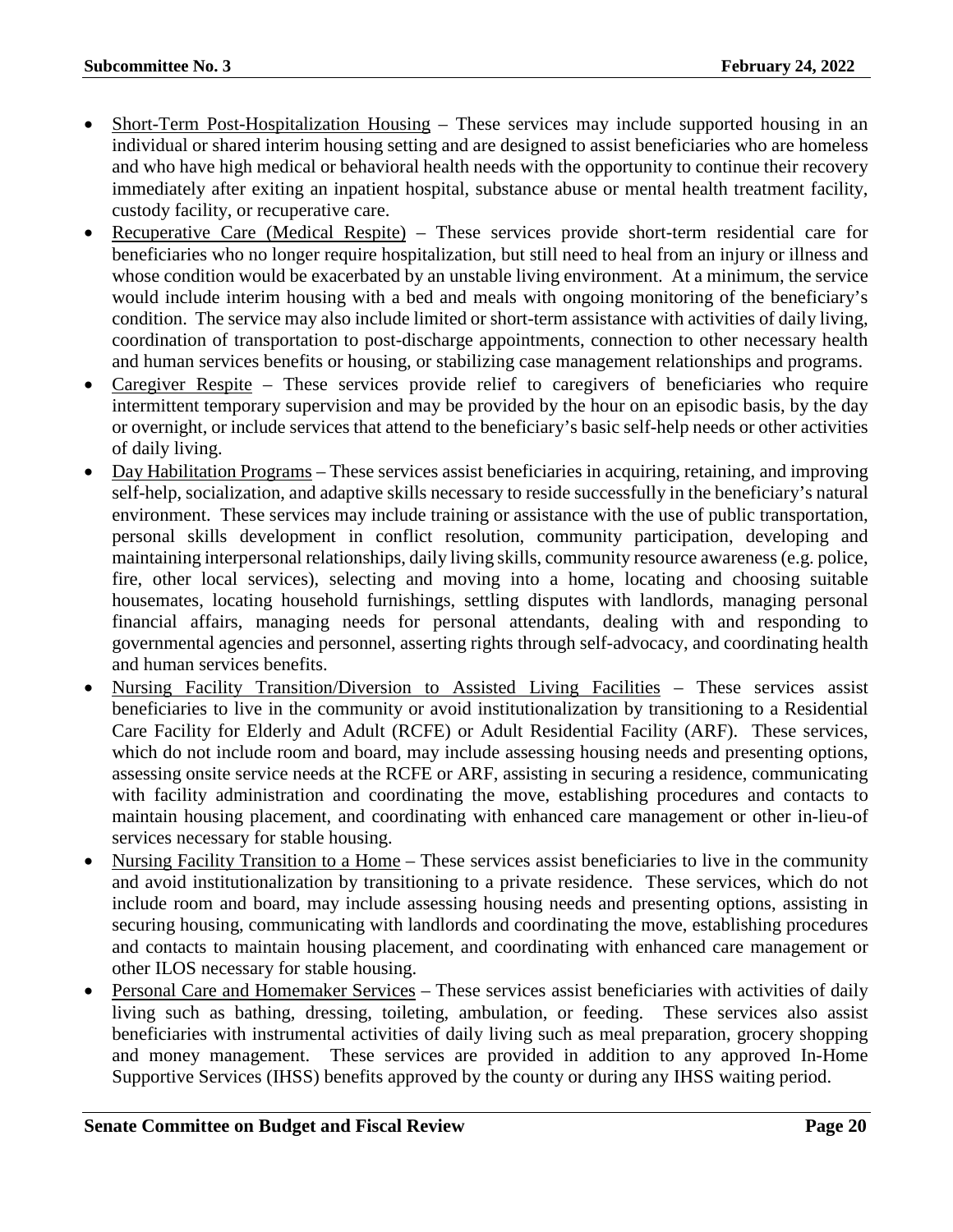- Short-Term Post-Hospitalization Housing – These services may include supported housing in an individual or shared interim housing setting and are designed to assist beneficiaries who are homeless and who have high medical or behavioral health needs with the opportunity to continue their recovery immediately after exiting an inpatient hospital, substance abuse or mental health treatment facility, custody facility, or recuperative care.
- Recuperative Care (Medical Respite) – These services provide short-term residential care for beneficiaries who no longer require hospitalization, but still need to heal from an injury or illness and whose condition would be exacerbated by an unstable living environment. At a minimum, the service would include interim housing with a bed and meals with ongoing monitoring of the beneficiary's condition. The service may also include limited or short-term assistance with activities of daily living, coordination of transportation to post-discharge appointments, connection to other necessary health and human services benefits or housing, or stabilizing case management relationships and programs.
- Caregiver Respite – These services provide relief to caregivers of beneficiaries who require intermittent temporary supervision and may be provided by the hour on an episodic basis, by the day or overnight, or include services that attend to the beneficiary's basic self-help needs or other activities of daily living.
- Day Habilitation Programs – These services assist beneficiaries in acquiring, retaining, and improving self-help, socialization, and adaptive skills necessary to reside successfully in the beneficiary's natural environment. These services may include training or assistance with the use of public transportation, personal skills development in conflict resolution, community participation, developing and maintaining interpersonal relationships, daily living skills, community resource awareness (e.g. police, fire, other local services), selecting and moving into a home, locating and choosing suitable housemates, locating household furnishings, settling disputes with landlords, managing personal financial affairs, managing needs for personal attendants, dealing with and responding to governmental agencies and personnel, asserting rights through self-advocacy, and coordinating health and human services benefits.
- Nursing Facility Transition/Diversion to Assisted Living Facilities – These services assist beneficiaries to live in the community or avoid institutionalization by transitioning to a Residential Care Facility for Elderly and Adult (RCFE) or Adult Residential Facility (ARF). These services, which do not include room and board, may include assessing housing needs and presenting options, assessing onsite service needs at the RCFE or ARF, assisting in securing a residence, communicating with facility administration and coordinating the move, establishing procedures and contacts to maintain housing placement, and coordinating with enhanced care management or other in-lieu-of services necessary for stable housing.
- Nursing Facility Transition to a Home – These services assist beneficiaries to live in the community and avoid institutionalization by transitioning to a private residence. These services, which do not include room and board, may include assessing housing needs and presenting options, assisting in securing housing, communicating with landlords and coordinating the move, establishing procedures and contacts to maintain housing placement, and coordinating with enhanced care management or other ILOS necessary for stable housing.
- Personal Care and Homemaker Services – These services assist beneficiaries with activities of daily living such as bathing, dressing, toileting, ambulation, or feeding. These services also assist beneficiaries with instrumental activities of daily living such as meal preparation, grocery shopping and money management. These services are provided in addition to any approved In-Home Supportive Services (IHSS) benefits approved by the county or during any IHSS waiting period.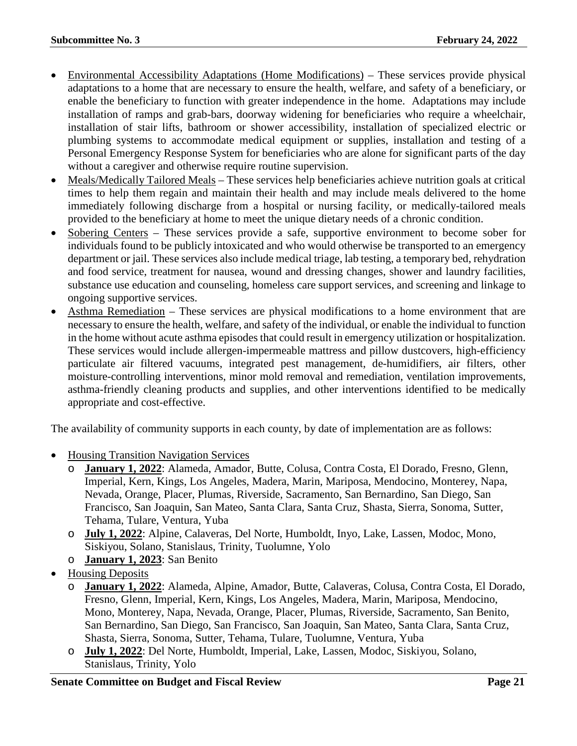- Environmental Accessibility Adaptations (Home Modifications) – These services provide physical adaptations to a home that are necessary to ensure the health, welfare, and safety of a beneficiary, or enable the beneficiary to function with greater independence in the home. Adaptations may include installation of ramps and grab-bars, doorway widening for beneficiaries who require a wheelchair, installation of stair lifts, bathroom or shower accessibility, installation of specialized electric or plumbing systems to accommodate medical equipment or supplies, installation and testing of a Personal Emergency Response System for beneficiaries who are alone for significant parts of the day without a caregiver and otherwise require routine supervision.
- Meals/Medically Tailored Meals – These services help beneficiaries achieve nutrition goals at critical times to help them regain and maintain their health and may include meals delivered to the home immediately following discharge from a hospital or nursing facility, or medically-tailored meals provided to the beneficiary at home to meet the unique dietary needs of a chronic condition.
- Sobering Centers – These services provide a safe, supportive environment to become sober for individuals found to be publicly intoxicated and who would otherwise be transported to an emergency department or jail. These services also include medical triage, lab testing, a temporary bed, rehydration and food service, treatment for nausea, wound and dressing changes, shower and laundry facilities, substance use education and counseling, homeless care support services, and screening and linkage to ongoing supportive services.
- Asthma Remediation – These services are physical modifications to a home environment that are necessary to ensure the health, welfare, and safety of the individual, or enable the individual to function in the home without acute asthma episodes that could result in emergency utilization or hospitalization. These services would include allergen-impermeable mattress and pillow dustcovers, high-efficiency particulate air filtered vacuums, integrated pest management, de-humidifiers, air filters, other moisture-controlling interventions, minor mold removal and remediation, ventilation improvements, asthma-friendly cleaning products and supplies, and other interventions identified to be medically appropriate and cost-effective.

The availability of community supports in each county, by date of implementation are as follows:

- Housing Transition Navigation Services
  - **January 1, 2022**: Alameda, Amador, Butte, Colusa, Contra Costa, El Dorado, Fresno, Glenn, Imperial, Kern, Kings, Los Angeles, Madera, Marin, Mariposa, Mendocino, Monterey, Napa, Nevada, Orange, Placer, Plumas, Riverside, Sacramento, San Bernardino, San Diego, San Francisco, San Joaquin, San Mateo, Santa Clara, Santa Cruz, Shasta, Sierra, Sonoma, Sutter, Tehama, Tulare, Ventura, Yuba
  - **July 1, 2022**: Alpine, Calaveras, Del Norte, Humboldt, Inyo, Lake, Lassen, Modoc, Mono, Siskiyou, Solano, Stanislaus, Trinity, Tuolumne, Yolo
  - **January 1, 2023**: San Benito
- Housing Deposits
  - **January 1, 2022**: Alameda, Alpine, Amador, Butte, Calaveras, Colusa, Contra Costa, El Dorado, Fresno, Glenn, Imperial, Kern, Kings, Los Angeles, Madera, Marin, Mariposa, Mendocino, Mono, Monterey, Napa, Nevada, Orange, Placer, Plumas, Riverside, Sacramento, San Benito, San Bernardino, San Diego, San Francisco, San Joaquin, San Mateo, Santa Clara, Santa Cruz, Shasta, Sierra, Sonoma, Sutter, Tehama, Tulare, Tuolumne, Ventura, Yuba
  - **July 1, 2022**: Del Norte, Humboldt, Imperial, Lake, Lassen, Modoc, Siskiyou, Solano, Stanislaus, Trinity, Yolo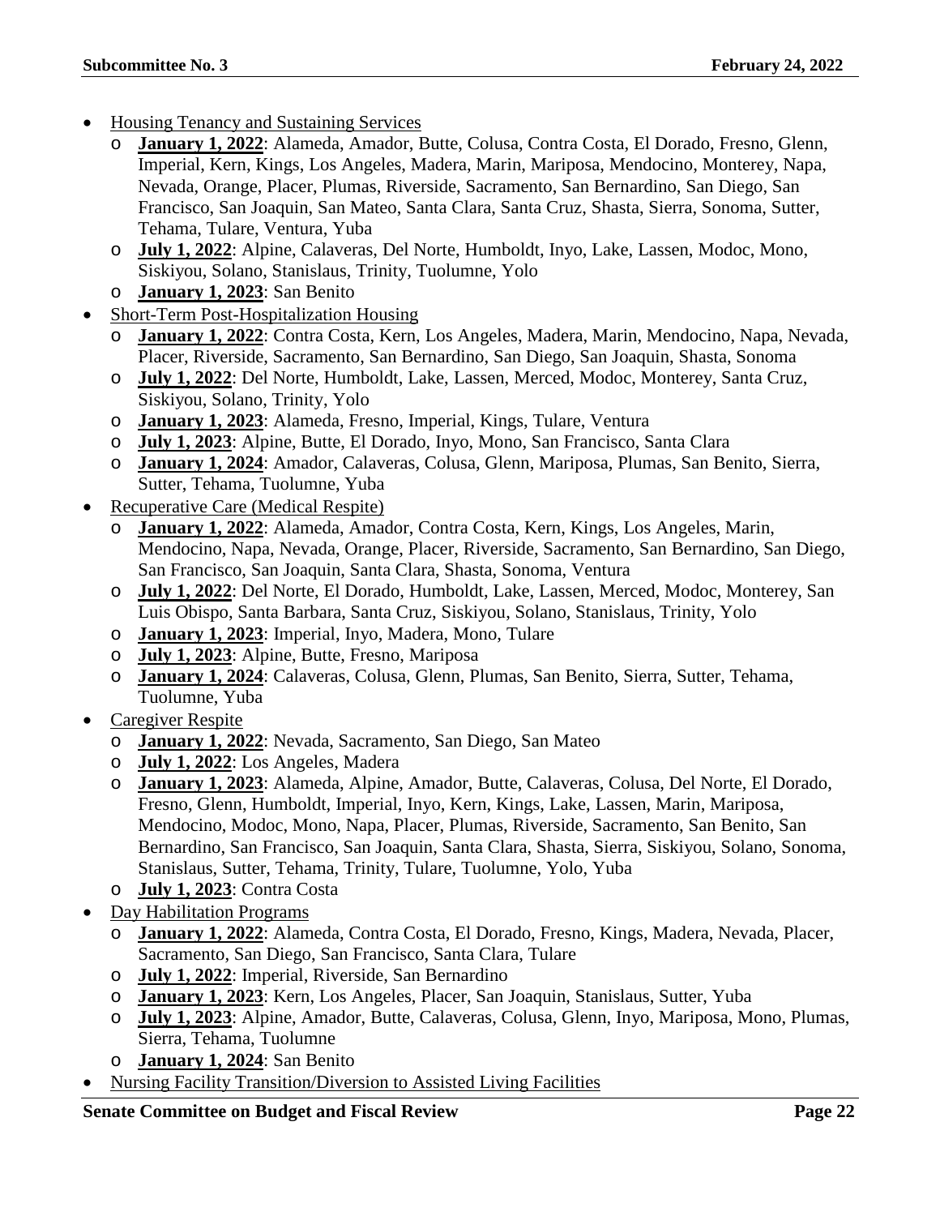- Housing Tenancy and Sustaining Services
  - **January 1, 2022**: Alameda, Amador, Butte, Colusa, Contra Costa, El Dorado, Fresno, Glenn, Imperial, Kern, Kings, Los Angeles, Madera, Marin, Mariposa, Mendocino, Monterey, Napa, Nevada, Orange, Placer, Plumas, Riverside, Sacramento, San Bernardino, San Diego, San Francisco, San Joaquin, San Mateo, Santa Clara, Santa Cruz, Shasta, Sierra, Sonoma, Sutter, Tehama, Tulare, Ventura, Yuba
  - **July 1, 2022**: Alpine, Calaveras, Del Norte, Humboldt, Inyo, Lake, Lassen, Modoc, Mono, Siskiyou, Solano, Stanislaus, Trinity, Tuolumne, Yolo
  - **January 1, 2023**: San Benito
- Short-Term Post-Hospitalization Housing
  - **January 1, 2022**: Contra Costa, Kern, Los Angeles, Madera, Marin, Mendocino, Napa, Nevada, Placer, Riverside, Sacramento, San Bernardino, San Diego, San Joaquin, Shasta, Sonoma
  - **July 1, 2022**: Del Norte, Humboldt, Lake, Lassen, Merced, Modoc, Monterey, Santa Cruz, Siskiyou, Solano, Trinity, Yolo
  - **January 1, 2023**: Alameda, Fresno, Imperial, Kings, Tulare, Ventura
  - **July 1, 2023**: Alpine, Butte, El Dorado, Inyo, Mono, San Francisco, Santa Clara
  - **January 1, 2024**: Amador, Calaveras, Colusa, Glenn, Mariposa, Plumas, San Benito, Sierra, Sutter, Tehama, Tuolumne, Yuba
- Recuperative Care (Medical Respite)
  - **January 1, 2022**: Alameda, Amador, Contra Costa, Kern, Kings, Los Angeles, Marin, Mendocino, Napa, Nevada, Orange, Placer, Riverside, Sacramento, San Bernardino, San Diego, San Francisco, San Joaquin, Santa Clara, Shasta, Sonoma, Ventura
  - **July 1, 2022**: Del Norte, El Dorado, Humboldt, Lake, Lassen, Merced, Modoc, Monterey, San Luis Obispo, Santa Barbara, Santa Cruz, Siskiyou, Solano, Stanislaus, Trinity, Yolo
  - **January 1, 2023**: Imperial, Inyo, Madera, Mono, Tulare
  - **July 1, 2023**: Alpine, Butte, Fresno, Mariposa
  - **January 1, 2024**: Calaveras, Colusa, Glenn, Plumas, San Benito, Sierra, Sutter, Tehama, Tuolumne, Yuba
- Caregiver Respite
  - **January 1, 2022**: Nevada, Sacramento, San Diego, San Mateo
  - **July 1, 2022**: Los Angeles, Madera
  - **January 1, 2023**: Alameda, Alpine, Amador, Butte, Calaveras, Colusa, Del Norte, El Dorado, Fresno, Glenn, Humboldt, Imperial, Inyo, Kern, Kings, Lake, Lassen, Marin, Mariposa, Mendocino, Modoc, Mono, Napa, Placer, Plumas, Riverside, Sacramento, San Benito, San Bernardino, San Francisco, San Joaquin, Santa Clara, Shasta, Sierra, Siskiyou, Solano, Sonoma, Stanislaus, Sutter, Tehama, Trinity, Tulare, Tuolumne, Yolo, Yuba
  - **July 1, 2023**: Contra Costa
- Day Habilitation Programs
  - **January 1, 2022**: Alameda, Contra Costa, El Dorado, Fresno, Kings, Madera, Nevada, Placer, Sacramento, San Diego, San Francisco, Santa Clara, Tulare
  - **July 1, 2022**: Imperial, Riverside, San Bernardino
  - **January 1, 2023**: Kern, Los Angeles, Placer, San Joaquin, Stanislaus, Sutter, Yuba
  - **July 1, 2023**: Alpine, Amador, Butte, Calaveras, Colusa, Glenn, Inyo, Mariposa, Mono, Plumas, Sierra, Tehama, Tuolumne
  - **January 1, 2024**: San Benito
- Nursing Facility Transition/Diversion to Assisted Living Facilities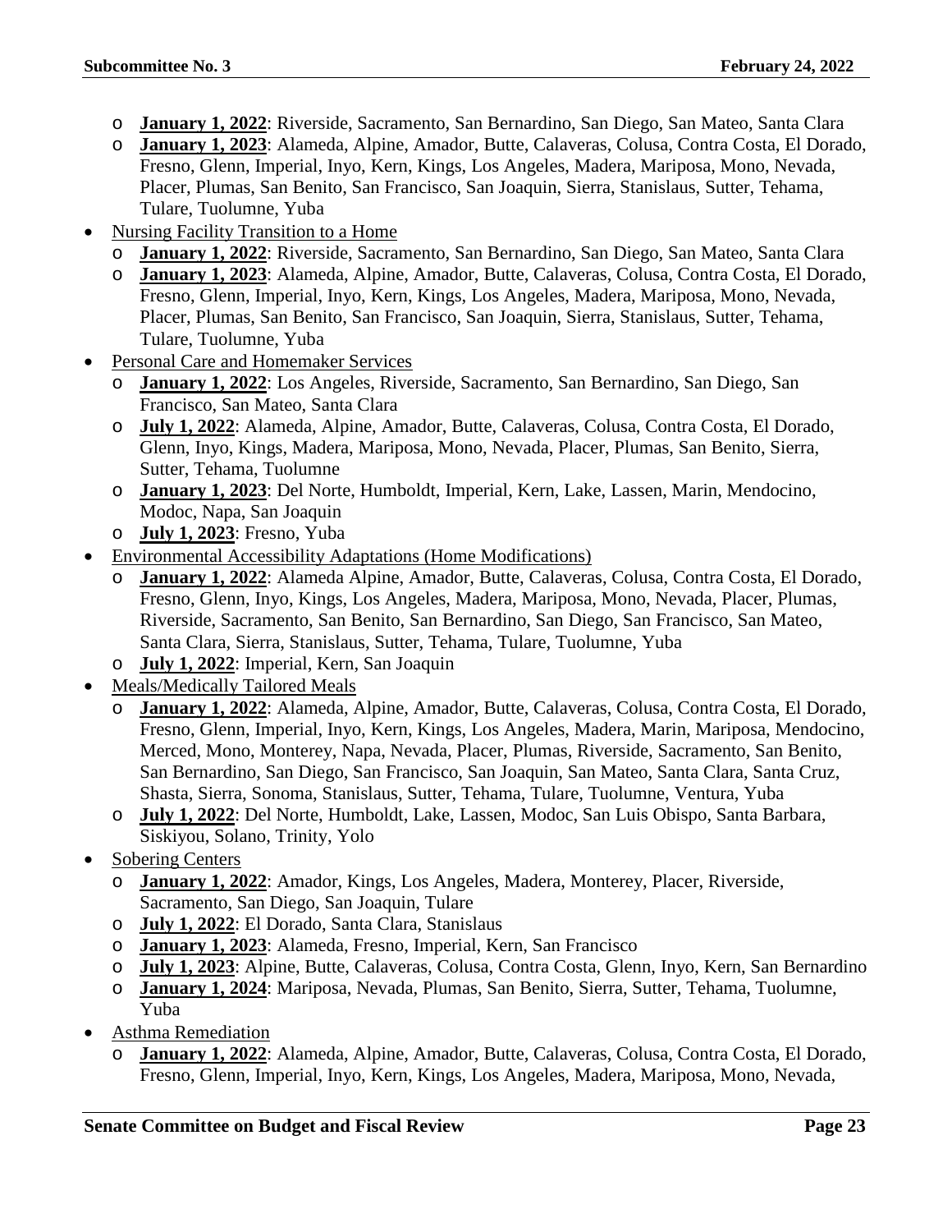- **January 1, 2022**: Riverside, Sacramento, San Bernardino, San Diego, San Mateo, Santa Clara
  - **January 1, 2023**: Alameda, Alpine, Amador, Butte, Calaveras, Colusa, Contra Costa, El Dorado, Fresno, Glenn, Imperial, Inyo, Kern, Kings, Los Angeles, Madera, Mariposa, Mono, Nevada, Placer, Plumas, San Benito, San Francisco, San Joaquin, Sierra, Stanislaus, Sutter, Tehama, Tulare, Tuolumne, Yuba
- Nursing Facility Transition to a Home
  - **January 1, 2022**: Riverside, Sacramento, San Bernardino, San Diego, San Mateo, Santa Clara
  - **January 1, 2023**: Alameda, Alpine, Amador, Butte, Calaveras, Colusa, Contra Costa, El Dorado, Fresno, Glenn, Imperial, Inyo, Kern, Kings, Los Angeles, Madera, Mariposa, Mono, Nevada, Placer, Plumas, San Benito, San Francisco, San Joaquin, Sierra, Stanislaus, Sutter, Tehama, Tulare, Tuolumne, Yuba
- Personal Care and Homemaker Services
  - **January 1, 2022**: Los Angeles, Riverside, Sacramento, San Bernardino, San Diego, San Francisco, San Mateo, Santa Clara
  - **July 1, 2022**: Alameda, Alpine, Amador, Butte, Calaveras, Colusa, Contra Costa, El Dorado, Glenn, Inyo, Kings, Madera, Mariposa, Mono, Nevada, Placer, Plumas, San Benito, Sierra, Sutter, Tehama, Tuolumne
  - **January 1, 2023**: Del Norte, Humboldt, Imperial, Kern, Lake, Lassen, Marin, Mendocino, Modoc, Napa, San Joaquin
  - **July 1, 2023**: Fresno, Yuba
- Environmental Accessibility Adaptations (Home Modifications)
  - **January 1, 2022**: Alameda Alpine, Amador, Butte, Calaveras, Colusa, Contra Costa, El Dorado, Fresno, Glenn, Inyo, Kings, Los Angeles, Madera, Mariposa, Mono, Nevada, Placer, Plumas, Riverside, Sacramento, San Benito, San Bernardino, San Diego, San Francisco, San Mateo, Santa Clara, Sierra, Stanislaus, Sutter, Tehama, Tulare, Tuolumne, Yuba
  - **July 1, 2022**: Imperial, Kern, San Joaquin
- Meals/Medically Tailored Meals
  - **January 1, 2022**: Alameda, Alpine, Amador, Butte, Calaveras, Colusa, Contra Costa, El Dorado, Fresno, Glenn, Imperial, Inyo, Kern, Kings, Los Angeles, Madera, Marin, Mariposa, Mendocino, Merced, Mono, Monterey, Napa, Nevada, Placer, Plumas, Riverside, Sacramento, San Benito, San Bernardino, San Diego, San Francisco, San Joaquin, San Mateo, Santa Clara, Santa Cruz, Shasta, Sierra, Sonoma, Stanislaus, Sutter, Tehama, Tulare, Tuolumne, Ventura, Yuba
  - **July 1, 2022**: Del Norte, Humboldt, Lake, Lassen, Modoc, San Luis Obispo, Santa Barbara, Siskiyou, Solano, Trinity, Yolo
- Sobering Centers
  - **January 1, 2022**: Amador, Kings, Los Angeles, Madera, Monterey, Placer, Riverside, Sacramento, San Diego, San Joaquin, Tulare
  - **July 1, 2022**: El Dorado, Santa Clara, Stanislaus
  - **January 1, 2023**: Alameda, Fresno, Imperial, Kern, San Francisco
  - **July 1, 2023**: Alpine, Butte, Calaveras, Colusa, Contra Costa, Glenn, Inyo, Kern, San Bernardino
  - **January 1, 2024**: Mariposa, Nevada, Plumas, San Benito, Sierra, Sutter, Tehama, Tuolumne, Yuba
- Asthma Remediation
  - **January 1, 2022**: Alameda, Alpine, Amador, Butte, Calaveras, Colusa, Contra Costa, El Dorado, Fresno, Glenn, Imperial, Inyo, Kern, Kings, Los Angeles, Madera, Mariposa, Mono, Nevada,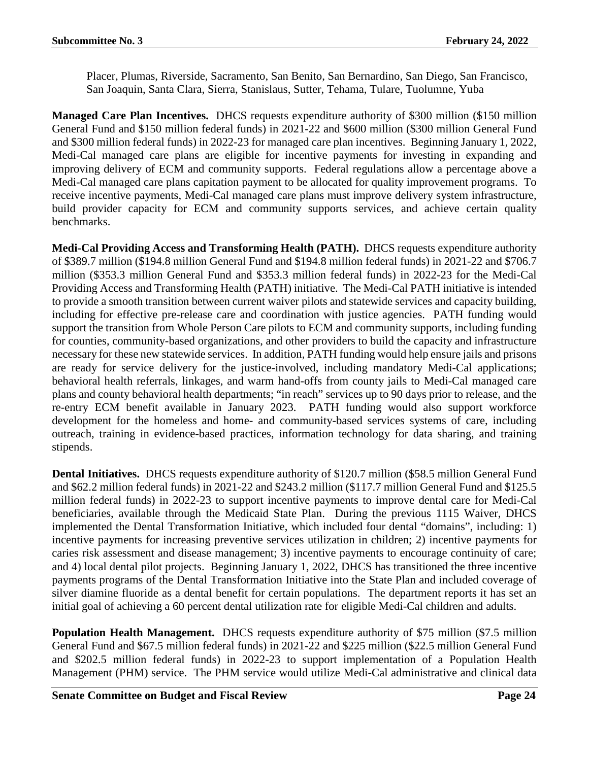Placer, Plumas, Riverside, Sacramento, San Benito, San Bernardino, San Diego, San Francisco, San Joaquin, Santa Clara, Sierra, Stanislaus, Sutter, Tehama, Tulare, Tuolumne, Yuba

**Managed Care Plan Incentives.** DHCS requests expenditure authority of $300 million ($150 million General Fund and $150 million federal funds) in 2021-22 and $600 million ($300 million General Fund and $300 million federal funds) in 2022-23 for managed care plan incentives. Beginning January 1, 2022, Medi-Cal managed care plans are eligible for incentive payments for investing in expanding and improving delivery of ECM and community supports. Federal regulations allow a percentage above a Medi-Cal managed care plans capitation payment to be allocated for quality improvement programs. To receive incentive payments, Medi-Cal managed care plans must improve delivery system infrastructure, build provider capacity for ECM and community supports services, and achieve certain quality benchmarks.

**Medi-Cal Providing Access and Transforming Health (PATH).** DHCS requests expenditure authority of $389.7 million ($194.8 million General Fund and $194.8 million federal funds) in 2021-22 and $706.7 million ($353.3 million General Fund and $353.3 million federal funds) in 2022-23 for the Medi-Cal Providing Access and Transforming Health (PATH) initiative. The Medi-Cal PATH initiative is intended to provide a smooth transition between current waiver pilots and statewide services and capacity building, including for effective pre-release care and coordination with justice agencies. PATH funding would support the transition from Whole Person Care pilots to ECM and community supports, including funding for counties, community-based organizations, and other providers to build the capacity and infrastructure necessary for these new statewide services. In addition, PATH funding would help ensure jails and prisons are ready for service delivery for the justice-involved, including mandatory Medi-Cal applications; behavioral health referrals, linkages, and warm hand-offs from county jails to Medi-Cal managed care plans and county behavioral health departments; "in reach" services up to 90 days prior to release, and the re-entry ECM benefit available in January 2023. PATH funding would also support workforce development for the homeless and home- and community-based services systems of care, including outreach, training in evidence-based practices, information technology for data sharing, and training stipends.

**Dental Initiatives.** DHCS requests expenditure authority of $120.7 million ($58.5 million General Fund and $62.2 million federal funds) in 2021-22 and $243.2 million ($117.7 million General Fund and $125.5 million federal funds) in 2022-23 to support incentive payments to improve dental care for Medi-Cal beneficiaries, available through the Medicaid State Plan. During the previous 1115 Waiver, DHCS implemented the Dental Transformation Initiative, which included four dental "domains", including: 1) incentive payments for increasing preventive services utilization in children; 2) incentive payments for caries risk assessment and disease management; 3) incentive payments to encourage continuity of care; and 4) local dental pilot projects. Beginning January 1, 2022, DHCS has transitioned the three incentive payments programs of the Dental Transformation Initiative into the State Plan and included coverage of silver diamine fluoride as a dental benefit for certain populations. The department reports it has set an initial goal of achieving a 60 percent dental utilization rate for eligible Medi-Cal children and adults.

**Population Health Management.** DHCS requests expenditure authority of $75 million ($7.5 million General Fund and $67.5 million federal funds) in 2021-22 and $225 million ($22.5 million General Fund and $202.5 million federal funds) in 2022-23 to support implementation of a Population Health Management (PHM) service. The PHM service would utilize Medi-Cal administrative and clinical data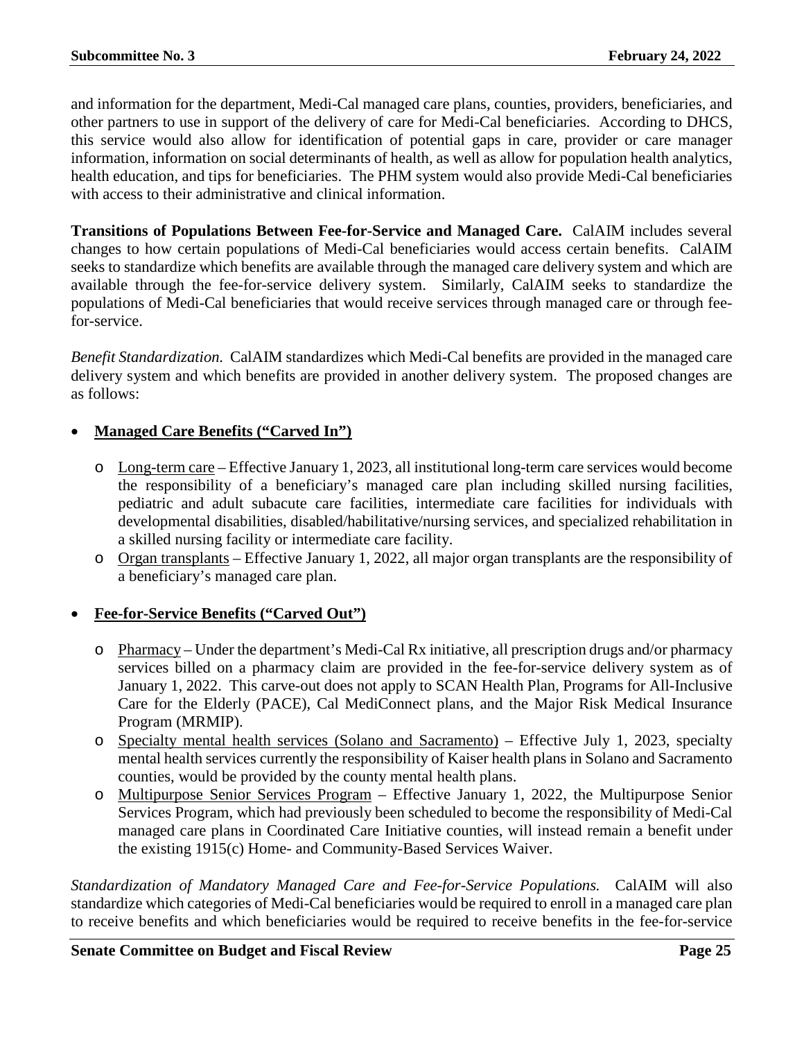and information for the department, Medi-Cal managed care plans, counties, providers, beneficiaries, and other partners to use in support of the delivery of care for Medi-Cal beneficiaries. According to DHCS, this service would also allow for identification of potential gaps in care, provider or care manager information, information on social determinants of health, as well as allow for population health analytics, health education, and tips for beneficiaries. The PHM system would also provide Medi-Cal beneficiaries with access to their administrative and clinical information.

**Transitions of Populations Between Fee-for-Service and Managed Care.** CalAIM includes several changes to how certain populations of Medi-Cal beneficiaries would access certain benefits. CalAIM seeks to standardize which benefits are available through the managed care delivery system and which are available through the fee-for-service delivery system. Similarly, CalAIM seeks to standardize the populations of Medi-Cal beneficiaries that would receive services through managed care or through fee-for-service.

*Benefit Standardization.* CalAIM standardizes which Medi-Cal benefits are provided in the managed care delivery system and which benefits are provided in another delivery system. The proposed changes are as follows:

- **<u>Managed Care Benefits ("Carved In")</u>**
  - <u>Long-term care</u> – Effective January 1, 2023, all institutional long-term care services would become the responsibility of a beneficiary's managed care plan including skilled nursing facilities, pediatric and adult subacute care facilities, intermediate care facilities for individuals with developmental disabilities, disabled/habilitative/nursing services, and specialized rehabilitation in a skilled nursing facility or intermediate care facility.
  - <u>Organ transplants</u> – Effective January 1, 2022, all major organ transplants are the responsibility of a beneficiary's managed care plan.

- **<u>Fee-for-Service Benefits ("Carved Out")</u>**
  - <u>Pharmacy</u> – Under the department's Medi-Cal Rx initiative, all prescription drugs and/or pharmacy services billed on a pharmacy claim are provided in the fee-for-service delivery system as of January 1, 2022. This carve-out does not apply to SCAN Health Plan, Programs for All-Inclusive Care for the Elderly (PACE), Cal MediConnect plans, and the Major Risk Medical Insurance Program (MRMIP).
  - <u>Specialty mental health services (Solano and Sacramento)</u> – Effective July 1, 2023, specialty mental health services currently the responsibility of Kaiser health plans in Solano and Sacramento counties, would be provided by the county mental health plans.
  - <u>Multipurpose Senior Services Program</u> – Effective January 1, 2022, the Multipurpose Senior Services Program, which had previously been scheduled to become the responsibility of Medi-Cal managed care plans in Coordinated Care Initiative counties, will instead remain a benefit under the existing 1915(c) Home- and Community-Based Services Waiver.

*Standardization of Mandatory Managed Care and Fee-for-Service Populations.* CalAIM will also standardize which categories of Medi-Cal beneficiaries would be required to enroll in a managed care plan to receive benefits and which beneficiaries would be required to receive benefits in the fee-for-service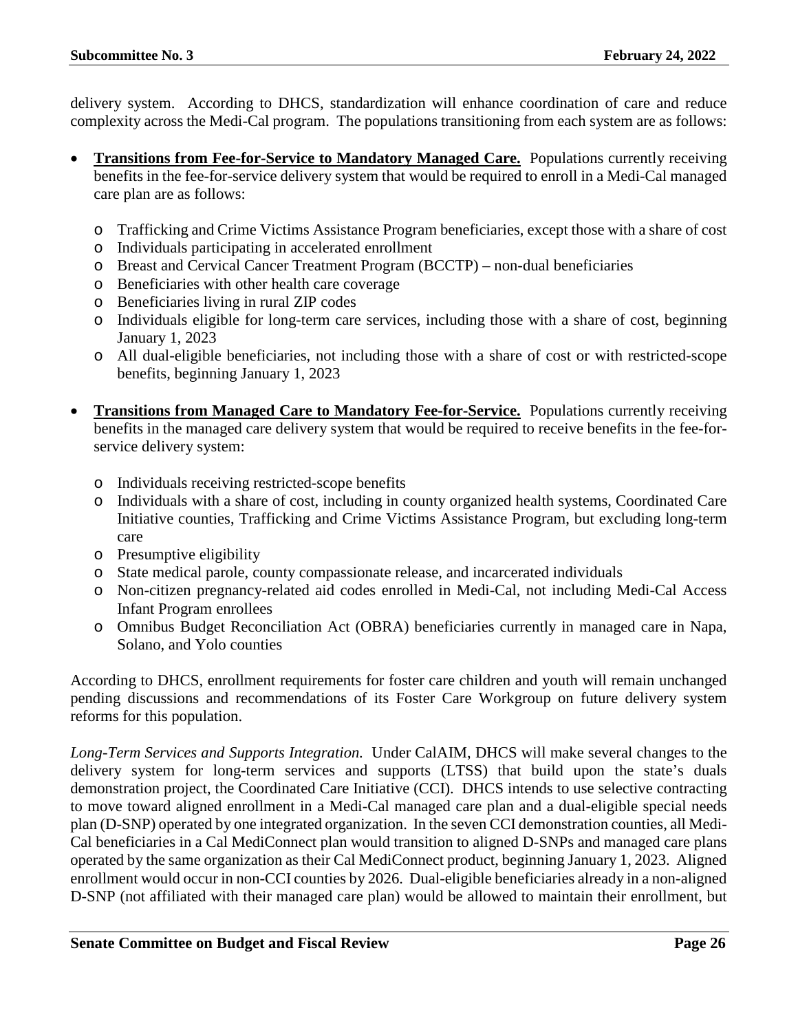delivery system. According to DHCS, standardization will enhance coordination of care and reduce complexity across the Medi-Cal program. The populations transitioning from each system are as follows:

- **Transitions from Fee-for-Service to Mandatory Managed Care.** Populations currently receiving benefits in the fee-for-service delivery system that would be required to enroll in a Medi-Cal managed care plan are as follows:
  - Trafficking and Crime Victims Assistance Program beneficiaries, except those with a share of cost
  - Individuals participating in accelerated enrollment
  - Breast and Cervical Cancer Treatment Program (BCCTP) – non-dual beneficiaries
  - Beneficiaries with other health care coverage
  - Beneficiaries living in rural ZIP codes
  - Individuals eligible for long-term care services, including those with a share of cost, beginning January 1, 2023
  - All dual-eligible beneficiaries, not including those with a share of cost or with restricted-scope benefits, beginning January 1, 2023

- **Transitions from Managed Care to Mandatory Fee-for-Service.** Populations currently receiving benefits in the managed care delivery system that would be required to receive benefits in the fee-for-service delivery system:
  - Individuals receiving restricted-scope benefits
  - Individuals with a share of cost, including in county organized health systems, Coordinated Care Initiative counties, Trafficking and Crime Victims Assistance Program, but excluding long-term care
  - Presumptive eligibility
  - State medical parole, county compassionate release, and incarcerated individuals
  - Non-citizen pregnancy-related aid codes enrolled in Medi-Cal, not including Medi-Cal Access Infant Program enrollees
  - Omnibus Budget Reconciliation Act (OBRA) beneficiaries currently in managed care in Napa, Solano, and Yolo counties

According to DHCS, enrollment requirements for foster care children and youth will remain unchanged pending discussions and recommendations of its Foster Care Workgroup on future delivery system reforms for this population.

*Long-Term Services and Supports Integration.* Under CalAIM, DHCS will make several changes to the delivery system for long-term services and supports (LTSS) that build upon the state's duals demonstration project, the Coordinated Care Initiative (CCI). DHCS intends to use selective contracting to move toward aligned enrollment in a Medi-Cal managed care plan and a dual-eligible special needs plan (D-SNP) operated by one integrated organization. In the seven CCI demonstration counties, all Medi-Cal beneficiaries in a Cal MediConnect plan would transition to aligned D-SNPs and managed care plans operated by the same organization as their Cal MediConnect product, beginning January 1, 2023. Aligned enrollment would occur in non-CCI counties by 2026. Dual-eligible beneficiaries already in a non-aligned D-SNP (not affiliated with their managed care plan) would be allowed to maintain their enrollment, but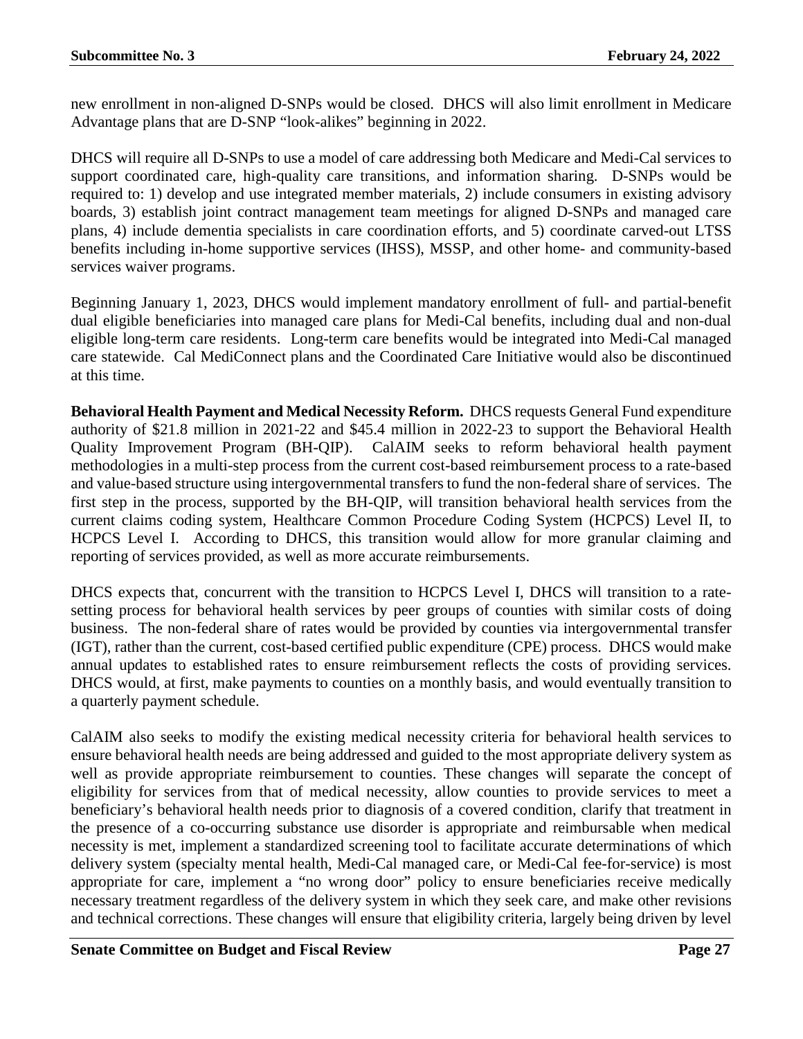new enrollment in non-aligned D-SNPs would be closed. DHCS will also limit enrollment in Medicare Advantage plans that are D-SNP "look-alikes" beginning in 2022.

DHCS will require all D-SNPs to use a model of care addressing both Medicare and Medi-Cal services to support coordinated care, high-quality care transitions, and information sharing. D-SNPs would be required to: 1) develop and use integrated member materials, 2) include consumers in existing advisory boards, 3) establish joint contract management team meetings for aligned D-SNPs and managed care plans, 4) include dementia specialists in care coordination efforts, and 5) coordinate carved-out LTSS benefits including in-home supportive services (IHSS), MSSP, and other home- and community-based services waiver programs.

Beginning January 1, 2023, DHCS would implement mandatory enrollment of full- and partial-benefit dual eligible beneficiaries into managed care plans for Medi-Cal benefits, including dual and non-dual eligible long-term care residents. Long-term care benefits would be integrated into Medi-Cal managed care statewide. Cal MediConnect plans and the Coordinated Care Initiative would also be discontinued at this time.

**Behavioral Health Payment and Medical Necessity Reform.** DHCS requests General Fund expenditure authority of $21.8 million in 2021-22 and $45.4 million in 2022-23 to support the Behavioral Health Quality Improvement Program (BH-QIP). CalAIM seeks to reform behavioral health payment methodologies in a multi-step process from the current cost-based reimbursement process to a rate-based and value-based structure using intergovernmental transfers to fund the non-federal share of services. The first step in the process, supported by the BH-QIP, will transition behavioral health services from the current claims coding system, Healthcare Common Procedure Coding System (HCPCS) Level II, to HCPCS Level I. According to DHCS, this transition would allow for more granular claiming and reporting of services provided, as well as more accurate reimbursements.

DHCS expects that, concurrent with the transition to HCPCS Level I, DHCS will transition to a rate-setting process for behavioral health services by peer groups of counties with similar costs of doing business. The non-federal share of rates would be provided by counties via intergovernmental transfer (IGT), rather than the current, cost-based certified public expenditure (CPE) process. DHCS would make annual updates to established rates to ensure reimbursement reflects the costs of providing services. DHCS would, at first, make payments to counties on a monthly basis, and would eventually transition to a quarterly payment schedule.

CalAIM also seeks to modify the existing medical necessity criteria for behavioral health services to ensure behavioral health needs are being addressed and guided to the most appropriate delivery system as well as provide appropriate reimbursement to counties. These changes will separate the concept of eligibility for services from that of medical necessity, allow counties to provide services to meet a beneficiary's behavioral health needs prior to diagnosis of a covered condition, clarify that treatment in the presence of a co-occurring substance use disorder is appropriate and reimbursable when medical necessity is met, implement a standardized screening tool to facilitate accurate determinations of which delivery system (specialty mental health, Medi-Cal managed care, or Medi-Cal fee-for-service) is most appropriate for care, implement a "no wrong door" policy to ensure beneficiaries receive medically necessary treatment regardless of the delivery system in which they seek care, and make other revisions and technical corrections. These changes will ensure that eligibility criteria, largely being driven by level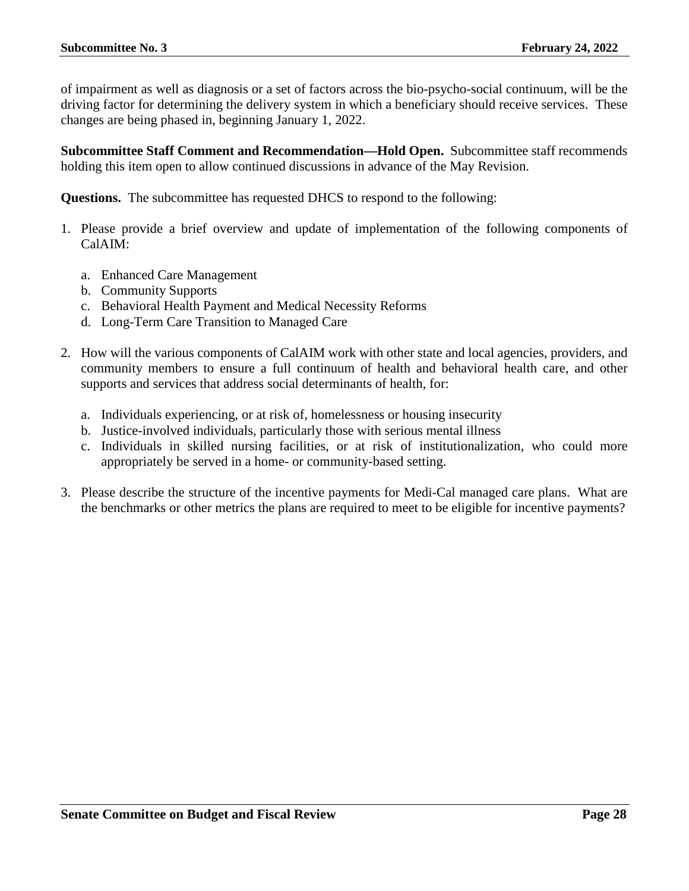of impairment as well as diagnosis or a set of factors across the bio-psycho-social continuum, will be the driving factor for determining the delivery system in which a beneficiary should receive services. These changes are being phased in, beginning January 1, 2022.

**Subcommittee Staff Comment and Recommendation—Hold Open.** Subcommittee staff recommends holding this item open to allow continued discussions in advance of the May Revision.

**Questions.** The subcommittee has requested DHCS to respond to the following:

1. Please provide a brief overview and update of implementation of the following components of CalAIM:
   a. Enhanced Care Management
   b. Community Supports
   c. Behavioral Health Payment and Medical Necessity Reforms
   d. Long-Term Care Transition to Managed Care

2. How will the various components of CalAIM work with other state and local agencies, providers, and community members to ensure a full continuum of health and behavioral health care, and other supports and services that address social determinants of health, for:
   a. Individuals experiencing, or at risk of, homelessness or housing insecurity
   b. Justice-involved individuals, particularly those with serious mental illness
   c. Individuals in skilled nursing facilities, or at risk of institutionalization, who could more appropriately be served in a home- or community-based setting.

3. Please describe the structure of the incentive payments for Medi-Cal managed care plans. What are the benchmarks or other metrics the plans are required to meet to be eligible for incentive payments?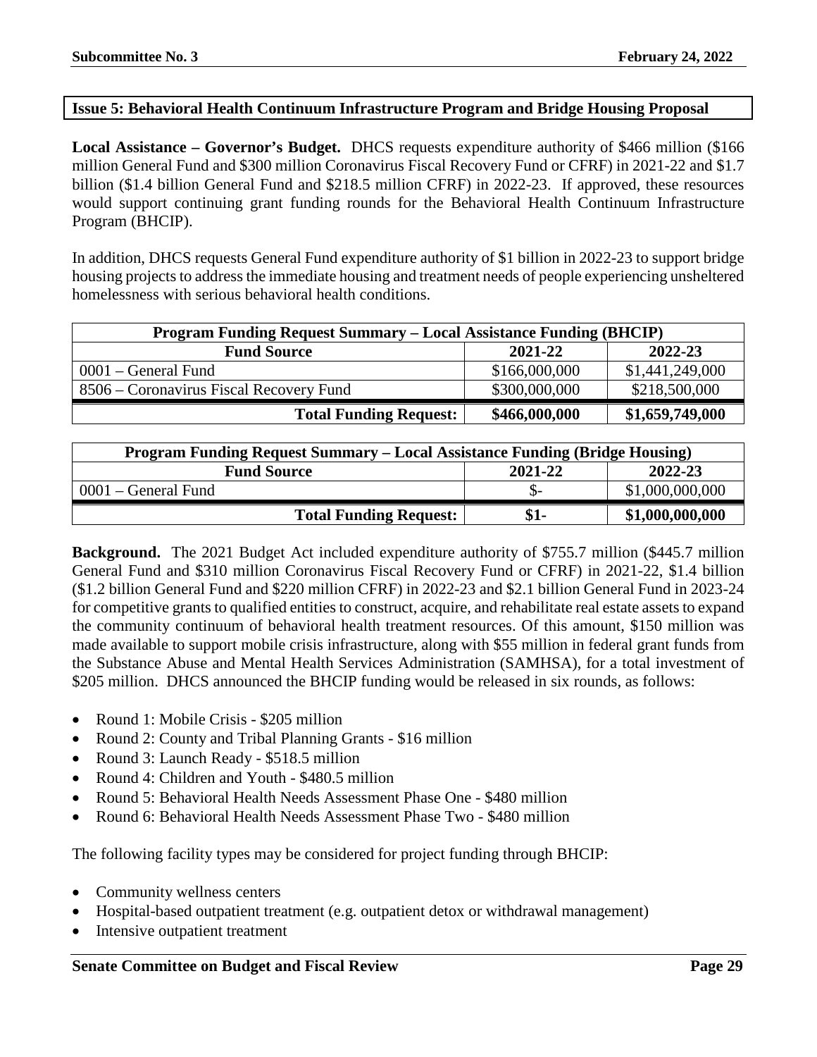## Issue 5: Behavioral Health Continuum Infrastructure Program and Bridge Housing Proposal

**Local Assistance – Governor's Budget.** DHCS requests expenditure authority of $466 million ($166 million General Fund and $300 million Coronavirus Fiscal Recovery Fund or CFRF) in 2021-22 and $1.7 billion ($1.4 billion General Fund and $218.5 million CFRF) in 2022-23. If approved, these resources would support continuing grant funding rounds for the Behavioral Health Continuum Infrastructure Program (BHCIP).

In addition, DHCS requests General Fund expenditure authority of $1 billion in 2022-23 to support bridge housing projects to address the immediate housing and treatment needs of people experiencing unsheltered homelessness with serious behavioral health conditions.

| Program Funding Request Summary – Local Assistance Funding (BHCIP) | | |
|---|---|---|
| **Fund Source** | **2021-22** | **2022-23** |
| 0001 – General Fund | $166,000,000 | $1,441,249,000 |
| 8506 – Coronavirus Fiscal Recovery Fund | $300,000,000 | $218,500,000 |
| **Total Funding Request:** | **$466,000,000** | **$1,659,749,000** |

| Program Funding Request Summary – Local Assistance Funding (Bridge Housing) | | |
|---|---|---|
| **Fund Source** | **2021-22** | **2022-23** |
| 0001 – General Fund | $- | $1,000,000,000 |
| **Total Funding Request:** | **$1-** | **$1,000,000,000** |

**Background.** The 2021 Budget Act included expenditure authority of $755.7 million ($445.7 million General Fund and $310 million Coronavirus Fiscal Recovery Fund or CFRF) in 2021-22, $1.4 billion ($1.2 billion General Fund and $220 million CFRF) in 2022-23 and $2.1 billion General Fund in 2023-24 for competitive grants to qualified entities to construct, acquire, and rehabilitate real estate assets to expand the community continuum of behavioral health treatment resources. Of this amount, $150 million was made available to support mobile crisis infrastructure, along with $55 million in federal grant funds from the Substance Abuse and Mental Health Services Administration (SAMHSA), for a total investment of $205 million. DHCS announced the BHCIP funding would be released in six rounds, as follows:

- Round 1: Mobile Crisis - $205 million
- Round 2: County and Tribal Planning Grants - $16 million
- Round 3: Launch Ready - $518.5 million
- Round 4: Children and Youth - $480.5 million
- Round 5: Behavioral Health Needs Assessment Phase One - $480 million
- Round 6: Behavioral Health Needs Assessment Phase Two - $480 million

The following facility types may be considered for project funding through BHCIP:

- Community wellness centers
- Hospital-based outpatient treatment (e.g. outpatient detox or withdrawal management)
- Intensive outpatient treatment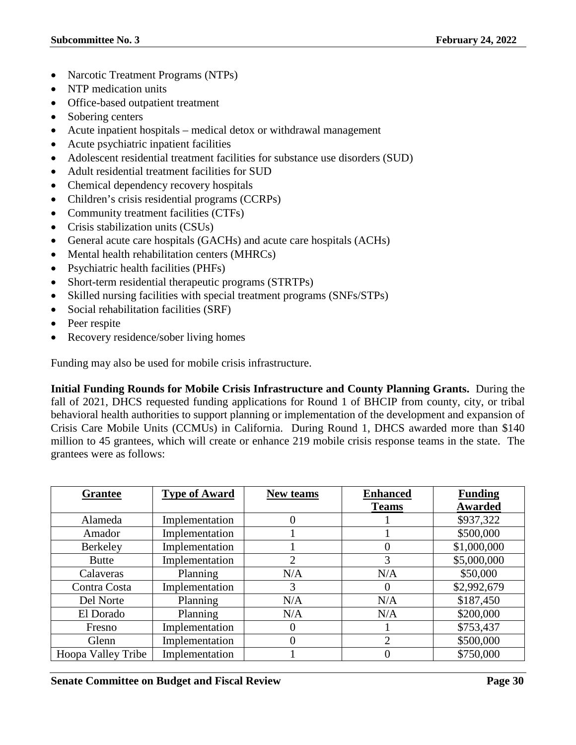- Narcotic Treatment Programs (NTPs)
- NTP medication units
- Office-based outpatient treatment
- Sobering centers
- Acute inpatient hospitals – medical detox or withdrawal management
- Acute psychiatric inpatient facilities
- Adolescent residential treatment facilities for substance use disorders (SUD)
- Adult residential treatment facilities for SUD
- Chemical dependency recovery hospitals
- Children's crisis residential programs (CCRPs)
- Community treatment facilities (CTFs)
- Crisis stabilization units (CSUs)
- General acute care hospitals (GACHs) and acute care hospitals (ACHs)
- Mental health rehabilitation centers (MHRCs)
- Psychiatric health facilities (PHFs)
- Short-term residential therapeutic programs (STRTPs)
- Skilled nursing facilities with special treatment programs (SNFs/STPs)
- Social rehabilitation facilities (SRF)
- Peer respite
- Recovery residence/sober living homes

Funding may also be used for mobile crisis infrastructure.

**Initial Funding Rounds for Mobile Crisis Infrastructure and County Planning Grants.** During the fall of 2021, DHCS requested funding applications for Round 1 of BHCIP from county, city, or tribal behavioral health authorities to support planning or implementation of the development and expansion of Crisis Care Mobile Units (CCMUs) in California. During Round 1, DHCS awarded more than $140 million to 45 grantees, which will create or enhance 219 mobile crisis response teams in the state. The grantees were as follows:

| Grantee | Type of Award | New teams | Enhanced Teams | Funding Awarded |
|---|---|---|---|---|
| Alameda | Implementation | 0 | 1 | $937,322 |
| Amador | Implementation | 1 | 1 | $500,000 |
| Berkeley | Implementation | 1 | 0 | $1,000,000 |
| Butte | Implementation | 2 | 3 | $5,000,000 |
| Calaveras | Planning | N/A | N/A | $50,000 |
| Contra Costa | Implementation | 3 | 0 | $2,992,679 |
| Del Norte | Planning | N/A | N/A | $187,450 |
| El Dorado | Planning | N/A | N/A | $200,000 |
| Fresno | Implementation | 0 | 1 | $753,437 |
| Glenn | Implementation | 0 | 2 | $500,000 |
| Hoopa Valley Tribe | Implementation | 1 | 0 | $750,000 |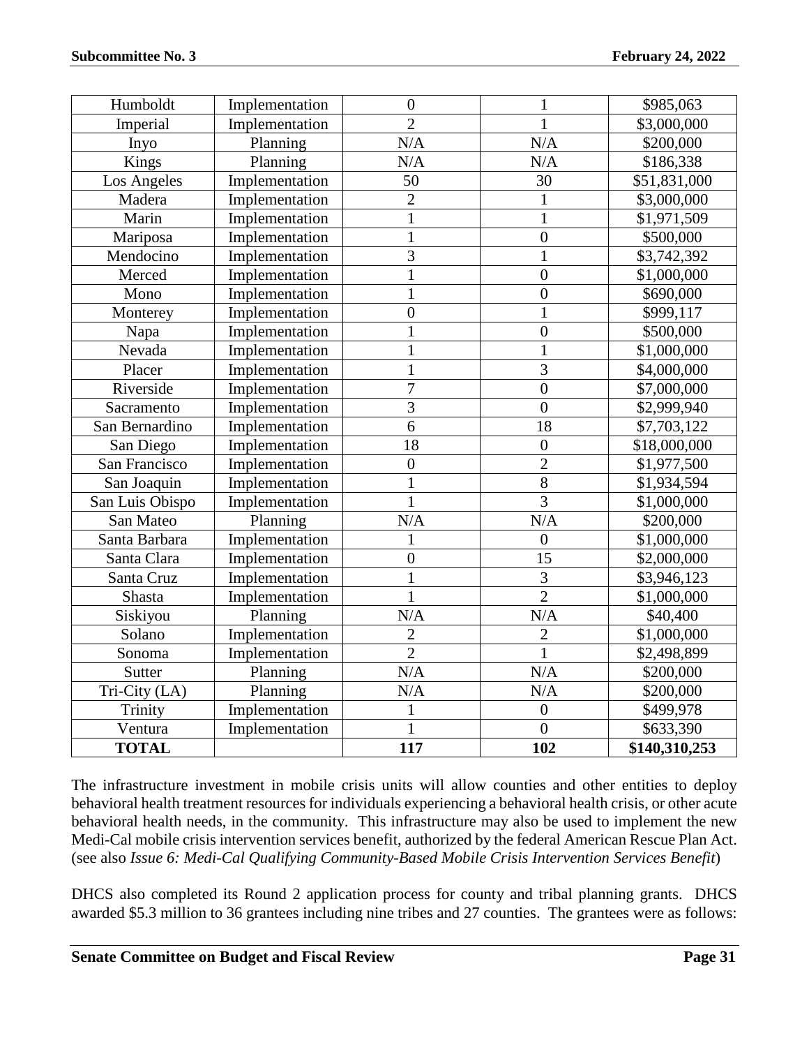| Humboldt | Implementation | 0 | 1 | $985,063 |
|---|---|---|---|---|
| Imperial | Implementation | 2 | 1 | $3,000,000 |
| Inyo | Planning | N/A | N/A | $200,000 |
| Kings | Planning | N/A | N/A | $186,338 |
| Los Angeles | Implementation | 50 | 30 | $51,831,000 |
| Madera | Implementation | 2 | 1 | $3,000,000 |
| Marin | Implementation | 1 | 1 | $1,971,509 |
| Mariposa | Implementation | 1 | 0 | $500,000 |
| Mendocino | Implementation | 3 | 1 | $3,742,392 |
| Merced | Implementation | 1 | 0 | $1,000,000 |
| Mono | Implementation | 1 | 0 | $690,000 |
| Monterey | Implementation | 0 | 1 | $999,117 |
| Napa | Implementation | 1 | 0 | $500,000 |
| Nevada | Implementation | 1 | 1 | $1,000,000 |
| Placer | Implementation | 1 | 3 | $4,000,000 |
| Riverside | Implementation | 7 | 0 | $7,000,000 |
| Sacramento | Implementation | 3 | 0 | $2,999,940 |
| San Bernardino | Implementation | 6 | 18 | $7,703,122 |
| San Diego | Implementation | 18 | 0 | $18,000,000 |
| San Francisco | Implementation | 0 | 2 | $1,977,500 |
| San Joaquin | Implementation | 1 | 8 | $1,934,594 |
| San Luis Obispo | Implementation | 1 | 3 | $1,000,000 |
| San Mateo | Planning | N/A | N/A | $200,000 |
| Santa Barbara | Implementation | 1 | 0 | $1,000,000 |
| Santa Clara | Implementation | 0 | 15 | $2,000,000 |
| Santa Cruz | Implementation | 1 | 3 | $3,946,123 |
| Shasta | Implementation | 1 | 2 | $1,000,000 |
| Siskiyou | Planning | N/A | N/A | $40,400 |
| Solano | Implementation | 2 | 2 | $1,000,000 |
| Sonoma | Implementation | 2 | 1 | $2,498,899 |
| Sutter | Planning | N/A | N/A | $200,000 |
| Tri-City (LA) | Planning | N/A | N/A | $200,000 |
| Trinity | Implementation | 1 | 0 | $499,978 |
| Ventura | Implementation | 1 | 0 | $633,390 |
| **TOTAL** | | **117** | **102** | **$140,310,253** |

The infrastructure investment in mobile crisis units will allow counties and other entities to deploy behavioral health treatment resources for individuals experiencing a behavioral health crisis, or other acute behavioral health needs, in the community. This infrastructure may also be used to implement the new Medi-Cal mobile crisis intervention services benefit, authorized by the federal American Rescue Plan Act. (see also *Issue 6: Medi-Cal Qualifying Community-Based Mobile Crisis Intervention Services Benefit*)

DHCS also completed its Round 2 application process for county and tribal planning grants. DHCS awarded $5.3 million to 36 grantees including nine tribes and 27 counties. The grantees were as follows: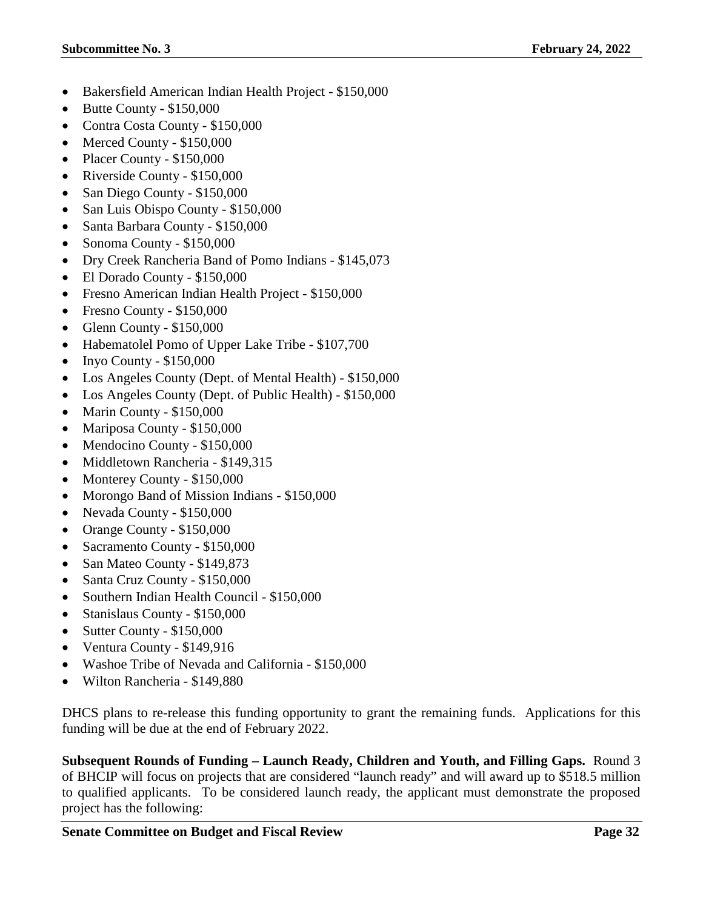- Bakersfield American Indian Health Project - $150,000
- Butte County - $150,000
- Contra Costa County - $150,000
- Merced County - $150,000
- Placer County - $150,000
- Riverside County - $150,000
- San Diego County - $150,000
- San Luis Obispo County - $150,000
- Santa Barbara County - $150,000
- Sonoma County - $150,000
- Dry Creek Rancheria Band of Pomo Indians - $145,073
- El Dorado County - $150,000
- Fresno American Indian Health Project - $150,000
- Fresno County - $150,000
- Glenn County - $150,000
- Habematolel Pomo of Upper Lake Tribe - $107,700
- Inyo County - $150,000
- Los Angeles County (Dept. of Mental Health) - $150,000
- Los Angeles County (Dept. of Public Health) - $150,000
- Marin County - $150,000
- Mariposa County - $150,000
- Mendocino County - $150,000
- Middletown Rancheria - $149,315
- Monterey County - $150,000
- Morongo Band of Mission Indians - $150,000
- Nevada County - $150,000
- Orange County - $150,000
- Sacramento County - $150,000
- San Mateo County - $149,873
- Santa Cruz County - $150,000
- Southern Indian Health Council - $150,000
- Stanislaus County - $150,000
- Sutter County - $150,000
- Ventura County - $149,916
- Washoe Tribe of Nevada and California - $150,000
- Wilton Rancheria - $149,880

DHCS plans to re-release this funding opportunity to grant the remaining funds. Applications for this funding will be due at the end of February 2022.

**Subsequent Rounds of Funding – Launch Ready, Children and Youth, and Filling Gaps.** Round 3 of BHCIP will focus on projects that are considered "launch ready" and will award up to $518.5 million to qualified applicants. To be considered launch ready, the applicant must demonstrate the proposed project has the following: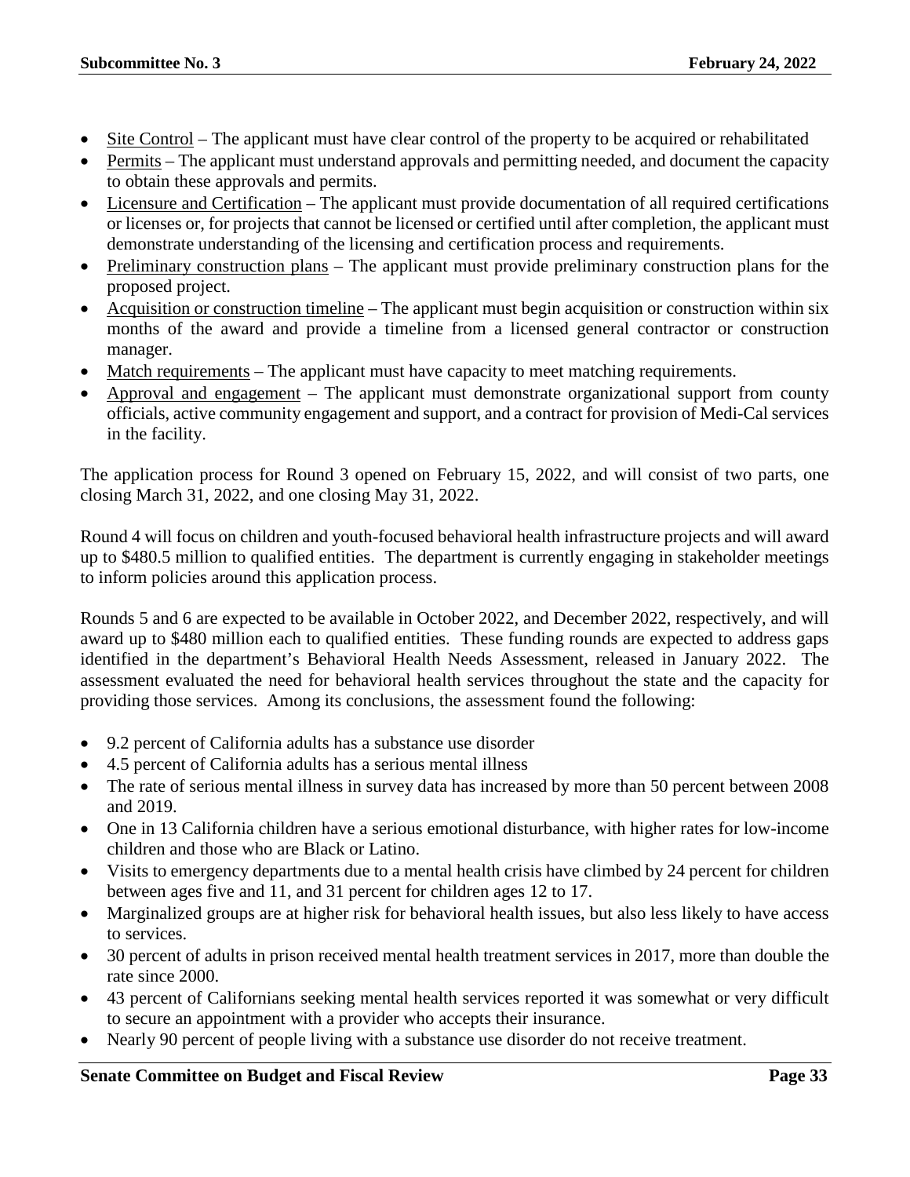- Site Control – The applicant must have clear control of the property to be acquired or rehabilitated
- Permits – The applicant must understand approvals and permitting needed, and document the capacity to obtain these approvals and permits.
- Licensure and Certification – The applicant must provide documentation of all required certifications or licenses or, for projects that cannot be licensed or certified until after completion, the applicant must demonstrate understanding of the licensing and certification process and requirements.
- Preliminary construction plans – The applicant must provide preliminary construction plans for the proposed project.
- Acquisition or construction timeline – The applicant must begin acquisition or construction within six months of the award and provide a timeline from a licensed general contractor or construction manager.
- Match requirements – The applicant must have capacity to meet matching requirements.
- Approval and engagement – The applicant must demonstrate organizational support from county officials, active community engagement and support, and a contract for provision of Medi-Cal services in the facility.

The application process for Round 3 opened on February 15, 2022, and will consist of two parts, one closing March 31, 2022, and one closing May 31, 2022.

Round 4 will focus on children and youth-focused behavioral health infrastructure projects and will award up to $480.5 million to qualified entities. The department is currently engaging in stakeholder meetings to inform policies around this application process.

Rounds 5 and 6 are expected to be available in October 2022, and December 2022, respectively, and will award up to $480 million each to qualified entities. These funding rounds are expected to address gaps identified in the department's Behavioral Health Needs Assessment, released in January 2022. The assessment evaluated the need for behavioral health services throughout the state and the capacity for providing those services. Among its conclusions, the assessment found the following:

- 9.2 percent of California adults has a substance use disorder
- 4.5 percent of California adults has a serious mental illness
- The rate of serious mental illness in survey data has increased by more than 50 percent between 2008 and 2019.
- One in 13 California children have a serious emotional disturbance, with higher rates for low-income children and those who are Black or Latino.
- Visits to emergency departments due to a mental health crisis have climbed by 24 percent for children between ages five and 11, and 31 percent for children ages 12 to 17.
- Marginalized groups are at higher risk for behavioral health issues, but also less likely to have access to services.
- 30 percent of adults in prison received mental health treatment services in 2017, more than double the rate since 2000.
- 43 percent of Californians seeking mental health services reported it was somewhat or very difficult to secure an appointment with a provider who accepts their insurance.
- Nearly 90 percent of people living with a substance use disorder do not receive treatment.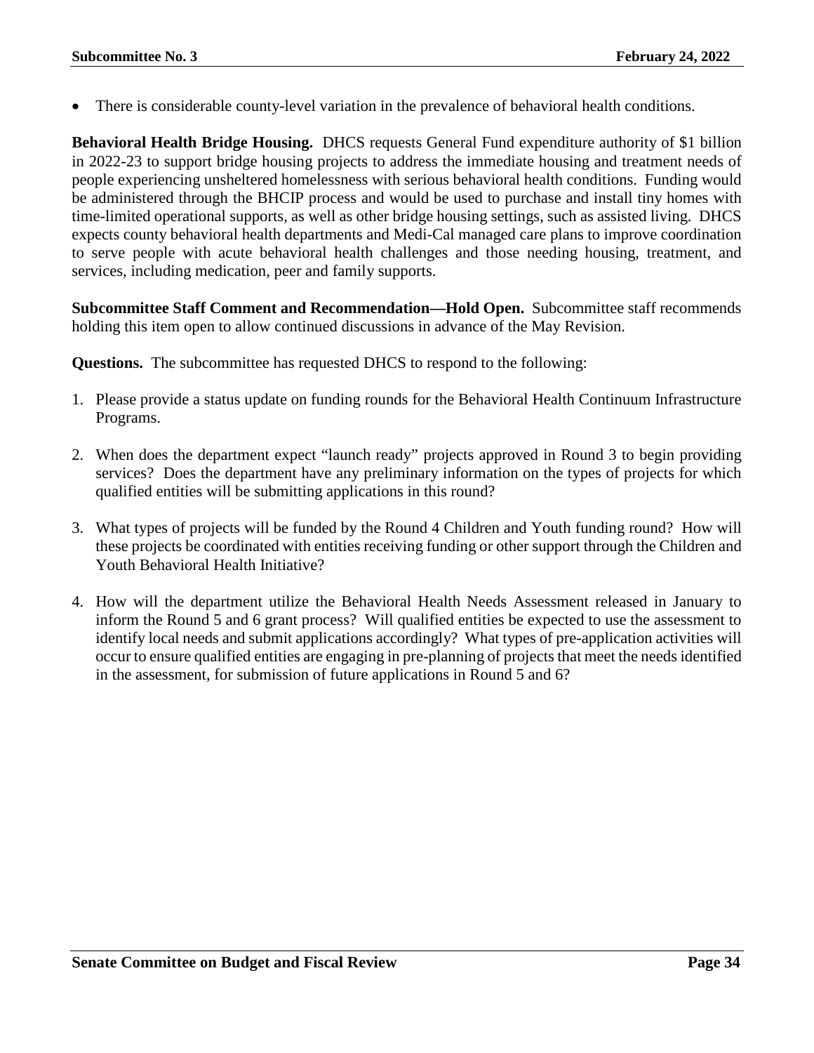- There is considerable county-level variation in the prevalence of behavioral health conditions.

**Behavioral Health Bridge Housing.** DHCS requests General Fund expenditure authority of $1 billion in 2022-23 to support bridge housing projects to address the immediate housing and treatment needs of people experiencing unsheltered homelessness with serious behavioral health conditions. Funding would be administered through the BHCIP process and would be used to purchase and install tiny homes with time-limited operational supports, as well as other bridge housing settings, such as assisted living. DHCS expects county behavioral health departments and Medi-Cal managed care plans to improve coordination to serve people with acute behavioral health challenges and those needing housing, treatment, and services, including medication, peer and family supports.

**Subcommittee Staff Comment and Recommendation—Hold Open.** Subcommittee staff recommends holding this item open to allow continued discussions in advance of the May Revision.

**Questions.** The subcommittee has requested DHCS to respond to the following:

1. Please provide a status update on funding rounds for the Behavioral Health Continuum Infrastructure Programs.
2. When does the department expect "launch ready" projects approved in Round 3 to begin providing services? Does the department have any preliminary information on the types of projects for which qualified entities will be submitting applications in this round?
3. What types of projects will be funded by the Round 4 Children and Youth funding round? How will these projects be coordinated with entities receiving funding or other support through the Children and Youth Behavioral Health Initiative?
4. How will the department utilize the Behavioral Health Needs Assessment released in January to inform the Round 5 and 6 grant process? Will qualified entities be expected to use the assessment to identify local needs and submit applications accordingly? What types of pre-application activities will occur to ensure qualified entities are engaging in pre-planning of projects that meet the needs identified in the assessment, for submission of future applications in Round 5 and 6?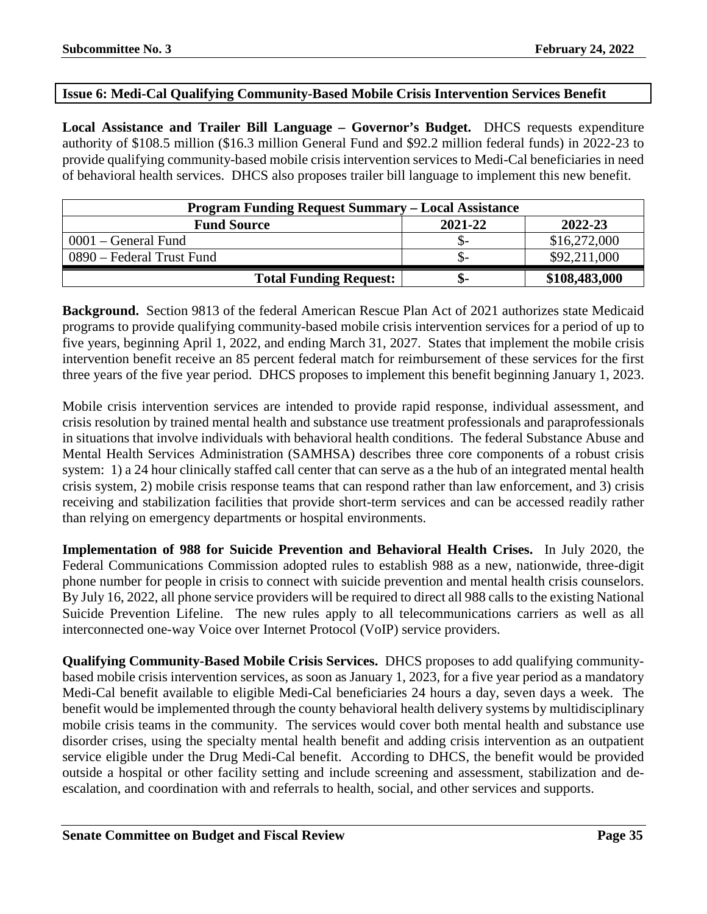## Issue 6: Medi-Cal Qualifying Community-Based Mobile Crisis Intervention Services Benefit

**Local Assistance and Trailer Bill Language – Governor's Budget.** DHCS requests expenditure authority of \$108.5 million (\$16.3 million General Fund and \$92.2 million federal funds) in 2022-23 to provide qualifying community-based mobile crisis intervention services to Medi-Cal beneficiaries in need of behavioral health services. DHCS also proposes trailer bill language to implement this new benefit.

| Program Funding Request Summary – Local Assistance | | |
|---|---|---|
| **Fund Source** | **2021-22** | **2022-23** |
| 0001 – General Fund | $- | $16,272,000 |
| 0890 – Federal Trust Fund | $- | $92,211,000 |
| **Total Funding Request:** | **$-** | **$108,483,000** |

**Background.** Section 9813 of the federal American Rescue Plan Act of 2021 authorizes state Medicaid programs to provide qualifying community-based mobile crisis intervention services for a period of up to five years, beginning April 1, 2022, and ending March 31, 2027. States that implement the mobile crisis intervention benefit receive an 85 percent federal match for reimbursement of these services for the first three years of the five year period. DHCS proposes to implement this benefit beginning January 1, 2023.

Mobile crisis intervention services are intended to provide rapid response, individual assessment, and crisis resolution by trained mental health and substance use treatment professionals and paraprofessionals in situations that involve individuals with behavioral health conditions. The federal Substance Abuse and Mental Health Services Administration (SAMHSA) describes three core components of a robust crisis system: 1) a 24 hour clinically staffed call center that can serve as a the hub of an integrated mental health crisis system, 2) mobile crisis response teams that can respond rather than law enforcement, and 3) crisis receiving and stabilization facilities that provide short-term services and can be accessed readily rather than relying on emergency departments or hospital environments.

**Implementation of 988 for Suicide Prevention and Behavioral Health Crises.** In July 2020, the Federal Communications Commission adopted rules to establish 988 as a new, nationwide, three-digit phone number for people in crisis to connect with suicide prevention and mental health crisis counselors. By July 16, 2022, all phone service providers will be required to direct all 988 calls to the existing National Suicide Prevention Lifeline. The new rules apply to all telecommunications carriers as well as all interconnected one-way Voice over Internet Protocol (VoIP) service providers.

**Qualifying Community-Based Mobile Crisis Services.** DHCS proposes to add qualifying community-based mobile crisis intervention services, as soon as January 1, 2023, for a five year period as a mandatory Medi-Cal benefit available to eligible Medi-Cal beneficiaries 24 hours a day, seven days a week. The benefit would be implemented through the county behavioral health delivery systems by multidisciplinary mobile crisis teams in the community. The services would cover both mental health and substance use disorder crises, using the specialty mental health benefit and adding crisis intervention as an outpatient service eligible under the Drug Medi-Cal benefit. According to DHCS, the benefit would be provided outside a hospital or other facility setting and include screening and assessment, stabilization and de-escalation, and coordination with and referrals to health, social, and other services and supports.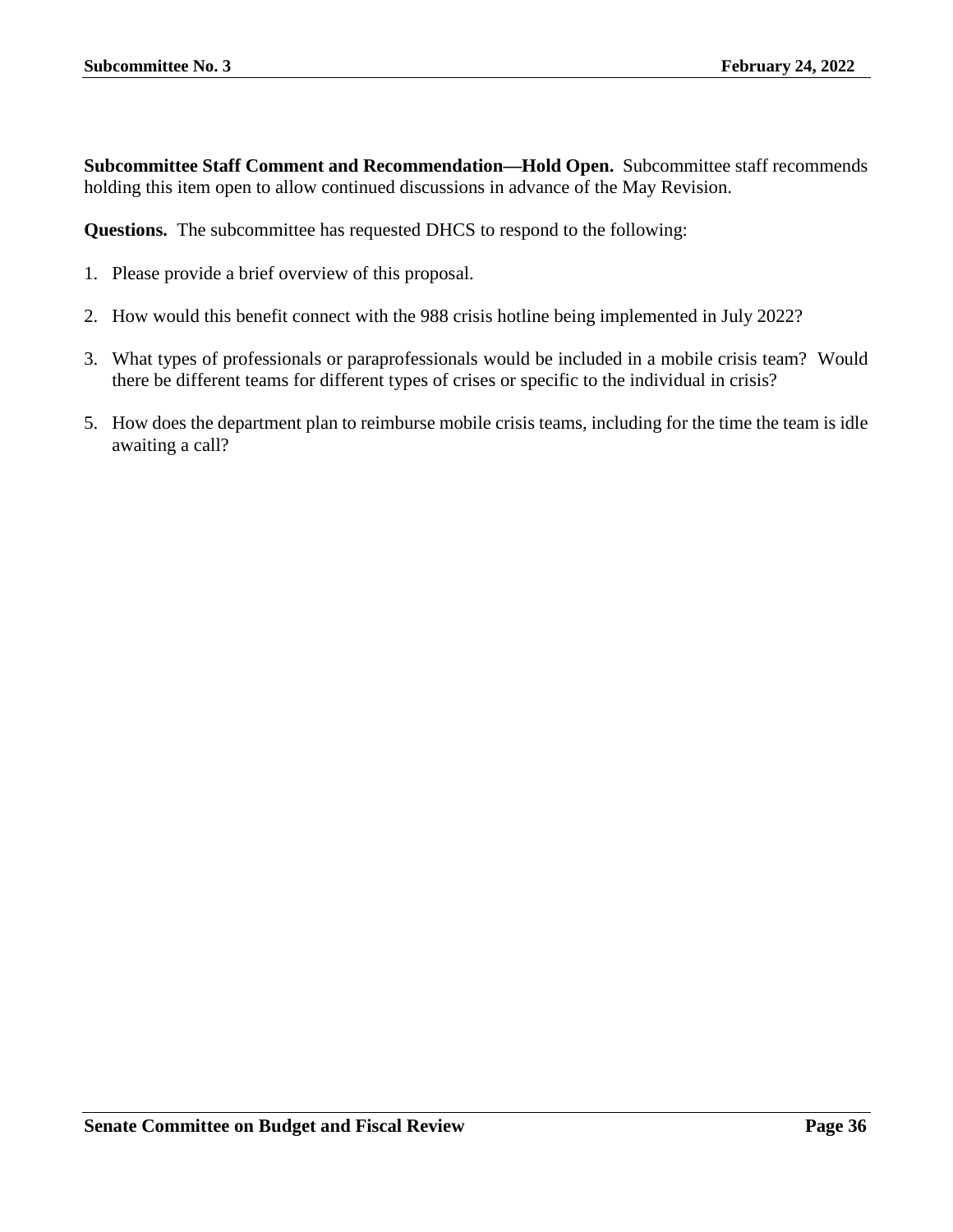**Subcommittee Staff Comment and Recommendation—Hold Open.** Subcommittee staff recommends holding this item open to allow continued discussions in advance of the May Revision.

**Questions.** The subcommittee has requested DHCS to respond to the following:

1. Please provide a brief overview of this proposal.

2. How would this benefit connect with the 988 crisis hotline being implemented in July 2022?

3. What types of professionals or paraprofessionals would be included in a mobile crisis team? Would there be different teams for different types of crises or specific to the individual in crisis?

5. How does the department plan to reimburse mobile crisis teams, including for the time the team is idle awaiting a call?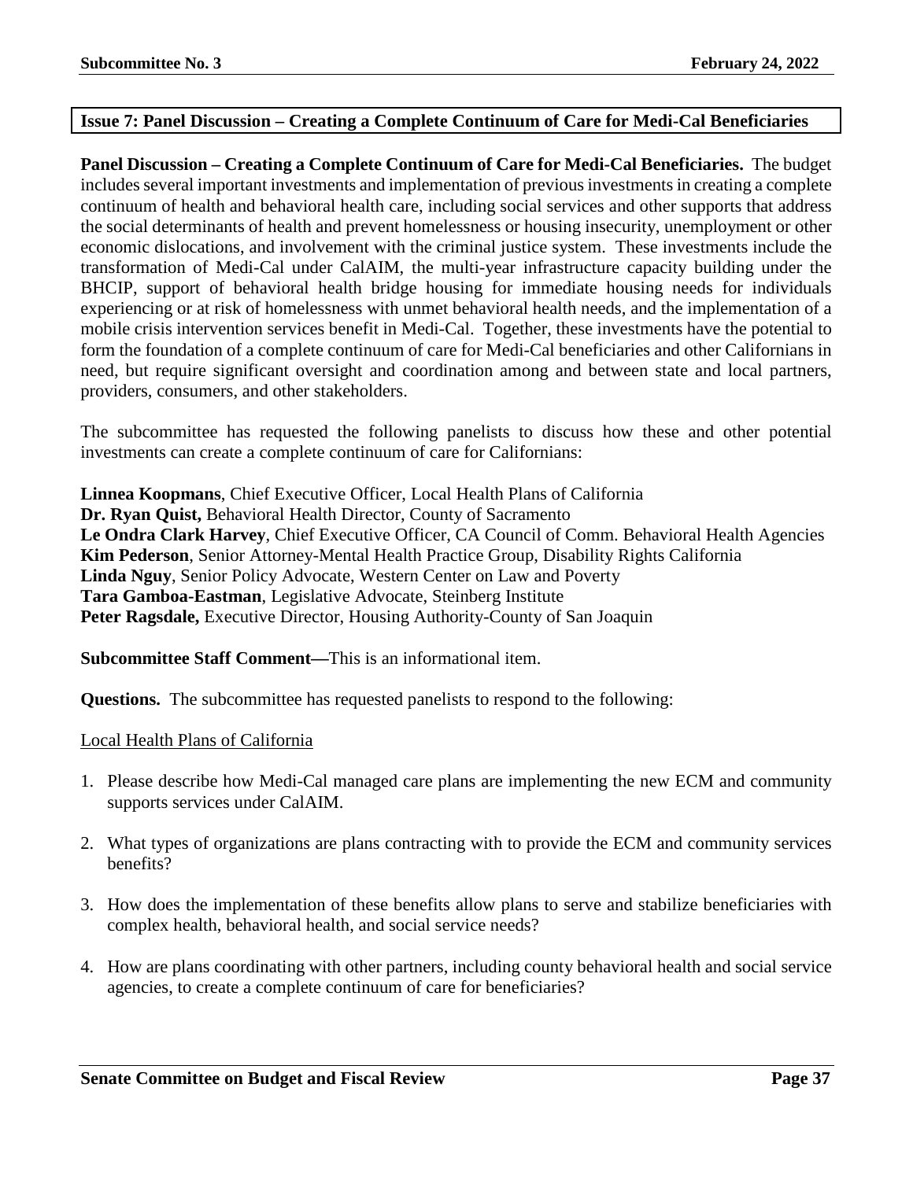## Issue 7: Panel Discussion – Creating a Complete Continuum of Care for Medi-Cal Beneficiaries

**Panel Discussion – Creating a Complete Continuum of Care for Medi-Cal Beneficiaries.** The budget includes several important investments and implementation of previous investments in creating a complete continuum of health and behavioral health care, including social services and other supports that address the social determinants of health and prevent homelessness or housing insecurity, unemployment or other economic dislocations, and involvement with the criminal justice system. These investments include the transformation of Medi-Cal under CalAIM, the multi-year infrastructure capacity building under the BHCIP, support of behavioral health bridge housing for immediate housing needs for individuals experiencing or at risk of homelessness with unmet behavioral health needs, and the implementation of a mobile crisis intervention services benefit in Medi-Cal. Together, these investments have the potential to form the foundation of a complete continuum of care for Medi-Cal beneficiaries and other Californians in need, but require significant oversight and coordination among and between state and local partners, providers, consumers, and other stakeholders.

The subcommittee has requested the following panelists to discuss how these and other potential investments can create a complete continuum of care for Californians:

**Linnea Koopmans**, Chief Executive Officer, Local Health Plans of California
**Dr. Ryan Quist,** Behavioral Health Director, County of Sacramento
**Le Ondra Clark Harvey**, Chief Executive Officer, CA Council of Comm. Behavioral Health Agencies
**Kim Pederson**, Senior Attorney-Mental Health Practice Group, Disability Rights California
**Linda Nguy**, Senior Policy Advocate, Western Center on Law and Poverty
**Tara Gamboa-Eastman**, Legislative Advocate, Steinberg Institute
**Peter Ragsdale,** Executive Director, Housing Authority-County of San Joaquin

**Subcommittee Staff Comment—**This is an informational item.

**Questions.** The subcommittee has requested panelists to respond to the following:

<u>Local Health Plans of California</u>

1. Please describe how Medi-Cal managed care plans are implementing the new ECM and community supports services under CalAIM.
2. What types of organizations are plans contracting with to provide the ECM and community services benefits?
3. How does the implementation of these benefits allow plans to serve and stabilize beneficiaries with complex health, behavioral health, and social service needs?
4. How are plans coordinating with other partners, including county behavioral health and social service agencies, to create a complete continuum of care for beneficiaries?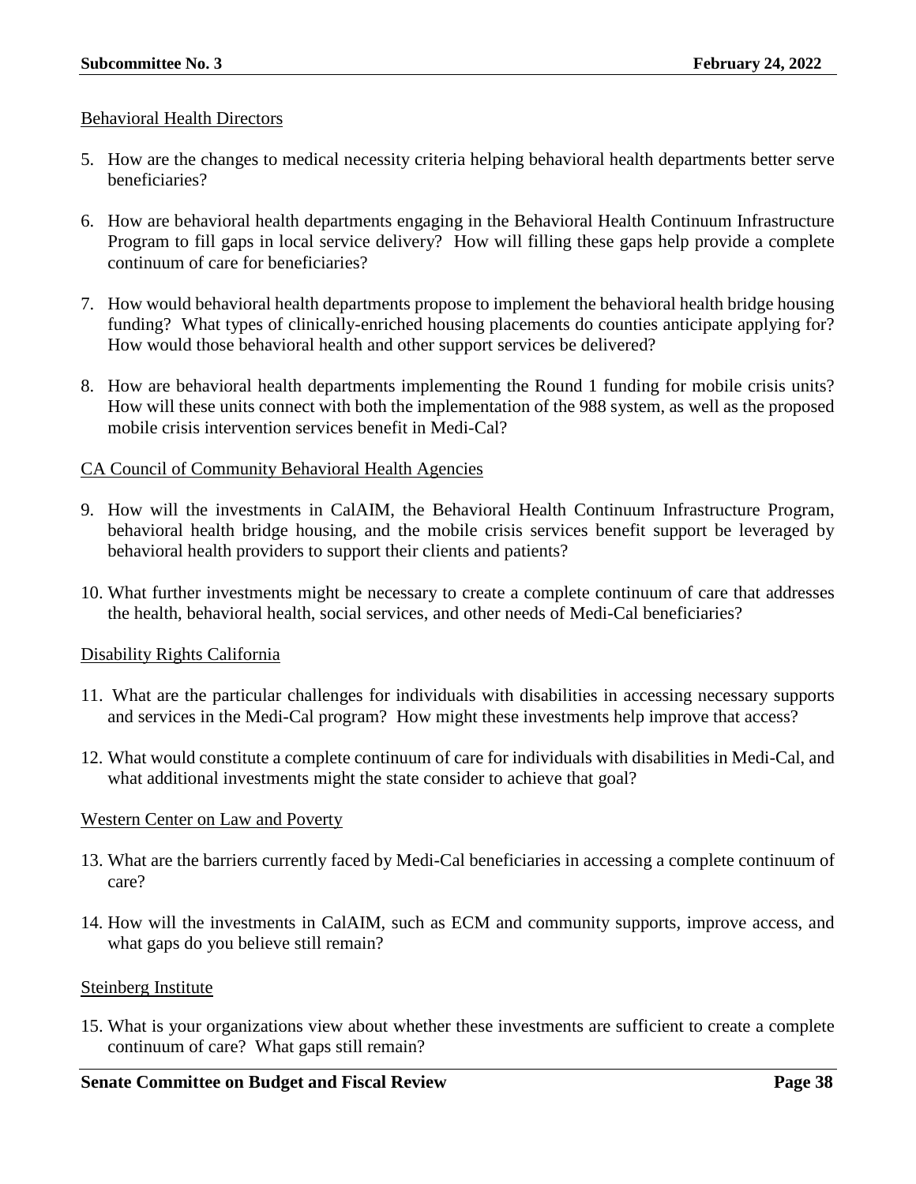Behavioral Health Directors

5. How are the changes to medical necessity criteria helping behavioral health departments better serve beneficiaries?

6. How are behavioral health departments engaging in the Behavioral Health Continuum Infrastructure Program to fill gaps in local service delivery? How will filling these gaps help provide a complete continuum of care for beneficiaries?

7. How would behavioral health departments propose to implement the behavioral health bridge housing funding? What types of clinically-enriched housing placements do counties anticipate applying for? How would those behavioral health and other support services be delivered?

8. How are behavioral health departments implementing the Round 1 funding for mobile crisis units? How will these units connect with both the implementation of the 988 system, as well as the proposed mobile crisis intervention services benefit in Medi-Cal?

CA Council of Community Behavioral Health Agencies

9. How will the investments in CalAIM, the Behavioral Health Continuum Infrastructure Program, behavioral health bridge housing, and the mobile crisis services benefit support be leveraged by behavioral health providers to support their clients and patients?

10. What further investments might be necessary to create a complete continuum of care that addresses the health, behavioral health, social services, and other needs of Medi-Cal beneficiaries?

Disability Rights California

11. What are the particular challenges for individuals with disabilities in accessing necessary supports and services in the Medi-Cal program? How might these investments help improve that access?

12. What would constitute a complete continuum of care for individuals with disabilities in Medi-Cal, and what additional investments might the state consider to achieve that goal?

Western Center on Law and Poverty

13. What are the barriers currently faced by Medi-Cal beneficiaries in accessing a complete continuum of care?

14. How will the investments in CalAIM, such as ECM and community supports, improve access, and what gaps do you believe still remain?

Steinberg Institute

15. What is your organizations view about whether these investments are sufficient to create a complete continuum of care? What gaps still remain?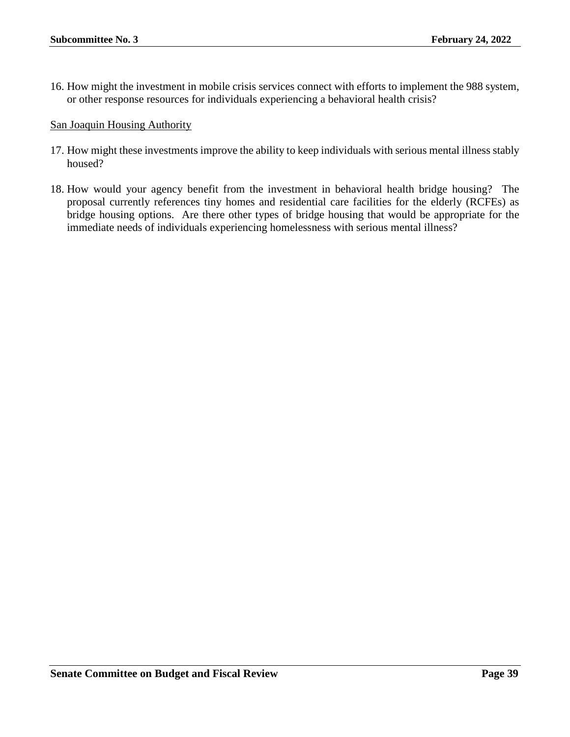16. How might the investment in mobile crisis services connect with efforts to implement the 988 system, or other response resources for individuals experiencing a behavioral health crisis?

<u>San Joaquin Housing Authority</u>

17. How might these investments improve the ability to keep individuals with serious mental illness stably housed?

18. How would your agency benefit from the investment in behavioral health bridge housing? The proposal currently references tiny homes and residential care facilities for the elderly (RCFEs) as bridge housing options. Are there other types of bridge housing that would be appropriate for the immediate needs of individuals experiencing homelessness with serious mental illness?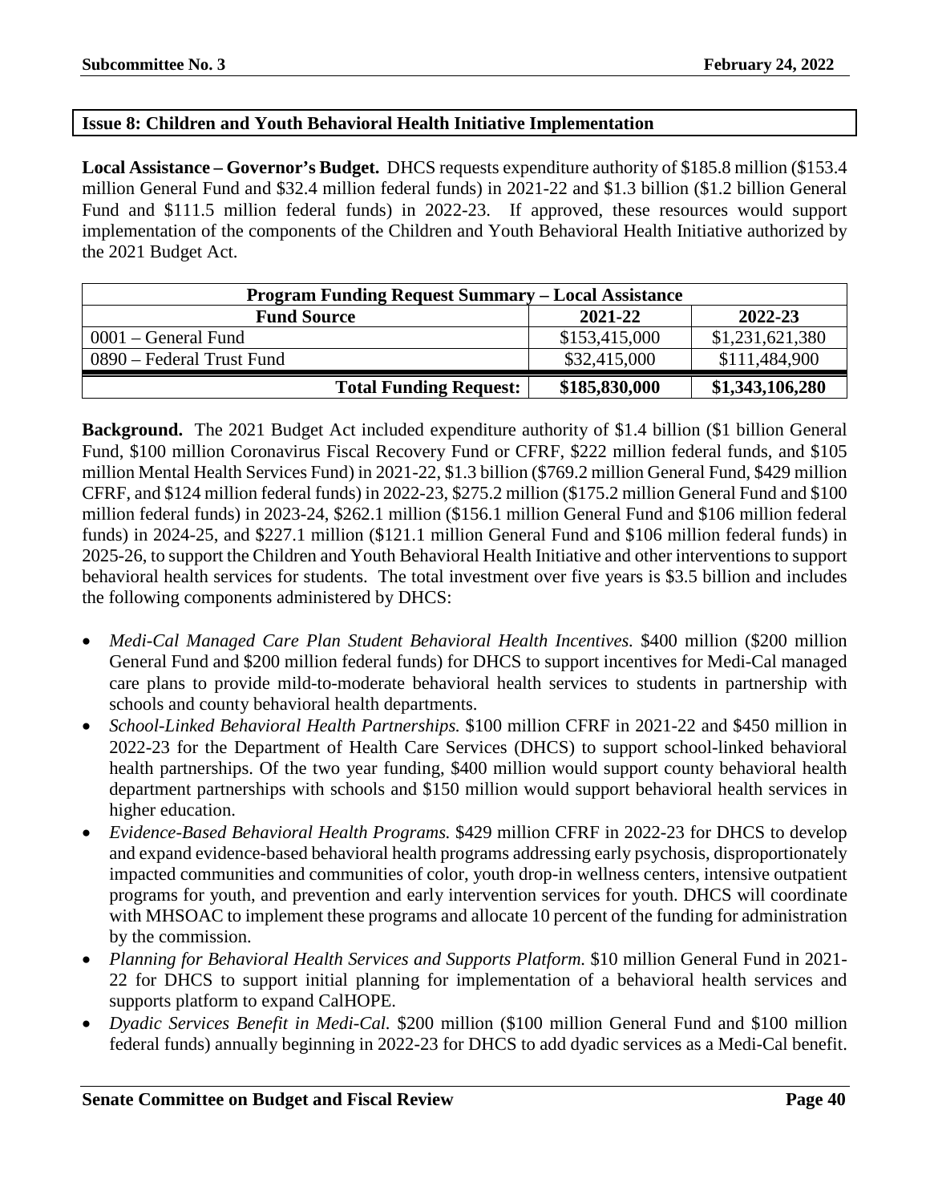## Issue 8: Children and Youth Behavioral Health Initiative Implementation

**Local Assistance – Governor's Budget.** DHCS requests expenditure authority of $185.8 million ($153.4 million General Fund and $32.4 million federal funds) in 2021-22 and $1.3 billion ($1.2 billion General Fund and $111.5 million federal funds) in 2022-23. If approved, these resources would support implementation of the components of the Children and Youth Behavioral Health Initiative authorized by the 2021 Budget Act.

| Program Funding Request Summary – Local Assistance | | |
|---|---|---|
| **Fund Source** | **2021-22** | **2022-23** |
| 0001 – General Fund | $153,415,000 | $1,231,621,380 |
| 0890 – Federal Trust Fund | $32,415,000 | $111,484,900 |
| **Total Funding Request:** | **$185,830,000** | **$1,343,106,280** |

**Background.** The 2021 Budget Act included expenditure authority of $1.4 billion ($1 billion General Fund, $100 million Coronavirus Fiscal Recovery Fund or CFRF, $222 million federal funds, and $105 million Mental Health Services Fund) in 2021-22, $1.3 billion ($769.2 million General Fund, $429 million CFRF, and $124 million federal funds) in 2022-23, $275.2 million ($175.2 million General Fund and $100 million federal funds) in 2023-24, $262.1 million ($156.1 million General Fund and $106 million federal funds) in 2024-25, and $227.1 million ($121.1 million General Fund and $106 million federal funds) in 2025-26, to support the Children and Youth Behavioral Health Initiative and other interventions to support behavioral health services for students. The total investment over five years is $3.5 billion and includes the following components administered by DHCS:

- *Medi-Cal Managed Care Plan Student Behavioral Health Incentives.* $400 million ($200 million General Fund and $200 million federal funds) for DHCS to support incentives for Medi-Cal managed care plans to provide mild-to-moderate behavioral health services to students in partnership with schools and county behavioral health departments.
- *School-Linked Behavioral Health Partnerships.* $100 million CFRF in 2021-22 and $450 million in 2022-23 for the Department of Health Care Services (DHCS) to support school-linked behavioral health partnerships. Of the two year funding, $400 million would support county behavioral health department partnerships with schools and $150 million would support behavioral health services in higher education.
- *Evidence-Based Behavioral Health Programs.* $429 million CFRF in 2022-23 for DHCS to develop and expand evidence-based behavioral health programs addressing early psychosis, disproportionately impacted communities and communities of color, youth drop-in wellness centers, intensive outpatient programs for youth, and prevention and early intervention services for youth. DHCS will coordinate with MHSOAC to implement these programs and allocate 10 percent of the funding for administration by the commission.
- *Planning for Behavioral Health Services and Supports Platform.* $10 million General Fund in 2021-22 for DHCS to support initial planning for implementation of a behavioral health services and supports platform to expand CalHOPE.
- *Dyadic Services Benefit in Medi-Cal.* $200 million ($100 million General Fund and $100 million federal funds) annually beginning in 2022-23 for DHCS to add dyadic services as a Medi-Cal benefit.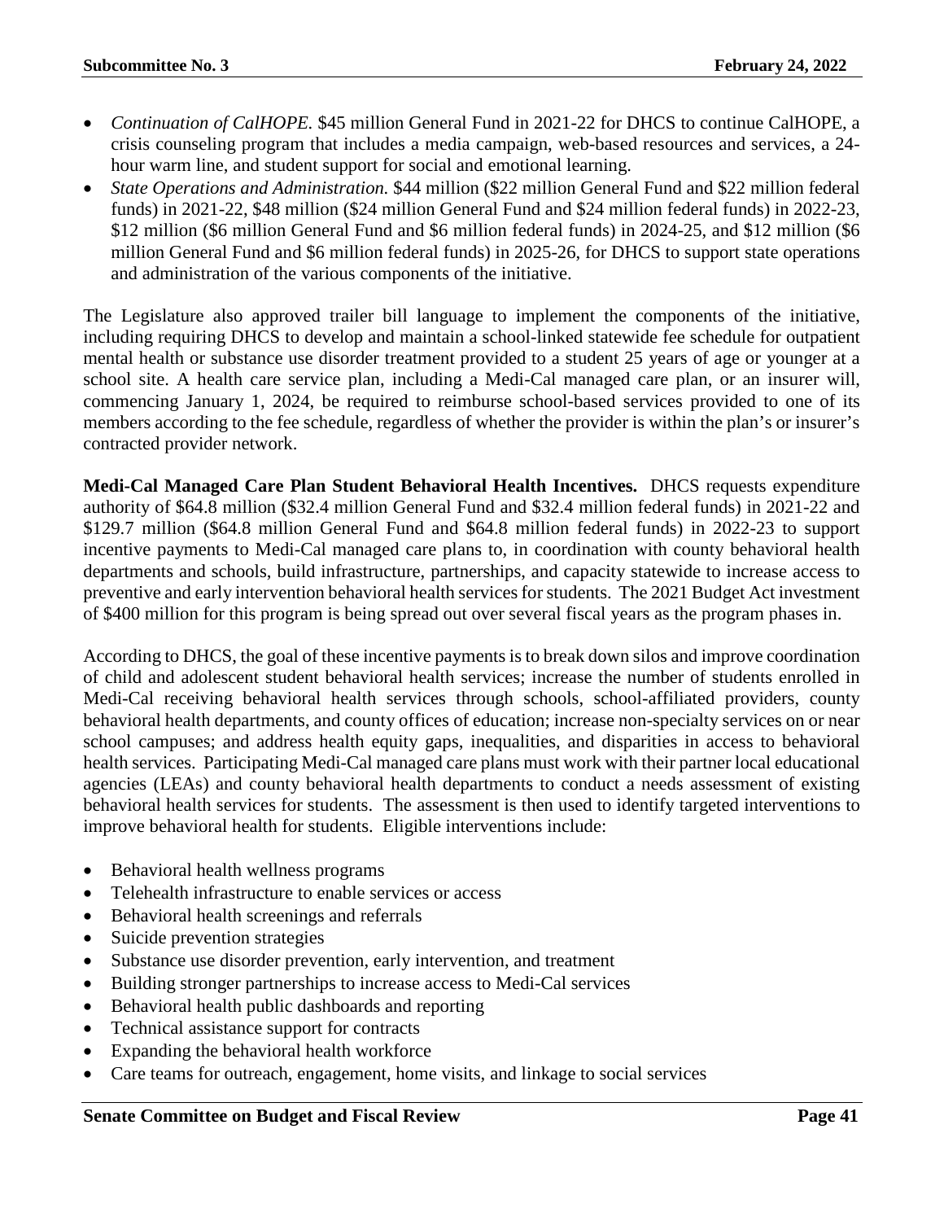- *Continuation of CalHOPE.* $45 million General Fund in 2021-22 for DHCS to continue CalHOPE, a crisis counseling program that includes a media campaign, web-based resources and services, a 24-hour warm line, and student support for social and emotional learning.
- *State Operations and Administration.* $44 million ($22 million General Fund and $22 million federal funds) in 2021-22, $48 million ($24 million General Fund and $24 million federal funds) in 2022-23, $12 million ($6 million General Fund and $6 million federal funds) in 2024-25, and $12 million ($6 million General Fund and $6 million federal funds) in 2025-26, for DHCS to support state operations and administration of the various components of the initiative.

The Legislature also approved trailer bill language to implement the components of the initiative, including requiring DHCS to develop and maintain a school-linked statewide fee schedule for outpatient mental health or substance use disorder treatment provided to a student 25 years of age or younger at a school site. A health care service plan, including a Medi-Cal managed care plan, or an insurer will, commencing January 1, 2024, be required to reimburse school-based services provided to one of its members according to the fee schedule, regardless of whether the provider is within the plan's or insurer's contracted provider network.

**Medi-Cal Managed Care Plan Student Behavioral Health Incentives.** DHCS requests expenditure authority of $64.8 million ($32.4 million General Fund and $32.4 million federal funds) in 2021-22 and $129.7 million ($64.8 million General Fund and $64.8 million federal funds) in 2022-23 to support incentive payments to Medi-Cal managed care plans to, in coordination with county behavioral health departments and schools, build infrastructure, partnerships, and capacity statewide to increase access to preventive and early intervention behavioral health services for students. The 2021 Budget Act investment of $400 million for this program is being spread out over several fiscal years as the program phases in.

According to DHCS, the goal of these incentive payments is to break down silos and improve coordination of child and adolescent student behavioral health services; increase the number of students enrolled in Medi-Cal receiving behavioral health services through schools, school-affiliated providers, county behavioral health departments, and county offices of education; increase non-specialty services on or near school campuses; and address health equity gaps, inequalities, and disparities in access to behavioral health services. Participating Medi-Cal managed care plans must work with their partner local educational agencies (LEAs) and county behavioral health departments to conduct a needs assessment of existing behavioral health services for students. The assessment is then used to identify targeted interventions to improve behavioral health for students. Eligible interventions include:

- Behavioral health wellness programs
- Telehealth infrastructure to enable services or access
- Behavioral health screenings and referrals
- Suicide prevention strategies
- Substance use disorder prevention, early intervention, and treatment
- Building stronger partnerships to increase access to Medi-Cal services
- Behavioral health public dashboards and reporting
- Technical assistance support for contracts
- Expanding the behavioral health workforce
- Care teams for outreach, engagement, home visits, and linkage to social services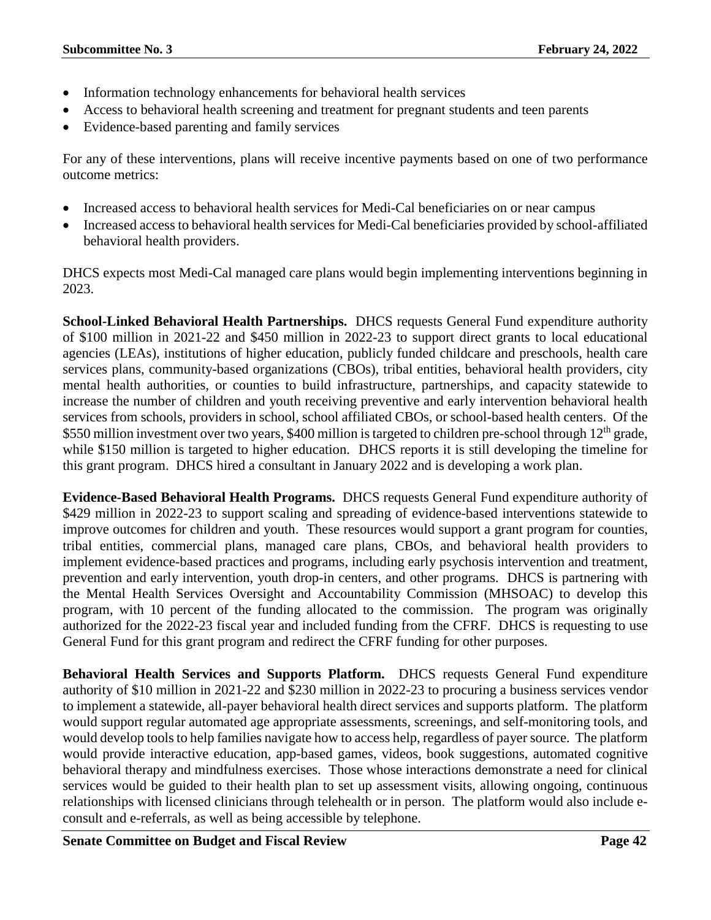- Information technology enhancements for behavioral health services
- Access to behavioral health screening and treatment for pregnant students and teen parents
- Evidence-based parenting and family services

For any of these interventions, plans will receive incentive payments based on one of two performance outcome metrics:

- Increased access to behavioral health services for Medi-Cal beneficiaries on or near campus
- Increased access to behavioral health services for Medi-Cal beneficiaries provided by school-affiliated behavioral health providers.

DHCS expects most Medi-Cal managed care plans would begin implementing interventions beginning in 2023.

**School-Linked Behavioral Health Partnerships.** DHCS requests General Fund expenditure authority of $100 million in 2021-22 and $450 million in 2022-23 to support direct grants to local educational agencies (LEAs), institutions of higher education, publicly funded childcare and preschools, health care services plans, community-based organizations (CBOs), tribal entities, behavioral health providers, city mental health authorities, or counties to build infrastructure, partnerships, and capacity statewide to increase the number of children and youth receiving preventive and early intervention behavioral health services from schools, providers in school, school affiliated CBOs, or school-based health centers. Of the $550 million investment over two years, $400 million is targeted to children pre-school through 12th grade, while $150 million is targeted to higher education. DHCS reports it is still developing the timeline for this grant program. DHCS hired a consultant in January 2022 and is developing a work plan.

**Evidence-Based Behavioral Health Programs.** DHCS requests General Fund expenditure authority of $429 million in 2022-23 to support scaling and spreading of evidence-based interventions statewide to improve outcomes for children and youth. These resources would support a grant program for counties, tribal entities, commercial plans, managed care plans, CBOs, and behavioral health providers to implement evidence-based practices and programs, including early psychosis intervention and treatment, prevention and early intervention, youth drop-in centers, and other programs. DHCS is partnering with the Mental Health Services Oversight and Accountability Commission (MHSOAC) to develop this program, with 10 percent of the funding allocated to the commission. The program was originally authorized for the 2022-23 fiscal year and included funding from the CFRF. DHCS is requesting to use General Fund for this grant program and redirect the CFRF funding for other purposes.

**Behavioral Health Services and Supports Platform.** DHCS requests General Fund expenditure authority of $10 million in 2021-22 and $230 million in 2022-23 to procuring a business services vendor to implement a statewide, all-payer behavioral health direct services and supports platform. The platform would support regular automated age appropriate assessments, screenings, and self-monitoring tools, and would develop tools to help families navigate how to access help, regardless of payer source. The platform would provide interactive education, app-based games, videos, book suggestions, automated cognitive behavioral therapy and mindfulness exercises. Those whose interactions demonstrate a need for clinical services would be guided to their health plan to set up assessment visits, allowing ongoing, continuous relationships with licensed clinicians through telehealth or in person. The platform would also include e-consult and e-referrals, as well as being accessible by telephone.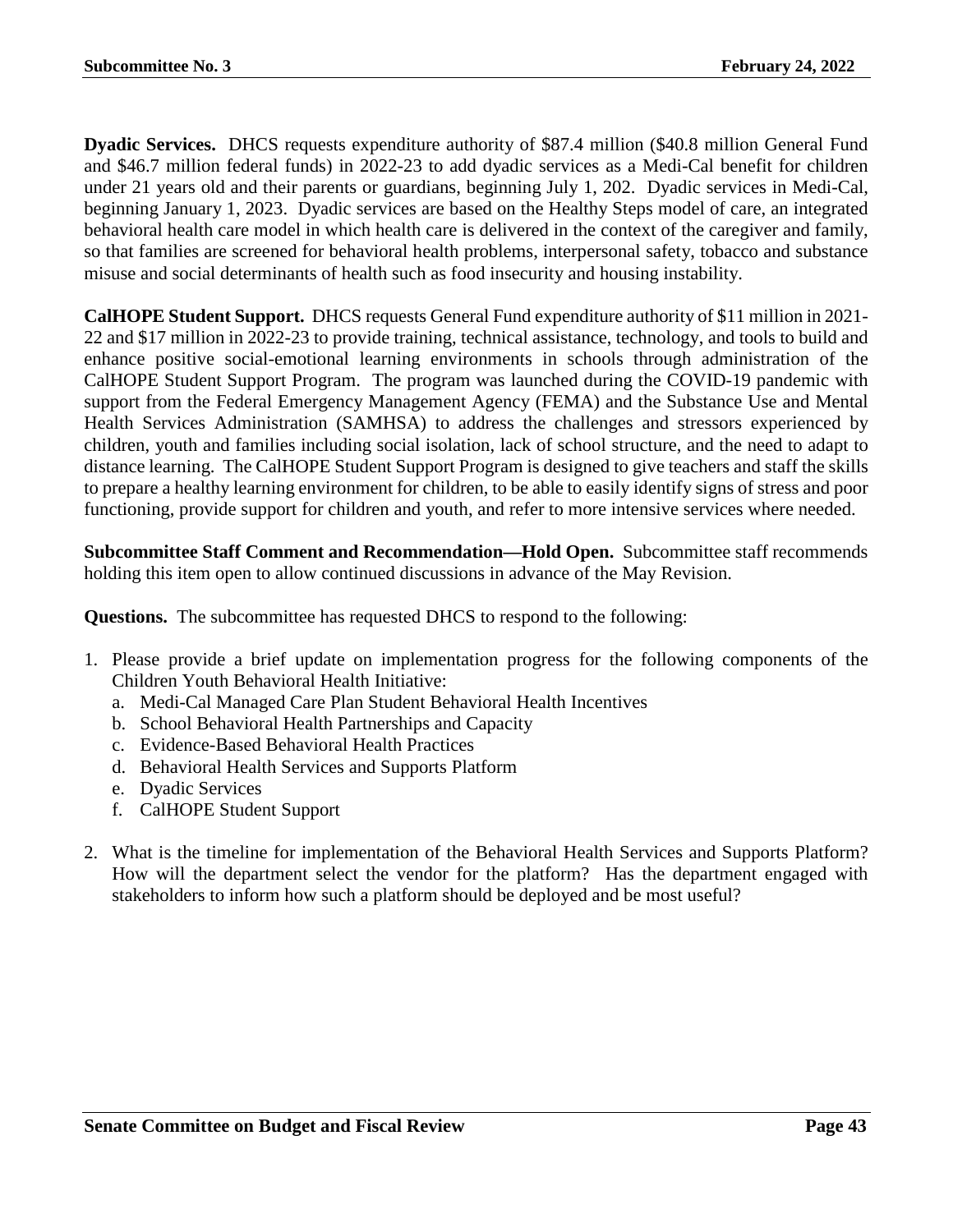**Dyadic Services.** DHCS requests expenditure authority of $87.4 million ($40.8 million General Fund and $46.7 million federal funds) in 2022-23 to add dyadic services as a Medi-Cal benefit for children under 21 years old and their parents or guardians, beginning July 1, 202. Dyadic services in Medi-Cal, beginning January 1, 2023. Dyadic services are based on the Healthy Steps model of care, an integrated behavioral health care model in which health care is delivered in the context of the caregiver and family, so that families are screened for behavioral health problems, interpersonal safety, tobacco and substance misuse and social determinants of health such as food insecurity and housing instability.

**CalHOPE Student Support.** DHCS requests General Fund expenditure authority of $11 million in 2021-22 and $17 million in 2022-23 to provide training, technical assistance, technology, and tools to build and enhance positive social-emotional learning environments in schools through administration of the CalHOPE Student Support Program. The program was launched during the COVID-19 pandemic with support from the Federal Emergency Management Agency (FEMA) and the Substance Use and Mental Health Services Administration (SAMHSA) to address the challenges and stressors experienced by children, youth and families including social isolation, lack of school structure, and the need to adapt to distance learning. The CalHOPE Student Support Program is designed to give teachers and staff the skills to prepare a healthy learning environment for children, to be able to easily identify signs of stress and poor functioning, provide support for children and youth, and refer to more intensive services where needed.

**Subcommittee Staff Comment and Recommendation—Hold Open.** Subcommittee staff recommends holding this item open to allow continued discussions in advance of the May Revision.

**Questions.** The subcommittee has requested DHCS to respond to the following:

1. Please provide a brief update on implementation progress for the following components of the Children Youth Behavioral Health Initiative:
   a. Medi-Cal Managed Care Plan Student Behavioral Health Incentives
   b. School Behavioral Health Partnerships and Capacity
   c. Evidence-Based Behavioral Health Practices
   d. Behavioral Health Services and Supports Platform
   e. Dyadic Services
   f. CalHOPE Student Support

2. What is the timeline for implementation of the Behavioral Health Services and Supports Platform? How will the department select the vendor for the platform? Has the department engaged with stakeholders to inform how such a platform should be deployed and be most useful?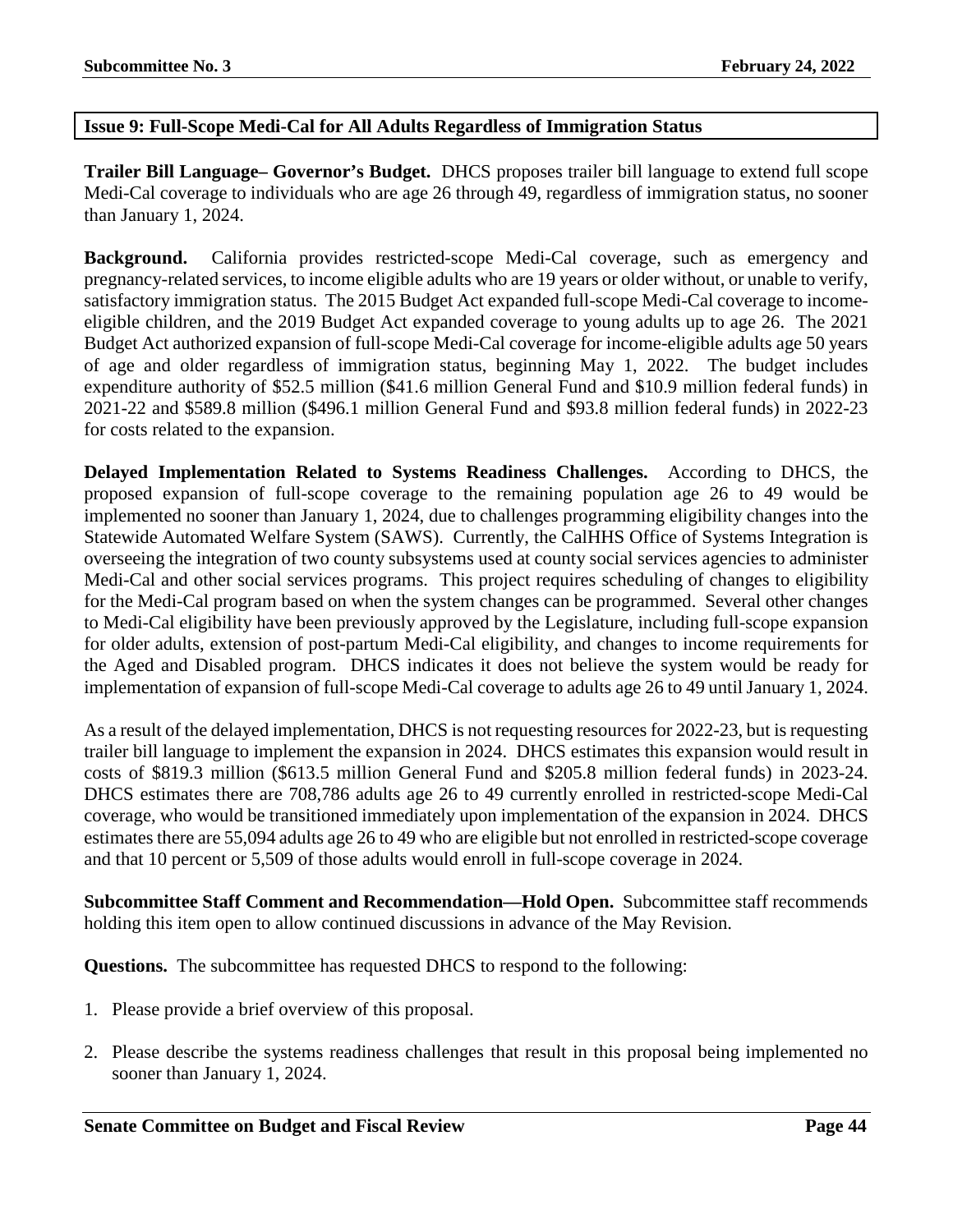## Issue 9: Full-Scope Medi-Cal for All Adults Regardless of Immigration Status

**Trailer Bill Language– Governor's Budget.** DHCS proposes trailer bill language to extend full scope Medi-Cal coverage to individuals who are age 26 through 49, regardless of immigration status, no sooner than January 1, 2024.

**Background.** California provides restricted-scope Medi-Cal coverage, such as emergency and pregnancy-related services, to income eligible adults who are 19 years or older without, or unable to verify, satisfactory immigration status. The 2015 Budget Act expanded full-scope Medi-Cal coverage to income-eligible children, and the 2019 Budget Act expanded coverage to young adults up to age 26. The 2021 Budget Act authorized expansion of full-scope Medi-Cal coverage for income-eligible adults age 50 years of age and older regardless of immigration status, beginning May 1, 2022. The budget includes expenditure authority of $52.5 million ($41.6 million General Fund and $10.9 million federal funds) in 2021-22 and $589.8 million ($496.1 million General Fund and $93.8 million federal funds) in 2022-23 for costs related to the expansion.

**Delayed Implementation Related to Systems Readiness Challenges.** According to DHCS, the proposed expansion of full-scope coverage to the remaining population age 26 to 49 would be implemented no sooner than January 1, 2024, due to challenges programming eligibility changes into the Statewide Automated Welfare System (SAWS). Currently, the CalHHS Office of Systems Integration is overseeing the integration of two county subsystems used at county social services agencies to administer Medi-Cal and other social services programs. This project requires scheduling of changes to eligibility for the Medi-Cal program based on when the system changes can be programmed. Several other changes to Medi-Cal eligibility have been previously approved by the Legislature, including full-scope expansion for older adults, extension of post-partum Medi-Cal eligibility, and changes to income requirements for the Aged and Disabled program. DHCS indicates it does not believe the system would be ready for implementation of expansion of full-scope Medi-Cal coverage to adults age 26 to 49 until January 1, 2024.

As a result of the delayed implementation, DHCS is not requesting resources for 2022-23, but is requesting trailer bill language to implement the expansion in 2024. DHCS estimates this expansion would result in costs of $819.3 million ($613.5 million General Fund and $205.8 million federal funds) in 2023-24. DHCS estimates there are 708,786 adults age 26 to 49 currently enrolled in restricted-scope Medi-Cal coverage, who would be transitioned immediately upon implementation of the expansion in 2024. DHCS estimates there are 55,094 adults age 26 to 49 who are eligible but not enrolled in restricted-scope coverage and that 10 percent or 5,509 of those adults would enroll in full-scope coverage in 2024.

**Subcommittee Staff Comment and Recommendation—Hold Open.** Subcommittee staff recommends holding this item open to allow continued discussions in advance of the May Revision.

**Questions.** The subcommittee has requested DHCS to respond to the following:

1. Please provide a brief overview of this proposal.

2. Please describe the systems readiness challenges that result in this proposal being implemented no sooner than January 1, 2024.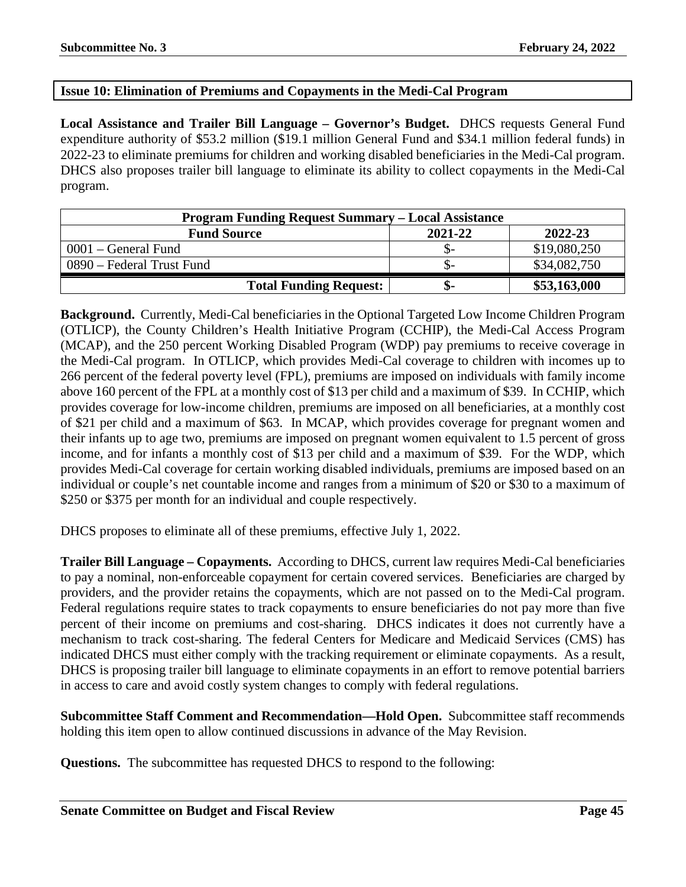## Issue 10: Elimination of Premiums and Copayments in the Medi-Cal Program

**Local Assistance and Trailer Bill Language – Governor's Budget.** DHCS requests General Fund expenditure authority of $53.2 million ($19.1 million General Fund and $34.1 million federal funds) in 2022-23 to eliminate premiums for children and working disabled beneficiaries in the Medi-Cal program. DHCS also proposes trailer bill language to eliminate its ability to collect copayments in the Medi-Cal program.

| Program Funding Request Summary – Local Assistance | | |
|---|---|---|
| **Fund Source** | **2021-22** | **2022-23** |
| 0001 – General Fund | $- | $19,080,250 |
| 0890 – Federal Trust Fund | $- | $34,082,750 |
| **Total Funding Request:** | **$-** | **$53,163,000** |

**Background.** Currently, Medi-Cal beneficiaries in the Optional Targeted Low Income Children Program (OTLICP), the County Children's Health Initiative Program (CCHIP), the Medi-Cal Access Program (MCAP), and the 250 percent Working Disabled Program (WDP) pay premiums to receive coverage in the Medi-Cal program. In OTLICP, which provides Medi-Cal coverage to children with incomes up to 266 percent of the federal poverty level (FPL), premiums are imposed on individuals with family income above 160 percent of the FPL at a monthly cost of $13 per child and a maximum of $39. In CCHIP, which provides coverage for low-income children, premiums are imposed on all beneficiaries, at a monthly cost of $21 per child and a maximum of $63. In MCAP, which provides coverage for pregnant women and their infants up to age two, premiums are imposed on pregnant women equivalent to 1.5 percent of gross income, and for infants a monthly cost of $13 per child and a maximum of $39. For the WDP, which provides Medi-Cal coverage for certain working disabled individuals, premiums are imposed based on an individual or couple's net countable income and ranges from a minimum of $20 or $30 to a maximum of $250 or $375 per month for an individual and couple respectively.

DHCS proposes to eliminate all of these premiums, effective July 1, 2022.

**Trailer Bill Language – Copayments.** According to DHCS, current law requires Medi-Cal beneficiaries to pay a nominal, non-enforceable copayment for certain covered services. Beneficiaries are charged by providers, and the provider retains the copayments, which are not passed on to the Medi-Cal program. Federal regulations require states to track copayments to ensure beneficiaries do not pay more than five percent of their income on premiums and cost-sharing. DHCS indicates it does not currently have a mechanism to track cost-sharing. The federal Centers for Medicare and Medicaid Services (CMS) has indicated DHCS must either comply with the tracking requirement or eliminate copayments. As a result, DHCS is proposing trailer bill language to eliminate copayments in an effort to remove potential barriers in access to care and avoid costly system changes to comply with federal regulations.

**Subcommittee Staff Comment and Recommendation—Hold Open.** Subcommittee staff recommends holding this item open to allow continued discussions in advance of the May Revision.

**Questions.** The subcommittee has requested DHCS to respond to the following: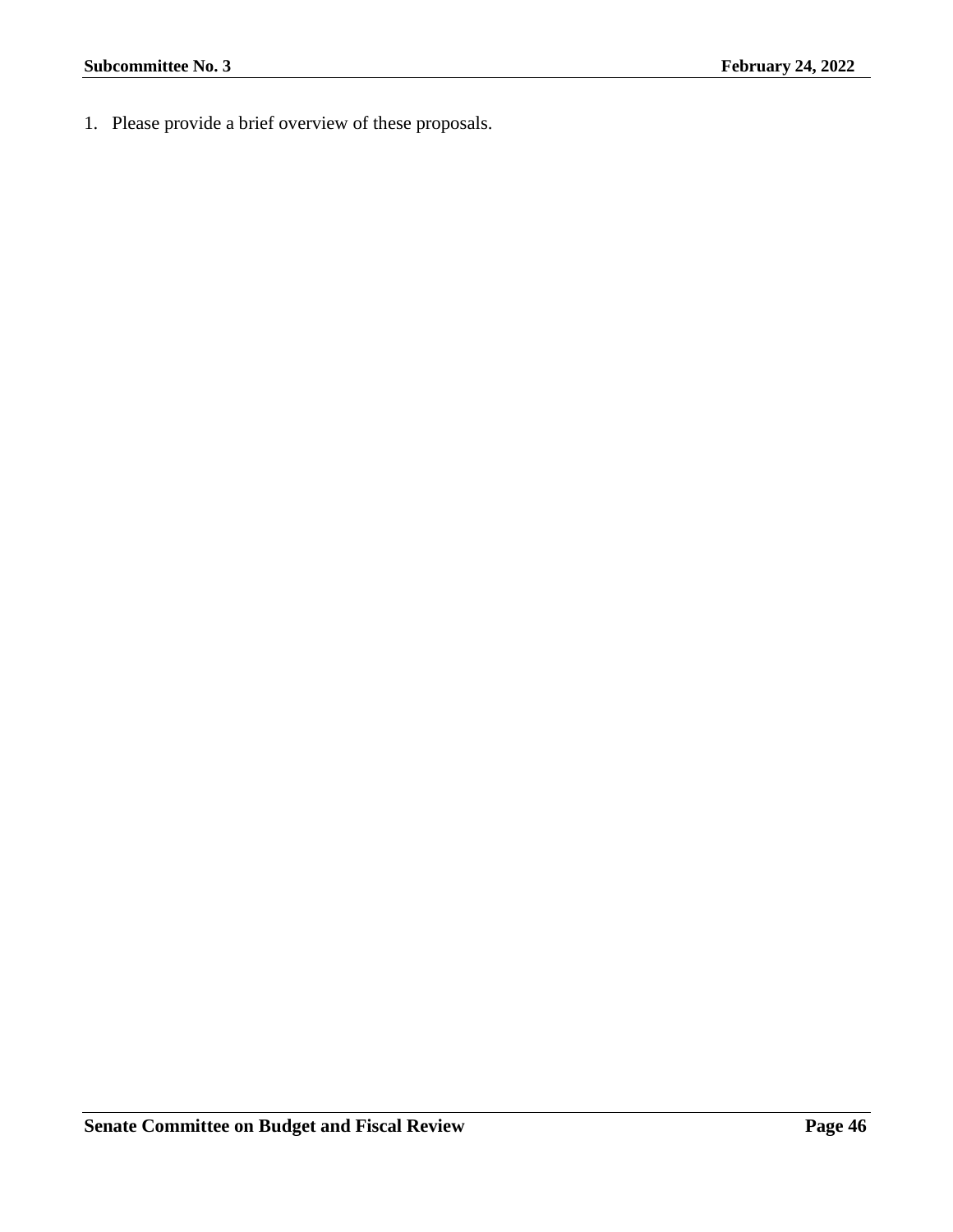1. Please provide a brief overview of these proposals.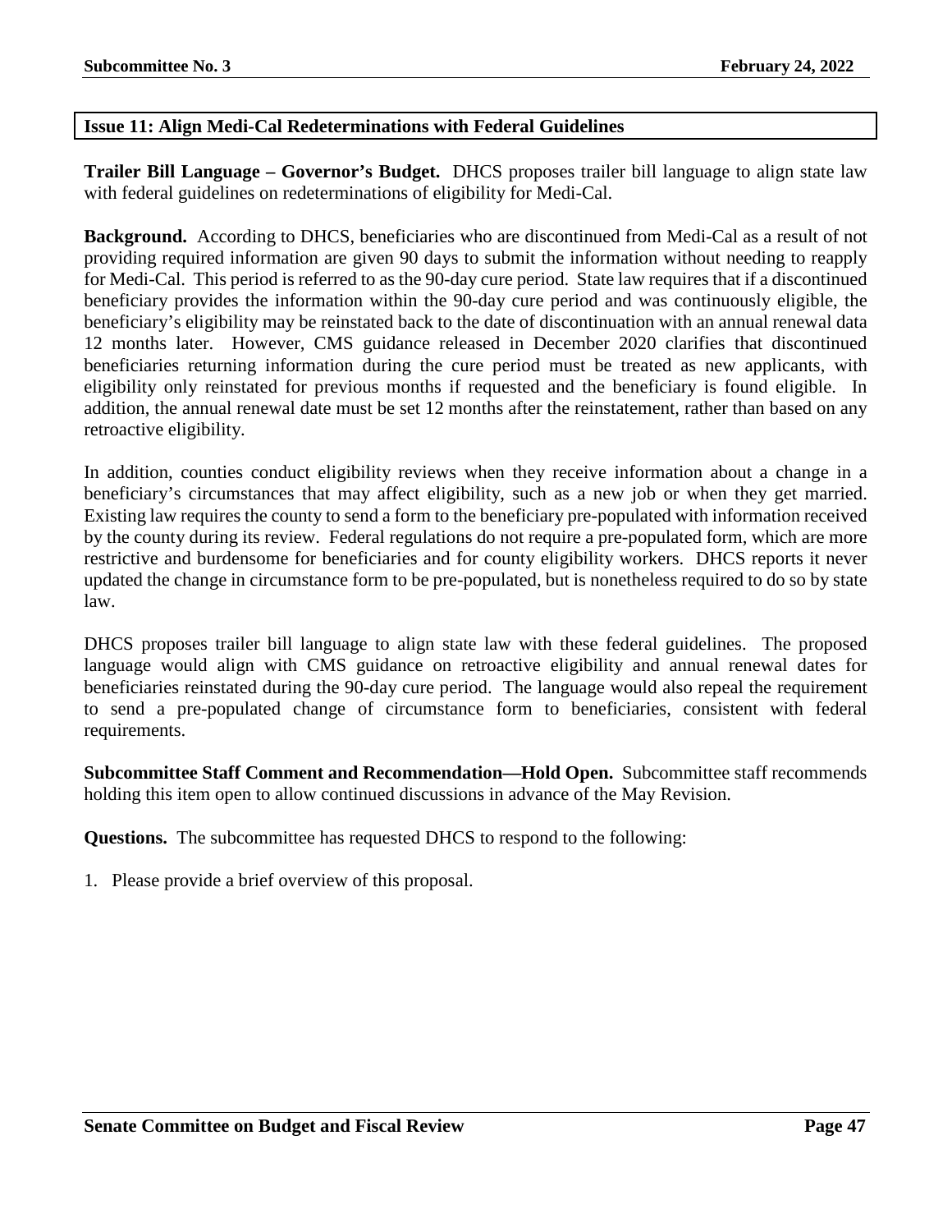## Issue 11: Align Medi-Cal Redeterminations with Federal Guidelines

**Trailer Bill Language – Governor's Budget.** DHCS proposes trailer bill language to align state law with federal guidelines on redeterminations of eligibility for Medi-Cal.

**Background.** According to DHCS, beneficiaries who are discontinued from Medi-Cal as a result of not providing required information are given 90 days to submit the information without needing to reapply for Medi-Cal. This period is referred to as the 90-day cure period. State law requires that if a discontinued beneficiary provides the information within the 90-day cure period and was continuously eligible, the beneficiary's eligibility may be reinstated back to the date of discontinuation with an annual renewal data 12 months later. However, CMS guidance released in December 2020 clarifies that discontinued beneficiaries returning information during the cure period must be treated as new applicants, with eligibility only reinstated for previous months if requested and the beneficiary is found eligible. In addition, the annual renewal date must be set 12 months after the reinstatement, rather than based on any retroactive eligibility.

In addition, counties conduct eligibility reviews when they receive information about a change in a beneficiary's circumstances that may affect eligibility, such as a new job or when they get married. Existing law requires the county to send a form to the beneficiary pre-populated with information received by the county during its review. Federal regulations do not require a pre-populated form, which are more restrictive and burdensome for beneficiaries and for county eligibility workers. DHCS reports it never updated the change in circumstance form to be pre-populated, but is nonetheless required to do so by state law.

DHCS proposes trailer bill language to align state law with these federal guidelines. The proposed language would align with CMS guidance on retroactive eligibility and annual renewal dates for beneficiaries reinstated during the 90-day cure period. The language would also repeal the requirement to send a pre-populated change of circumstance form to beneficiaries, consistent with federal requirements.

**Subcommittee Staff Comment and Recommendation—Hold Open.** Subcommittee staff recommends holding this item open to allow continued discussions in advance of the May Revision.

**Questions.** The subcommittee has requested DHCS to respond to the following:

1. Please provide a brief overview of this proposal.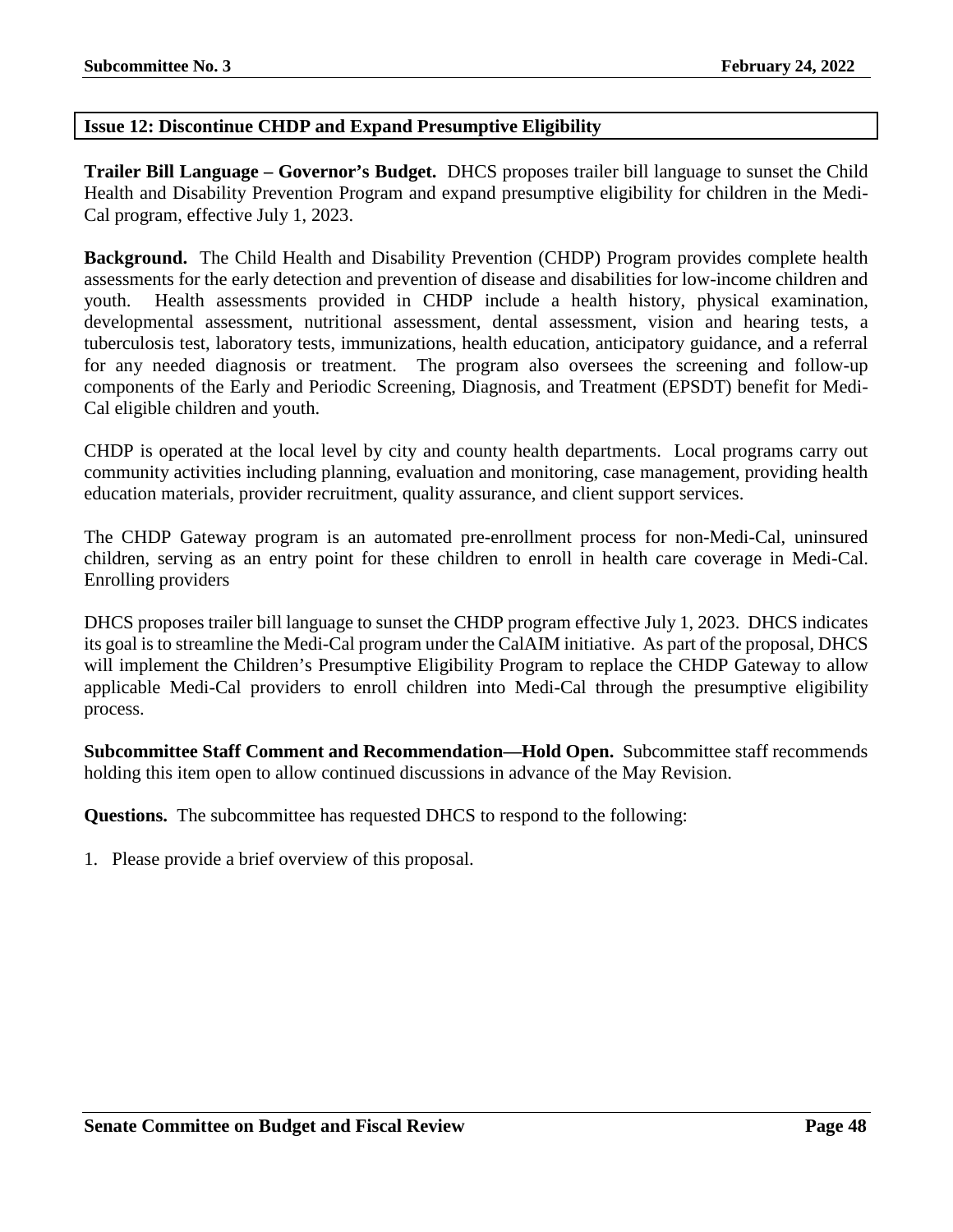## Issue 12: Discontinue CHDP and Expand Presumptive Eligibility

**Trailer Bill Language – Governor's Budget.** DHCS proposes trailer bill language to sunset the Child Health and Disability Prevention Program and expand presumptive eligibility for children in the Medi-Cal program, effective July 1, 2023.

**Background.** The Child Health and Disability Prevention (CHDP) Program provides complete health assessments for the early detection and prevention of disease and disabilities for low-income children and youth. Health assessments provided in CHDP include a health history, physical examination, developmental assessment, nutritional assessment, dental assessment, vision and hearing tests, a tuberculosis test, laboratory tests, immunizations, health education, anticipatory guidance, and a referral for any needed diagnosis or treatment. The program also oversees the screening and follow-up components of the Early and Periodic Screening, Diagnosis, and Treatment (EPSDT) benefit for Medi-Cal eligible children and youth.

CHDP is operated at the local level by city and county health departments. Local programs carry out community activities including planning, evaluation and monitoring, case management, providing health education materials, provider recruitment, quality assurance, and client support services.

The CHDP Gateway program is an automated pre-enrollment process for non-Medi-Cal, uninsured children, serving as an entry point for these children to enroll in health care coverage in Medi-Cal. Enrolling providers

DHCS proposes trailer bill language to sunset the CHDP program effective July 1, 2023. DHCS indicates its goal is to streamline the Medi-Cal program under the CalAIM initiative. As part of the proposal, DHCS will implement the Children's Presumptive Eligibility Program to replace the CHDP Gateway to allow applicable Medi-Cal providers to enroll children into Medi-Cal through the presumptive eligibility process.

**Subcommittee Staff Comment and Recommendation—Hold Open.** Subcommittee staff recommends holding this item open to allow continued discussions in advance of the May Revision.

**Questions.** The subcommittee has requested DHCS to respond to the following:

1. Please provide a brief overview of this proposal.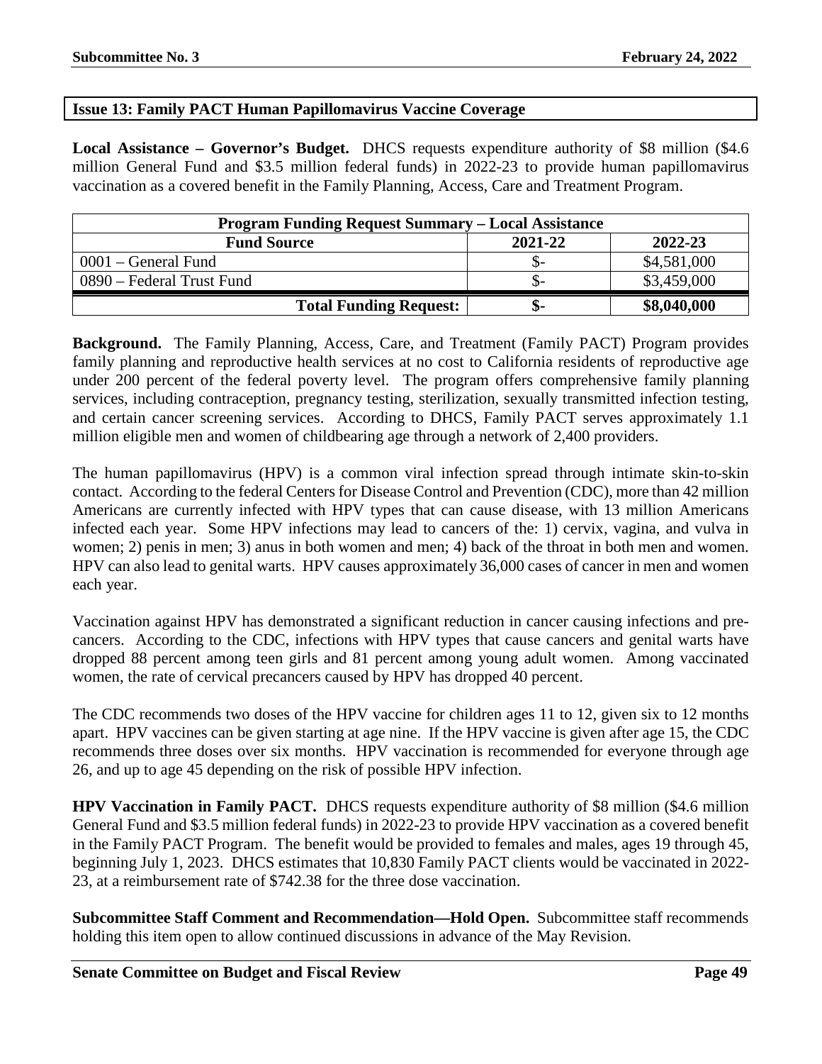## Issue 13: Family PACT Human Papillomavirus Vaccine Coverage

**Local Assistance – Governor's Budget.** DHCS requests expenditure authority of $8 million ($4.6 million General Fund and $3.5 million federal funds) in 2022-23 to provide human papillomavirus vaccination as a covered benefit in the Family Planning, Access, Care and Treatment Program.

| Program Funding Request Summary – Local Assistance | | |
|---|---|---|
| **Fund Source** | **2021-22** | **2022-23** |
| 0001 – General Fund | $- | $4,581,000 |
| 0890 – Federal Trust Fund | $- | $3,459,000 |
| **Total Funding Request:** | **$-** | **$8,040,000** |

**Background.** The Family Planning, Access, Care, and Treatment (Family PACT) Program provides family planning and reproductive health services at no cost to California residents of reproductive age under 200 percent of the federal poverty level. The program offers comprehensive family planning services, including contraception, pregnancy testing, sterilization, sexually transmitted infection testing, and certain cancer screening services. According to DHCS, Family PACT serves approximately 1.1 million eligible men and women of childbearing age through a network of 2,400 providers.

The human papillomavirus (HPV) is a common viral infection spread through intimate skin-to-skin contact. According to the federal Centers for Disease Control and Prevention (CDC), more than 42 million Americans are currently infected with HPV types that can cause disease, with 13 million Americans infected each year. Some HPV infections may lead to cancers of the: 1) cervix, vagina, and vulva in women; 2) penis in men; 3) anus in both women and men; 4) back of the throat in both men and women. HPV can also lead to genital warts. HPV causes approximately 36,000 cases of cancer in men and women each year.

Vaccination against HPV has demonstrated a significant reduction in cancer causing infections and pre-cancers. According to the CDC, infections with HPV types that cause cancers and genital warts have dropped 88 percent among teen girls and 81 percent among young adult women. Among vaccinated women, the rate of cervical precancers caused by HPV has dropped 40 percent.

The CDC recommends two doses of the HPV vaccine for children ages 11 to 12, given six to 12 months apart. HPV vaccines can be given starting at age nine. If the HPV vaccine is given after age 15, the CDC recommends three doses over six months. HPV vaccination is recommended for everyone through age 26, and up to age 45 depending on the risk of possible HPV infection.

**HPV Vaccination in Family PACT.** DHCS requests expenditure authority of $8 million ($4.6 million General Fund and $3.5 million federal funds) in 2022-23 to provide HPV vaccination as a covered benefit in the Family PACT Program. The benefit would be provided to females and males, ages 19 through 45, beginning July 1, 2023. DHCS estimates that 10,830 Family PACT clients would be vaccinated in 2022-23, at a reimbursement rate of $742.38 for the three dose vaccination.

**Subcommittee Staff Comment and Recommendation—Hold Open.** Subcommittee staff recommends holding this item open to allow continued discussions in advance of the May Revision.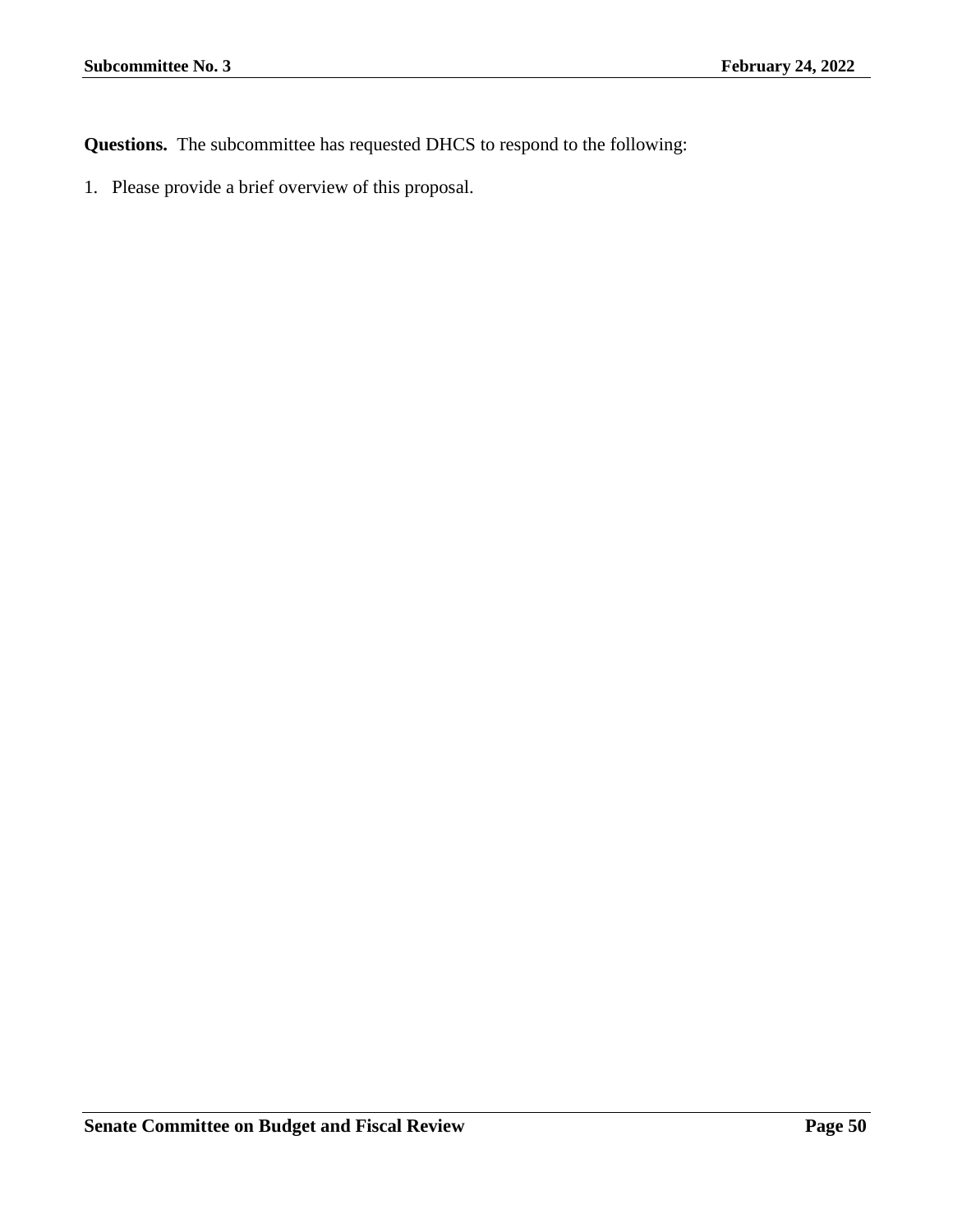**Questions.** The subcommittee has requested DHCS to respond to the following:

1. Please provide a brief overview of this proposal.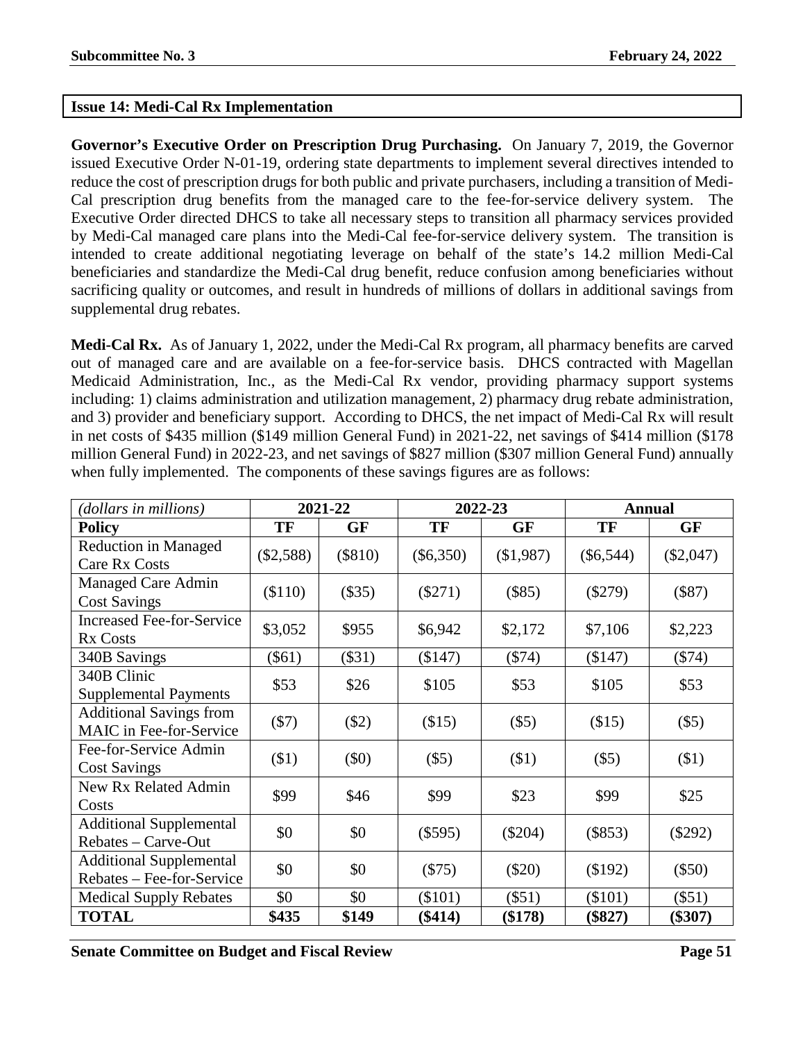## Issue 14: Medi-Cal Rx Implementation

**Governor's Executive Order on Prescription Drug Purchasing.** On January 7, 2019, the Governor issued Executive Order N-01-19, ordering state departments to implement several directives intended to reduce the cost of prescription drugs for both public and private purchasers, including a transition of Medi-Cal prescription drug benefits from the managed care to the fee-for-service delivery system. The Executive Order directed DHCS to take all necessary steps to transition all pharmacy services provided by Medi-Cal managed care plans into the Medi-Cal fee-for-service delivery system. The transition is intended to create additional negotiating leverage on behalf of the state's 14.2 million Medi-Cal beneficiaries and standardize the Medi-Cal drug benefit, reduce confusion among beneficiaries without sacrificing quality or outcomes, and result in hundreds of millions of dollars in additional savings from supplemental drug rebates.

**Medi-Cal Rx.** As of January 1, 2022, under the Medi-Cal Rx program, all pharmacy benefits are carved out of managed care and are available on a fee-for-service basis. DHCS contracted with Magellan Medicaid Administration, Inc., as the Medi-Cal Rx vendor, providing pharmacy support systems including: 1) claims administration and utilization management, 2) pharmacy drug rebate administration, and 3) provider and beneficiary support. According to DHCS, the net impact of Medi-Cal Rx will result in net costs of $435 million ($149 million General Fund) in 2021-22, net savings of $414 million ($178 million General Fund) in 2022-23, and net savings of $827 million ($307 million General Fund) annually when fully implemented. The components of these savings figures are as follows:

| *(dollars in millions)* | 2021-22 | | 2022-23 | | Annual | |
|---|---|---|---|---|---|---|
| **Policy** | **TF** | **GF** | **TF** | **GF** | **TF** | **GF** |
| Reduction in Managed Care Rx Costs | ($2,588) | ($810) | ($6,350) | ($1,987) | ($6,544) | ($2,047) |
| Managed Care Admin Cost Savings | ($110) | ($35) | ($271) | ($85) | ($279) | ($87) |
| Increased Fee-for-Service Rx Costs | $3,052 | $955 | $6,942 | $2,172 | $7,106 | $2,223 |
| 340B Savings | ($61) | ($31) | ($147) | ($74) | ($147) | ($74) |
| 340B Clinic Supplemental Payments | $53 | $26 | $105 | $53 | $105 | $53 |
| Additional Savings from MAIC in Fee-for-Service | ($7) | ($2) | ($15) | ($5) | ($15) | ($5) |
| Fee-for-Service Admin Cost Savings | ($1) | ($0) | ($5) | ($1) | ($5) | ($1) |
| New Rx Related Admin Costs | $99 | $46 | $99 | $23 | $99 | $25 |
| Additional Supplemental Rebates – Carve-Out | $0 | $0 | ($595) | ($204) | ($853) | ($292) |
| Additional Supplemental Rebates – Fee-for-Service | $0 | $0 | ($75) | ($20) | ($192) | ($50) |
| Medical Supply Rebates | $0 | $0 | ($101) | ($51) | ($101) | ($51) |
| **TOTAL** | **$435** | **$149** | **($414)** | **($178)** | **($827)** | **($307)** |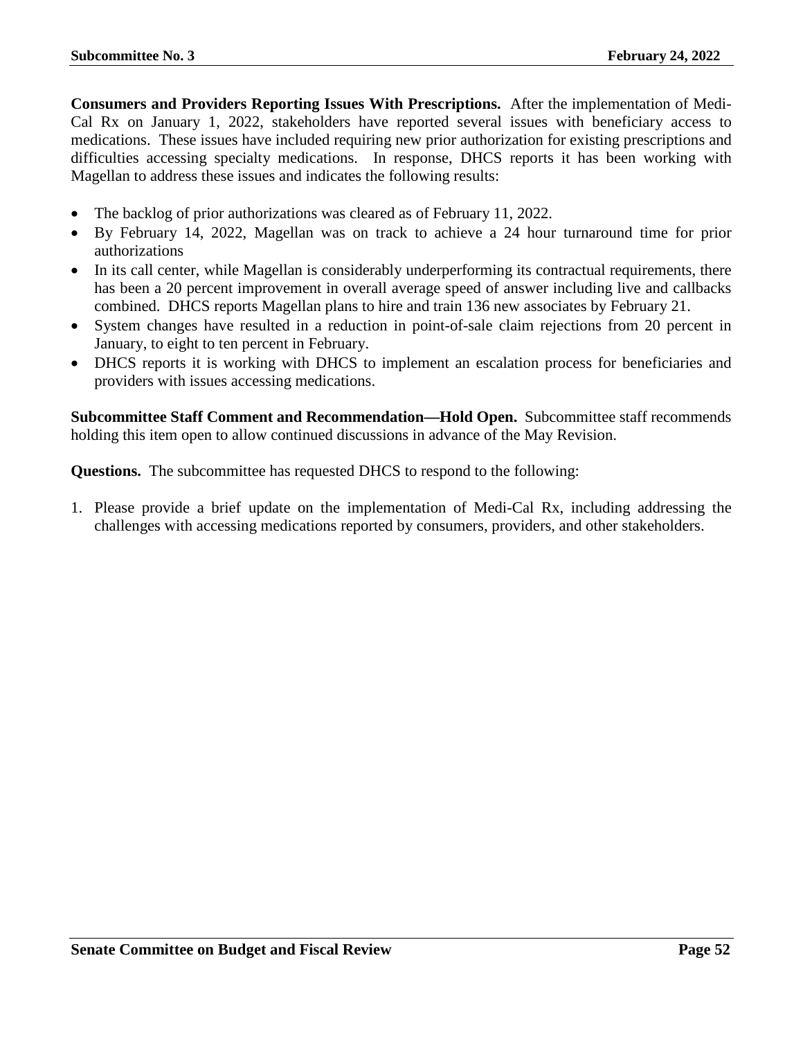**Consumers and Providers Reporting Issues With Prescriptions.** After the implementation of Medi-Cal Rx on January 1, 2022, stakeholders have reported several issues with beneficiary access to medications. These issues have included requiring new prior authorization for existing prescriptions and difficulties accessing specialty medications. In response, DHCS reports it has been working with Magellan to address these issues and indicates the following results:

- The backlog of prior authorizations was cleared as of February 11, 2022.
- By February 14, 2022, Magellan was on track to achieve a 24 hour turnaround time for prior authorizations
- In its call center, while Magellan is considerably underperforming its contractual requirements, there has been a 20 percent improvement in overall average speed of answer including live and callbacks combined. DHCS reports Magellan plans to hire and train 136 new associates by February 21.
- System changes have resulted in a reduction in point-of-sale claim rejections from 20 percent in January, to eight to ten percent in February.
- DHCS reports it is working with DHCS to implement an escalation process for beneficiaries and providers with issues accessing medications.

**Subcommittee Staff Comment and Recommendation—Hold Open.** Subcommittee staff recommends holding this item open to allow continued discussions in advance of the May Revision.

**Questions.** The subcommittee has requested DHCS to respond to the following:

1. Please provide a brief update on the implementation of Medi-Cal Rx, including addressing the challenges with accessing medications reported by consumers, providers, and other stakeholders.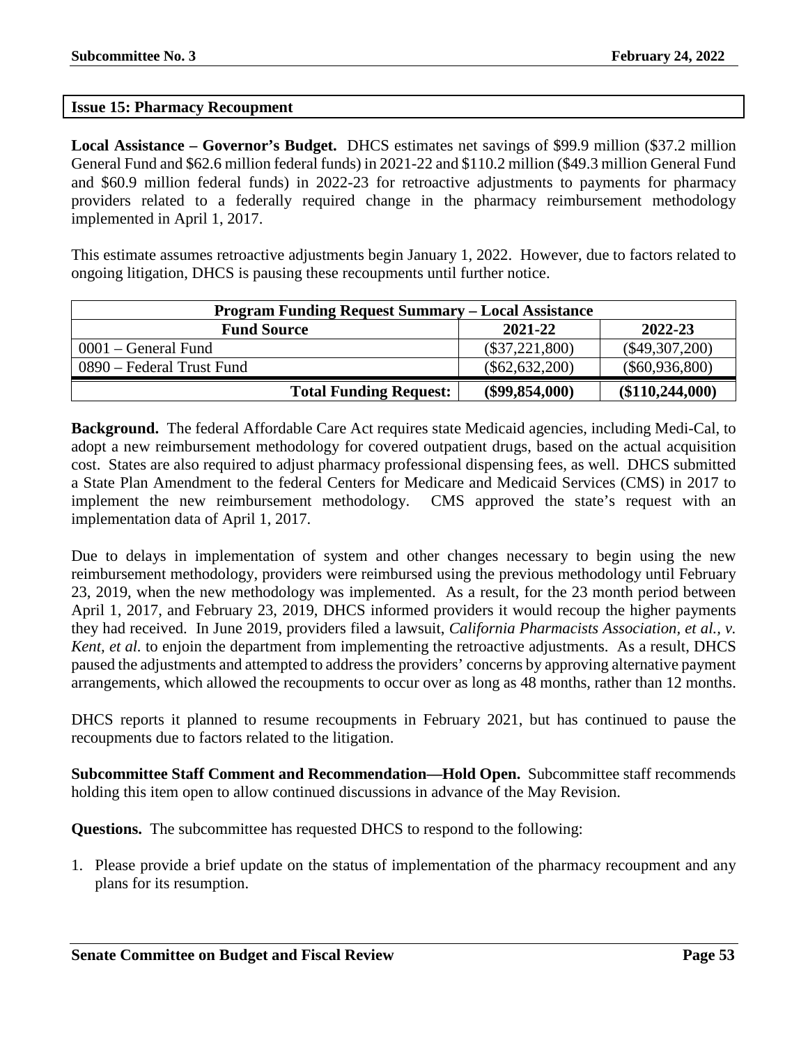## Issue 15: Pharmacy Recoupment

**Local Assistance – Governor's Budget.** DHCS estimates net savings of $99.9 million ($37.2 million General Fund and $62.6 million federal funds) in 2021-22 and $110.2 million ($49.3 million General Fund and $60.9 million federal funds) in 2022-23 for retroactive adjustments to payments for pharmacy providers related to a federally required change in the pharmacy reimbursement methodology implemented in April 1, 2017.

This estimate assumes retroactive adjustments begin January 1, 2022. However, due to factors related to ongoing litigation, DHCS is pausing these recoupments until further notice.

| Program Funding Request Summary – Local Assistance | | |
|---|---|---|
| **Fund Source** | **2021-22** | **2022-23** |
| 0001 – General Fund | ($37,221,800) | ($49,307,200) |
| 0890 – Federal Trust Fund | ($62,632,200) | ($60,936,800) |
| **Total Funding Request:** | **($99,854,000)** | **($110,244,000)** |

**Background.** The federal Affordable Care Act requires state Medicaid agencies, including Medi-Cal, to adopt a new reimbursement methodology for covered outpatient drugs, based on the actual acquisition cost. States are also required to adjust pharmacy professional dispensing fees, as well. DHCS submitted a State Plan Amendment to the federal Centers for Medicare and Medicaid Services (CMS) in 2017 to implement the new reimbursement methodology. CMS approved the state's request with an implementation data of April 1, 2017.

Due to delays in implementation of system and other changes necessary to begin using the new reimbursement methodology, providers were reimbursed using the previous methodology until February 23, 2019, when the new methodology was implemented. As a result, for the 23 month period between April 1, 2017, and February 23, 2019, DHCS informed providers it would recoup the higher payments they had received. In June 2019, providers filed a lawsuit, *California Pharmacists Association, et al., v. Kent, et al.* to enjoin the department from implementing the retroactive adjustments. As a result, DHCS paused the adjustments and attempted to address the providers' concerns by approving alternative payment arrangements, which allowed the recoupments to occur over as long as 48 months, rather than 12 months.

DHCS reports it planned to resume recoupments in February 2021, but has continued to pause the recoupments due to factors related to the litigation.

**Subcommittee Staff Comment and Recommendation—Hold Open.** Subcommittee staff recommends holding this item open to allow continued discussions in advance of the May Revision.

**Questions.** The subcommittee has requested DHCS to respond to the following:

1. Please provide a brief update on the status of implementation of the pharmacy recoupment and any plans for its resumption.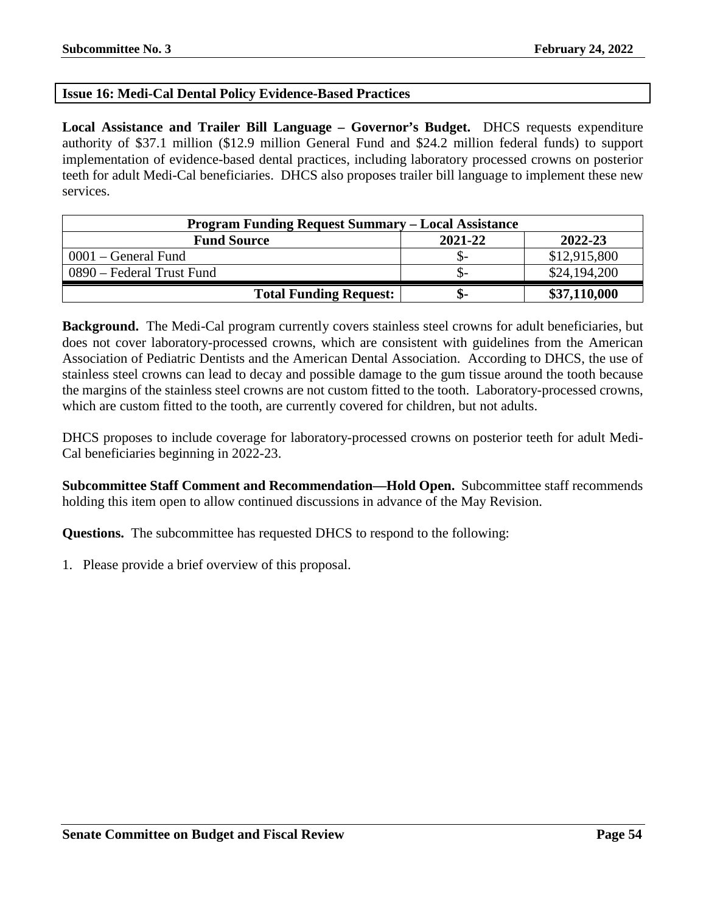## Issue 16: Medi-Cal Dental Policy Evidence-Based Practices

**Local Assistance and Trailer Bill Language – Governor's Budget.** DHCS requests expenditure authority of \$37.1 million (\$12.9 million General Fund and \$24.2 million federal funds) to support implementation of evidence-based dental practices, including laboratory processed crowns on posterior teeth for adult Medi-Cal beneficiaries. DHCS also proposes trailer bill language to implement these new services.

| Program Funding Request Summary – Local Assistance | | |
|---|---|---|
| **Fund Source** | **2021-22** | **2022-23** |
| 0001 – General Fund | \$- | \$12,915,800 |
| 0890 – Federal Trust Fund | \$- | \$24,194,200 |
| **Total Funding Request:** | **\$-** | **\$37,110,000** |

**Background.** The Medi-Cal program currently covers stainless steel crowns for adult beneficiaries, but does not cover laboratory-processed crowns, which are consistent with guidelines from the American Association of Pediatric Dentists and the American Dental Association. According to DHCS, the use of stainless steel crowns can lead to decay and possible damage to the gum tissue around the tooth because the margins of the stainless steel crowns are not custom fitted to the tooth. Laboratory-processed crowns, which are custom fitted to the tooth, are currently covered for children, but not adults.

DHCS proposes to include coverage for laboratory-processed crowns on posterior teeth for adult Medi-Cal beneficiaries beginning in 2022-23.

**Subcommittee Staff Comment and Recommendation—Hold Open.** Subcommittee staff recommends holding this item open to allow continued discussions in advance of the May Revision.

**Questions.** The subcommittee has requested DHCS to respond to the following:

1. Please provide a brief overview of this proposal.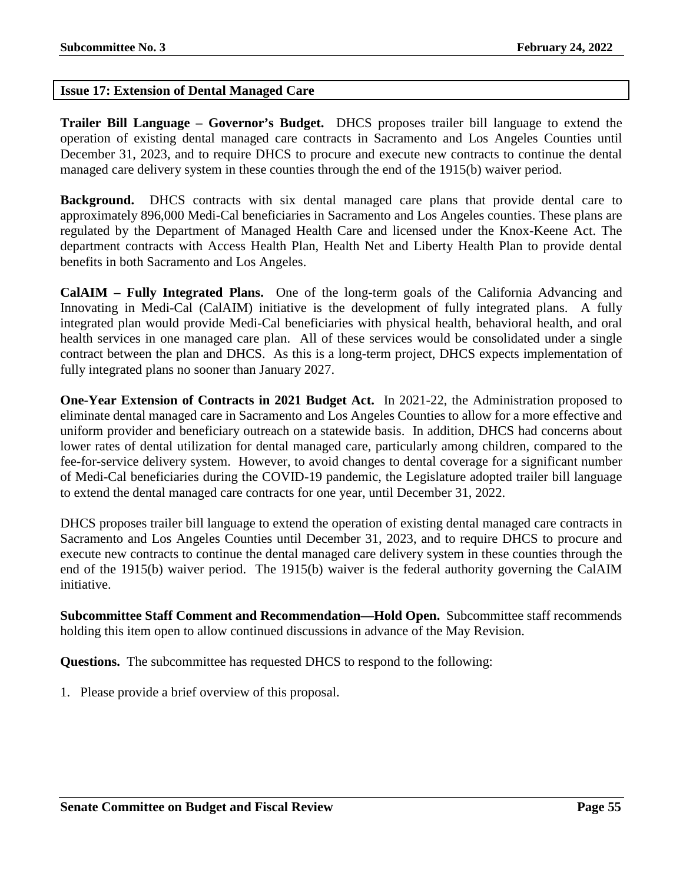## Issue 17: Extension of Dental Managed Care

**Trailer Bill Language – Governor's Budget.** DHCS proposes trailer bill language to extend the operation of existing dental managed care contracts in Sacramento and Los Angeles Counties until December 31, 2023, and to require DHCS to procure and execute new contracts to continue the dental managed care delivery system in these counties through the end of the 1915(b) waiver period.

**Background.** DHCS contracts with six dental managed care plans that provide dental care to approximately 896,000 Medi-Cal beneficiaries in Sacramento and Los Angeles counties. These plans are regulated by the Department of Managed Health Care and licensed under the Knox-Keene Act. The department contracts with Access Health Plan, Health Net and Liberty Health Plan to provide dental benefits in both Sacramento and Los Angeles.

**CalAIM – Fully Integrated Plans.** One of the long-term goals of the California Advancing and Innovating in Medi-Cal (CalAIM) initiative is the development of fully integrated plans. A fully integrated plan would provide Medi-Cal beneficiaries with physical health, behavioral health, and oral health services in one managed care plan. All of these services would be consolidated under a single contract between the plan and DHCS. As this is a long-term project, DHCS expects implementation of fully integrated plans no sooner than January 2027.

**One-Year Extension of Contracts in 2021 Budget Act.** In 2021-22, the Administration proposed to eliminate dental managed care in Sacramento and Los Angeles Counties to allow for a more effective and uniform provider and beneficiary outreach on a statewide basis. In addition, DHCS had concerns about lower rates of dental utilization for dental managed care, particularly among children, compared to the fee-for-service delivery system. However, to avoid changes to dental coverage for a significant number of Medi-Cal beneficiaries during the COVID-19 pandemic, the Legislature adopted trailer bill language to extend the dental managed care contracts for one year, until December 31, 2022.

DHCS proposes trailer bill language to extend the operation of existing dental managed care contracts in Sacramento and Los Angeles Counties until December 31, 2023, and to require DHCS to procure and execute new contracts to continue the dental managed care delivery system in these counties through the end of the 1915(b) waiver period. The 1915(b) waiver is the federal authority governing the CalAIM initiative.

**Subcommittee Staff Comment and Recommendation—Hold Open.** Subcommittee staff recommends holding this item open to allow continued discussions in advance of the May Revision.

**Questions.** The subcommittee has requested DHCS to respond to the following:

1. Please provide a brief overview of this proposal.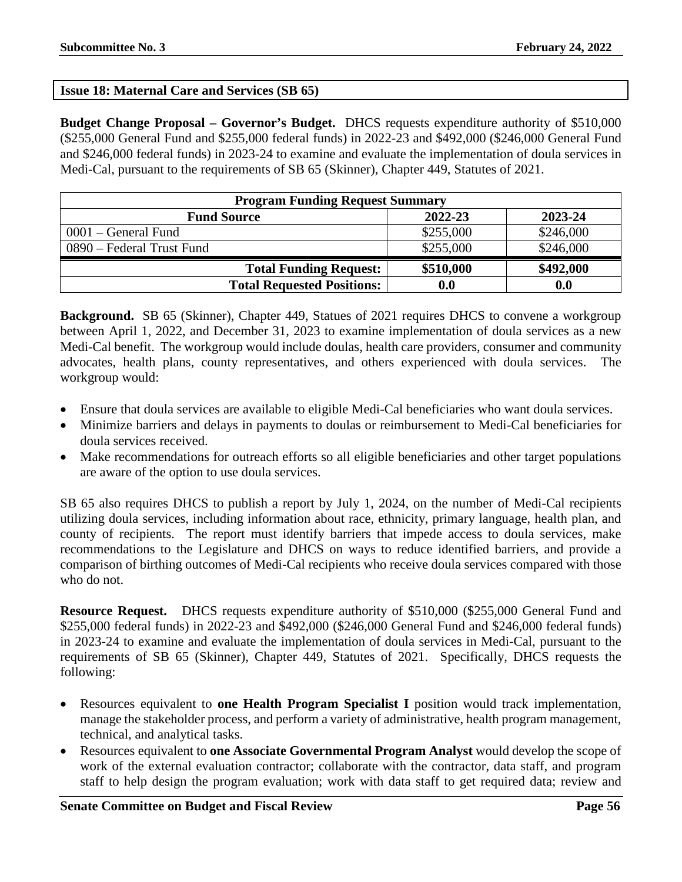## Issue 18: Maternal Care and Services (SB 65)

**Budget Change Proposal – Governor's Budget.** DHCS requests expenditure authority of $510,000 ($255,000 General Fund and $255,000 federal funds) in 2022-23 and $492,000 ($246,000 General Fund and $246,000 federal funds) in 2023-24 to examine and evaluate the implementation of doula services in Medi-Cal, pursuant to the requirements of SB 65 (Skinner), Chapter 449, Statutes of 2021.

| Program Funding Request Summary | | |
|---|---|---|
| **Fund Source** | **2022-23** | **2023-24** |
| 0001 – General Fund | $255,000 | $246,000 |
| 0890 – Federal Trust Fund | $255,000 | $246,000 |
| **Total Funding Request:** | **$510,000** | **$492,000** |
| **Total Requested Positions:** | **0.0** | **0.0** |

**Background.** SB 65 (Skinner), Chapter 449, Statues of 2021 requires DHCS to convene a workgroup between April 1, 2022, and December 31, 2023 to examine implementation of doula services as a new Medi-Cal benefit. The workgroup would include doulas, health care providers, consumer and community advocates, health plans, county representatives, and others experienced with doula services. The workgroup would:

- Ensure that doula services are available to eligible Medi-Cal beneficiaries who want doula services.
- Minimize barriers and delays in payments to doulas or reimbursement to Medi-Cal beneficiaries for doula services received.
- Make recommendations for outreach efforts so all eligible beneficiaries and other target populations are aware of the option to use doula services.

SB 65 also requires DHCS to publish a report by July 1, 2024, on the number of Medi-Cal recipients utilizing doula services, including information about race, ethnicity, primary language, health plan, and county of recipients. The report must identify barriers that impede access to doula services, make recommendations to the Legislature and DHCS on ways to reduce identified barriers, and provide a comparison of birthing outcomes of Medi-Cal recipients who receive doula services compared with those who do not.

**Resource Request.** DHCS requests expenditure authority of $510,000 ($255,000 General Fund and $255,000 federal funds) in 2022-23 and $492,000 ($246,000 General Fund and $246,000 federal funds) in 2023-24 to examine and evaluate the implementation of doula services in Medi-Cal, pursuant to the requirements of SB 65 (Skinner), Chapter 449, Statutes of 2021. Specifically, DHCS requests the following:

- Resources equivalent to **one Health Program Specialist I** position would track implementation, manage the stakeholder process, and perform a variety of administrative, health program management, technical, and analytical tasks.
- Resources equivalent to **one Associate Governmental Program Analyst** would develop the scope of work of the external evaluation contractor; collaborate with the contractor, data staff, and program staff to help design the program evaluation; work with data staff to get required data; review and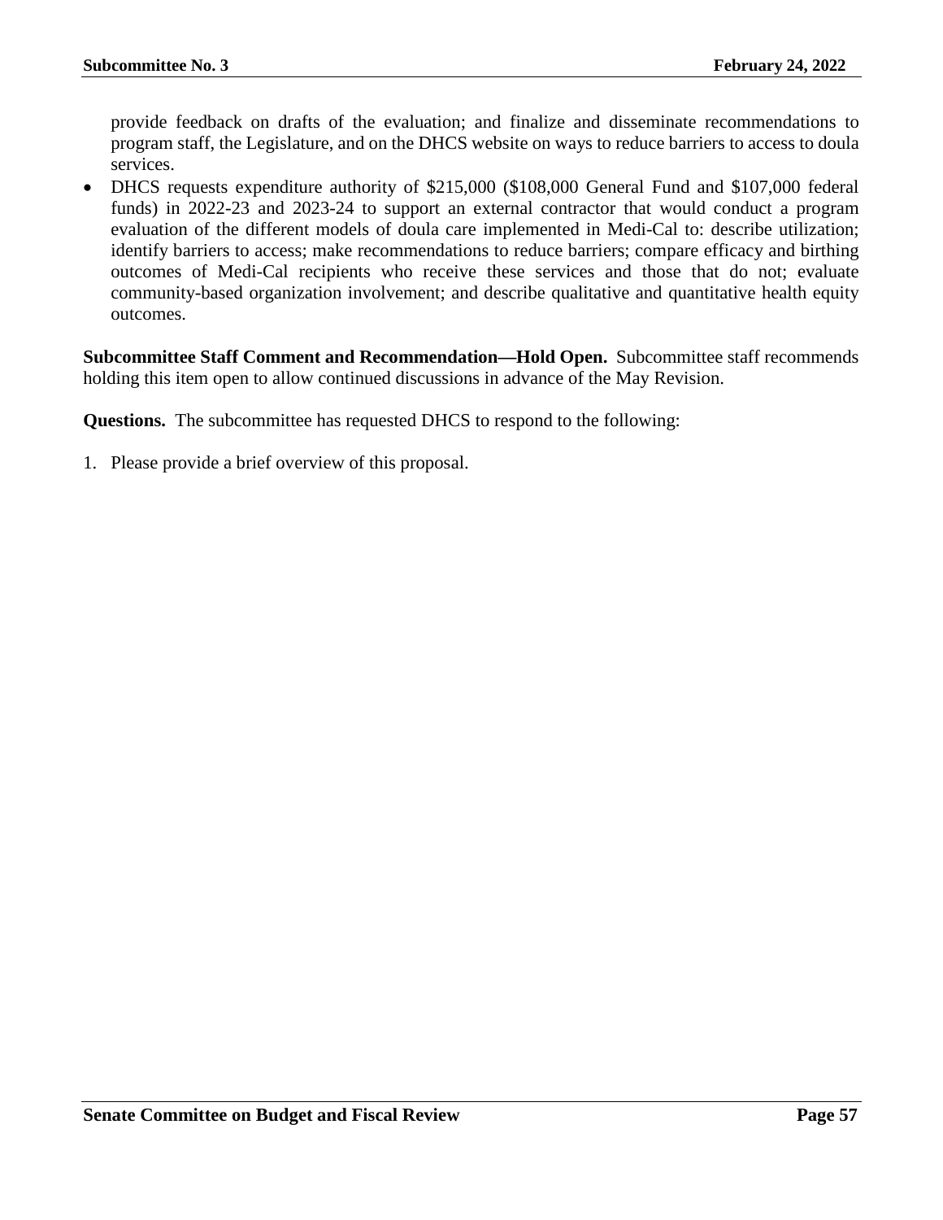provide feedback on drafts of the evaluation; and finalize and disseminate recommendations to program staff, the Legislature, and on the DHCS website on ways to reduce barriers to access to doula services.

- DHCS requests expenditure authority of $215,000 ($108,000 General Fund and $107,000 federal funds) in 2022-23 and 2023-24 to support an external contractor that would conduct a program evaluation of the different models of doula care implemented in Medi-Cal to: describe utilization; identify barriers to access; make recommendations to reduce barriers; compare efficacy and birthing outcomes of Medi-Cal recipients who receive these services and those that do not; evaluate community-based organization involvement; and describe qualitative and quantitative health equity outcomes.

**Subcommittee Staff Comment and Recommendation—Hold Open.** Subcommittee staff recommends holding this item open to allow continued discussions in advance of the May Revision.

**Questions.** The subcommittee has requested DHCS to respond to the following:

1. Please provide a brief overview of this proposal.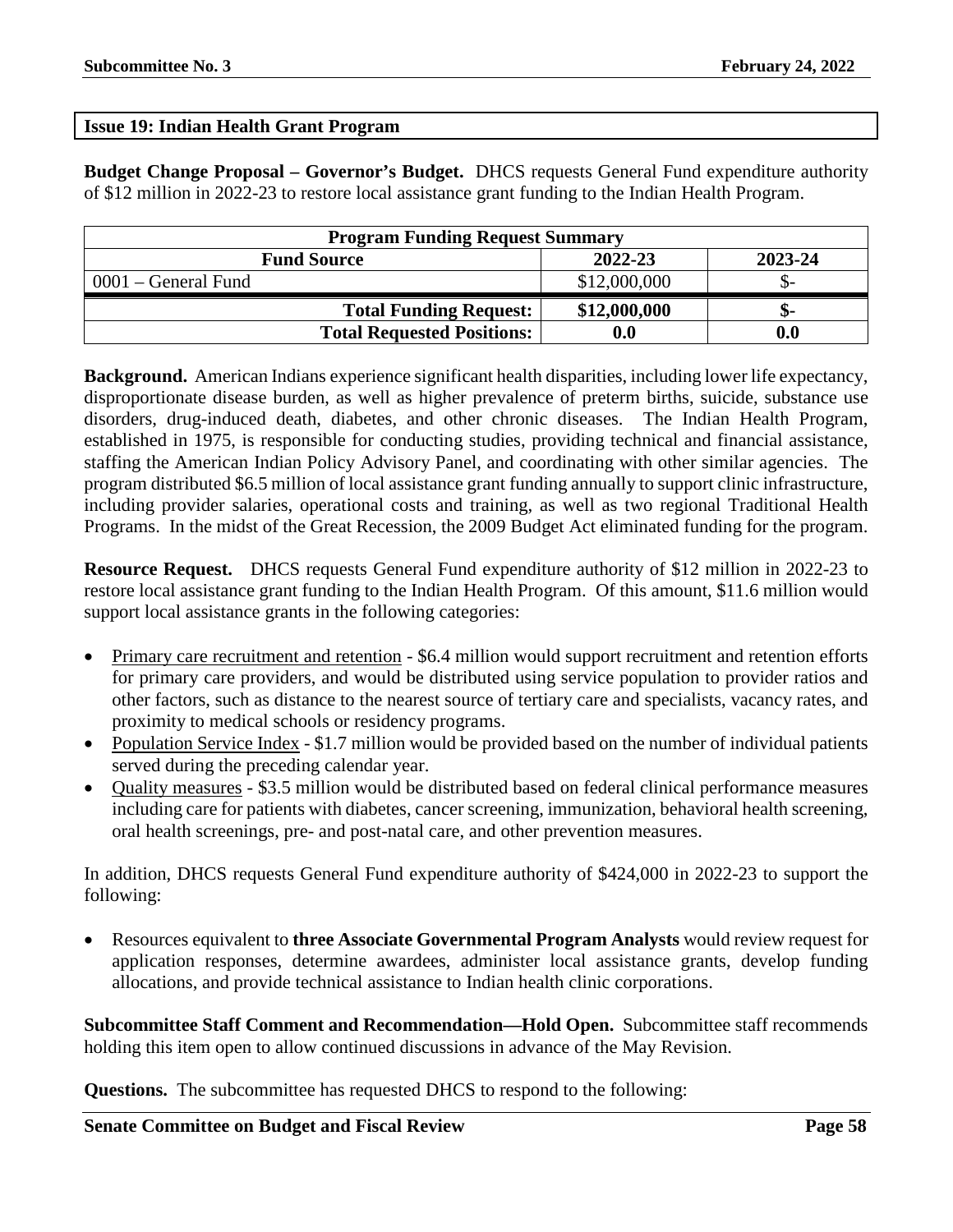## Issue 19: Indian Health Grant Program

**Budget Change Proposal – Governor's Budget.** DHCS requests General Fund expenditure authority of $12 million in 2022-23 to restore local assistance grant funding to the Indian Health Program.

| Program Funding Request Summary | | |
|---|---|---|
| **Fund Source** | **2022-23** | **2023-24** |
| 0001 – General Fund | $12,000,000 | $- |
| **Total Funding Request:** | **$12,000,000** | **$-** |
| **Total Requested Positions:** | **0.0** | **0.0** |

**Background.** American Indians experience significant health disparities, including lower life expectancy, disproportionate disease burden, as well as higher prevalence of preterm births, suicide, substance use disorders, drug-induced death, diabetes, and other chronic diseases. The Indian Health Program, established in 1975, is responsible for conducting studies, providing technical and financial assistance, staffing the American Indian Policy Advisory Panel, and coordinating with other similar agencies. The program distributed $6.5 million of local assistance grant funding annually to support clinic infrastructure, including provider salaries, operational costs and training, as well as two regional Traditional Health Programs. In the midst of the Great Recession, the 2009 Budget Act eliminated funding for the program.

**Resource Request.** DHCS requests General Fund expenditure authority of $12 million in 2022-23 to restore local assistance grant funding to the Indian Health Program. Of this amount, $11.6 million would support local assistance grants in the following categories:

- Primary care recruitment and retention - $6.4 million would support recruitment and retention efforts for primary care providers, and would be distributed using service population to provider ratios and other factors, such as distance to the nearest source of tertiary care and specialists, vacancy rates, and proximity to medical schools or residency programs.
- Population Service Index - $1.7 million would be provided based on the number of individual patients served during the preceding calendar year.
- Quality measures - $3.5 million would be distributed based on federal clinical performance measures including care for patients with diabetes, cancer screening, immunization, behavioral health screening, oral health screenings, pre- and post-natal care, and other prevention measures.

In addition, DHCS requests General Fund expenditure authority of $424,000 in 2022-23 to support the following:

- Resources equivalent to **three Associate Governmental Program Analysts** would review request for application responses, determine awardees, administer local assistance grants, develop funding allocations, and provide technical assistance to Indian health clinic corporations.

**Subcommittee Staff Comment and Recommendation—Hold Open.** Subcommittee staff recommends holding this item open to allow continued discussions in advance of the May Revision.

**Questions.** The subcommittee has requested DHCS to respond to the following: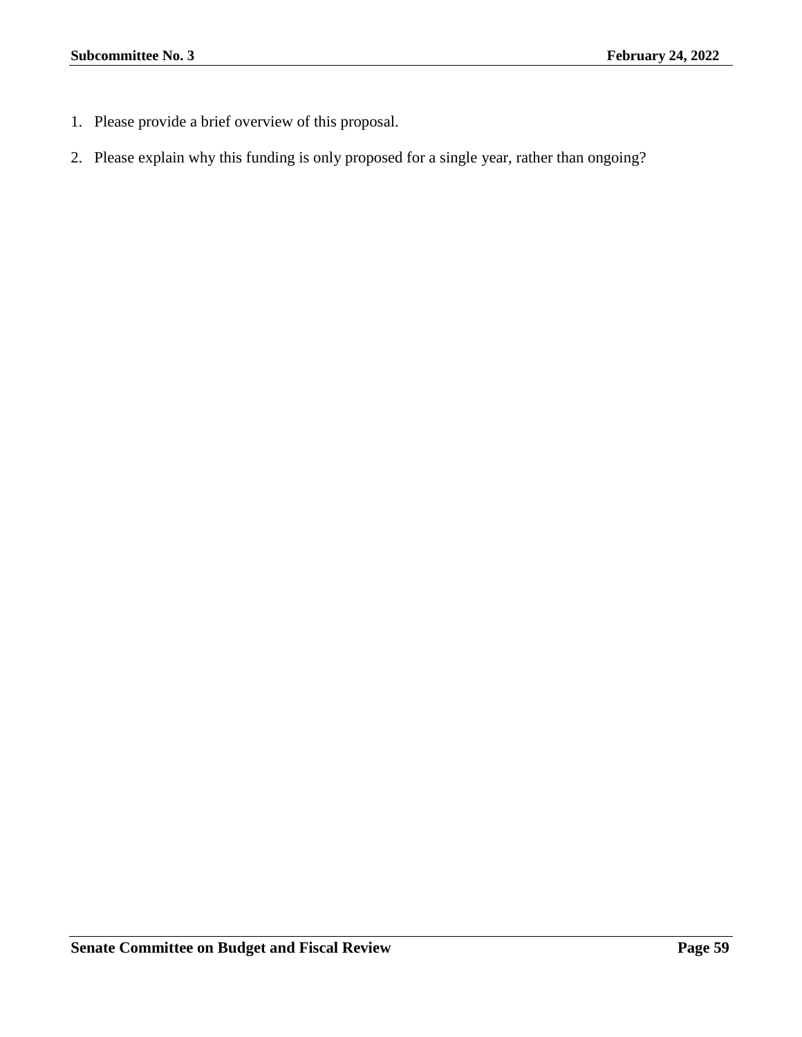1. Please provide a brief overview of this proposal.
2. Please explain why this funding is only proposed for a single year, rather than ongoing?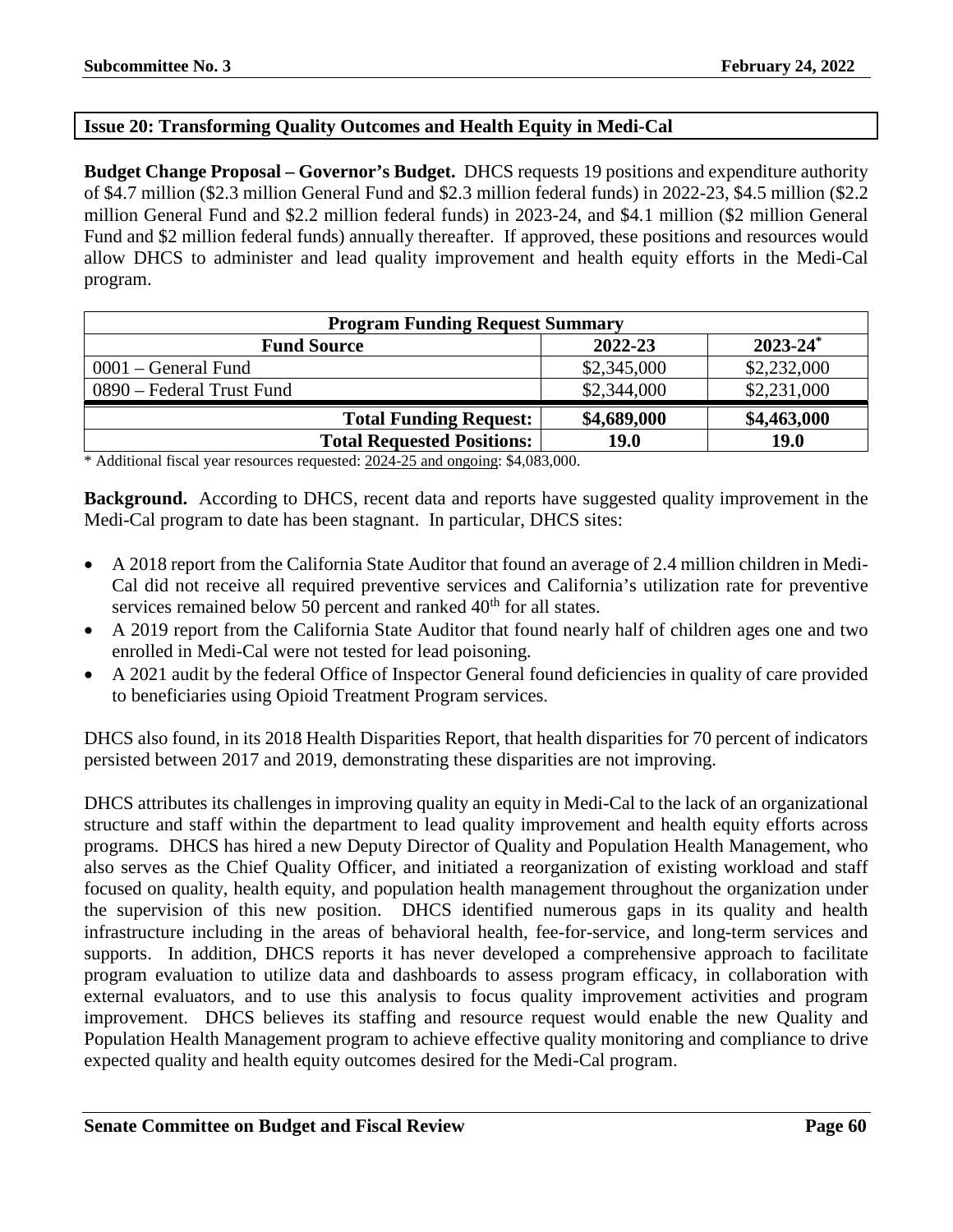## Issue 20: Transforming Quality Outcomes and Health Equity in Medi-Cal

**Budget Change Proposal – Governor's Budget.** DHCS requests 19 positions and expenditure authority of $4.7 million ($2.3 million General Fund and $2.3 million federal funds) in 2022-23, $4.5 million ($2.2 million General Fund and $2.2 million federal funds) in 2023-24, and $4.1 million ($2 million General Fund and $2 million federal funds) annually thereafter. If approved, these positions and resources would allow DHCS to administer and lead quality improvement and health equity efforts in the Medi-Cal program.

| Program Funding Request Summary | | |
|---|---|---|
| **Fund Source** | **2022-23** | **2023-24*** |
| 0001 – General Fund | $2,345,000 | $2,232,000 |
| 0890 – Federal Trust Fund | $2,344,000 | $2,231,000 |
| **Total Funding Request:** | **$4,689,000** | **$4,463,000** |
| **Total Requested Positions:** | **19.0** | **19.0** |

* Additional fiscal year resources requested: 2024-25 and ongoing: $4,083,000.

**Background.** According to DHCS, recent data and reports have suggested quality improvement in the Medi-Cal program to date has been stagnant. In particular, DHCS sites:

- A 2018 report from the California State Auditor that found an average of 2.4 million children in Medi-Cal did not receive all required preventive services and California's utilization rate for preventive services remained below 50 percent and ranked 40th for all states.
- A 2019 report from the California State Auditor that found nearly half of children ages one and two enrolled in Medi-Cal were not tested for lead poisoning.
- A 2021 audit by the federal Office of Inspector General found deficiencies in quality of care provided to beneficiaries using Opioid Treatment Program services.

DHCS also found, in its 2018 Health Disparities Report, that health disparities for 70 percent of indicators persisted between 2017 and 2019, demonstrating these disparities are not improving.

DHCS attributes its challenges in improving quality an equity in Medi-Cal to the lack of an organizational structure and staff within the department to lead quality improvement and health equity efforts across programs. DHCS has hired a new Deputy Director of Quality and Population Health Management, who also serves as the Chief Quality Officer, and initiated a reorganization of existing workload and staff focused on quality, health equity, and population health management throughout the organization under the supervision of this new position. DHCS identified numerous gaps in its quality and health infrastructure including in the areas of behavioral health, fee-for-service, and long-term services and supports. In addition, DHCS reports it has never developed a comprehensive approach to facilitate program evaluation to utilize data and dashboards to assess program efficacy, in collaboration with external evaluators, and to use this analysis to focus quality improvement activities and program improvement. DHCS believes its staffing and resource request would enable the new Quality and Population Health Management program to achieve effective quality monitoring and compliance to drive expected quality and health equity outcomes desired for the Medi-Cal program.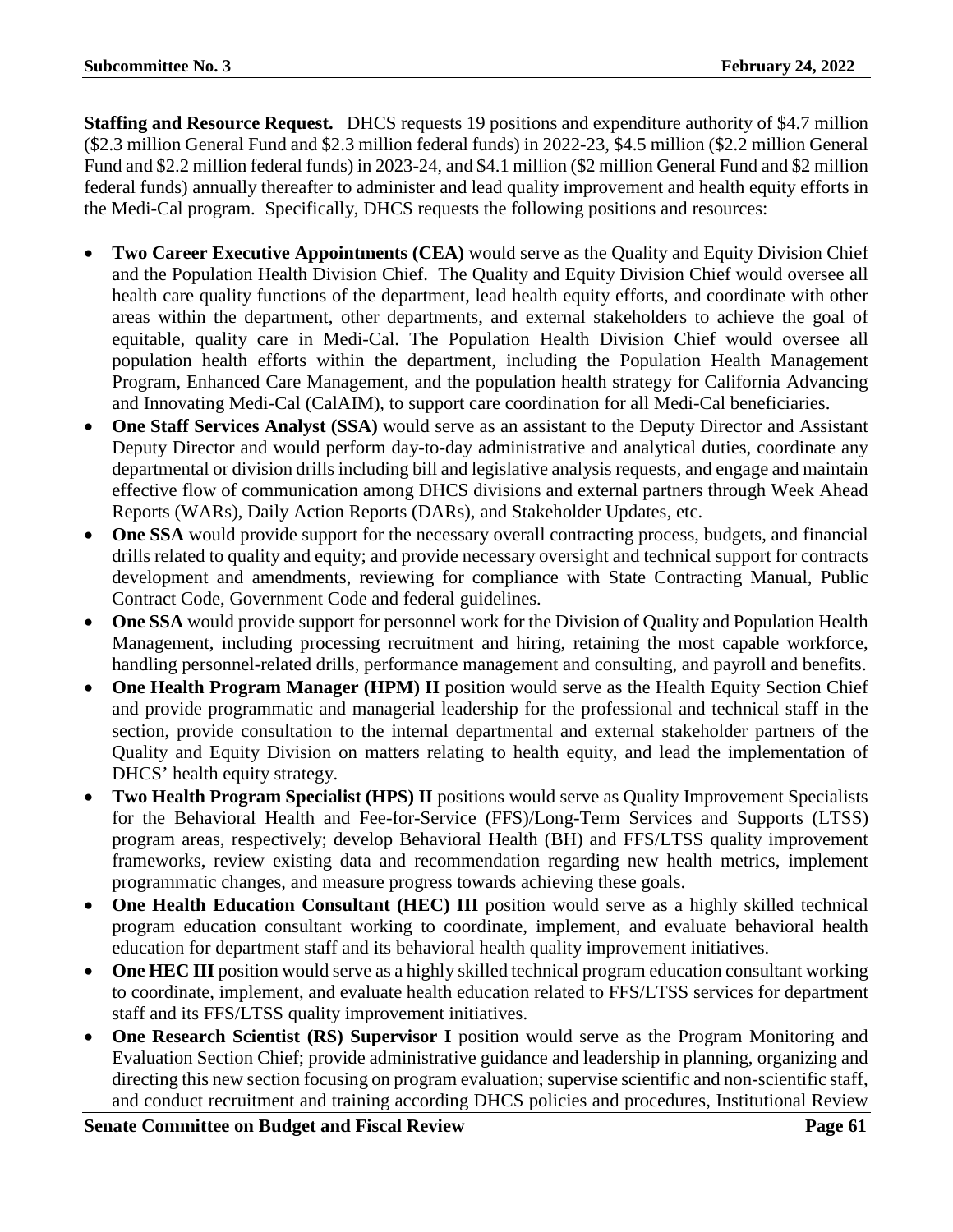**Staffing and Resource Request.** DHCS requests 19 positions and expenditure authority of $4.7 million ($2.3 million General Fund and $2.3 million federal funds) in 2022-23, $4.5 million ($2.2 million General Fund and $2.2 million federal funds) in 2023-24, and $4.1 million ($2 million General Fund and $2 million federal funds) annually thereafter to administer and lead quality improvement and health equity efforts in the Medi-Cal program. Specifically, DHCS requests the following positions and resources:

- **Two Career Executive Appointments (CEA)** would serve as the Quality and Equity Division Chief and the Population Health Division Chief. The Quality and Equity Division Chief would oversee all health care quality functions of the department, lead health equity efforts, and coordinate with other areas within the department, other departments, and external stakeholders to achieve the goal of equitable, quality care in Medi-Cal. The Population Health Division Chief would oversee all population health efforts within the department, including the Population Health Management Program, Enhanced Care Management, and the population health strategy for California Advancing and Innovating Medi-Cal (CalAIM), to support care coordination for all Medi-Cal beneficiaries.
- **One Staff Services Analyst (SSA)** would serve as an assistant to the Deputy Director and Assistant Deputy Director and would perform day-to-day administrative and analytical duties, coordinate any departmental or division drills including bill and legislative analysis requests, and engage and maintain effective flow of communication among DHCS divisions and external partners through Week Ahead Reports (WARs), Daily Action Reports (DARs), and Stakeholder Updates, etc.
- **One SSA** would provide support for the necessary overall contracting process, budgets, and financial drills related to quality and equity; and provide necessary oversight and technical support for contracts development and amendments, reviewing for compliance with State Contracting Manual, Public Contract Code, Government Code and federal guidelines.
- **One SSA** would provide support for personnel work for the Division of Quality and Population Health Management, including processing recruitment and hiring, retaining the most capable workforce, handling personnel-related drills, performance management and consulting, and payroll and benefits.
- **One Health Program Manager (HPM) II** position would serve as the Health Equity Section Chief and provide programmatic and managerial leadership for the professional and technical staff in the section, provide consultation to the internal departmental and external stakeholder partners of the Quality and Equity Division on matters relating to health equity, and lead the implementation of DHCS' health equity strategy.
- **Two Health Program Specialist (HPS) II** positions would serve as Quality Improvement Specialists for the Behavioral Health and Fee-for-Service (FFS)/Long-Term Services and Supports (LTSS) program areas, respectively; develop Behavioral Health (BH) and FFS/LTSS quality improvement frameworks, review existing data and recommendation regarding new health metrics, implement programmatic changes, and measure progress towards achieving these goals.
- **One Health Education Consultant (HEC) III** position would serve as a highly skilled technical program education consultant working to coordinate, implement, and evaluate behavioral health education for department staff and its behavioral health quality improvement initiatives.
- **One HEC III** position would serve as a highly skilled technical program education consultant working to coordinate, implement, and evaluate health education related to FFS/LTSS services for department staff and its FFS/LTSS quality improvement initiatives.
- **One Research Scientist (RS) Supervisor I** position would serve as the Program Monitoring and Evaluation Section Chief; provide administrative guidance and leadership in planning, organizing and directing this new section focusing on program evaluation; supervise scientific and non-scientific staff, and conduct recruitment and training according DHCS policies and procedures, Institutional Review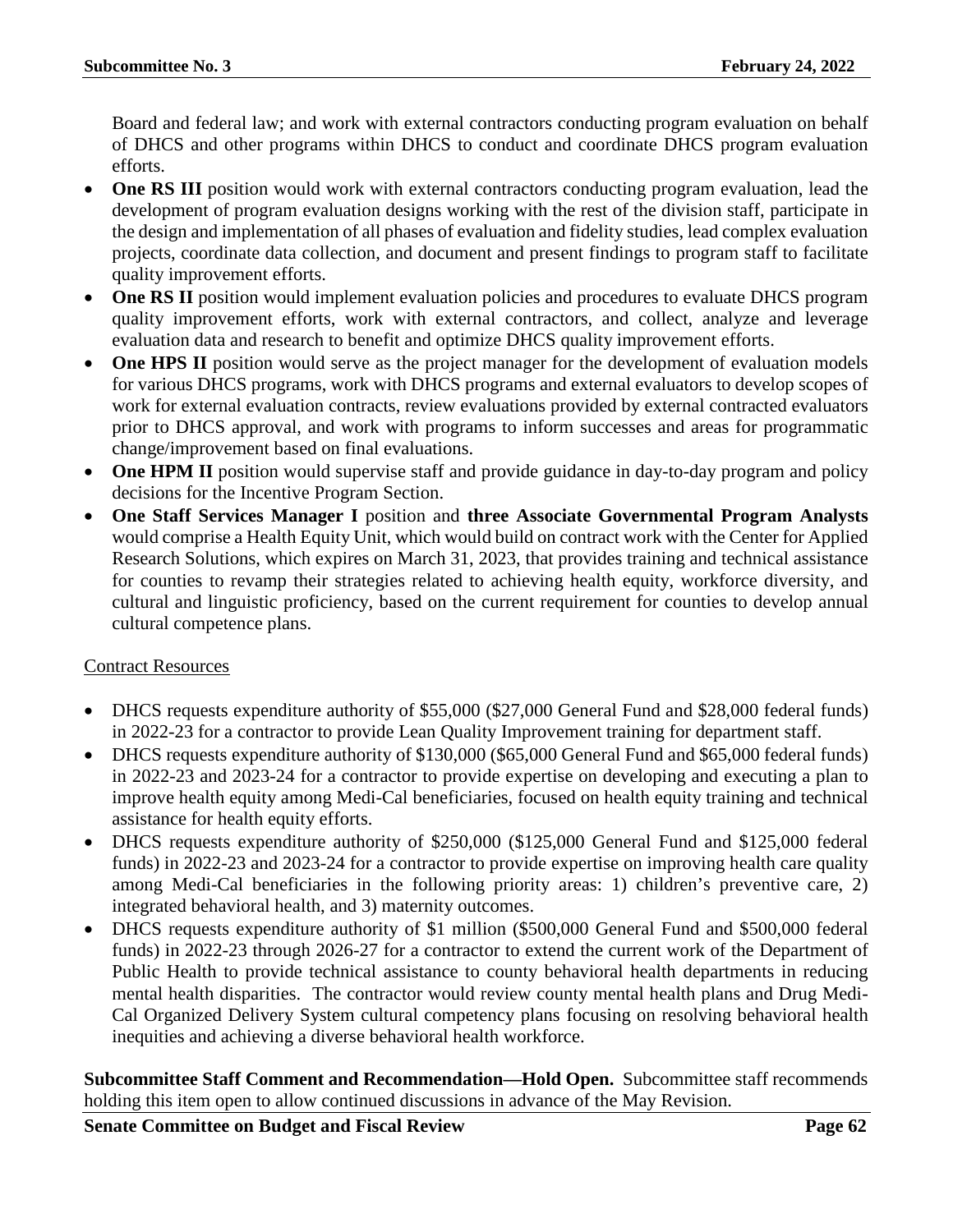Board and federal law; and work with external contractors conducting program evaluation on behalf of DHCS and other programs within DHCS to conduct and coordinate DHCS program evaluation efforts.

- **One RS III** position would work with external contractors conducting program evaluation, lead the development of program evaluation designs working with the rest of the division staff, participate in the design and implementation of all phases of evaluation and fidelity studies, lead complex evaluation projects, coordinate data collection, and document and present findings to program staff to facilitate quality improvement efforts.
- **One RS II** position would implement evaluation policies and procedures to evaluate DHCS program quality improvement efforts, work with external contractors, and collect, analyze and leverage evaluation data and research to benefit and optimize DHCS quality improvement efforts.
- **One HPS II** position would serve as the project manager for the development of evaluation models for various DHCS programs, work with DHCS programs and external evaluators to develop scopes of work for external evaluation contracts, review evaluations provided by external contracted evaluators prior to DHCS approval, and work with programs to inform successes and areas for programmatic change/improvement based on final evaluations.
- **One HPM II** position would supervise staff and provide guidance in day-to-day program and policy decisions for the Incentive Program Section.
- **One Staff Services Manager I** position and **three Associate Governmental Program Analysts** would comprise a Health Equity Unit, which would build on contract work with the Center for Applied Research Solutions, which expires on March 31, 2023, that provides training and technical assistance for counties to revamp their strategies related to achieving health equity, workforce diversity, and cultural and linguistic proficiency, based on the current requirement for counties to develop annual cultural competence plans.

<u>Contract Resources</u>

- DHCS requests expenditure authority of \$55,000 (\$27,000 General Fund and \$28,000 federal funds) in 2022-23 for a contractor to provide Lean Quality Improvement training for department staff.
- DHCS requests expenditure authority of \$130,000 (\$65,000 General Fund and \$65,000 federal funds) in 2022-23 and 2023-24 for a contractor to provide expertise on developing and executing a plan to improve health equity among Medi-Cal beneficiaries, focused on health equity training and technical assistance for health equity efforts.
- DHCS requests expenditure authority of \$250,000 (\$125,000 General Fund and \$125,000 federal funds) in 2022-23 and 2023-24 for a contractor to provide expertise on improving health care quality among Medi-Cal beneficiaries in the following priority areas: 1) children's preventive care, 2) integrated behavioral health, and 3) maternity outcomes.
- DHCS requests expenditure authority of \$1 million (\$500,000 General Fund and \$500,000 federal funds) in 2022-23 through 2026-27 for a contractor to extend the current work of the Department of Public Health to provide technical assistance to county behavioral health departments in reducing mental health disparities. The contractor would review county mental health plans and Drug Medi-Cal Organized Delivery System cultural competency plans focusing on resolving behavioral health inequities and achieving a diverse behavioral health workforce.

**Subcommittee Staff Comment and Recommendation—Hold Open.** Subcommittee staff recommends holding this item open to allow continued discussions in advance of the May Revision.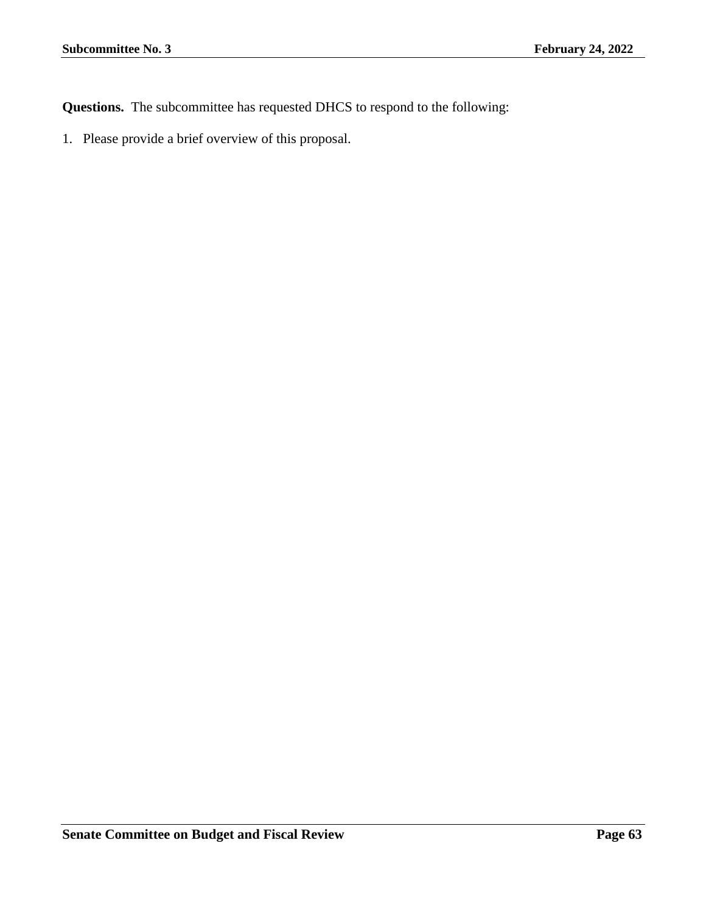**Questions.** The subcommittee has requested DHCS to respond to the following:

1. Please provide a brief overview of this proposal.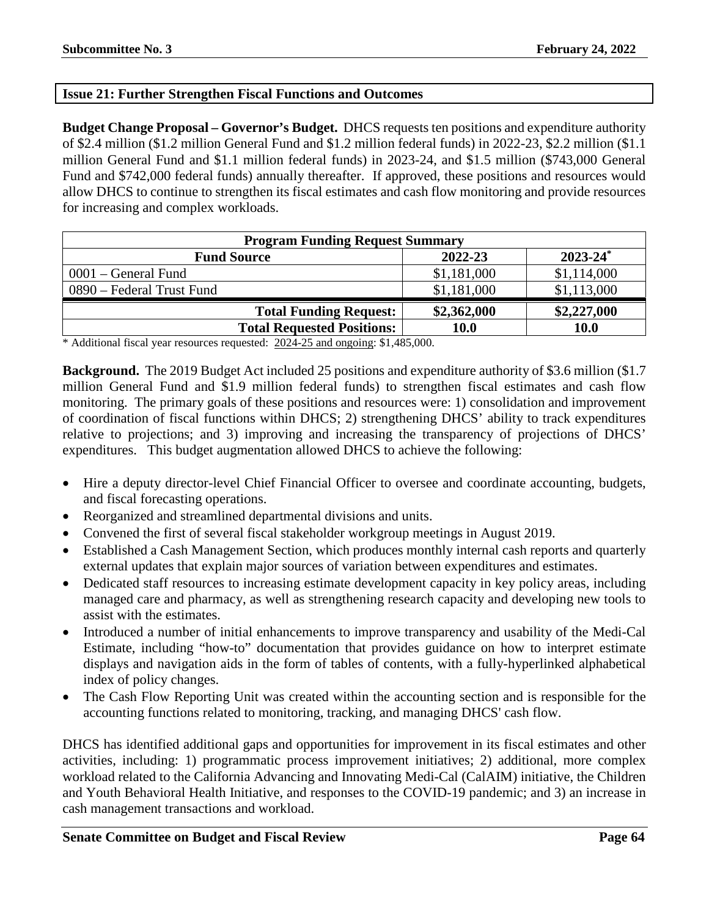## Issue 21: Further Strengthen Fiscal Functions and Outcomes

**Budget Change Proposal – Governor's Budget.** DHCS requests ten positions and expenditure authority of $2.4 million ($1.2 million General Fund and $1.2 million federal funds) in 2022-23, $2.2 million ($1.1 million General Fund and $1.1 million federal funds) in 2023-24, and $1.5 million ($743,000 General Fund and $742,000 federal funds) annually thereafter. If approved, these positions and resources would allow DHCS to continue to strengthen its fiscal estimates and cash flow monitoring and provide resources for increasing and complex workloads.

| Program Funding Request Summary | | |
|---|---|---|
| **Fund Source** | **2022-23** | **2023-24*** |
| 0001 – General Fund | $1,181,000 | $1,114,000 |
| 0890 – Federal Trust Fund | $1,181,000 | $1,113,000 |
| **Total Funding Request:** | **$2,362,000** | **$2,227,000** |
| **Total Requested Positions:** | **10.0** | **10.0** |

* Additional fiscal year resources requested: 2024-25 and ongoing: $1,485,000.

**Background.** The 2019 Budget Act included 25 positions and expenditure authority of $3.6 million ($1.7 million General Fund and $1.9 million federal funds) to strengthen fiscal estimates and cash flow monitoring. The primary goals of these positions and resources were: 1) consolidation and improvement of coordination of fiscal functions within DHCS; 2) strengthening DHCS' ability to track expenditures relative to projections; and 3) improving and increasing the transparency of projections of DHCS' expenditures. This budget augmentation allowed DHCS to achieve the following:

- Hire a deputy director-level Chief Financial Officer to oversee and coordinate accounting, budgets, and fiscal forecasting operations.
- Reorganized and streamlined departmental divisions and units.
- Convened the first of several fiscal stakeholder workgroup meetings in August 2019.
- Established a Cash Management Section, which produces monthly internal cash reports and quarterly external updates that explain major sources of variation between expenditures and estimates.
- Dedicated staff resources to increasing estimate development capacity in key policy areas, including managed care and pharmacy, as well as strengthening research capacity and developing new tools to assist with the estimates.
- Introduced a number of initial enhancements to improve transparency and usability of the Medi-Cal Estimate, including "how-to" documentation that provides guidance on how to interpret estimate displays and navigation aids in the form of tables of contents, with a fully-hyperlinked alphabetical index of policy changes.
- The Cash Flow Reporting Unit was created within the accounting section and is responsible for the accounting functions related to monitoring, tracking, and managing DHCS' cash flow.

DHCS has identified additional gaps and opportunities for improvement in its fiscal estimates and other activities, including: 1) programmatic process improvement initiatives; 2) additional, more complex workload related to the California Advancing and Innovating Medi-Cal (CalAIM) initiative, the Children and Youth Behavioral Health Initiative, and responses to the COVID-19 pandemic; and 3) an increase in cash management transactions and workload.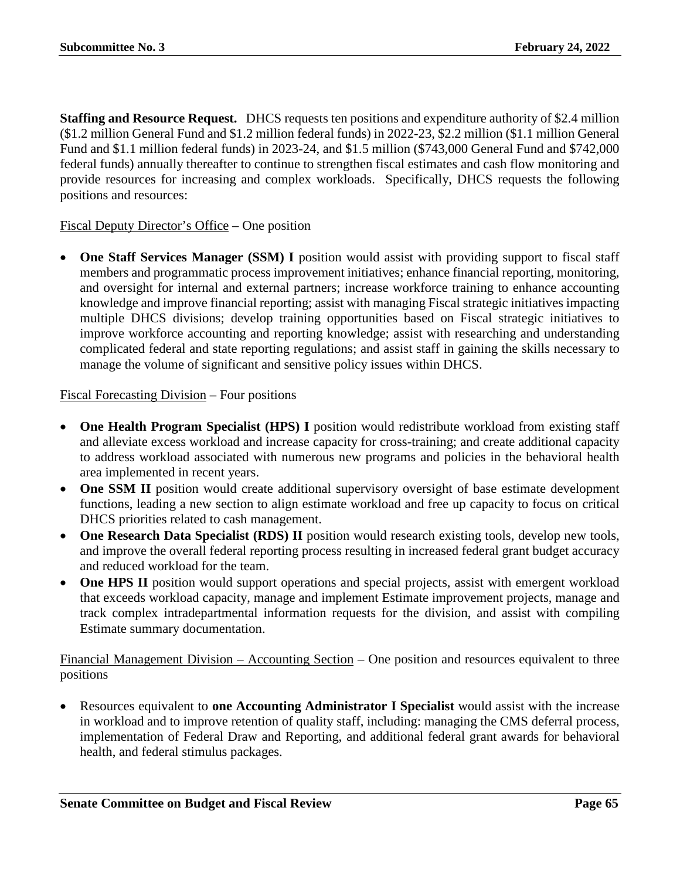**Staffing and Resource Request.** DHCS requests ten positions and expenditure authority of $2.4 million ($1.2 million General Fund and $1.2 million federal funds) in 2022-23, $2.2 million ($1.1 million General Fund and $1.1 million federal funds) in 2023-24, and $1.5 million ($743,000 General Fund and $742,000 federal funds) annually thereafter to continue to strengthen fiscal estimates and cash flow monitoring and provide resources for increasing and complex workloads. Specifically, DHCS requests the following positions and resources:

<u>Fiscal Deputy Director's Office</u> – One position

- **One Staff Services Manager (SSM) I** position would assist with providing support to fiscal staff members and programmatic process improvement initiatives; enhance financial reporting, monitoring, and oversight for internal and external partners; increase workforce training to enhance accounting knowledge and improve financial reporting; assist with managing Fiscal strategic initiatives impacting multiple DHCS divisions; develop training opportunities based on Fiscal strategic initiatives to improve workforce accounting and reporting knowledge; assist with researching and understanding complicated federal and state reporting regulations; and assist staff in gaining the skills necessary to manage the volume of significant and sensitive policy issues within DHCS.

<u>Fiscal Forecasting Division</u> – Four positions

- **One Health Program Specialist (HPS) I** position would redistribute workload from existing staff and alleviate excess workload and increase capacity for cross-training; and create additional capacity to address workload associated with numerous new programs and policies in the behavioral health area implemented in recent years.
- **One SSM II** position would create additional supervisory oversight of base estimate development functions, leading a new section to align estimate workload and free up capacity to focus on critical DHCS priorities related to cash management.
- **One Research Data Specialist (RDS) II** position would research existing tools, develop new tools, and improve the overall federal reporting process resulting in increased federal grant budget accuracy and reduced workload for the team.
- **One HPS II** position would support operations and special projects, assist with emergent workload that exceeds workload capacity, manage and implement Estimate improvement projects, manage and track complex intradepartmental information requests for the division, and assist with compiling Estimate summary documentation.

<u>Financial Management Division – Accounting Section</u> – One position and resources equivalent to three positions

- Resources equivalent to **one Accounting Administrator I Specialist** would assist with the increase in workload and to improve retention of quality staff, including: managing the CMS deferral process, implementation of Federal Draw and Reporting, and additional federal grant awards for behavioral health, and federal stimulus packages.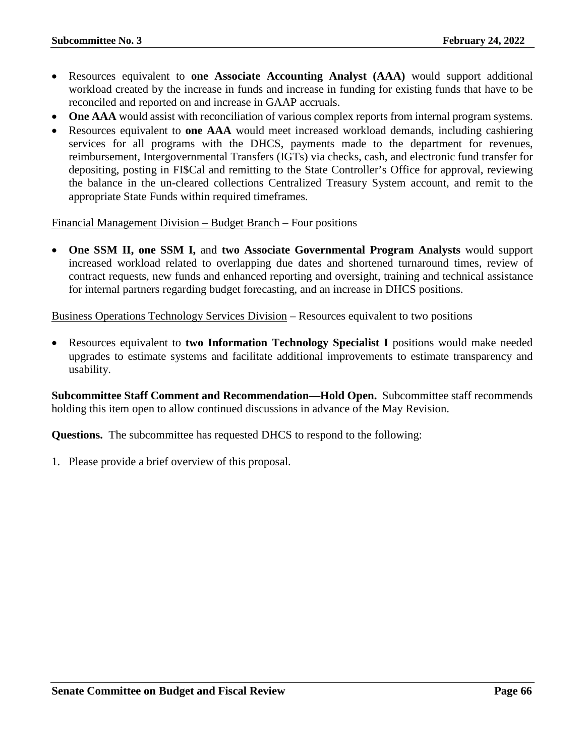- Resources equivalent to **one Associate Accounting Analyst (AAA)** would support additional workload created by the increase in funds and increase in funding for existing funds that have to be reconciled and reported on and increase in GAAP accruals.
- **One AAA** would assist with reconciliation of various complex reports from internal program systems.
- Resources equivalent to **one AAA** would meet increased workload demands, including cashiering services for all programs with the DHCS, payments made to the department for revenues, reimbursement, Intergovernmental Transfers (IGTs) via checks, cash, and electronic fund transfer for depositing, posting in FI$Cal and remitting to the State Controller's Office for approval, reviewing the balance in the un-cleared collections Centralized Treasury System account, and remit to the appropriate State Funds within required timeframes.

<u>Financial Management Division – Budget Branch</u> – Four positions

- **One SSM II, one SSM I,** and **two Associate Governmental Program Analysts** would support increased workload related to overlapping due dates and shortened turnaround times, review of contract requests, new funds and enhanced reporting and oversight, training and technical assistance for internal partners regarding budget forecasting, and an increase in DHCS positions.

<u>Business Operations Technology Services Division</u> – Resources equivalent to two positions

- Resources equivalent to **two Information Technology Specialist I** positions would make needed upgrades to estimate systems and facilitate additional improvements to estimate transparency and usability.

**Subcommittee Staff Comment and Recommendation—Hold Open.** Subcommittee staff recommends holding this item open to allow continued discussions in advance of the May Revision.

**Questions.** The subcommittee has requested DHCS to respond to the following:

1. Please provide a brief overview of this proposal.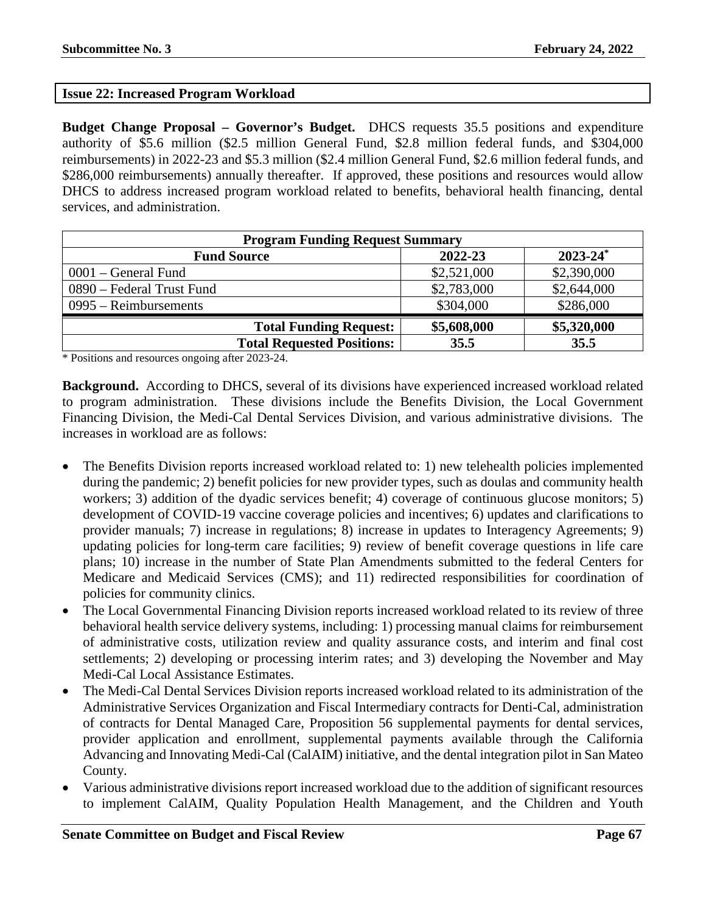## Issue 22: Increased Program Workload

**Budget Change Proposal – Governor's Budget.** DHCS requests 35.5 positions and expenditure authority of $5.6 million ($2.5 million General Fund, $2.8 million federal funds, and $304,000 reimbursements) in 2022-23 and $5.3 million ($2.4 million General Fund, $2.6 million federal funds, and $286,000 reimbursements) annually thereafter. If approved, these positions and resources would allow DHCS to address increased program workload related to benefits, behavioral health financing, dental services, and administration.

| Program Funding Request Summary | | |
|---|---|---|
| **Fund Source** | **2022-23** | **2023-24*** |
| 0001 – General Fund | $2,521,000 | $2,390,000 |
| 0890 – Federal Trust Fund | $2,783,000 | $2,644,000 |
| 0995 – Reimbursements | $304,000 | $286,000 |
| **Total Funding Request:** | **$5,608,000** | **$5,320,000** |
| **Total Requested Positions:** | **35.5** | **35.5** |

* Positions and resources ongoing after 2023-24.

**Background.** According to DHCS, several of its divisions have experienced increased workload related to program administration. These divisions include the Benefits Division, the Local Government Financing Division, the Medi-Cal Dental Services Division, and various administrative divisions. The increases in workload are as follows:

- The Benefits Division reports increased workload related to: 1) new telehealth policies implemented during the pandemic; 2) benefit policies for new provider types, such as doulas and community health workers; 3) addition of the dyadic services benefit; 4) coverage of continuous glucose monitors; 5) development of COVID-19 vaccine coverage policies and incentives; 6) updates and clarifications to provider manuals; 7) increase in regulations; 8) increase in updates to Interagency Agreements; 9) updating policies for long-term care facilities; 9) review of benefit coverage questions in life care plans; 10) increase in the number of State Plan Amendments submitted to the federal Centers for Medicare and Medicaid Services (CMS); and 11) redirected responsibilities for coordination of policies for community clinics.
- The Local Governmental Financing Division reports increased workload related to its review of three behavioral health service delivery systems, including: 1) processing manual claims for reimbursement of administrative costs, utilization review and quality assurance costs, and interim and final cost settlements; 2) developing or processing interim rates; and 3) developing the November and May Medi-Cal Local Assistance Estimates.
- The Medi-Cal Dental Services Division reports increased workload related to its administration of the Administrative Services Organization and Fiscal Intermediary contracts for Denti-Cal, administration of contracts for Dental Managed Care, Proposition 56 supplemental payments for dental services, provider application and enrollment, supplemental payments available through the California Advancing and Innovating Medi-Cal (CalAIM) initiative, and the dental integration pilot in San Mateo County.
- Various administrative divisions report increased workload due to the addition of significant resources to implement CalAIM, Quality Population Health Management, and the Children and Youth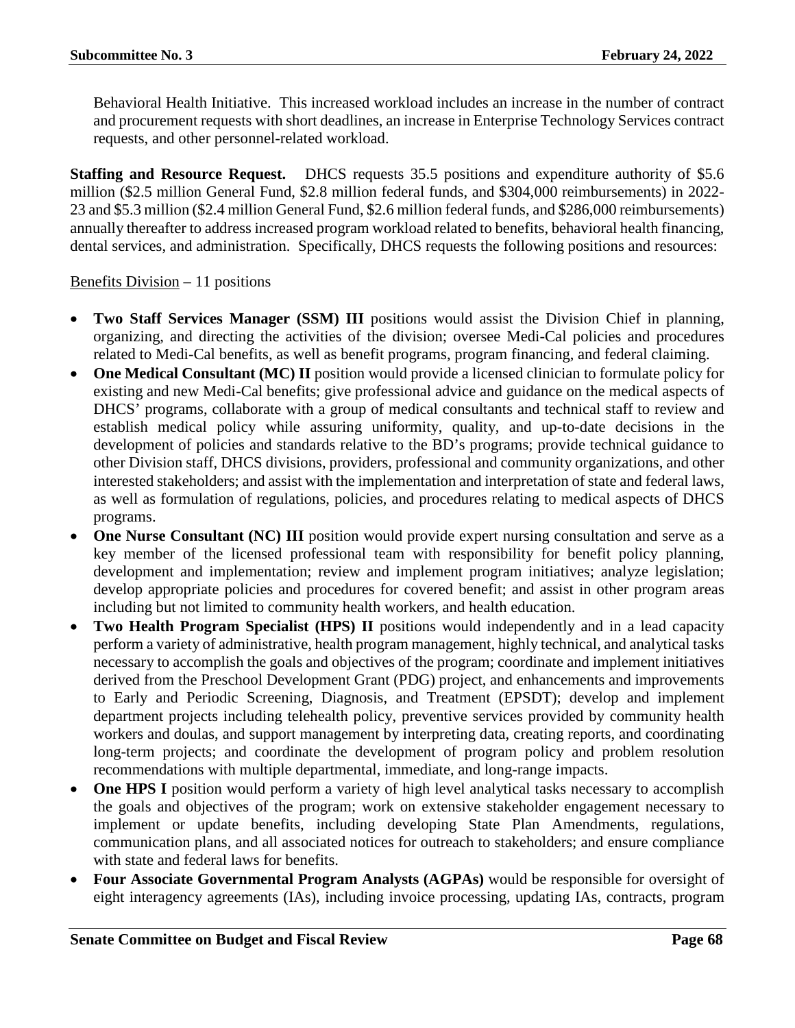Behavioral Health Initiative. This increased workload includes an increase in the number of contract and procurement requests with short deadlines, an increase in Enterprise Technology Services contract requests, and other personnel-related workload.

**Staffing and Resource Request.** DHCS requests 35.5 positions and expenditure authority of $5.6 million ($2.5 million General Fund, $2.8 million federal funds, and $304,000 reimbursements) in 2022-23 and $5.3 million ($2.4 million General Fund, $2.6 million federal funds, and $286,000 reimbursements) annually thereafter to address increased program workload related to benefits, behavioral health financing, dental services, and administration. Specifically, DHCS requests the following positions and resources:

Benefits Division – 11 positions

- **Two Staff Services Manager (SSM) III** positions would assist the Division Chief in planning, organizing, and directing the activities of the division; oversee Medi-Cal policies and procedures related to Medi-Cal benefits, as well as benefit programs, program financing, and federal claiming.
- **One Medical Consultant (MC) II** position would provide a licensed clinician to formulate policy for existing and new Medi-Cal benefits; give professional advice and guidance on the medical aspects of DHCS' programs, collaborate with a group of medical consultants and technical staff to review and establish medical policy while assuring uniformity, quality, and up-to-date decisions in the development of policies and standards relative to the BD's programs; provide technical guidance to other Division staff, DHCS divisions, providers, professional and community organizations, and other interested stakeholders; and assist with the implementation and interpretation of state and federal laws, as well as formulation of regulations, policies, and procedures relating to medical aspects of DHCS programs.
- **One Nurse Consultant (NC) III** position would provide expert nursing consultation and serve as a key member of the licensed professional team with responsibility for benefit policy planning, development and implementation; review and implement program initiatives; analyze legislation; develop appropriate policies and procedures for covered benefit; and assist in other program areas including but not limited to community health workers, and health education.
- **Two Health Program Specialist (HPS) II** positions would independently and in a lead capacity perform a variety of administrative, health program management, highly technical, and analytical tasks necessary to accomplish the goals and objectives of the program; coordinate and implement initiatives derived from the Preschool Development Grant (PDG) project, and enhancements and improvements to Early and Periodic Screening, Diagnosis, and Treatment (EPSDT); develop and implement department projects including telehealth policy, preventive services provided by community health workers and doulas, and support management by interpreting data, creating reports, and coordinating long-term projects; and coordinate the development of program policy and problem resolution recommendations with multiple departmental, immediate, and long-range impacts.
- **One HPS I** position would perform a variety of high level analytical tasks necessary to accomplish the goals and objectives of the program; work on extensive stakeholder engagement necessary to implement or update benefits, including developing State Plan Amendments, regulations, communication plans, and all associated notices for outreach to stakeholders; and ensure compliance with state and federal laws for benefits.
- **Four Associate Governmental Program Analysts (AGPAs)** would be responsible for oversight of eight interagency agreements (IAs), including invoice processing, updating IAs, contracts, program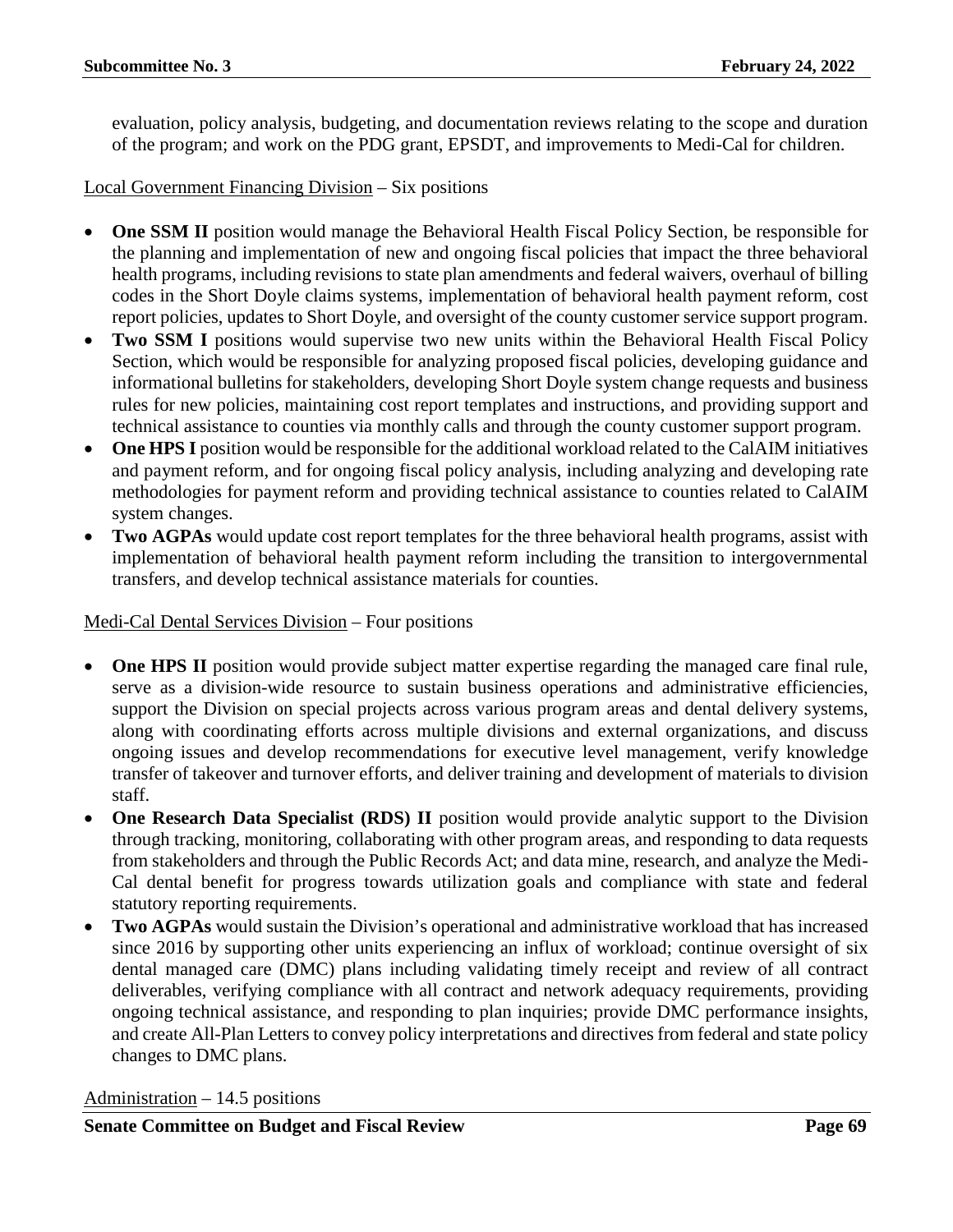evaluation, policy analysis, budgeting, and documentation reviews relating to the scope and duration of the program; and work on the PDG grant, EPSDT, and improvements to Medi-Cal for children.

Local Government Financing Division – Six positions

- **One SSM II** position would manage the Behavioral Health Fiscal Policy Section, be responsible for the planning and implementation of new and ongoing fiscal policies that impact the three behavioral health programs, including revisions to state plan amendments and federal waivers, overhaul of billing codes in the Short Doyle claims systems, implementation of behavioral health payment reform, cost report policies, updates to Short Doyle, and oversight of the county customer service support program.
- **Two SSM I** positions would supervise two new units within the Behavioral Health Fiscal Policy Section, which would be responsible for analyzing proposed fiscal policies, developing guidance and informational bulletins for stakeholders, developing Short Doyle system change requests and business rules for new policies, maintaining cost report templates and instructions, and providing support and technical assistance to counties via monthly calls and through the county customer support program.
- **One HPS I** position would be responsible for the additional workload related to the CalAIM initiatives and payment reform, and for ongoing fiscal policy analysis, including analyzing and developing rate methodologies for payment reform and providing technical assistance to counties related to CalAIM system changes.
- **Two AGPAs** would update cost report templates for the three behavioral health programs, assist with implementation of behavioral health payment reform including the transition to intergovernmental transfers, and develop technical assistance materials for counties.

Medi-Cal Dental Services Division – Four positions

- **One HPS II** position would provide subject matter expertise regarding the managed care final rule, serve as a division-wide resource to sustain business operations and administrative efficiencies, support the Division on special projects across various program areas and dental delivery systems, along with coordinating efforts across multiple divisions and external organizations, and discuss ongoing issues and develop recommendations for executive level management, verify knowledge transfer of takeover and turnover efforts, and deliver training and development of materials to division staff.
- **One Research Data Specialist (RDS) II** position would provide analytic support to the Division through tracking, monitoring, collaborating with other program areas, and responding to data requests from stakeholders and through the Public Records Act; and data mine, research, and analyze the Medi-Cal dental benefit for progress towards utilization goals and compliance with state and federal statutory reporting requirements.
- **Two AGPAs** would sustain the Division's operational and administrative workload that has increased since 2016 by supporting other units experiencing an influx of workload; continue oversight of six dental managed care (DMC) plans including validating timely receipt and review of all contract deliverables, verifying compliance with all contract and network adequacy requirements, providing ongoing technical assistance, and responding to plan inquiries; provide DMC performance insights, and create All-Plan Letters to convey policy interpretations and directives from federal and state policy changes to DMC plans.

Administration – 14.5 positions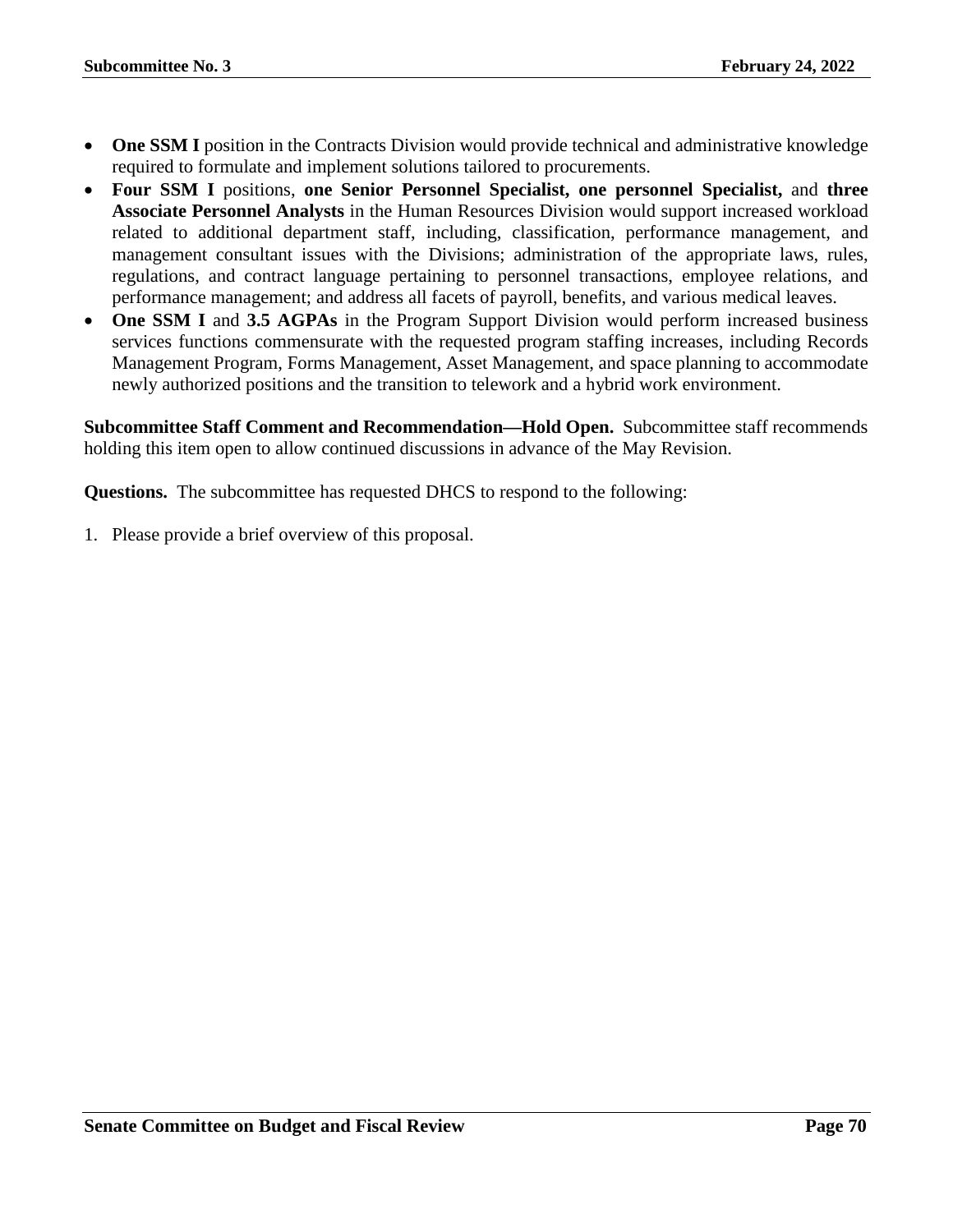- **One SSM I** position in the Contracts Division would provide technical and administrative knowledge required to formulate and implement solutions tailored to procurements.
- **Four SSM I** positions, **one Senior Personnel Specialist, one personnel Specialist,** and **three Associate Personnel Analysts** in the Human Resources Division would support increased workload related to additional department staff, including, classification, performance management, and management consultant issues with the Divisions; administration of the appropriate laws, rules, regulations, and contract language pertaining to personnel transactions, employee relations, and performance management; and address all facets of payroll, benefits, and various medical leaves.
- **One SSM I** and **3.5 AGPAs** in the Program Support Division would perform increased business services functions commensurate with the requested program staffing increases, including Records Management Program, Forms Management, Asset Management, and space planning to accommodate newly authorized positions and the transition to telework and a hybrid work environment.

**Subcommittee Staff Comment and Recommendation—Hold Open.** Subcommittee staff recommends holding this item open to allow continued discussions in advance of the May Revision.

**Questions.** The subcommittee has requested DHCS to respond to the following:

1. Please provide a brief overview of this proposal.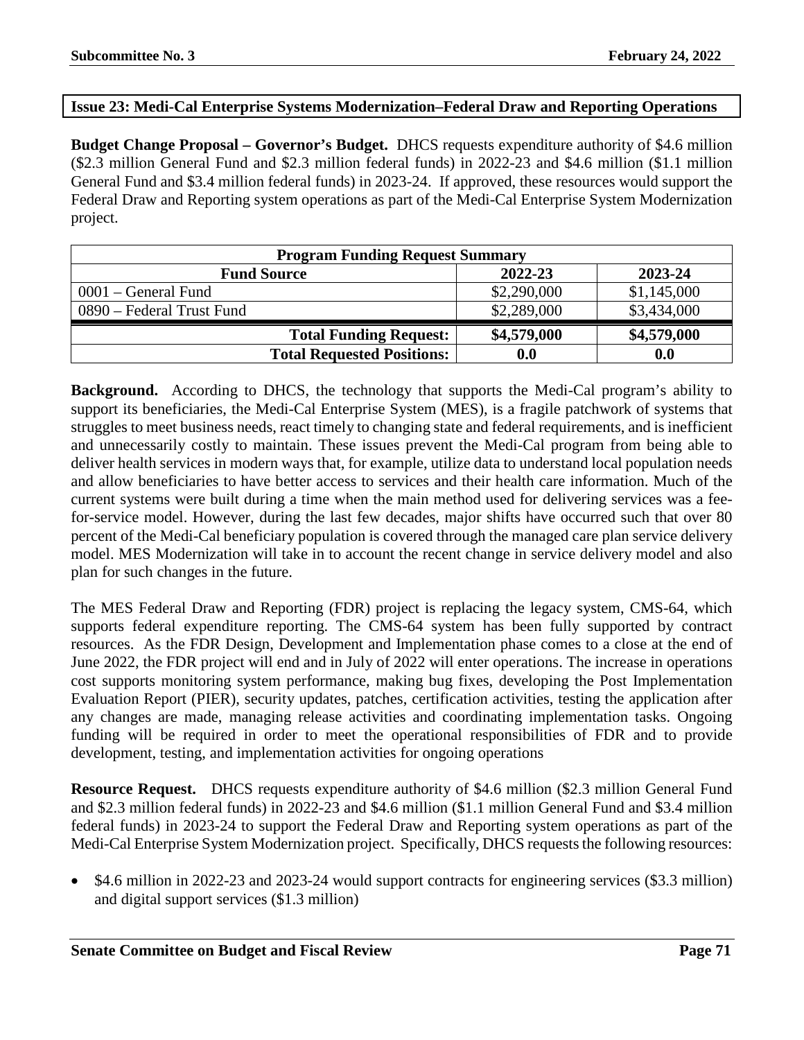## Issue 23: Medi-Cal Enterprise Systems Modernization–Federal Draw and Reporting Operations

**Budget Change Proposal – Governor's Budget.** DHCS requests expenditure authority of $4.6 million ($2.3 million General Fund and $2.3 million federal funds) in 2022-23 and $4.6 million ($1.1 million General Fund and $3.4 million federal funds) in 2023-24. If approved, these resources would support the Federal Draw and Reporting system operations as part of the Medi-Cal Enterprise System Modernization project.

| Program Funding Request Summary | | |
|---|---|---|
| **Fund Source** | **2022-23** | **2023-24** |
| 0001 – General Fund | $2,290,000 | $1,145,000 |
| 0890 – Federal Trust Fund | $2,289,000 | $3,434,000 |
| **Total Funding Request:** | **$4,579,000** | **$4,579,000** |
| **Total Requested Positions:** | **0.0** | **0.0** |

**Background.** According to DHCS, the technology that supports the Medi-Cal program's ability to support its beneficiaries, the Medi-Cal Enterprise System (MES), is a fragile patchwork of systems that struggles to meet business needs, react timely to changing state and federal requirements, and is inefficient and unnecessarily costly to maintain. These issues prevent the Medi-Cal program from being able to deliver health services in modern ways that, for example, utilize data to understand local population needs and allow beneficiaries to have better access to services and their health care information. Much of the current systems were built during a time when the main method used for delivering services was a fee-for-service model. However, during the last few decades, major shifts have occurred such that over 80 percent of the Medi-Cal beneficiary population is covered through the managed care plan service delivery model. MES Modernization will take in to account the recent change in service delivery model and also plan for such changes in the future.

The MES Federal Draw and Reporting (FDR) project is replacing the legacy system, CMS-64, which supports federal expenditure reporting. The CMS-64 system has been fully supported by contract resources. As the FDR Design, Development and Implementation phase comes to a close at the end of June 2022, the FDR project will end and in July of 2022 will enter operations. The increase in operations cost supports monitoring system performance, making bug fixes, developing the Post Implementation Evaluation Report (PIER), security updates, patches, certification activities, testing the application after any changes are made, managing release activities and coordinating implementation tasks. Ongoing funding will be required in order to meet the operational responsibilities of FDR and to provide development, testing, and implementation activities for ongoing operations

**Resource Request.** DHCS requests expenditure authority of $4.6 million ($2.3 million General Fund and $2.3 million federal funds) in 2022-23 and $4.6 million ($1.1 million General Fund and $3.4 million federal funds) in 2023-24 to support the Federal Draw and Reporting system operations as part of the Medi-Cal Enterprise System Modernization project. Specifically, DHCS requests the following resources:

- $4.6 million in 2022-23 and 2023-24 would support contracts for engineering services ($3.3 million) and digital support services ($1.3 million)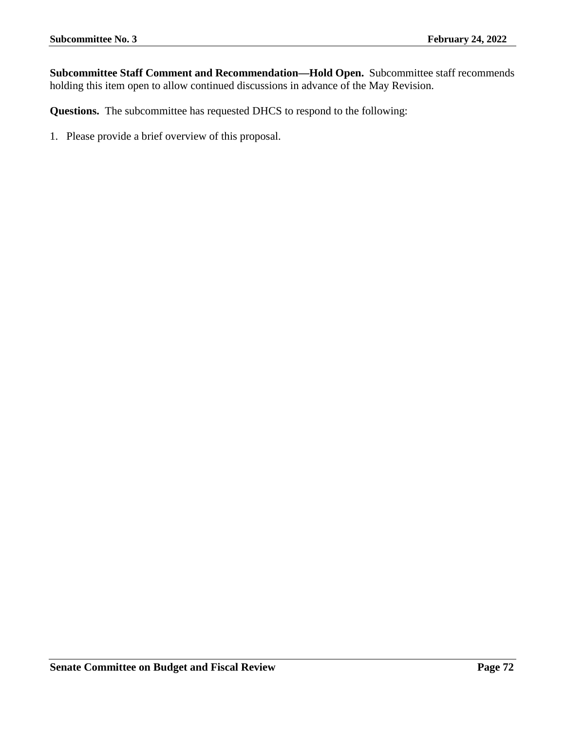**Subcommittee Staff Comment and Recommendation—Hold Open.** Subcommittee staff recommends holding this item open to allow continued discussions in advance of the May Revision.

**Questions.** The subcommittee has requested DHCS to respond to the following:

1. Please provide a brief overview of this proposal.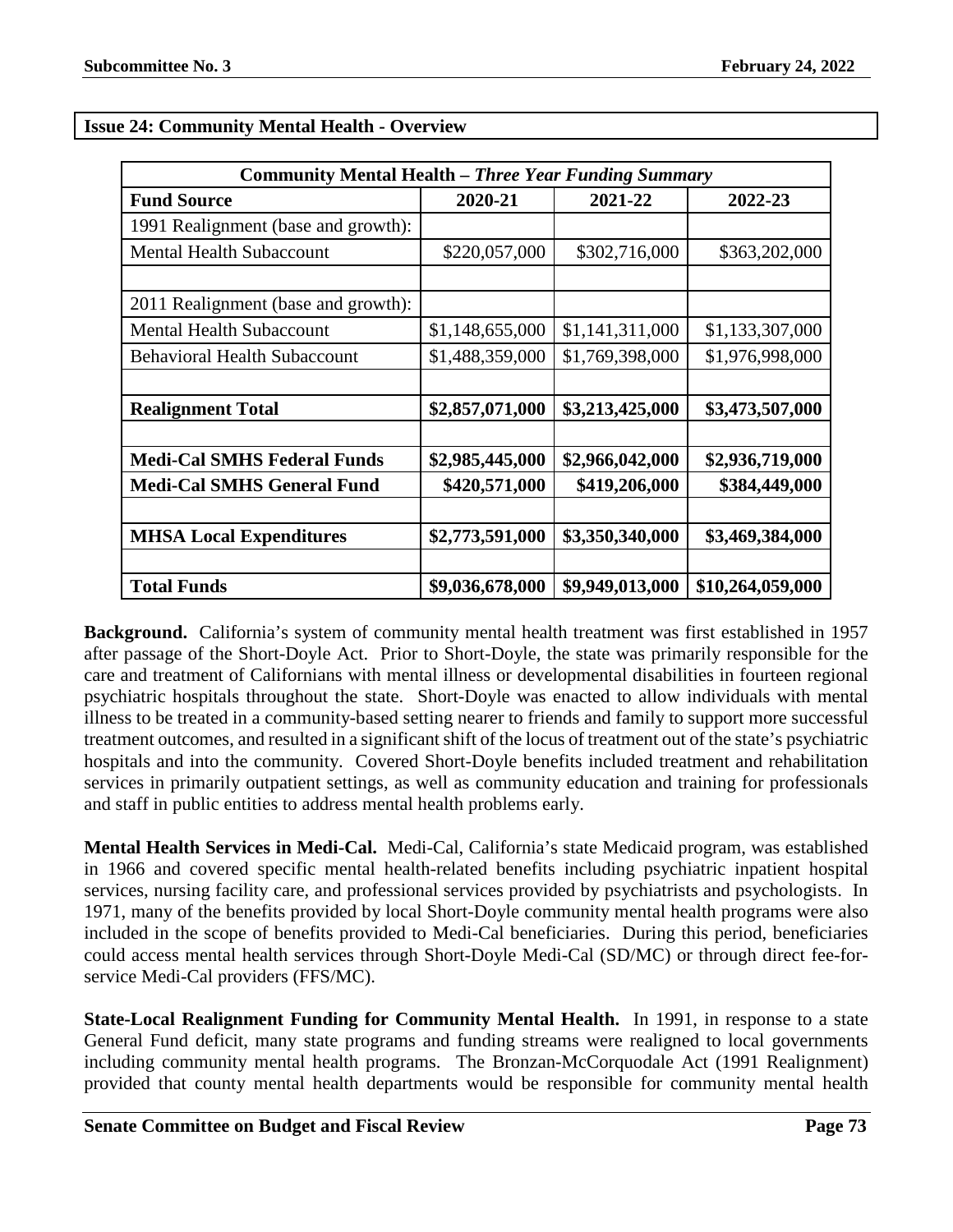## Issue 24: Community Mental Health - Overview

| **Community Mental Health – *Three Year Funding Summary*** | | | |
|---|---|---|---|
| **Fund Source** | **2020-21** | **2021-22** | **2022-23** |
| 1991 Realignment (base and growth): | | | |
| Mental Health Subaccount | $220,057,000 | $302,716,000 | $363,202,000 |
| | | | |
| 2011 Realignment (base and growth): | | | |
| Mental Health Subaccount | $1,148,655,000 | $1,141,311,000 | $1,133,307,000 |
| Behavioral Health Subaccount | $1,488,359,000 | $1,769,398,000 | $1,976,998,000 |
| | | | |
| **Realignment Total** | **$2,857,071,000** | **$3,213,425,000** | **$3,473,507,000** |
| | | | |
| **Medi-Cal SMHS Federal Funds** | **$2,985,445,000** | **$2,966,042,000** | **$2,936,719,000** |
| **Medi-Cal SMHS General Fund** | **$420,571,000** | **$419,206,000** | **$384,449,000** |
| | | | |
| **MHSA Local Expenditures** | **$2,773,591,000** | **$3,350,340,000** | **$3,469,384,000** |
| | | | |
| **Total Funds** | **$9,036,678,000** | **$9,949,013,000** | **$10,264,059,000** |

**Background.** California's system of community mental health treatment was first established in 1957 after passage of the Short-Doyle Act. Prior to Short-Doyle, the state was primarily responsible for the care and treatment of Californians with mental illness or developmental disabilities in fourteen regional psychiatric hospitals throughout the state. Short-Doyle was enacted to allow individuals with mental illness to be treated in a community-based setting nearer to friends and family to support more successful treatment outcomes, and resulted in a significant shift of the locus of treatment out of the state's psychiatric hospitals and into the community. Covered Short-Doyle benefits included treatment and rehabilitation services in primarily outpatient settings, as well as community education and training for professionals and staff in public entities to address mental health problems early.

**Mental Health Services in Medi-Cal.** Medi-Cal, California's state Medicaid program, was established in 1966 and covered specific mental health-related benefits including psychiatric inpatient hospital services, nursing facility care, and professional services provided by psychiatrists and psychologists. In 1971, many of the benefits provided by local Short-Doyle community mental health programs were also included in the scope of benefits provided to Medi-Cal beneficiaries. During this period, beneficiaries could access mental health services through Short-Doyle Medi-Cal (SD/MC) or through direct fee-for-service Medi-Cal providers (FFS/MC).

**State-Local Realignment Funding for Community Mental Health.** In 1991, in response to a state General Fund deficit, many state programs and funding streams were realigned to local governments including community mental health programs. The Bronzan-McCorquodale Act (1991 Realignment) provided that county mental health departments would be responsible for community mental health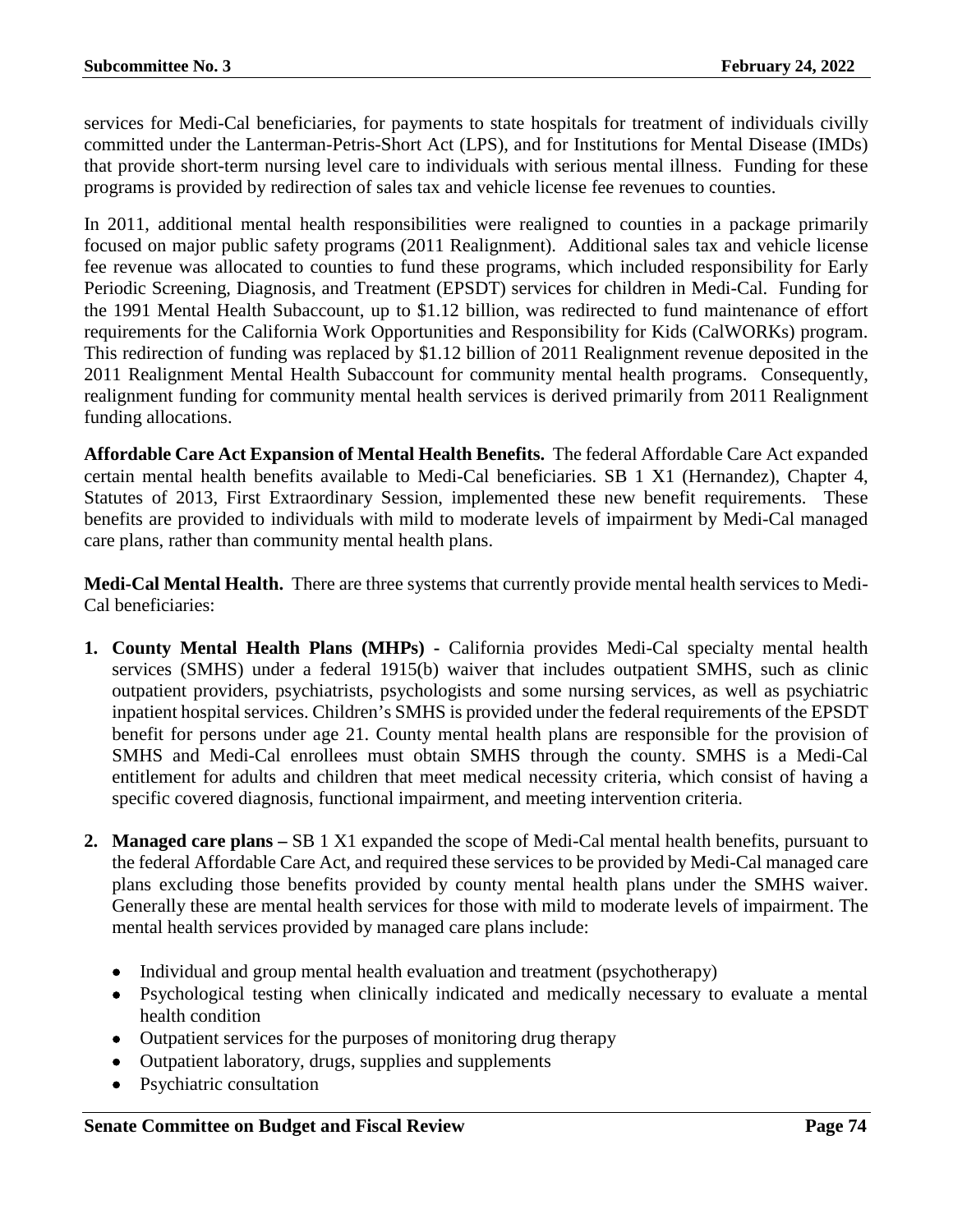services for Medi-Cal beneficiaries, for payments to state hospitals for treatment of individuals civilly committed under the Lanterman-Petris-Short Act (LPS), and for Institutions for Mental Disease (IMDs) that provide short-term nursing level care to individuals with serious mental illness. Funding for these programs is provided by redirection of sales tax and vehicle license fee revenues to counties.

In 2011, additional mental health responsibilities were realigned to counties in a package primarily focused on major public safety programs (2011 Realignment). Additional sales tax and vehicle license fee revenue was allocated to counties to fund these programs, which included responsibility for Early Periodic Screening, Diagnosis, and Treatment (EPSDT) services for children in Medi-Cal. Funding for the 1991 Mental Health Subaccount, up to $1.12 billion, was redirected to fund maintenance of effort requirements for the California Work Opportunities and Responsibility for Kids (CalWORKs) program. This redirection of funding was replaced by $1.12 billion of 2011 Realignment revenue deposited in the 2011 Realignment Mental Health Subaccount for community mental health programs. Consequently, realignment funding for community mental health services is derived primarily from 2011 Realignment funding allocations.

**Affordable Care Act Expansion of Mental Health Benefits.** The federal Affordable Care Act expanded certain mental health benefits available to Medi-Cal beneficiaries. SB 1 X1 (Hernandez), Chapter 4, Statutes of 2013, First Extraordinary Session, implemented these new benefit requirements. These benefits are provided to individuals with mild to moderate levels of impairment by Medi-Cal managed care plans, rather than community mental health plans.

**Medi-Cal Mental Health.** There are three systems that currently provide mental health services to Medi-Cal beneficiaries:

1. **County Mental Health Plans (MHPs) -** California provides Medi-Cal specialty mental health services (SMHS) under a federal 1915(b) waiver that includes outpatient SMHS, such as clinic outpatient providers, psychiatrists, psychologists and some nursing services, as well as psychiatric inpatient hospital services. Children's SMHS is provided under the federal requirements of the EPSDT benefit for persons under age 21. County mental health plans are responsible for the provision of SMHS and Medi-Cal enrollees must obtain SMHS through the county. SMHS is a Medi-Cal entitlement for adults and children that meet medical necessity criteria, which consist of having a specific covered diagnosis, functional impairment, and meeting intervention criteria.

2. **Managed care plans –** SB 1 X1 expanded the scope of Medi-Cal mental health benefits, pursuant to the federal Affordable Care Act, and required these services to be provided by Medi-Cal managed care plans excluding those benefits provided by county mental health plans under the SMHS waiver. Generally these are mental health services for those with mild to moderate levels of impairment. The mental health services provided by managed care plans include:

   - Individual and group mental health evaluation and treatment (psychotherapy)
   - Psychological testing when clinically indicated and medically necessary to evaluate a mental health condition
   - Outpatient services for the purposes of monitoring drug therapy
   - Outpatient laboratory, drugs, supplies and supplements
   - Psychiatric consultation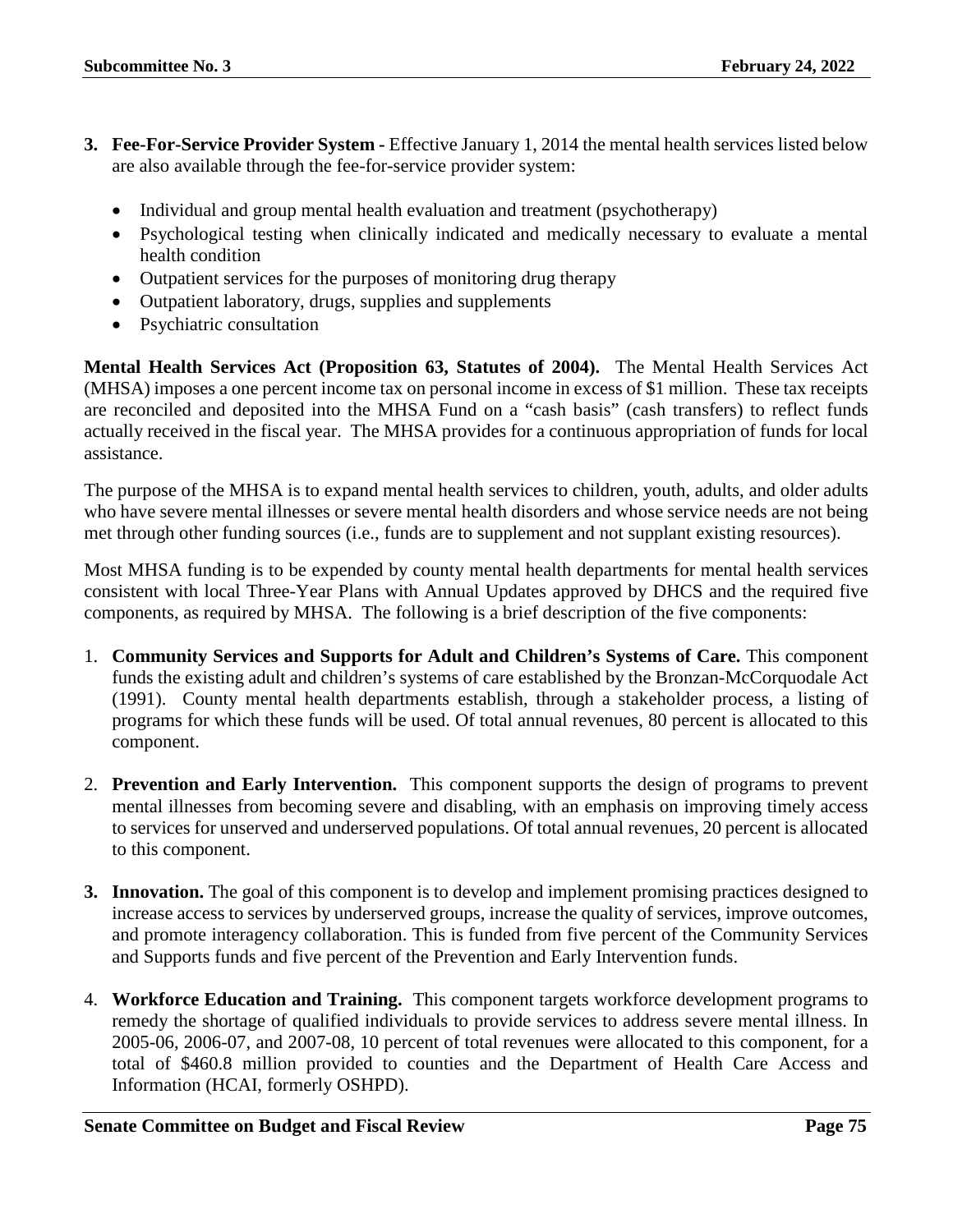3. **Fee-For-Service Provider System** - Effective January 1, 2014 the mental health services listed below are also available through the fee-for-service provider system:

    - Individual and group mental health evaluation and treatment (psychotherapy)
    - Psychological testing when clinically indicated and medically necessary to evaluate a mental health condition
    - Outpatient services for the purposes of monitoring drug therapy
    - Outpatient laboratory, drugs, supplies and supplements
    - Psychiatric consultation

**Mental Health Services Act (Proposition 63, Statutes of 2004).** The Mental Health Services Act (MHSA) imposes a one percent income tax on personal income in excess of $1 million. These tax receipts are reconciled and deposited into the MHSA Fund on a "cash basis" (cash transfers) to reflect funds actually received in the fiscal year. The MHSA provides for a continuous appropriation of funds for local assistance.

The purpose of the MHSA is to expand mental health services to children, youth, adults, and older adults who have severe mental illnesses or severe mental health disorders and whose service needs are not being met through other funding sources (i.e., funds are to supplement and not supplant existing resources).

Most MHSA funding is to be expended by county mental health departments for mental health services consistent with local Three-Year Plans with Annual Updates approved by DHCS and the required five components, as required by MHSA. The following is a brief description of the five components:

1. **Community Services and Supports for Adult and Children's Systems of Care.** This component funds the existing adult and children's systems of care established by the Bronzan-McCorquodale Act (1991). County mental health departments establish, through a stakeholder process, a listing of programs for which these funds will be used. Of total annual revenues, 80 percent is allocated to this component.

2. **Prevention and Early Intervention.** This component supports the design of programs to prevent mental illnesses from becoming severe and disabling, with an emphasis on improving timely access to services for unserved and underserved populations. Of total annual revenues, 20 percent is allocated to this component.

3. **Innovation.** The goal of this component is to develop and implement promising practices designed to increase access to services by underserved groups, increase the quality of services, improve outcomes, and promote interagency collaboration. This is funded from five percent of the Community Services and Supports funds and five percent of the Prevention and Early Intervention funds.

4. **Workforce Education and Training.** This component targets workforce development programs to remedy the shortage of qualified individuals to provide services to address severe mental illness. In 2005-06, 2006-07, and 2007-08, 10 percent of total revenues were allocated to this component, for a total of $460.8 million provided to counties and the Department of Health Care Access and Information (HCAI, formerly OSHPD).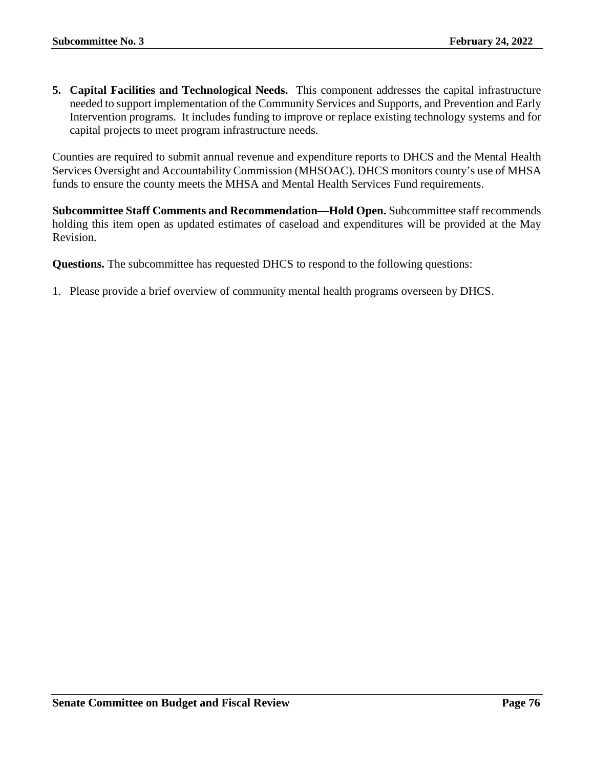5. **Capital Facilities and Technological Needs.** This component addresses the capital infrastructure needed to support implementation of the Community Services and Supports, and Prevention and Early Intervention programs. It includes funding to improve or replace existing technology systems and for capital projects to meet program infrastructure needs.

Counties are required to submit annual revenue and expenditure reports to DHCS and the Mental Health Services Oversight and Accountability Commission (MHSOAC). DHCS monitors county's use of MHSA funds to ensure the county meets the MHSA and Mental Health Services Fund requirements.

**Subcommittee Staff Comments and Recommendation—Hold Open.** Subcommittee staff recommends holding this item open as updated estimates of caseload and expenditures will be provided at the May Revision.

**Questions.** The subcommittee has requested DHCS to respond to the following questions:

1. Please provide a brief overview of community mental health programs overseen by DHCS.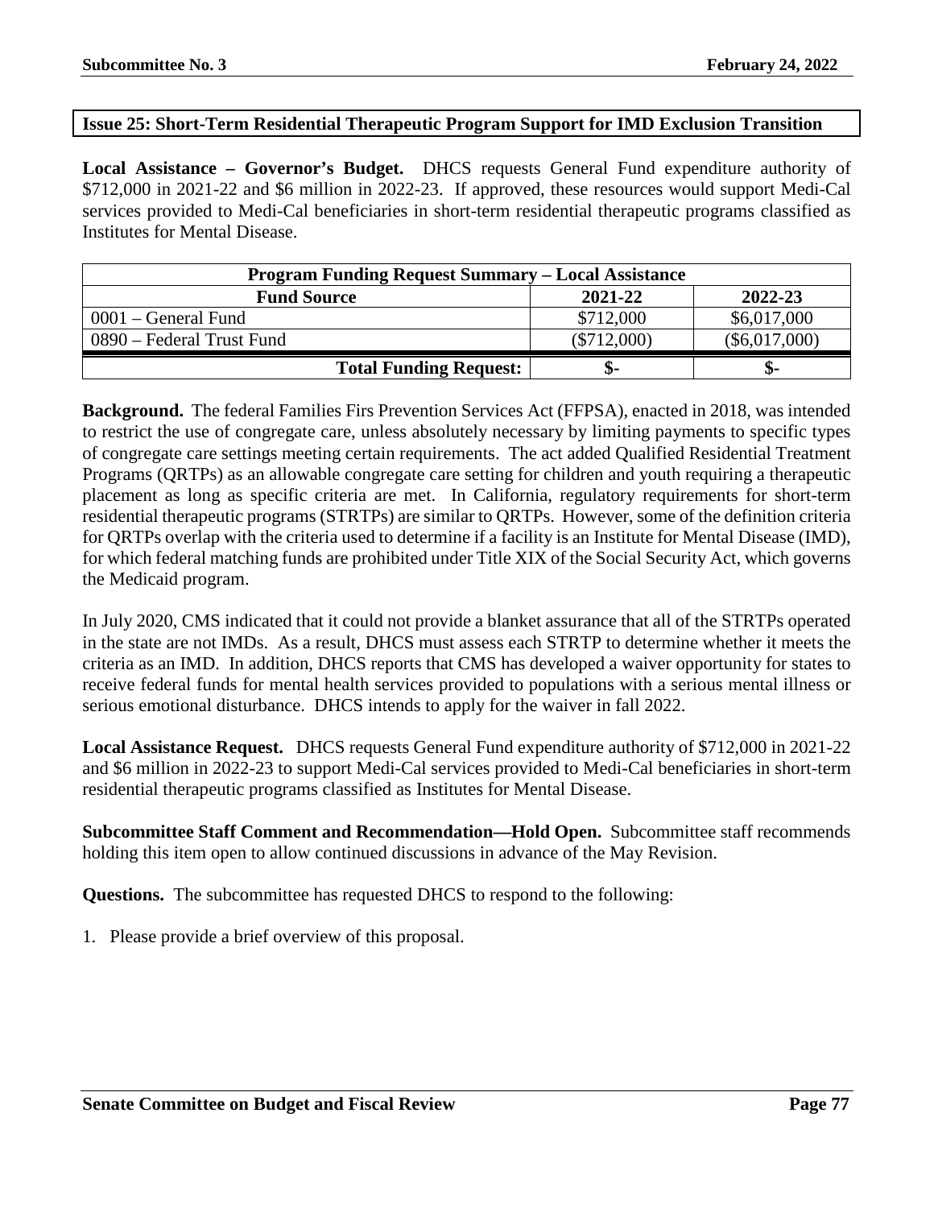## Issue 25: Short-Term Residential Therapeutic Program Support for IMD Exclusion Transition

**Local Assistance – Governor's Budget.** DHCS requests General Fund expenditure authority of $712,000 in 2021-22 and $6 million in 2022-23. If approved, these resources would support Medi-Cal services provided to Medi-Cal beneficiaries in short-term residential therapeutic programs classified as Institutes for Mental Disease.

| Program Funding Request Summary – Local Assistance | | |
|---|---|---|
| **Fund Source** | **2021-22** | **2022-23** |
| 0001 – General Fund | $712,000 | $6,017,000 |
| 0890 – Federal Trust Fund | ($712,000) | ($6,017,000) |
| **Total Funding Request:** | **$-** | **$-** |

**Background.** The federal Families Firs Prevention Services Act (FFPSA), enacted in 2018, was intended to restrict the use of congregate care, unless absolutely necessary by limiting payments to specific types of congregate care settings meeting certain requirements. The act added Qualified Residential Treatment Programs (QRTPs) as an allowable congregate care setting for children and youth requiring a therapeutic placement as long as specific criteria are met. In California, regulatory requirements for short-term residential therapeutic programs (STRTPs) are similar to QRTPs. However, some of the definition criteria for QRTPs overlap with the criteria used to determine if a facility is an Institute for Mental Disease (IMD), for which federal matching funds are prohibited under Title XIX of the Social Security Act, which governs the Medicaid program.

In July 2020, CMS indicated that it could not provide a blanket assurance that all of the STRTPs operated in the state are not IMDs. As a result, DHCS must assess each STRTP to determine whether it meets the criteria as an IMD. In addition, DHCS reports that CMS has developed a waiver opportunity for states to receive federal funds for mental health services provided to populations with a serious mental illness or serious emotional disturbance. DHCS intends to apply for the waiver in fall 2022.

**Local Assistance Request.** DHCS requests General Fund expenditure authority of $712,000 in 2021-22 and $6 million in 2022-23 to support Medi-Cal services provided to Medi-Cal beneficiaries in short-term residential therapeutic programs classified as Institutes for Mental Disease.

**Subcommittee Staff Comment and Recommendation—Hold Open.** Subcommittee staff recommends holding this item open to allow continued discussions in advance of the May Revision.

**Questions.** The subcommittee has requested DHCS to respond to the following:

1. Please provide a brief overview of this proposal.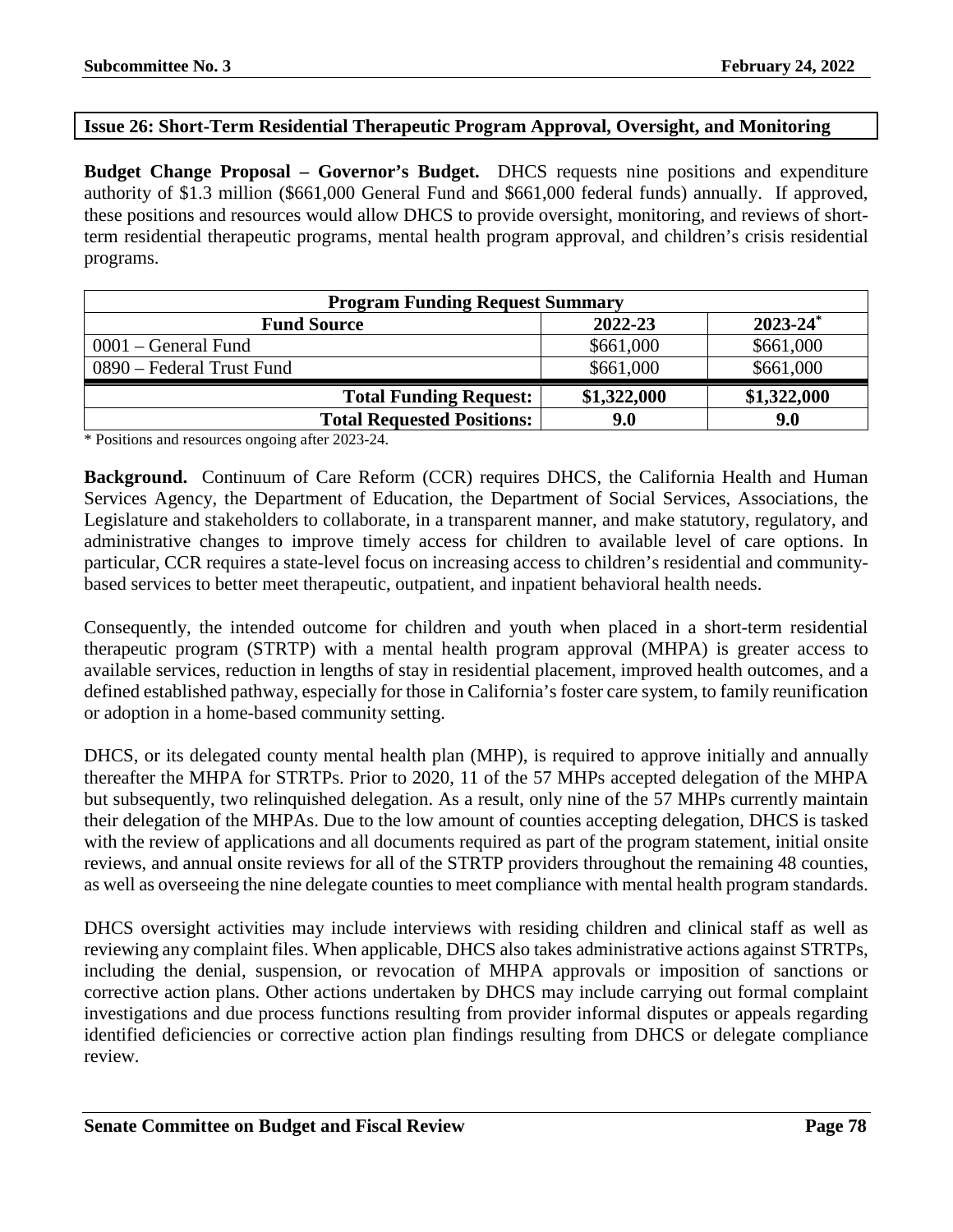## Issue 26: Short-Term Residential Therapeutic Program Approval, Oversight, and Monitoring

**Budget Change Proposal – Governor's Budget.** DHCS requests nine positions and expenditure authority of $1.3 million ($661,000 General Fund and $661,000 federal funds) annually. If approved, these positions and resources would allow DHCS to provide oversight, monitoring, and reviews of short-term residential therapeutic programs, mental health program approval, and children's crisis residential programs.

| Program Funding Request Summary | | |
|---|---|---|
| **Fund Source** | **2022-23** | **2023-24*** |
| 0001 – General Fund | $661,000 | $661,000 |
| 0890 – Federal Trust Fund | $661,000 | $661,000 |
| **Total Funding Request:** | **$1,322,000** | **$1,322,000** |
| **Total Requested Positions:** | **9.0** | **9.0** |

\* Positions and resources ongoing after 2023-24.

**Background.** Continuum of Care Reform (CCR) requires DHCS, the California Health and Human Services Agency, the Department of Education, the Department of Social Services, Associations, the Legislature and stakeholders to collaborate, in a transparent manner, and make statutory, regulatory, and administrative changes to improve timely access for children to available level of care options. In particular, CCR requires a state-level focus on increasing access to children's residential and community-based services to better meet therapeutic, outpatient, and inpatient behavioral health needs.

Consequently, the intended outcome for children and youth when placed in a short-term residential therapeutic program (STRTP) with a mental health program approval (MHPA) is greater access to available services, reduction in lengths of stay in residential placement, improved health outcomes, and a defined established pathway, especially for those in California's foster care system, to family reunification or adoption in a home-based community setting.

DHCS, or its delegated county mental health plan (MHP), is required to approve initially and annually thereafter the MHPA for STRTPs. Prior to 2020, 11 of the 57 MHPs accepted delegation of the MHPA but subsequently, two relinquished delegation. As a result, only nine of the 57 MHPs currently maintain their delegation of the MHPAs. Due to the low amount of counties accepting delegation, DHCS is tasked with the review of applications and all documents required as part of the program statement, initial onsite reviews, and annual onsite reviews for all of the STRTP providers throughout the remaining 48 counties, as well as overseeing the nine delegate counties to meet compliance with mental health program standards.

DHCS oversight activities may include interviews with residing children and clinical staff as well as reviewing any complaint files. When applicable, DHCS also takes administrative actions against STRTPs, including the denial, suspension, or revocation of MHPA approvals or imposition of sanctions or corrective action plans. Other actions undertaken by DHCS may include carrying out formal complaint investigations and due process functions resulting from provider informal disputes or appeals regarding identified deficiencies or corrective action plan findings resulting from DHCS or delegate compliance review.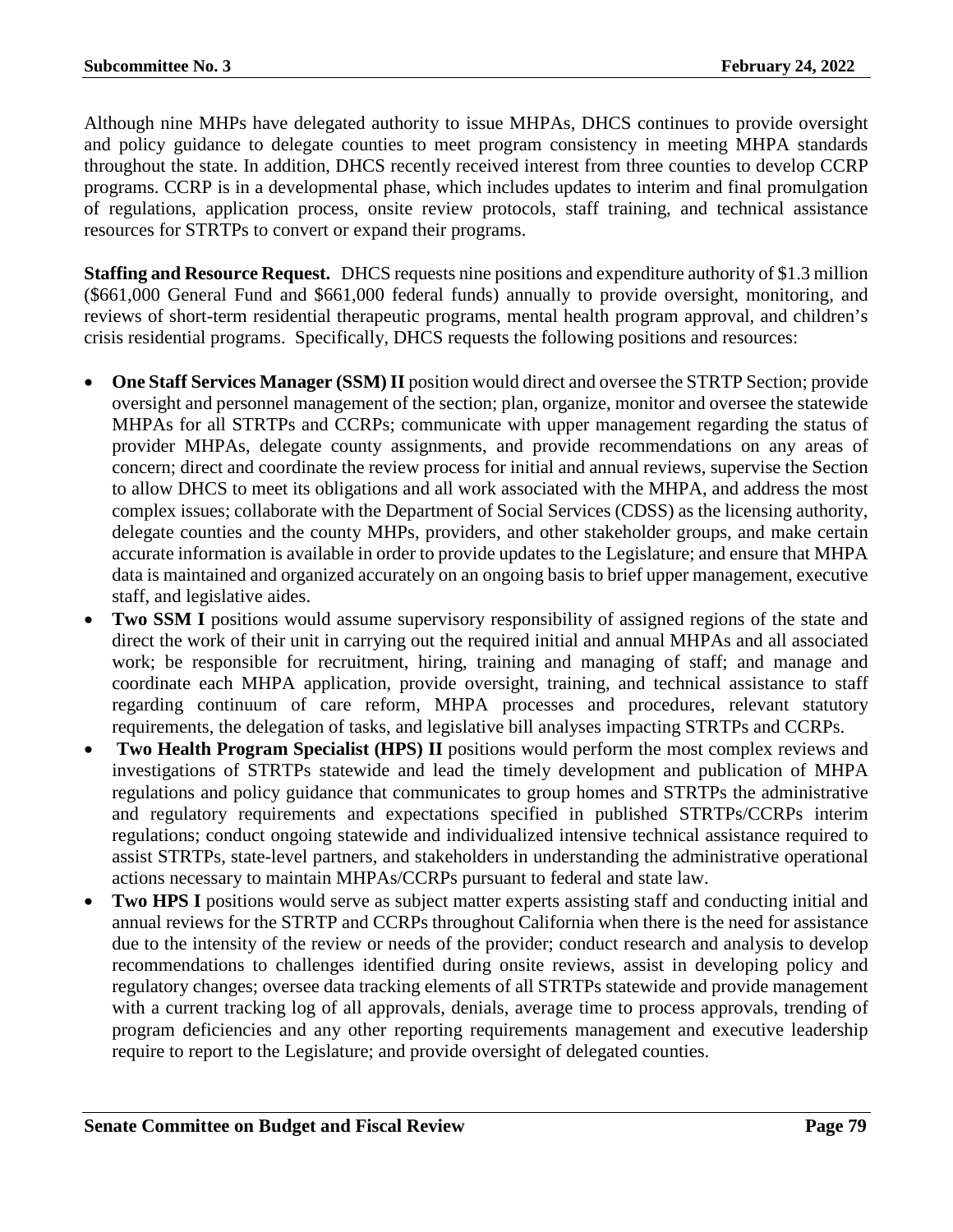Although nine MHPs have delegated authority to issue MHPAs, DHCS continues to provide oversight and policy guidance to delegate counties to meet program consistency in meeting MHPA standards throughout the state. In addition, DHCS recently received interest from three counties to develop CCRP programs. CCRP is in a developmental phase, which includes updates to interim and final promulgation of regulations, application process, onsite review protocols, staff training, and technical assistance resources for STRTPs to convert or expand their programs.

**Staffing and Resource Request.** DHCS requests nine positions and expenditure authority of $1.3 million ($661,000 General Fund and $661,000 federal funds) annually to provide oversight, monitoring, and reviews of short-term residential therapeutic programs, mental health program approval, and children's crisis residential programs. Specifically, DHCS requests the following positions and resources:

- **One Staff Services Manager (SSM) II** position would direct and oversee the STRTP Section; provide oversight and personnel management of the section; plan, organize, monitor and oversee the statewide MHPAs for all STRTPs and CCRPs; communicate with upper management regarding the status of provider MHPAs, delegate county assignments, and provide recommendations on any areas of concern; direct and coordinate the review process for initial and annual reviews, supervise the Section to allow DHCS to meet its obligations and all work associated with the MHPA, and address the most complex issues; collaborate with the Department of Social Services (CDSS) as the licensing authority, delegate counties and the county MHPs, providers, and other stakeholder groups, and make certain accurate information is available in order to provide updates to the Legislature; and ensure that MHPA data is maintained and organized accurately on an ongoing basis to brief upper management, executive staff, and legislative aides.
- **Two SSM I** positions would assume supervisory responsibility of assigned regions of the state and direct the work of their unit in carrying out the required initial and annual MHPAs and all associated work; be responsible for recruitment, hiring, training and managing of staff; and manage and coordinate each MHPA application, provide oversight, training, and technical assistance to staff regarding continuum of care reform, MHPA processes and procedures, relevant statutory requirements, the delegation of tasks, and legislative bill analyses impacting STRTPs and CCRPs.
- **Two Health Program Specialist (HPS) II** positions would perform the most complex reviews and investigations of STRTPs statewide and lead the timely development and publication of MHPA regulations and policy guidance that communicates to group homes and STRTPs the administrative and regulatory requirements and expectations specified in published STRTPs/CCRPs interim regulations; conduct ongoing statewide and individualized intensive technical assistance required to assist STRTPs, state-level partners, and stakeholders in understanding the administrative operational actions necessary to maintain MHPAs/CCRPs pursuant to federal and state law.
- **Two HPS I** positions would serve as subject matter experts assisting staff and conducting initial and annual reviews for the STRTP and CCRPs throughout California when there is the need for assistance due to the intensity of the review or needs of the provider; conduct research and analysis to develop recommendations to challenges identified during onsite reviews, assist in developing policy and regulatory changes; oversee data tracking elements of all STRTPs statewide and provide management with a current tracking log of all approvals, denials, average time to process approvals, trending of program deficiencies and any other reporting requirements management and executive leadership require to report to the Legislature; and provide oversight of delegated counties.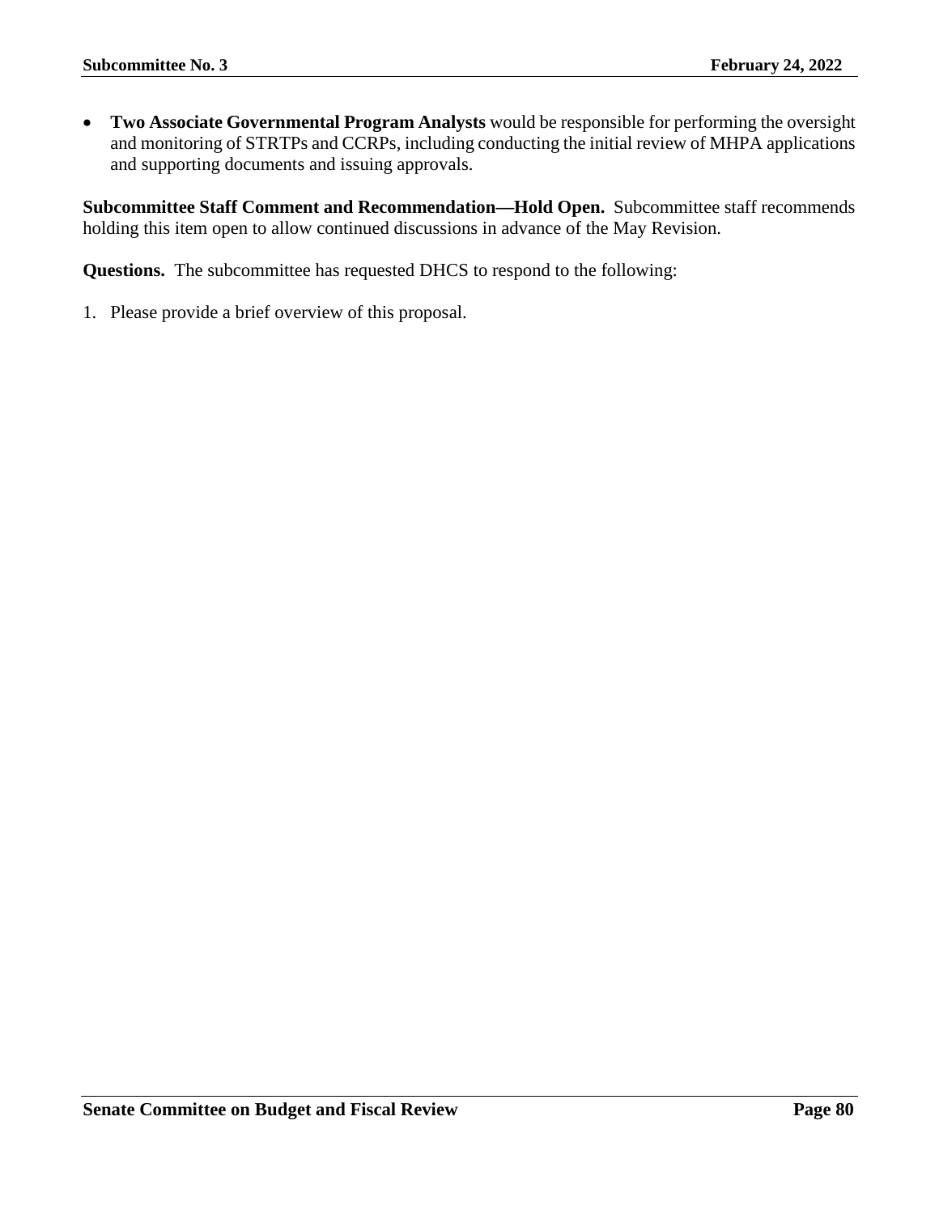- **Two Associate Governmental Program Analysts** would be responsible for performing the oversight and monitoring of STRTPs and CCRPs, including conducting the initial review of MHPA applications and supporting documents and issuing approvals.

**Subcommittee Staff Comment and Recommendation—Hold Open.** Subcommittee staff recommends holding this item open to allow continued discussions in advance of the May Revision.

**Questions.** The subcommittee has requested DHCS to respond to the following:

1. Please provide a brief overview of this proposal.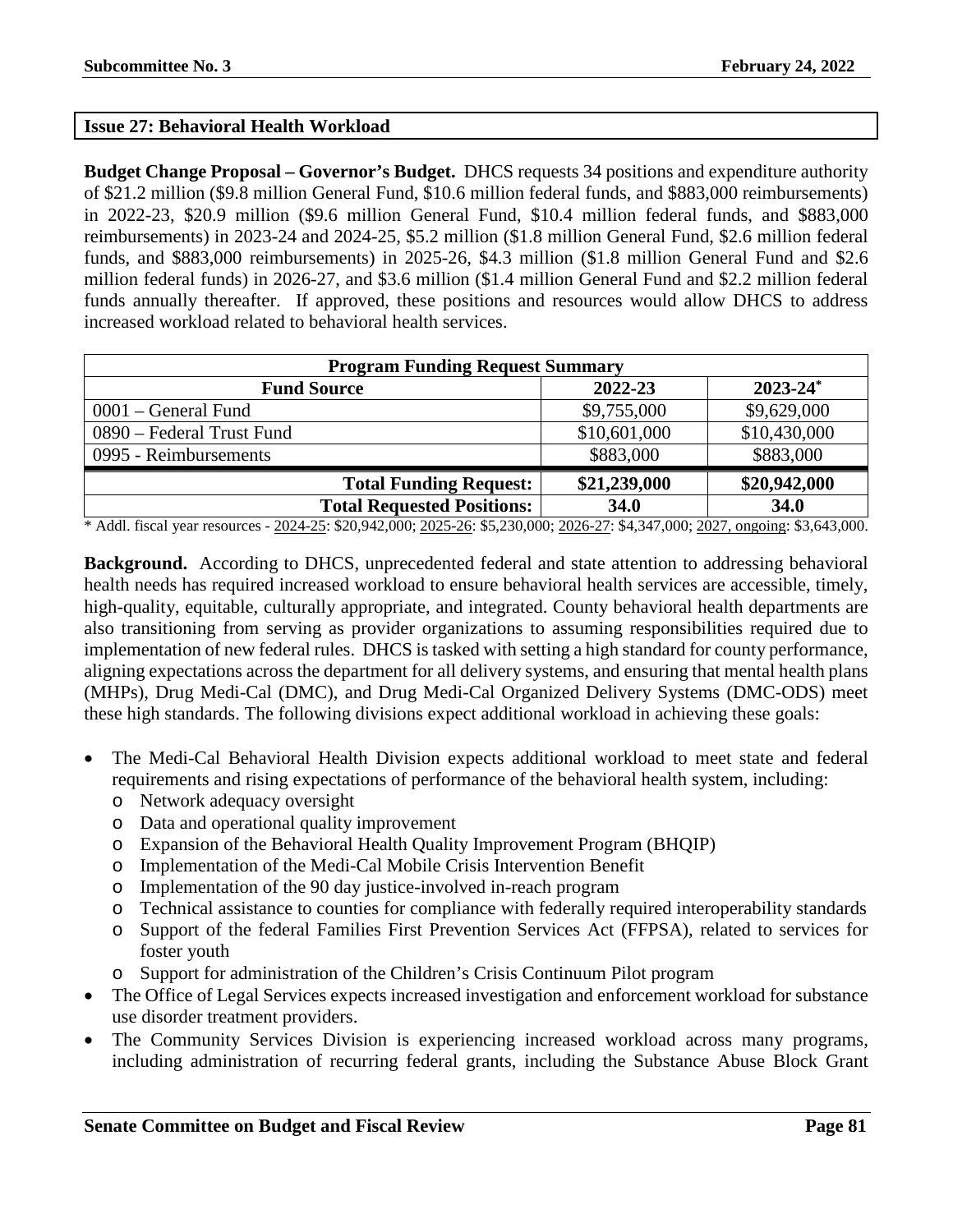## Issue 27: Behavioral Health Workload

**Budget Change Proposal – Governor's Budget.** DHCS requests 34 positions and expenditure authority of $21.2 million ($9.8 million General Fund, $10.6 million federal funds, and $883,000 reimbursements) in 2022-23, $20.9 million ($9.6 million General Fund, $10.4 million federal funds, and $883,000 reimbursements) in 2023-24 and 2024-25, $5.2 million ($1.8 million General Fund, $2.6 million federal funds, and $883,000 reimbursements) in 2025-26, $4.3 million ($1.8 million General Fund and $2.6 million federal funds) in 2026-27, and $3.6 million ($1.4 million General Fund and $2.2 million federal funds annually thereafter. If approved, these positions and resources would allow DHCS to address increased workload related to behavioral health services.

| Program Funding Request Summary | | |
|---|---|---|
| **Fund Source** | **2022-23** | **2023-24*** |
| 0001 – General Fund | $9,755,000 | $9,629,000 |
| 0890 – Federal Trust Fund | $10,601,000 | $10,430,000 |
| 0995 - Reimbursements | $883,000 | $883,000 |
| **Total Funding Request:** | **$21,239,000** | **$20,942,000** |
| **Total Requested Positions:** | **34.0** | **34.0** |

\* Addl. fiscal year resources - 2024-25: $20,942,000; 2025-26: $5,230,000; 2026-27: $4,347,000; 2027, ongoing: $3,643,000.

**Background.** According to DHCS, unprecedented federal and state attention to addressing behavioral health needs has required increased workload to ensure behavioral health services are accessible, timely, high-quality, equitable, culturally appropriate, and integrated. County behavioral health departments are also transitioning from serving as provider organizations to assuming responsibilities required due to implementation of new federal rules. DHCS is tasked with setting a high standard for county performance, aligning expectations across the department for all delivery systems, and ensuring that mental health plans (MHPs), Drug Medi-Cal (DMC), and Drug Medi-Cal Organized Delivery Systems (DMC-ODS) meet these high standards. The following divisions expect additional workload in achieving these goals:

- The Medi-Cal Behavioral Health Division expects additional workload to meet state and federal requirements and rising expectations of performance of the behavioral health system, including:
  - Network adequacy oversight
  - Data and operational quality improvement
  - Expansion of the Behavioral Health Quality Improvement Program (BHQIP)
  - Implementation of the Medi-Cal Mobile Crisis Intervention Benefit
  - Implementation of the 90 day justice-involved in-reach program
  - Technical assistance to counties for compliance with federally required interoperability standards
  - Support of the federal Families First Prevention Services Act (FFPSA), related to services for foster youth
  - Support for administration of the Children's Crisis Continuum Pilot program
- The Office of Legal Services expects increased investigation and enforcement workload for substance use disorder treatment providers.
- The Community Services Division is experiencing increased workload across many programs, including administration of recurring federal grants, including the Substance Abuse Block Grant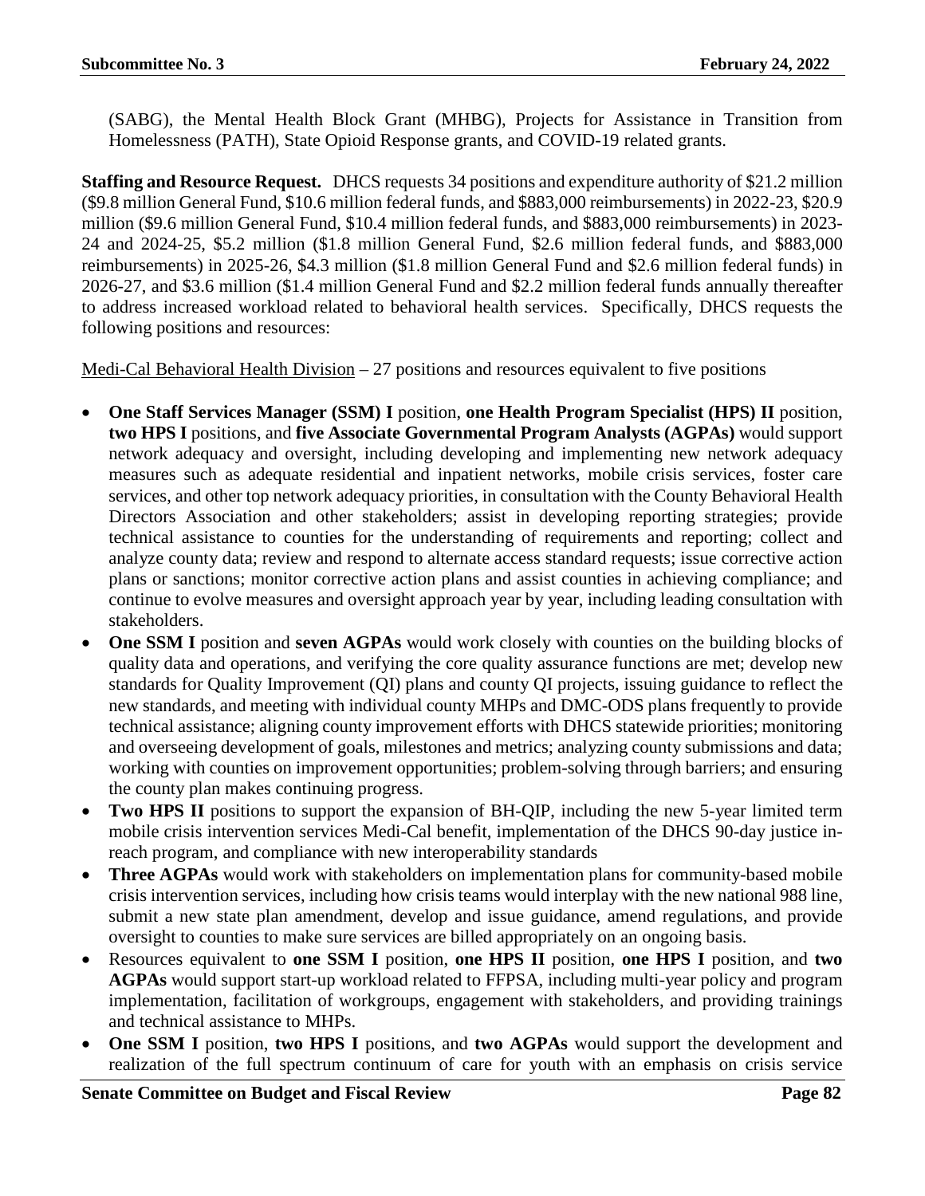(SABG), the Mental Health Block Grant (MHBG), Projects for Assistance in Transition from Homelessness (PATH), State Opioid Response grants, and COVID-19 related grants.

**Staffing and Resource Request.** DHCS requests 34 positions and expenditure authority of $21.2 million ($9.8 million General Fund, $10.6 million federal funds, and $883,000 reimbursements) in 2022-23, $20.9 million ($9.6 million General Fund, $10.4 million federal funds, and $883,000 reimbursements) in 2023-24 and 2024-25, $5.2 million ($1.8 million General Fund, $2.6 million federal funds, and $883,000 reimbursements) in 2025-26, $4.3 million ($1.8 million General Fund and $2.6 million federal funds) in 2026-27, and $3.6 million ($1.4 million General Fund and $2.2 million federal funds annually thereafter to address increased workload related to behavioral health services. Specifically, DHCS requests the following positions and resources:

Medi-Cal Behavioral Health Division – 27 positions and resources equivalent to five positions

- **One Staff Services Manager (SSM) I** position, **one Health Program Specialist (HPS) II** position, **two HPS I** positions, and **five Associate Governmental Program Analysts (AGPAs)** would support network adequacy and oversight, including developing and implementing new network adequacy measures such as adequate residential and inpatient networks, mobile crisis services, foster care services, and other top network adequacy priorities, in consultation with the County Behavioral Health Directors Association and other stakeholders; assist in developing reporting strategies; provide technical assistance to counties for the understanding of requirements and reporting; collect and analyze county data; review and respond to alternate access standard requests; issue corrective action plans or sanctions; monitor corrective action plans and assist counties in achieving compliance; and continue to evolve measures and oversight approach year by year, including leading consultation with stakeholders.
- **One SSM I** position and **seven AGPAs** would work closely with counties on the building blocks of quality data and operations, and verifying the core quality assurance functions are met; develop new standards for Quality Improvement (QI) plans and county QI projects, issuing guidance to reflect the new standards, and meeting with individual county MHPs and DMC-ODS plans frequently to provide technical assistance; aligning county improvement efforts with DHCS statewide priorities; monitoring and overseeing development of goals, milestones and metrics; analyzing county submissions and data; working with counties on improvement opportunities; problem-solving through barriers; and ensuring the county plan makes continuing progress.
- **Two HPS II** positions to support the expansion of BH-QIP, including the new 5-year limited term mobile crisis intervention services Medi-Cal benefit, implementation of the DHCS 90-day justice in-reach program, and compliance with new interoperability standards
- **Three AGPAs** would work with stakeholders on implementation plans for community-based mobile crisis intervention services, including how crisis teams would interplay with the new national 988 line, submit a new state plan amendment, develop and issue guidance, amend regulations, and provide oversight to counties to make sure services are billed appropriately on an ongoing basis.
- Resources equivalent to **one SSM I** position, **one HPS II** position, **one HPS I** position, and **two AGPAs** would support start-up workload related to FFPSA, including multi-year policy and program implementation, facilitation of workgroups, engagement with stakeholders, and providing trainings and technical assistance to MHPs.
- **One SSM I** position, **two HPS I** positions, and **two AGPAs** would support the development and realization of the full spectrum continuum of care for youth with an emphasis on crisis service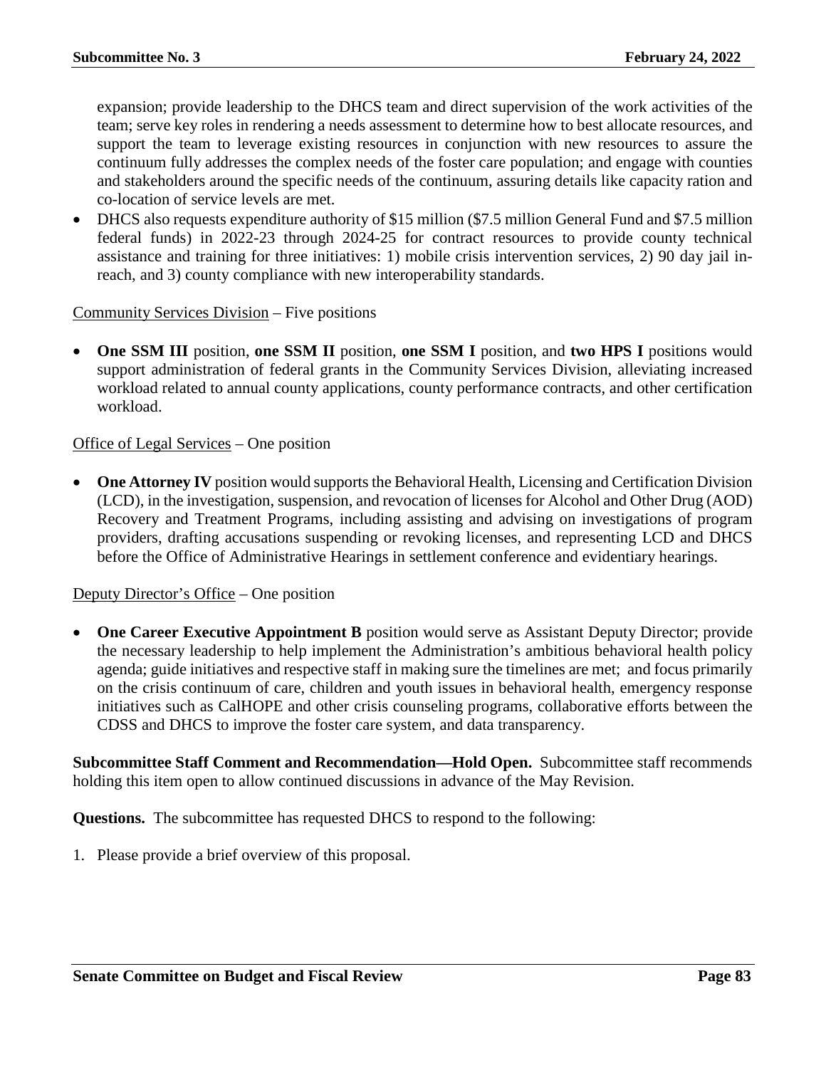expansion; provide leadership to the DHCS team and direct supervision of the work activities of the team; serve key roles in rendering a needs assessment to determine how to best allocate resources, and support the team to leverage existing resources in conjunction with new resources to assure the continuum fully addresses the complex needs of the foster care population; and engage with counties and stakeholders around the specific needs of the continuum, assuring details like capacity ration and co-location of service levels are met.

- DHCS also requests expenditure authority of $15 million ($7.5 million General Fund and $7.5 million federal funds) in 2022-23 through 2024-25 for contract resources to provide county technical assistance and training for three initiatives: 1) mobile crisis intervention services, 2) 90 day jail in-reach, and 3) county compliance with new interoperability standards.

<u>Community Services Division</u> – Five positions

- **One SSM III** position, **one SSM II** position, **one SSM I** position, and **two HPS I** positions would support administration of federal grants in the Community Services Division, alleviating increased workload related to annual county applications, county performance contracts, and other certification workload.

<u>Office of Legal Services</u> – One position

- **One Attorney IV** position would supports the Behavioral Health, Licensing and Certification Division (LCD), in the investigation, suspension, and revocation of licenses for Alcohol and Other Drug (AOD) Recovery and Treatment Programs, including assisting and advising on investigations of program providers, drafting accusations suspending or revoking licenses, and representing LCD and DHCS before the Office of Administrative Hearings in settlement conference and evidentiary hearings.

<u>Deputy Director's Office</u> – One position

- **One Career Executive Appointment B** position would serve as Assistant Deputy Director; provide the necessary leadership to help implement the Administration's ambitious behavioral health policy agenda; guide initiatives and respective staff in making sure the timelines are met; and focus primarily on the crisis continuum of care, children and youth issues in behavioral health, emergency response initiatives such as CalHOPE and other crisis counseling programs, collaborative efforts between the CDSS and DHCS to improve the foster care system, and data transparency.

**Subcommittee Staff Comment and Recommendation—Hold Open.** Subcommittee staff recommends holding this item open to allow continued discussions in advance of the May Revision.

**Questions.** The subcommittee has requested DHCS to respond to the following:

1. Please provide a brief overview of this proposal.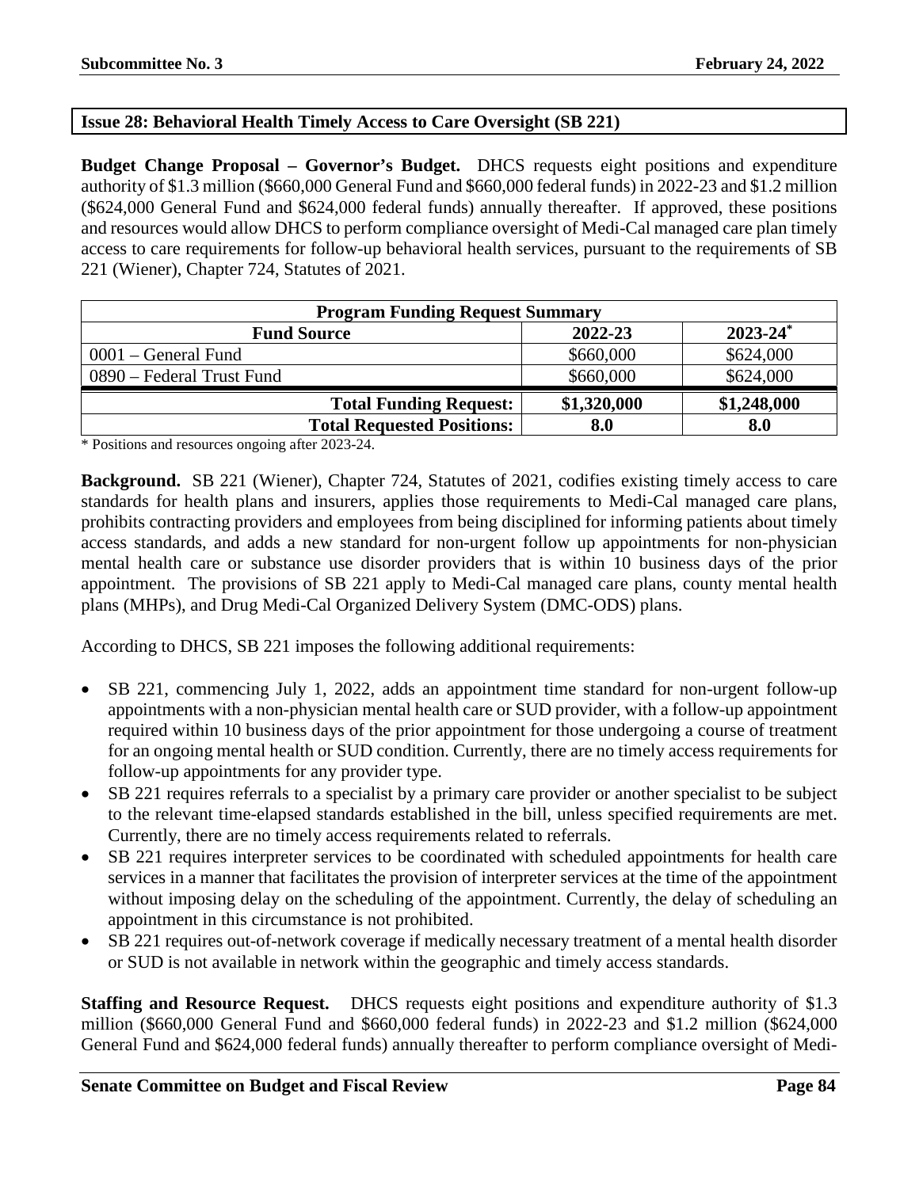## Issue 28: Behavioral Health Timely Access to Care Oversight (SB 221)

**Budget Change Proposal – Governor's Budget.** DHCS requests eight positions and expenditure authority of $1.3 million ($660,000 General Fund and $660,000 federal funds) in 2022-23 and $1.2 million ($624,000 General Fund and $624,000 federal funds) annually thereafter. If approved, these positions and resources would allow DHCS to perform compliance oversight of Medi-Cal managed care plan timely access to care requirements for follow-up behavioral health services, pursuant to the requirements of SB 221 (Wiener), Chapter 724, Statutes of 2021.

| Program Funding Request Summary | | |
|---|---|---|
| **Fund Source** | **2022-23** | **2023-24*** |
| 0001 – General Fund | $660,000 | $624,000 |
| 0890 – Federal Trust Fund | $660,000 | $624,000 |
| **Total Funding Request:** | **$1,320,000** | **$1,248,000** |
| **Total Requested Positions:** | **8.0** | **8.0** |

\* Positions and resources ongoing after 2023-24.

**Background.** SB 221 (Wiener), Chapter 724, Statutes of 2021, codifies existing timely access to care standards for health plans and insurers, applies those requirements to Medi-Cal managed care plans, prohibits contracting providers and employees from being disciplined for informing patients about timely access standards, and adds a new standard for non-urgent follow up appointments for non-physician mental health care or substance use disorder providers that is within 10 business days of the prior appointment. The provisions of SB 221 apply to Medi-Cal managed care plans, county mental health plans (MHPs), and Drug Medi-Cal Organized Delivery System (DMC-ODS) plans.

According to DHCS, SB 221 imposes the following additional requirements:

- SB 221, commencing July 1, 2022, adds an appointment time standard for non-urgent follow-up appointments with a non-physician mental health care or SUD provider, with a follow-up appointment required within 10 business days of the prior appointment for those undergoing a course of treatment for an ongoing mental health or SUD condition. Currently, there are no timely access requirements for follow-up appointments for any provider type.
- SB 221 requires referrals to a specialist by a primary care provider or another specialist to be subject to the relevant time-elapsed standards established in the bill, unless specified requirements are met. Currently, there are no timely access requirements related to referrals.
- SB 221 requires interpreter services to be coordinated with scheduled appointments for health care services in a manner that facilitates the provision of interpreter services at the time of the appointment without imposing delay on the scheduling of the appointment. Currently, the delay of scheduling an appointment in this circumstance is not prohibited.
- SB 221 requires out-of-network coverage if medically necessary treatment of a mental health disorder or SUD is not available in network within the geographic and timely access standards.

**Staffing and Resource Request.** DHCS requests eight positions and expenditure authority of $1.3 million ($660,000 General Fund and $660,000 federal funds) in 2022-23 and $1.2 million ($624,000 General Fund and $624,000 federal funds) annually thereafter to perform compliance oversight of Medi-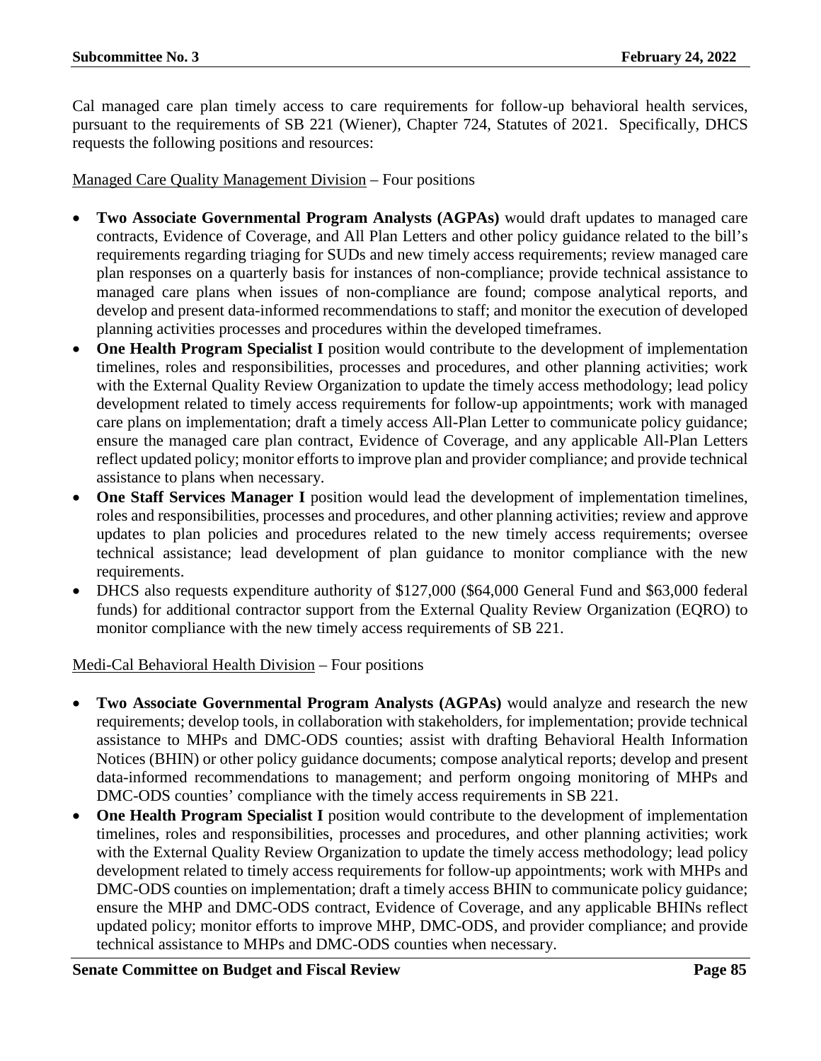Cal managed care plan timely access to care requirements for follow-up behavioral health services, pursuant to the requirements of SB 221 (Wiener), Chapter 724, Statutes of 2021. Specifically, DHCS requests the following positions and resources:

Managed Care Quality Management Division – Four positions

- **Two Associate Governmental Program Analysts (AGPAs)** would draft updates to managed care contracts, Evidence of Coverage, and All Plan Letters and other policy guidance related to the bill's requirements regarding triaging for SUDs and new timely access requirements; review managed care plan responses on a quarterly basis for instances of non-compliance; provide technical assistance to managed care plans when issues of non-compliance are found; compose analytical reports, and develop and present data-informed recommendations to staff; and monitor the execution of developed planning activities processes and procedures within the developed timeframes.
- **One Health Program Specialist I** position would contribute to the development of implementation timelines, roles and responsibilities, processes and procedures, and other planning activities; work with the External Quality Review Organization to update the timely access methodology; lead policy development related to timely access requirements for follow-up appointments; work with managed care plans on implementation; draft a timely access All-Plan Letter to communicate policy guidance; ensure the managed care plan contract, Evidence of Coverage, and any applicable All-Plan Letters reflect updated policy; monitor efforts to improve plan and provider compliance; and provide technical assistance to plans when necessary.
- **One Staff Services Manager I** position would lead the development of implementation timelines, roles and responsibilities, processes and procedures, and other planning activities; review and approve updates to plan policies and procedures related to the new timely access requirements; oversee technical assistance; lead development of plan guidance to monitor compliance with the new requirements.
- DHCS also requests expenditure authority of $127,000 ($64,000 General Fund and $63,000 federal funds) for additional contractor support from the External Quality Review Organization (EQRO) to monitor compliance with the new timely access requirements of SB 221.

Medi-Cal Behavioral Health Division – Four positions

- **Two Associate Governmental Program Analysts (AGPAs)** would analyze and research the new requirements; develop tools, in collaboration with stakeholders, for implementation; provide technical assistance to MHPs and DMC-ODS counties; assist with drafting Behavioral Health Information Notices (BHIN) or other policy guidance documents; compose analytical reports; develop and present data-informed recommendations to management; and perform ongoing monitoring of MHPs and DMC-ODS counties' compliance with the timely access requirements in SB 221.
- **One Health Program Specialist I** position would contribute to the development of implementation timelines, roles and responsibilities, processes and procedures, and other planning activities; work with the External Quality Review Organization to update the timely access methodology; lead policy development related to timely access requirements for follow-up appointments; work with MHPs and DMC-ODS counties on implementation; draft a timely access BHIN to communicate policy guidance; ensure the MHP and DMC-ODS contract, Evidence of Coverage, and any applicable BHINs reflect updated policy; monitor efforts to improve MHP, DMC-ODS, and provider compliance; and provide technical assistance to MHPs and DMC-ODS counties when necessary.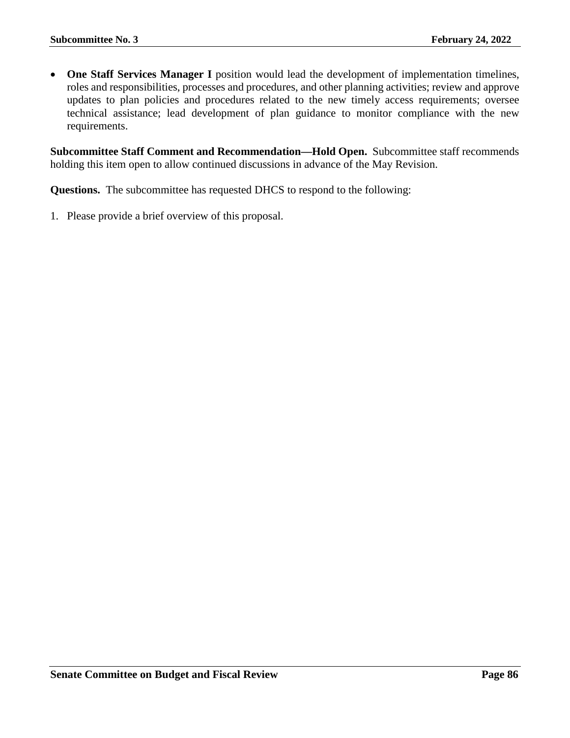- **One Staff Services Manager I** position would lead the development of implementation timelines, roles and responsibilities, processes and procedures, and other planning activities; review and approve updates to plan policies and procedures related to the new timely access requirements; oversee technical assistance; lead development of plan guidance to monitor compliance with the new requirements.

**Subcommittee Staff Comment and Recommendation—Hold Open.** Subcommittee staff recommends holding this item open to allow continued discussions in advance of the May Revision.

**Questions.** The subcommittee has requested DHCS to respond to the following:

1. Please provide a brief overview of this proposal.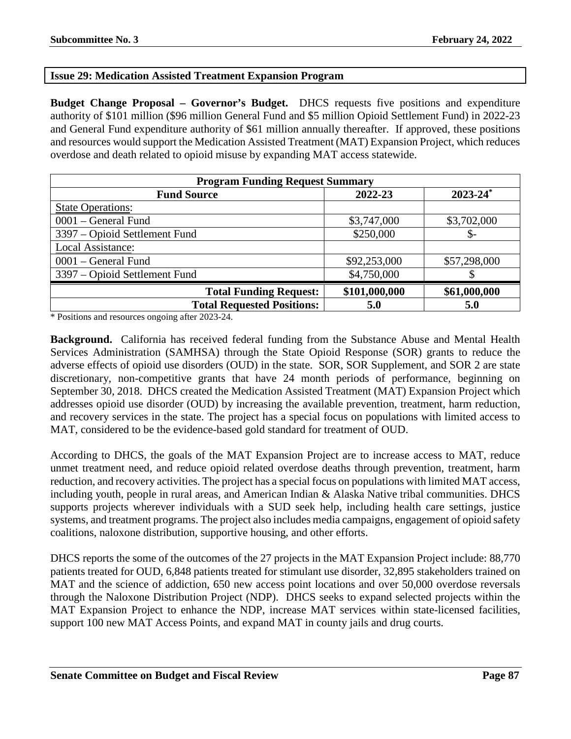## Issue 29: Medication Assisted Treatment Expansion Program

**Budget Change Proposal – Governor's Budget.** DHCS requests five positions and expenditure authority of $101 million ($96 million General Fund and $5 million Opioid Settlement Fund) in 2022-23 and General Fund expenditure authority of $61 million annually thereafter. If approved, these positions and resources would support the Medication Assisted Treatment (MAT) Expansion Project, which reduces overdose and death related to opioid misuse by expanding MAT access statewide.

| Program Funding Request Summary | | |
|---|---|---|
| **Fund Source** | **2022-23** | **2023-24*** |
| State Operations: | | |
| 0001 – General Fund | $3,747,000 | $3,702,000 |
| 3397 – Opioid Settlement Fund | $250,000 | $- |
| Local Assistance: | | |
| 0001 – General Fund | $92,253,000 | $57,298,000 |
| 3397 – Opioid Settlement Fund | $4,750,000 | $ |
| **Total Funding Request:** | **$101,000,000** | **$61,000,000** |
| **Total Requested Positions:** | **5.0** | **5.0** |

\* Positions and resources ongoing after 2023-24.

**Background.** California has received federal funding from the Substance Abuse and Mental Health Services Administration (SAMHSA) through the State Opioid Response (SOR) grants to reduce the adverse effects of opioid use disorders (OUD) in the state. SOR, SOR Supplement, and SOR 2 are state discretionary, non-competitive grants that have 24 month periods of performance, beginning on September 30, 2018. DHCS created the Medication Assisted Treatment (MAT) Expansion Project which addresses opioid use disorder (OUD) by increasing the available prevention, treatment, harm reduction, and recovery services in the state. The project has a special focus on populations with limited access to MAT, considered to be the evidence-based gold standard for treatment of OUD.

According to DHCS, the goals of the MAT Expansion Project are to increase access to MAT, reduce unmet treatment need, and reduce opioid related overdose deaths through prevention, treatment, harm reduction, and recovery activities. The project has a special focus on populations with limited MAT access, including youth, people in rural areas, and American Indian & Alaska Native tribal communities. DHCS supports projects wherever individuals with a SUD seek help, including health care settings, justice systems, and treatment programs. The project also includes media campaigns, engagement of opioid safety coalitions, naloxone distribution, supportive housing, and other efforts.

DHCS reports the some of the outcomes of the 27 projects in the MAT Expansion Project include: 88,770 patients treated for OUD, 6,848 patients treated for stimulant use disorder, 32,895 stakeholders trained on MAT and the science of addiction, 650 new access point locations and over 50,000 overdose reversals through the Naloxone Distribution Project (NDP). DHCS seeks to expand selected projects within the MAT Expansion Project to enhance the NDP, increase MAT services within state-licensed facilities, support 100 new MAT Access Points, and expand MAT in county jails and drug courts.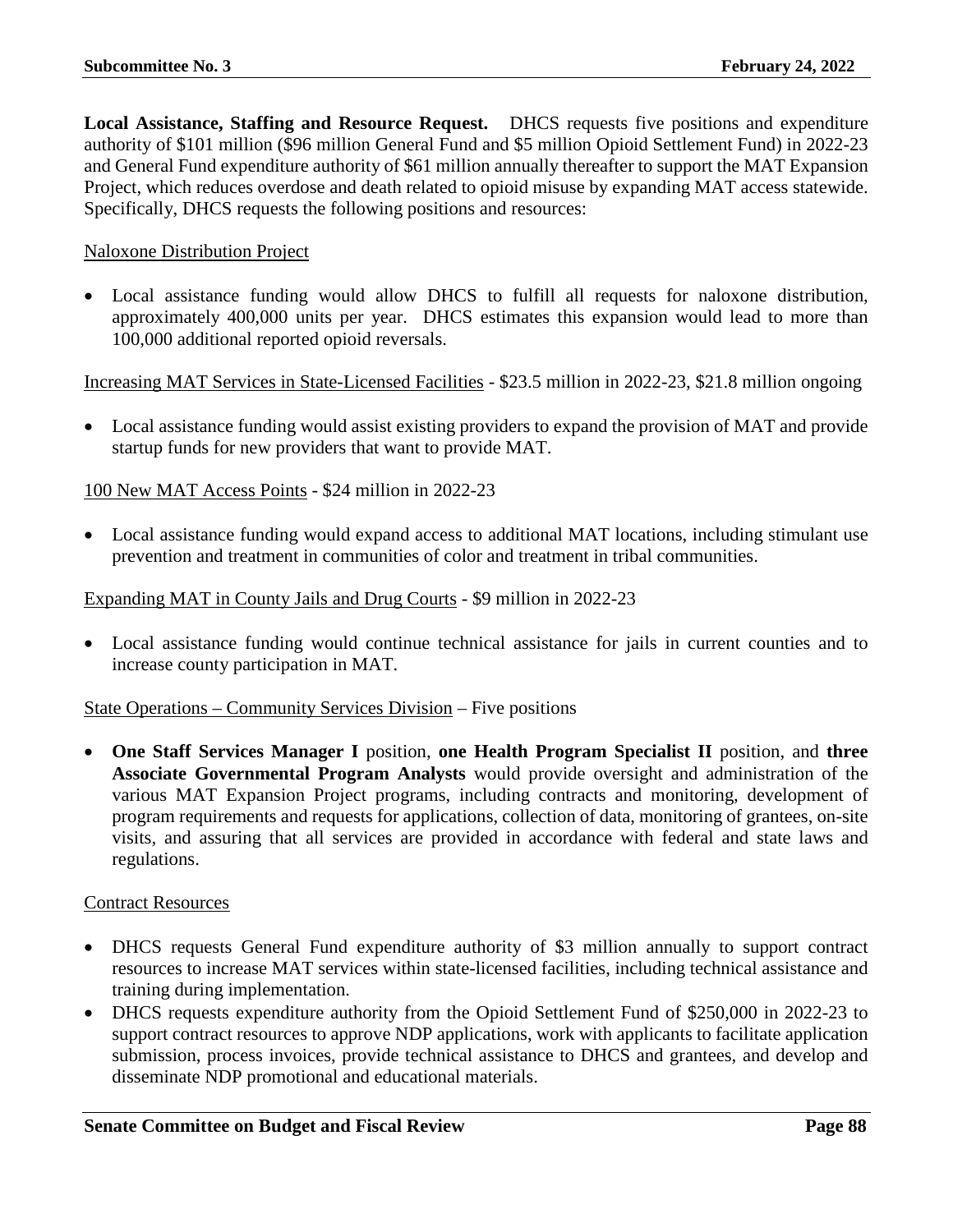**Local Assistance, Staffing and Resource Request.** DHCS requests five positions and expenditure authority of $101 million ($96 million General Fund and $5 million Opioid Settlement Fund) in 2022-23 and General Fund expenditure authority of $61 million annually thereafter to support the MAT Expansion Project, which reduces overdose and death related to opioid misuse by expanding MAT access statewide. Specifically, DHCS requests the following positions and resources:

<u>Naloxone Distribution Project</u>

- Local assistance funding would allow DHCS to fulfill all requests for naloxone distribution, approximately 400,000 units per year. DHCS estimates this expansion would lead to more than 100,000 additional reported opioid reversals.

<u>Increasing MAT Services in State-Licensed Facilities</u> - $23.5 million in 2022-23, $21.8 million ongoing

- Local assistance funding would assist existing providers to expand the provision of MAT and provide startup funds for new providers that want to provide MAT.

<u>100 New MAT Access Points</u> - $24 million in 2022-23

- Local assistance funding would expand access to additional MAT locations, including stimulant use prevention and treatment in communities of color and treatment in tribal communities.

<u>Expanding MAT in County Jails and Drug Courts</u> - $9 million in 2022-23

- Local assistance funding would continue technical assistance for jails in current counties and to increase county participation in MAT.

<u>State Operations – Community Services Division</u> – Five positions

- **One Staff Services Manager I** position, **one Health Program Specialist II** position, and **three Associate Governmental Program Analysts** would provide oversight and administration of the various MAT Expansion Project programs, including contracts and monitoring, development of program requirements and requests for applications, collection of data, monitoring of grantees, on-site visits, and assuring that all services are provided in accordance with federal and state laws and regulations.

<u>Contract Resources</u>

- DHCS requests General Fund expenditure authority of $3 million annually to support contract resources to increase MAT services within state-licensed facilities, including technical assistance and training during implementation.
- DHCS requests expenditure authority from the Opioid Settlement Fund of $250,000 in 2022-23 to support contract resources to approve NDP applications, work with applicants to facilitate application submission, process invoices, provide technical assistance to DHCS and grantees, and develop and disseminate NDP promotional and educational materials.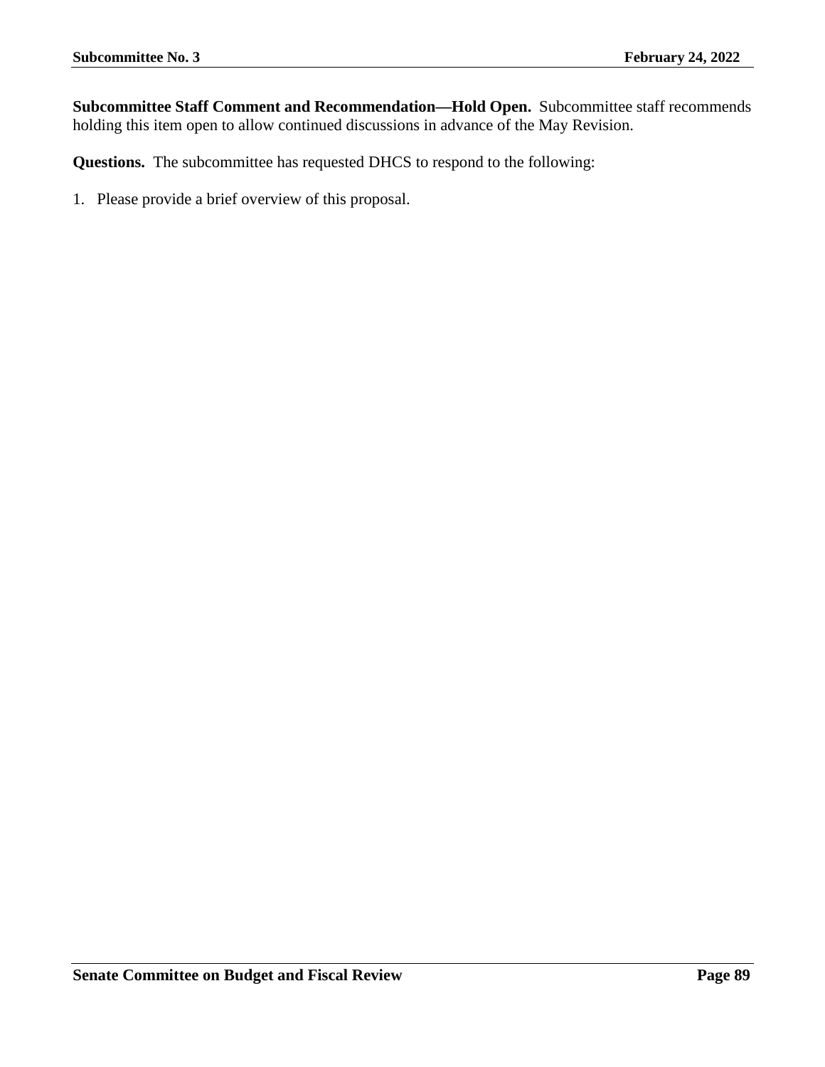**Subcommittee Staff Comment and Recommendation—Hold Open.** Subcommittee staff recommends holding this item open to allow continued discussions in advance of the May Revision.

**Questions.** The subcommittee has requested DHCS to respond to the following:

1. Please provide a brief overview of this proposal.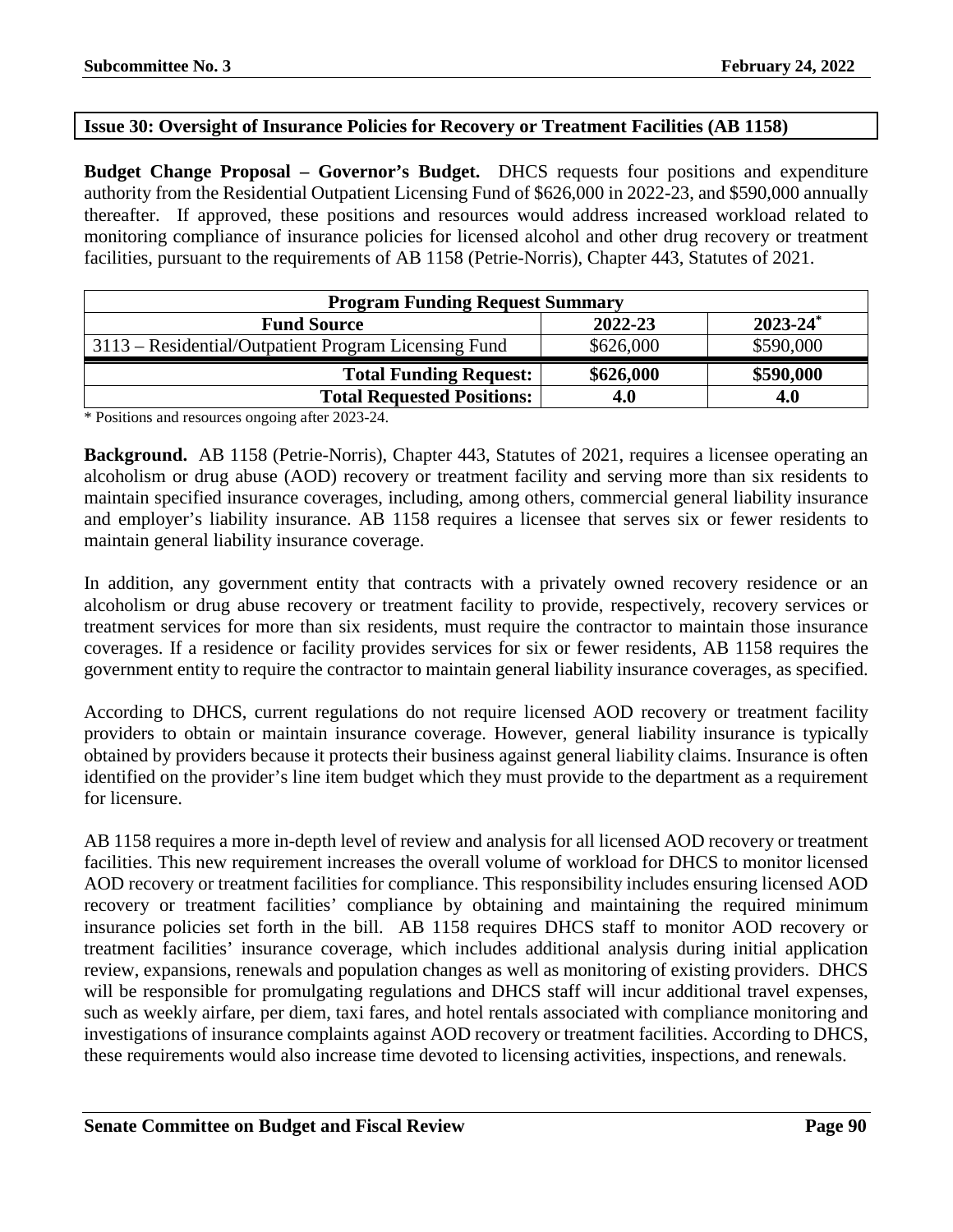## Issue 30: Oversight of Insurance Policies for Recovery or Treatment Facilities (AB 1158)

**Budget Change Proposal – Governor's Budget.** DHCS requests four positions and expenditure authority from the Residential Outpatient Licensing Fund of $626,000 in 2022-23, and $590,000 annually thereafter. If approved, these positions and resources would address increased workload related to monitoring compliance of insurance policies for licensed alcohol and other drug recovery or treatment facilities, pursuant to the requirements of AB 1158 (Petrie-Norris), Chapter 443, Statutes of 2021.

| Program Funding Request Summary | | |
|---|---|---|
| **Fund Source** | **2022-23** | **2023-24*** |
| 3113 – Residential/Outpatient Program Licensing Fund | $626,000 | $590,000 |
| **Total Funding Request:** | **$626,000** | **$590,000** |
| **Total Requested Positions:** | **4.0** | **4.0** |

* Positions and resources ongoing after 2023-24.

**Background.** AB 1158 (Petrie-Norris), Chapter 443, Statutes of 2021, requires a licensee operating an alcoholism or drug abuse (AOD) recovery or treatment facility and serving more than six residents to maintain specified insurance coverages, including, among others, commercial general liability insurance and employer's liability insurance. AB 1158 requires a licensee that serves six or fewer residents to maintain general liability insurance coverage.

In addition, any government entity that contracts with a privately owned recovery residence or an alcoholism or drug abuse recovery or treatment facility to provide, respectively, recovery services or treatment services for more than six residents, must require the contractor to maintain those insurance coverages. If a residence or facility provides services for six or fewer residents, AB 1158 requires the government entity to require the contractor to maintain general liability insurance coverages, as specified.

According to DHCS, current regulations do not require licensed AOD recovery or treatment facility providers to obtain or maintain insurance coverage. However, general liability insurance is typically obtained by providers because it protects their business against general liability claims. Insurance is often identified on the provider's line item budget which they must provide to the department as a requirement for licensure.

AB 1158 requires a more in-depth level of review and analysis for all licensed AOD recovery or treatment facilities. This new requirement increases the overall volume of workload for DHCS to monitor licensed AOD recovery or treatment facilities for compliance. This responsibility includes ensuring licensed AOD recovery or treatment facilities' compliance by obtaining and maintaining the required minimum insurance policies set forth in the bill. AB 1158 requires DHCS staff to monitor AOD recovery or treatment facilities' insurance coverage, which includes additional analysis during initial application review, expansions, renewals and population changes as well as monitoring of existing providers. DHCS will be responsible for promulgating regulations and DHCS staff will incur additional travel expenses, such as weekly airfare, per diem, taxi fares, and hotel rentals associated with compliance monitoring and investigations of insurance complaints against AOD recovery or treatment facilities. According to DHCS, these requirements would also increase time devoted to licensing activities, inspections, and renewals.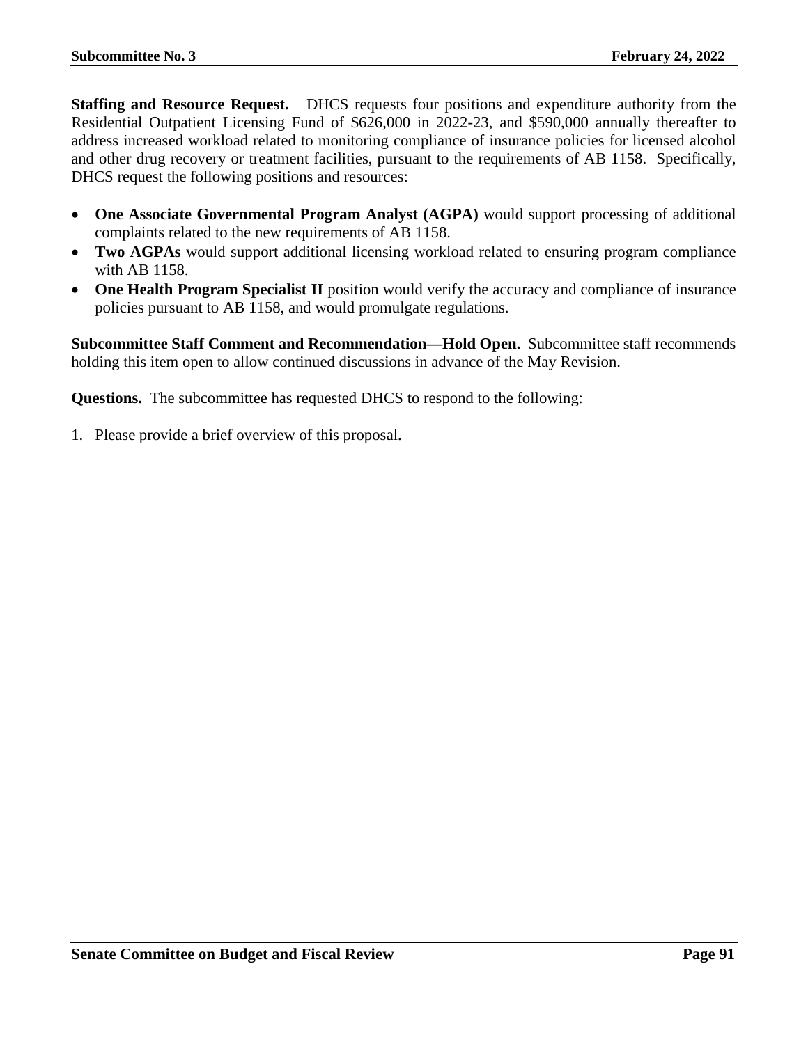**Staffing and Resource Request.** DHCS requests four positions and expenditure authority from the Residential Outpatient Licensing Fund of $626,000 in 2022-23, and $590,000 annually thereafter to address increased workload related to monitoring compliance of insurance policies for licensed alcohol and other drug recovery or treatment facilities, pursuant to the requirements of AB 1158. Specifically, DHCS request the following positions and resources:

- **One Associate Governmental Program Analyst (AGPA)** would support processing of additional complaints related to the new requirements of AB 1158.
- **Two AGPAs** would support additional licensing workload related to ensuring program compliance with AB 1158.
- **One Health Program Specialist II** position would verify the accuracy and compliance of insurance policies pursuant to AB 1158, and would promulgate regulations.

**Subcommittee Staff Comment and Recommendation—Hold Open.** Subcommittee staff recommends holding this item open to allow continued discussions in advance of the May Revision.

**Questions.** The subcommittee has requested DHCS to respond to the following:

1. Please provide a brief overview of this proposal.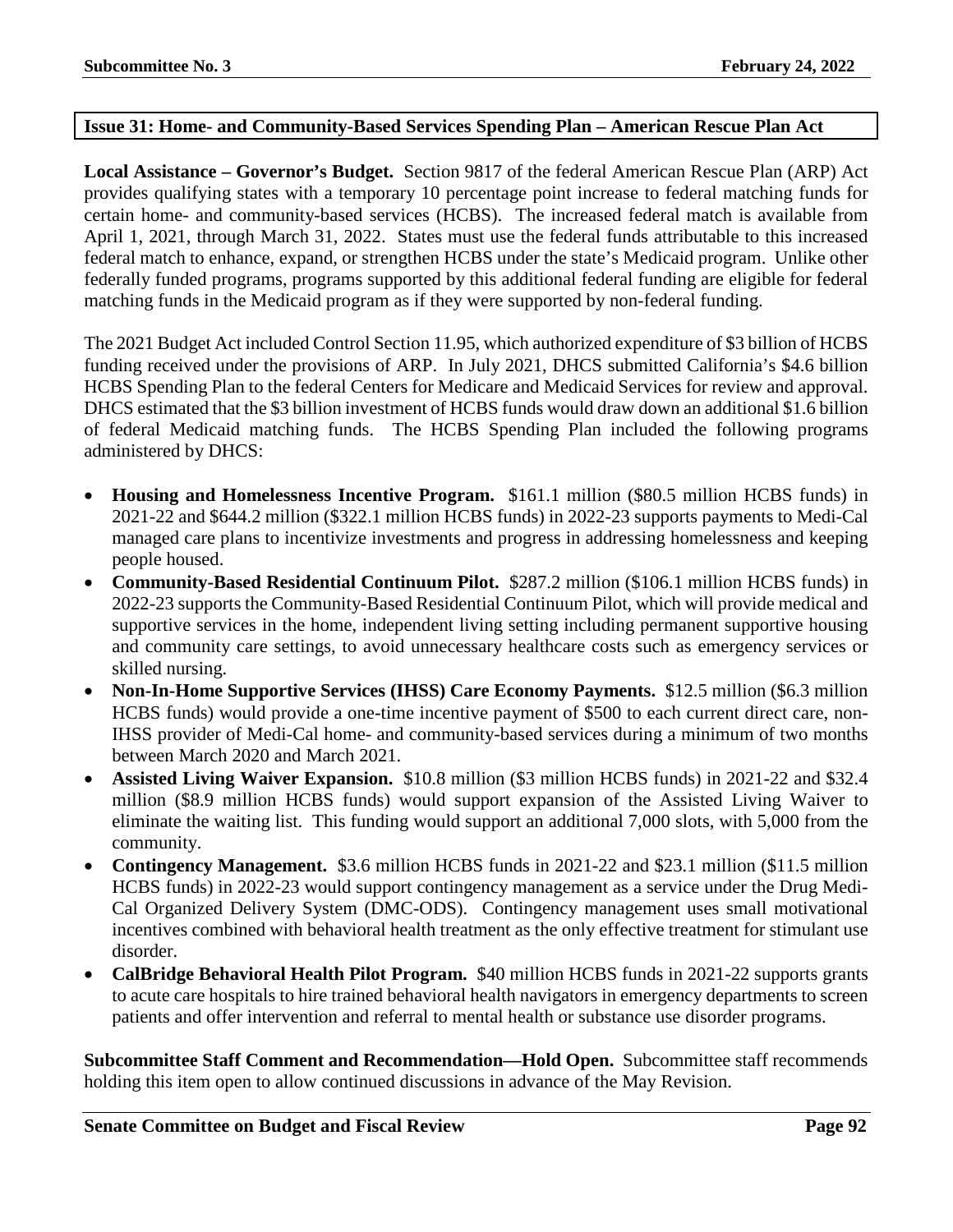## Issue 31: Home- and Community-Based Services Spending Plan – American Rescue Plan Act

**Local Assistance – Governor's Budget.** Section 9817 of the federal American Rescue Plan (ARP) Act provides qualifying states with a temporary 10 percentage point increase to federal matching funds for certain home- and community-based services (HCBS). The increased federal match is available from April 1, 2021, through March 31, 2022. States must use the federal funds attributable to this increased federal match to enhance, expand, or strengthen HCBS under the state's Medicaid program. Unlike other federally funded programs, programs supported by this additional federal funding are eligible for federal matching funds in the Medicaid program as if they were supported by non-federal funding.

The 2021 Budget Act included Control Section 11.95, which authorized expenditure of $3 billion of HCBS funding received under the provisions of ARP. In July 2021, DHCS submitted California's $4.6 billion HCBS Spending Plan to the federal Centers for Medicare and Medicaid Services for review and approval. DHCS estimated that the $3 billion investment of HCBS funds would draw down an additional $1.6 billion of federal Medicaid matching funds. The HCBS Spending Plan included the following programs administered by DHCS:

- **Housing and Homelessness Incentive Program.** $161.1 million ($80.5 million HCBS funds) in 2021-22 and $644.2 million ($322.1 million HCBS funds) in 2022-23 supports payments to Medi-Cal managed care plans to incentivize investments and progress in addressing homelessness and keeping people housed.
- **Community-Based Residential Continuum Pilot.** $287.2 million ($106.1 million HCBS funds) in 2022-23 supports the Community-Based Residential Continuum Pilot, which will provide medical and supportive services in the home, independent living setting including permanent supportive housing and community care settings, to avoid unnecessary healthcare costs such as emergency services or skilled nursing.
- **Non-In-Home Supportive Services (IHSS) Care Economy Payments.** $12.5 million ($6.3 million HCBS funds) would provide a one-time incentive payment of $500 to each current direct care, non-IHSS provider of Medi-Cal home- and community-based services during a minimum of two months between March 2020 and March 2021.
- **Assisted Living Waiver Expansion.** $10.8 million ($3 million HCBS funds) in 2021-22 and $32.4 million ($8.9 million HCBS funds) would support expansion of the Assisted Living Waiver to eliminate the waiting list. This funding would support an additional 7,000 slots, with 5,000 from the community.
- **Contingency Management.** $3.6 million HCBS funds in 2021-22 and $23.1 million ($11.5 million HCBS funds) in 2022-23 would support contingency management as a service under the Drug Medi-Cal Organized Delivery System (DMC-ODS). Contingency management uses small motivational incentives combined with behavioral health treatment as the only effective treatment for stimulant use disorder.
- **CalBridge Behavioral Health Pilot Program.** $40 million HCBS funds in 2021-22 supports grants to acute care hospitals to hire trained behavioral health navigators in emergency departments to screen patients and offer intervention and referral to mental health or substance use disorder programs.

**Subcommittee Staff Comment and Recommendation—Hold Open.** Subcommittee staff recommends holding this item open to allow continued discussions in advance of the May Revision.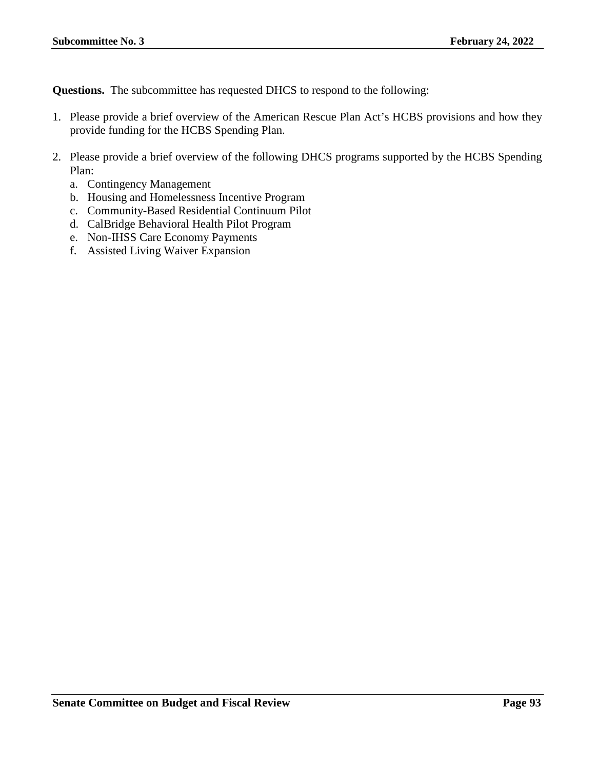**Questions.** The subcommittee has requested DHCS to respond to the following:

1. Please provide a brief overview of the American Rescue Plan Act's HCBS provisions and how they provide funding for the HCBS Spending Plan.

2. Please provide a brief overview of the following DHCS programs supported by the HCBS Spending Plan:
   a. Contingency Management
   b. Housing and Homelessness Incentive Program
   c. Community-Based Residential Continuum Pilot
   d. CalBridge Behavioral Health Pilot Program
   e. Non-IHSS Care Economy Payments
   f. Assisted Living Waiver Expansion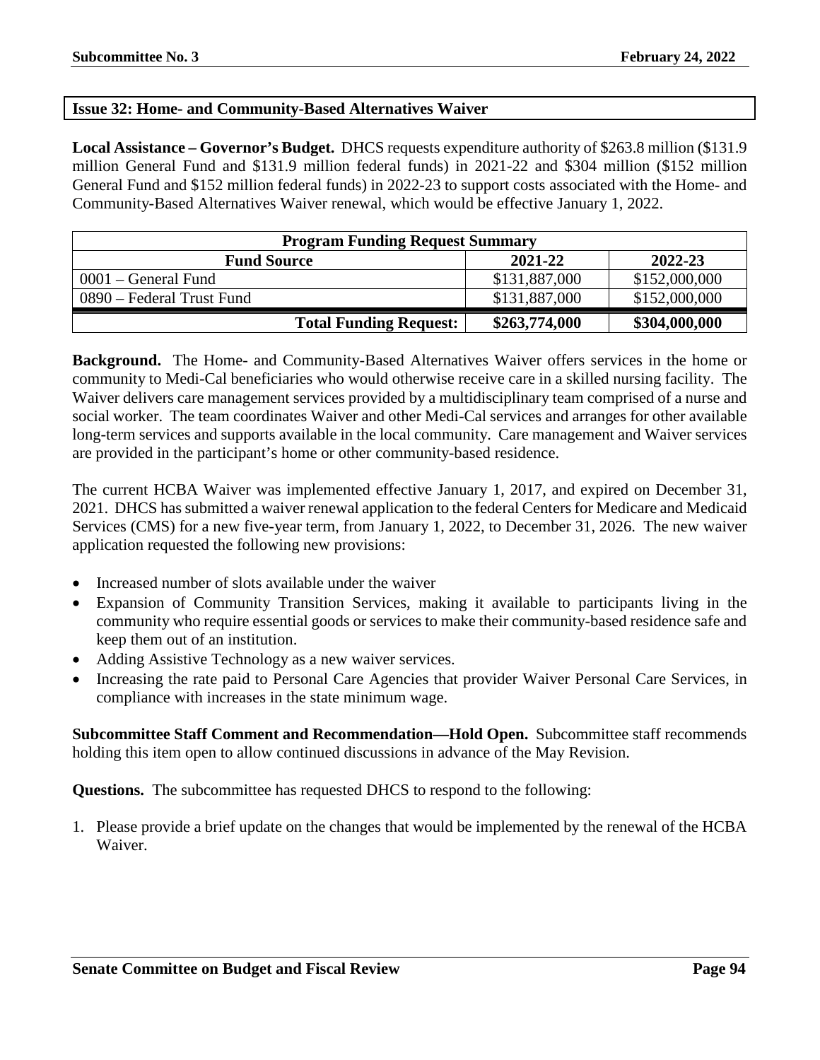## Issue 32: Home- and Community-Based Alternatives Waiver

**Local Assistance – Governor's Budget.** DHCS requests expenditure authority of $263.8 million ($131.9 million General Fund and $131.9 million federal funds) in 2021-22 and $304 million ($152 million General Fund and $152 million federal funds) in 2022-23 to support costs associated with the Home- and Community-Based Alternatives Waiver renewal, which would be effective January 1, 2022.

| **Program Funding Request Summary** | | |
|---|---|---|
| **Fund Source** | **2021-22** | **2022-23** |
| 0001 – General Fund | $131,887,000 | $152,000,000 |
| 0890 – Federal Trust Fund | $131,887,000 | $152,000,000 |
| **Total Funding Request:** | **$263,774,000** | **$304,000,000** |

**Background.** The Home- and Community-Based Alternatives Waiver offers services in the home or community to Medi-Cal beneficiaries who would otherwise receive care in a skilled nursing facility. The Waiver delivers care management services provided by a multidisciplinary team comprised of a nurse and social worker. The team coordinates Waiver and other Medi-Cal services and arranges for other available long-term services and supports available in the local community. Care management and Waiver services are provided in the participant's home or other community-based residence.

The current HCBA Waiver was implemented effective January 1, 2017, and expired on December 31, 2021. DHCS has submitted a waiver renewal application to the federal Centers for Medicare and Medicaid Services (CMS) for a new five-year term, from January 1, 2022, to December 31, 2026. The new waiver application requested the following new provisions:

- Increased number of slots available under the waiver
- Expansion of Community Transition Services, making it available to participants living in the community who require essential goods or services to make their community-based residence safe and keep them out of an institution.
- Adding Assistive Technology as a new waiver services.
- Increasing the rate paid to Personal Care Agencies that provider Waiver Personal Care Services, in compliance with increases in the state minimum wage.

**Subcommittee Staff Comment and Recommendation—Hold Open.** Subcommittee staff recommends holding this item open to allow continued discussions in advance of the May Revision.

**Questions.** The subcommittee has requested DHCS to respond to the following:

1. Please provide a brief update on the changes that would be implemented by the renewal of the HCBA Waiver.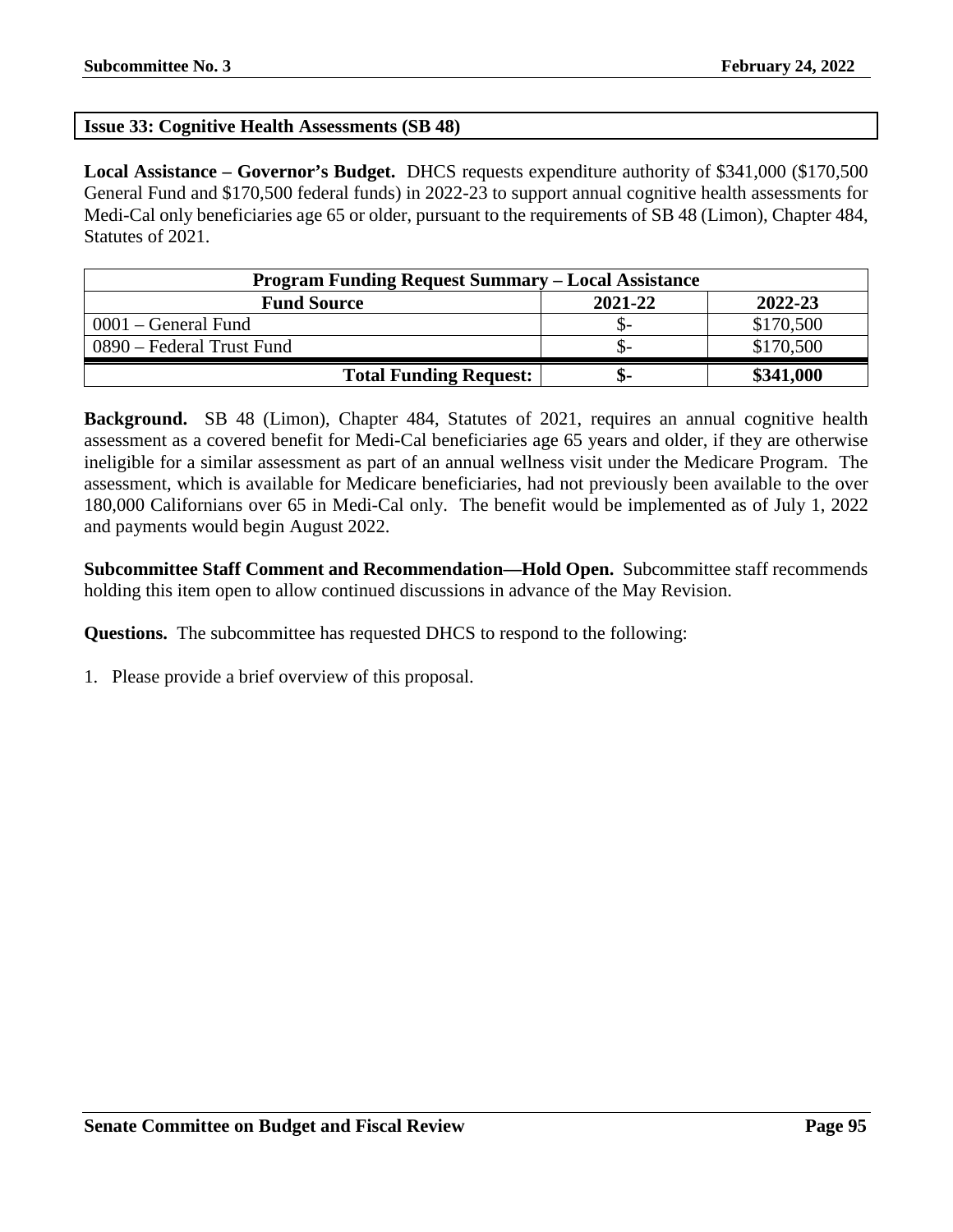## Issue 33: Cognitive Health Assessments (SB 48)

**Local Assistance – Governor's Budget.** DHCS requests expenditure authority of $341,000 ($170,500 General Fund and $170,500 federal funds) in 2022-23 to support annual cognitive health assessments for Medi-Cal only beneficiaries age 65 or older, pursuant to the requirements of SB 48 (Limon), Chapter 484, Statutes of 2021.

| Program Funding Request Summary – Local Assistance | | |
|---|---|---|
| **Fund Source** | **2021-22** | **2022-23** |
| 0001 – General Fund | $- | $170,500 |
| 0890 – Federal Trust Fund | $- | $170,500 |
| **Total Funding Request:** | **$-** | **$341,000** |

**Background.** SB 48 (Limon), Chapter 484, Statutes of 2021, requires an annual cognitive health assessment as a covered benefit for Medi-Cal beneficiaries age 65 years and older, if they are otherwise ineligible for a similar assessment as part of an annual wellness visit under the Medicare Program. The assessment, which is available for Medicare beneficiaries, had not previously been available to the over 180,000 Californians over 65 in Medi-Cal only. The benefit would be implemented as of July 1, 2022 and payments would begin August 2022.

**Subcommittee Staff Comment and Recommendation—Hold Open.** Subcommittee staff recommends holding this item open to allow continued discussions in advance of the May Revision.

**Questions.** The subcommittee has requested DHCS to respond to the following:

1. Please provide a brief overview of this proposal.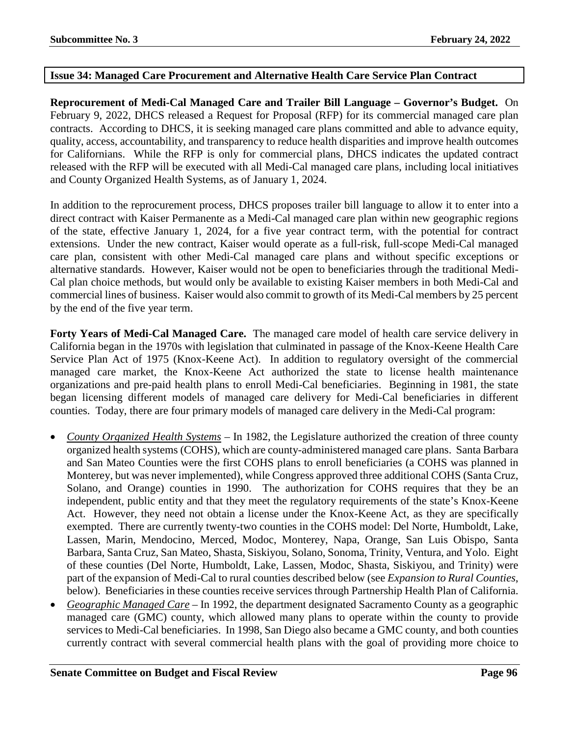**Issue 34: Managed Care Procurement and Alternative Health Care Service Plan Contract**

**Reprocurement of Medi-Cal Managed Care and Trailer Bill Language – Governor's Budget.** On February 9, 2022, DHCS released a Request for Proposal (RFP) for its commercial managed care plan contracts. According to DHCS, it is seeking managed care plans committed and able to advance equity, quality, access, accountability, and transparency to reduce health disparities and improve health outcomes for Californians. While the RFP is only for commercial plans, DHCS indicates the updated contract released with the RFP will be executed with all Medi-Cal managed care plans, including local initiatives and County Organized Health Systems, as of January 1, 2024.

In addition to the reprocurement process, DHCS proposes trailer bill language to allow it to enter into a direct contract with Kaiser Permanente as a Medi-Cal managed care plan within new geographic regions of the state, effective January 1, 2024, for a five year contract term, with the potential for contract extensions. Under the new contract, Kaiser would operate as a full-risk, full-scope Medi-Cal managed care plan, consistent with other Medi-Cal managed care plans and without specific exceptions or alternative standards. However, Kaiser would not be open to beneficiaries through the traditional Medi-Cal plan choice methods, but would only be available to existing Kaiser members in both Medi-Cal and commercial lines of business. Kaiser would also commit to growth of its Medi-Cal members by 25 percent by the end of the five year term.

**Forty Years of Medi-Cal Managed Care.** The managed care model of health care service delivery in California began in the 1970s with legislation that culminated in passage of the Knox-Keene Health Care Service Plan Act of 1975 (Knox-Keene Act). In addition to regulatory oversight of the commercial managed care market, the Knox-Keene Act authorized the state to license health maintenance organizations and pre-paid health plans to enroll Medi-Cal beneficiaries. Beginning in 1981, the state began licensing different models of managed care delivery for Medi-Cal beneficiaries in different counties. Today, there are four primary models of managed care delivery in the Medi-Cal program:

- *County Organized Health Systems* – In 1982, the Legislature authorized the creation of three county organized health systems (COHS), which are county-administered managed care plans. Santa Barbara and San Mateo Counties were the first COHS plans to enroll beneficiaries (a COHS was planned in Monterey, but was never implemented), while Congress approved three additional COHS (Santa Cruz, Solano, and Orange) counties in 1990. The authorization for COHS requires that they be an independent, public entity and that they meet the regulatory requirements of the state's Knox-Keene Act. However, they need not obtain a license under the Knox-Keene Act, as they are specifically exempted. There are currently twenty-two counties in the COHS model: Del Norte, Humboldt, Lake, Lassen, Marin, Mendocino, Merced, Modoc, Monterey, Napa, Orange, San Luis Obispo, Santa Barbara, Santa Cruz, San Mateo, Shasta, Siskiyou, Solano, Sonoma, Trinity, Ventura, and Yolo. Eight of these counties (Del Norte, Humboldt, Lake, Lassen, Modoc, Shasta, Siskiyou, and Trinity) were part of the expansion of Medi-Cal to rural counties described below (see *Expansion to Rural Counties*, below). Beneficiaries in these counties receive services through Partnership Health Plan of California.
- *Geographic Managed Care* – In 1992, the department designated Sacramento County as a geographic managed care (GMC) county, which allowed many plans to operate within the county to provide services to Medi-Cal beneficiaries. In 1998, San Diego also became a GMC county, and both counties currently contract with several commercial health plans with the goal of providing more choice to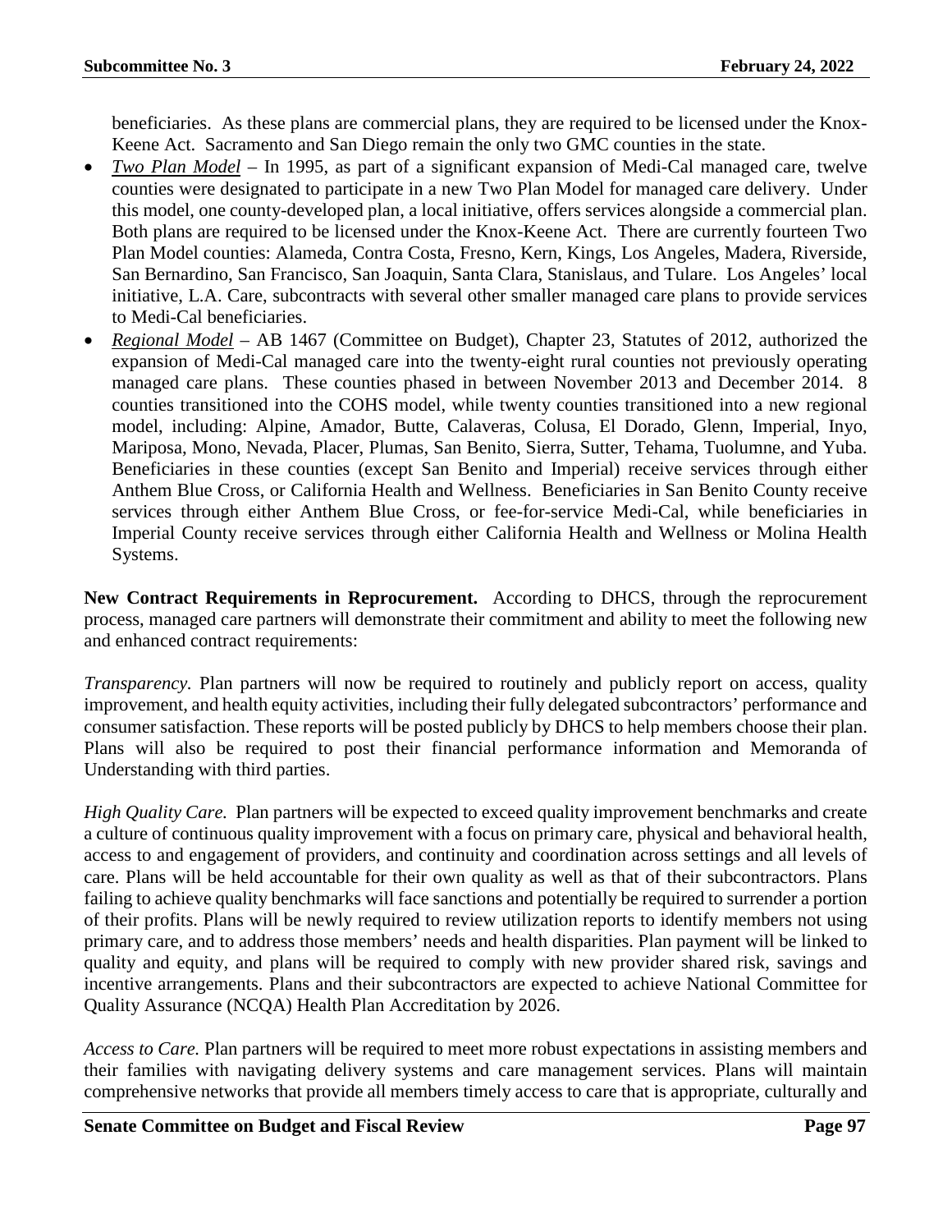beneficiaries. As these plans are commercial plans, they are required to be licensed under the Knox-Keene Act. Sacramento and San Diego remain the only two GMC counties in the state.

- *Two Plan Model* – In 1995, as part of a significant expansion of Medi-Cal managed care, twelve counties were designated to participate in a new Two Plan Model for managed care delivery. Under this model, one county-developed plan, a local initiative, offers services alongside a commercial plan. Both plans are required to be licensed under the Knox-Keene Act. There are currently fourteen Two Plan Model counties: Alameda, Contra Costa, Fresno, Kern, Kings, Los Angeles, Madera, Riverside, San Bernardino, San Francisco, San Joaquin, Santa Clara, Stanislaus, and Tulare. Los Angeles' local initiative, L.A. Care, subcontracts with several other smaller managed care plans to provide services to Medi-Cal beneficiaries.
- *Regional Model* – AB 1467 (Committee on Budget), Chapter 23, Statutes of 2012, authorized the expansion of Medi-Cal managed care into the twenty-eight rural counties not previously operating managed care plans. These counties phased in between November 2013 and December 2014. 8 counties transitioned into the COHS model, while twenty counties transitioned into a new regional model, including: Alpine, Amador, Butte, Calaveras, Colusa, El Dorado, Glenn, Imperial, Inyo, Mariposa, Mono, Nevada, Placer, Plumas, San Benito, Sierra, Sutter, Tehama, Tuolumne, and Yuba. Beneficiaries in these counties (except San Benito and Imperial) receive services through either Anthem Blue Cross, or California Health and Wellness. Beneficiaries in San Benito County receive services through either Anthem Blue Cross, or fee-for-service Medi-Cal, while beneficiaries in Imperial County receive services through either California Health and Wellness or Molina Health Systems.

**New Contract Requirements in Reprocurement.** According to DHCS, through the reprocurement process, managed care partners will demonstrate their commitment and ability to meet the following new and enhanced contract requirements:

*Transparency.* Plan partners will now be required to routinely and publicly report on access, quality improvement, and health equity activities, including their fully delegated subcontractors' performance and consumer satisfaction. These reports will be posted publicly by DHCS to help members choose their plan. Plans will also be required to post their financial performance information and Memoranda of Understanding with third parties.

*High Quality Care.* Plan partners will be expected to exceed quality improvement benchmarks and create a culture of continuous quality improvement with a focus on primary care, physical and behavioral health, access to and engagement of providers, and continuity and coordination across settings and all levels of care. Plans will be held accountable for their own quality as well as that of their subcontractors. Plans failing to achieve quality benchmarks will face sanctions and potentially be required to surrender a portion of their profits. Plans will be newly required to review utilization reports to identify members not using primary care, and to address those members' needs and health disparities. Plan payment will be linked to quality and equity, and plans will be required to comply with new provider shared risk, savings and incentive arrangements. Plans and their subcontractors are expected to achieve National Committee for Quality Assurance (NCQA) Health Plan Accreditation by 2026.

*Access to Care.* Plan partners will be required to meet more robust expectations in assisting members and their families with navigating delivery systems and care management services. Plans will maintain comprehensive networks that provide all members timely access to care that is appropriate, culturally and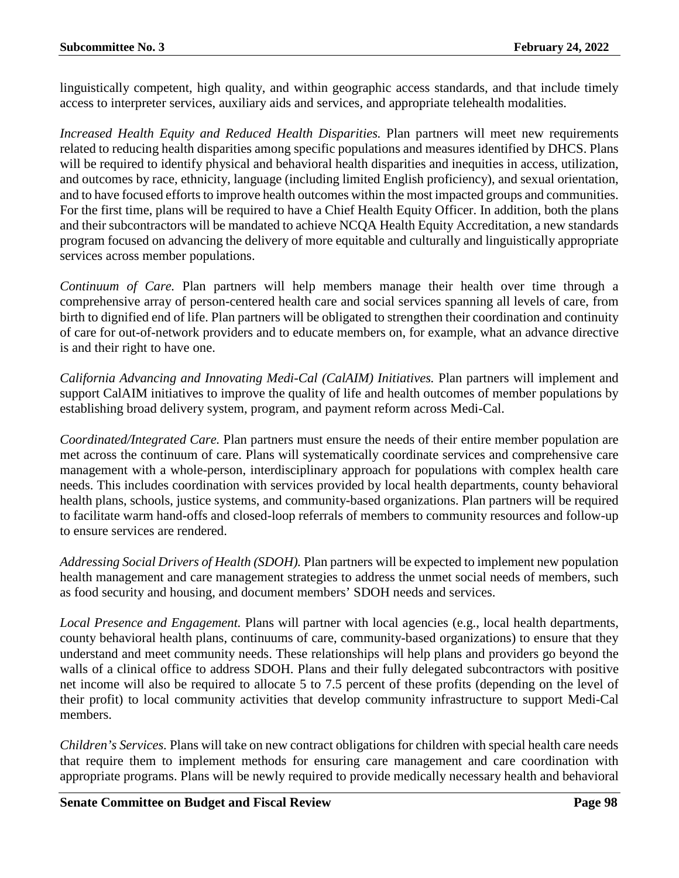linguistically competent, high quality, and within geographic access standards, and that include timely access to interpreter services, auxiliary aids and services, and appropriate telehealth modalities.

*Increased Health Equity and Reduced Health Disparities.* Plan partners will meet new requirements related to reducing health disparities among specific populations and measures identified by DHCS. Plans will be required to identify physical and behavioral health disparities and inequities in access, utilization, and outcomes by race, ethnicity, language (including limited English proficiency), and sexual orientation, and to have focused efforts to improve health outcomes within the most impacted groups and communities. For the first time, plans will be required to have a Chief Health Equity Officer. In addition, both the plans and their subcontractors will be mandated to achieve NCQA Health Equity Accreditation, a new standards program focused on advancing the delivery of more equitable and culturally and linguistically appropriate services across member populations.

*Continuum of Care.* Plan partners will help members manage their health over time through a comprehensive array of person-centered health care and social services spanning all levels of care, from birth to dignified end of life. Plan partners will be obligated to strengthen their coordination and continuity of care for out-of-network providers and to educate members on, for example, what an advance directive is and their right to have one.

*California Advancing and Innovating Medi-Cal (CalAIM) Initiatives.* Plan partners will implement and support CalAIM initiatives to improve the quality of life and health outcomes of member populations by establishing broad delivery system, program, and payment reform across Medi-Cal.

*Coordinated/Integrated Care.* Plan partners must ensure the needs of their entire member population are met across the continuum of care. Plans will systematically coordinate services and comprehensive care management with a whole-person, interdisciplinary approach for populations with complex health care needs. This includes coordination with services provided by local health departments, county behavioral health plans, schools, justice systems, and community-based organizations. Plan partners will be required to facilitate warm hand-offs and closed-loop referrals of members to community resources and follow-up to ensure services are rendered.

*Addressing Social Drivers of Health (SDOH).* Plan partners will be expected to implement new population health management and care management strategies to address the unmet social needs of members, such as food security and housing, and document members' SDOH needs and services.

*Local Presence and Engagement.* Plans will partner with local agencies (e.g., local health departments, county behavioral health plans, continuums of care, community-based organizations) to ensure that they understand and meet community needs. These relationships will help plans and providers go beyond the walls of a clinical office to address SDOH. Plans and their fully delegated subcontractors with positive net income will also be required to allocate 5 to 7.5 percent of these profits (depending on the level of their profit) to local community activities that develop community infrastructure to support Medi-Cal members.

*Children's Services.* Plans will take on new contract obligations for children with special health care needs that require them to implement methods for ensuring care management and care coordination with appropriate programs. Plans will be newly required to provide medically necessary health and behavioral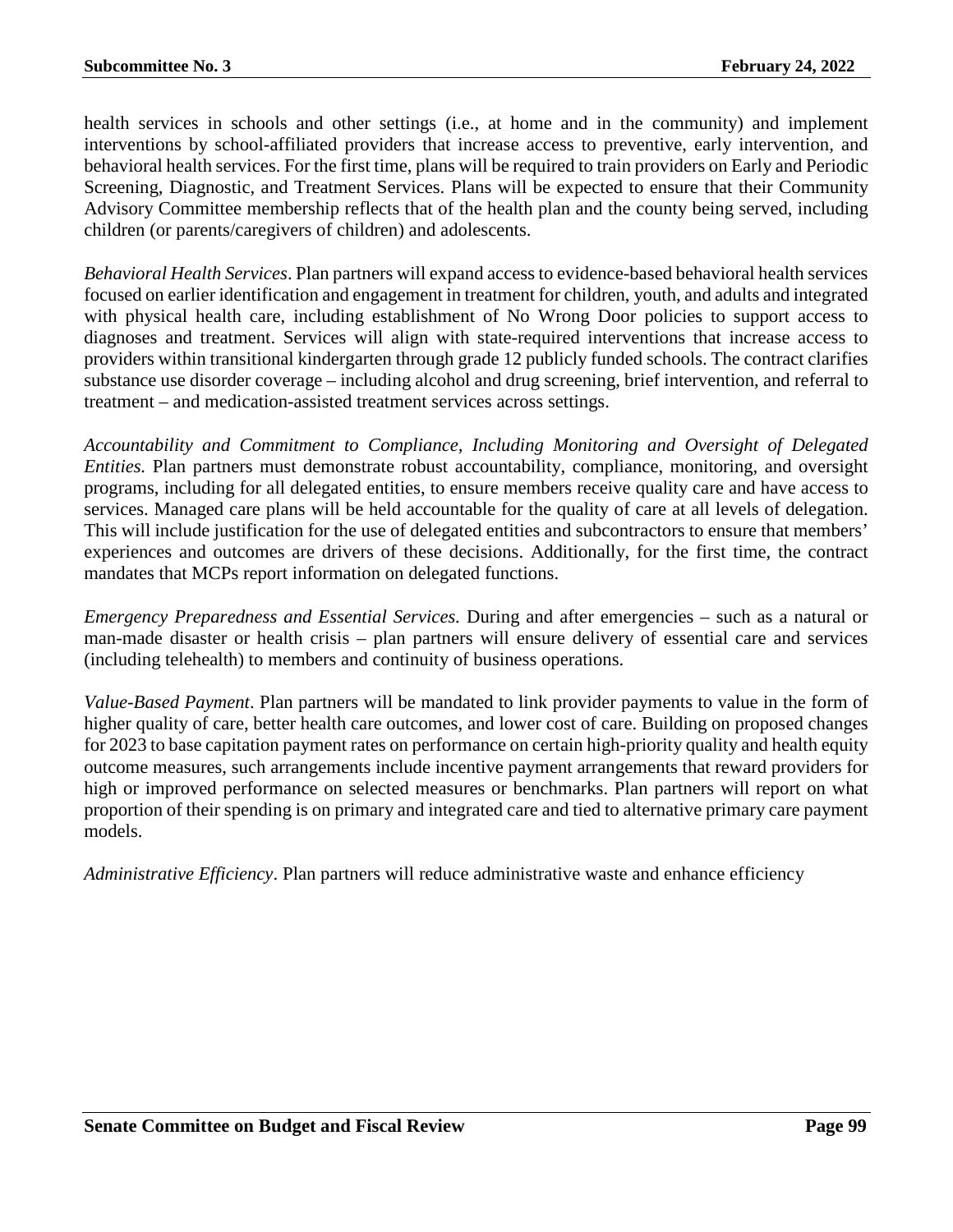health services in schools and other settings (i.e., at home and in the community) and implement interventions by school-affiliated providers that increase access to preventive, early intervention, and behavioral health services. For the first time, plans will be required to train providers on Early and Periodic Screening, Diagnostic, and Treatment Services. Plans will be expected to ensure that their Community Advisory Committee membership reflects that of the health plan and the county being served, including children (or parents/caregivers of children) and adolescents.

*Behavioral Health Services*. Plan partners will expand access to evidence-based behavioral health services focused on earlier identification and engagement in treatment for children, youth, and adults and integrated with physical health care, including establishment of No Wrong Door policies to support access to diagnoses and treatment. Services will align with state-required interventions that increase access to providers within transitional kindergarten through grade 12 publicly funded schools. The contract clarifies substance use disorder coverage – including alcohol and drug screening, brief intervention, and referral to treatment – and medication-assisted treatment services across settings.

*Accountability and Commitment to Compliance, Including Monitoring and Oversight of Delegated Entities.* Plan partners must demonstrate robust accountability, compliance, monitoring, and oversight programs, including for all delegated entities, to ensure members receive quality care and have access to services. Managed care plans will be held accountable for the quality of care at all levels of delegation. This will include justification for the use of delegated entities and subcontractors to ensure that members' experiences and outcomes are drivers of these decisions. Additionally, for the first time, the contract mandates that MCPs report information on delegated functions.

*Emergency Preparedness and Essential Services.* During and after emergencies – such as a natural or man-made disaster or health crisis – plan partners will ensure delivery of essential care and services (including telehealth) to members and continuity of business operations.

*Value-Based Payment*. Plan partners will be mandated to link provider payments to value in the form of higher quality of care, better health care outcomes, and lower cost of care. Building on proposed changes for 2023 to base capitation payment rates on performance on certain high-priority quality and health equity outcome measures, such arrangements include incentive payment arrangements that reward providers for high or improved performance on selected measures or benchmarks. Plan partners will report on what proportion of their spending is on primary and integrated care and tied to alternative primary care payment models.

*Administrative Efficiency*. Plan partners will reduce administrative waste and enhance efficiency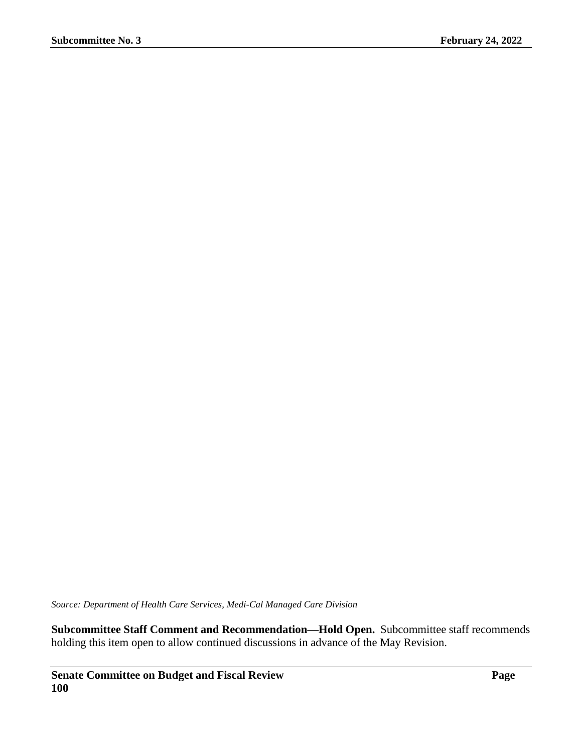*Source: Department of Health Care Services, Medi-Cal Managed Care Division*

**Subcommittee Staff Comment and Recommendation—Hold Open.** Subcommittee staff recommends holding this item open to allow continued discussions in advance of the May Revision.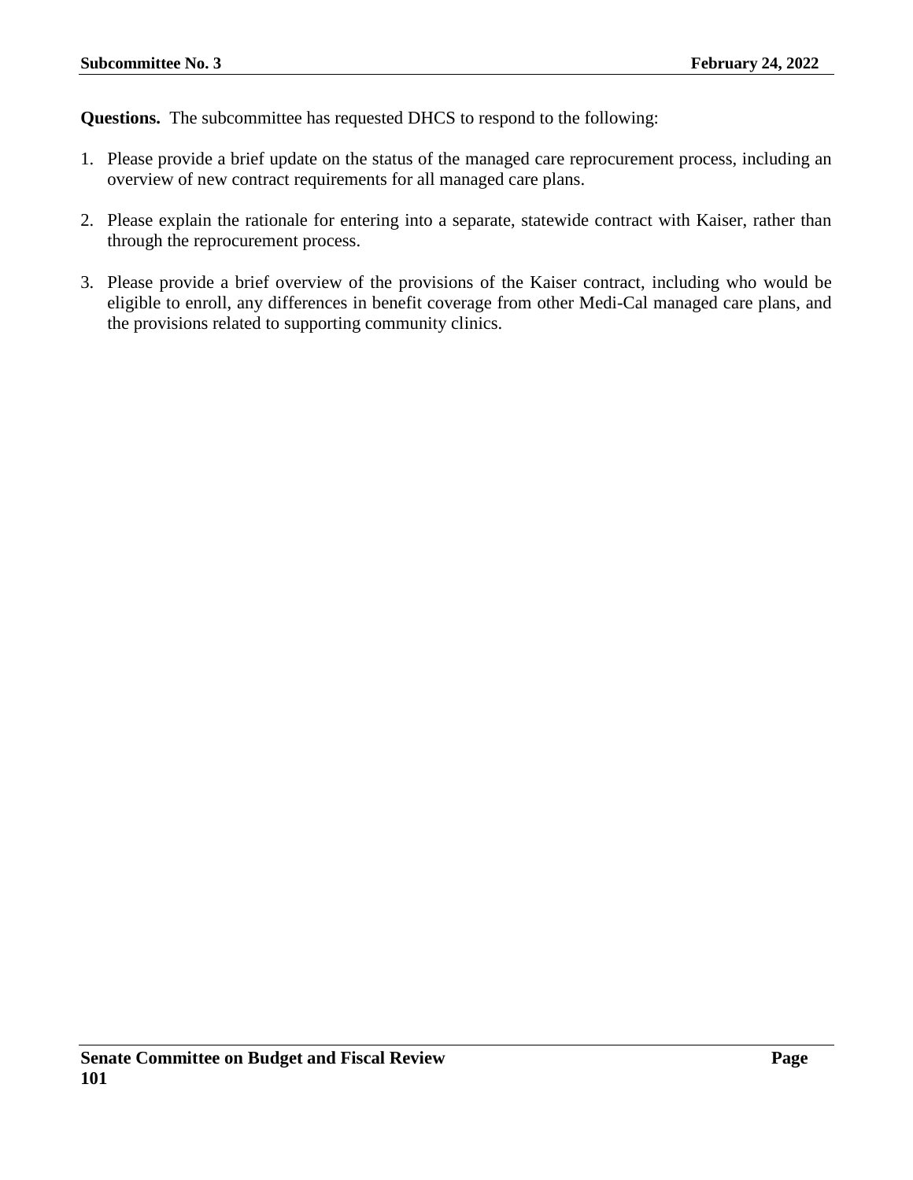**Questions.** The subcommittee has requested DHCS to respond to the following:

1. Please provide a brief update on the status of the managed care reprocurement process, including an overview of new contract requirements for all managed care plans.

2. Please explain the rationale for entering into a separate, statewide contract with Kaiser, rather than through the reprocurement process.

3. Please provide a brief overview of the provisions of the Kaiser contract, including who would be eligible to enroll, any differences in benefit coverage from other Medi-Cal managed care plans, and the provisions related to supporting community clinics.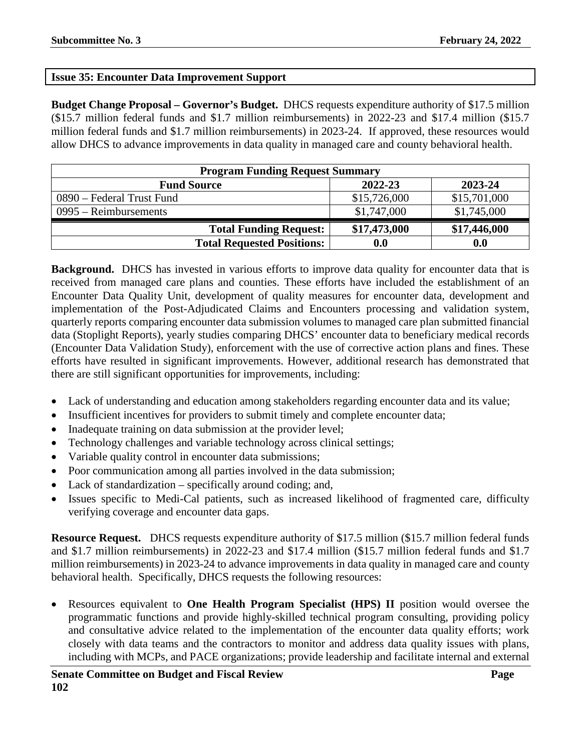## Issue 35: Encounter Data Improvement Support

**Budget Change Proposal – Governor's Budget.** DHCS requests expenditure authority of $17.5 million ($15.7 million federal funds and $1.7 million reimbursements) in 2022-23 and $17.4 million ($15.7 million federal funds and $1.7 million reimbursements) in 2023-24. If approved, these resources would allow DHCS to advance improvements in data quality in managed care and county behavioral health.

| Program Funding Request Summary | | |
|---|---|---|
| **Fund Source** | **2022-23** | **2023-24** |
| 0890 – Federal Trust Fund | $15,726,000 | $15,701,000 |
| 0995 – Reimbursements | $1,747,000 | $1,745,000 |
| **Total Funding Request:** | **$17,473,000** | **$17,446,000** |
| **Total Requested Positions:** | **0.0** | **0.0** |

**Background.** DHCS has invested in various efforts to improve data quality for encounter data that is received from managed care plans and counties. These efforts have included the establishment of an Encounter Data Quality Unit, development of quality measures for encounter data, development and implementation of the Post-Adjudicated Claims and Encounters processing and validation system, quarterly reports comparing encounter data submission volumes to managed care plan submitted financial data (Stoplight Reports), yearly studies comparing DHCS' encounter data to beneficiary medical records (Encounter Data Validation Study), enforcement with the use of corrective action plans and fines. These efforts have resulted in significant improvements. However, additional research has demonstrated that there are still significant opportunities for improvements, including:

- Lack of understanding and education among stakeholders regarding encounter data and its value;
- Insufficient incentives for providers to submit timely and complete encounter data;
- Inadequate training on data submission at the provider level;
- Technology challenges and variable technology across clinical settings;
- Variable quality control in encounter data submissions;
- Poor communication among all parties involved in the data submission;
- Lack of standardization – specifically around coding; and,
- Issues specific to Medi-Cal patients, such as increased likelihood of fragmented care, difficulty verifying coverage and encounter data gaps.

**Resource Request.** DHCS requests expenditure authority of $17.5 million ($15.7 million federal funds and $1.7 million reimbursements) in 2022-23 and $17.4 million ($15.7 million federal funds and $1.7 million reimbursements) in 2023-24 to advance improvements in data quality in managed care and county behavioral health. Specifically, DHCS requests the following resources:

- Resources equivalent to **One Health Program Specialist (HPS) II** position would oversee the programmatic functions and provide highly-skilled technical program consulting, providing policy and consultative advice related to the implementation of the encounter data quality efforts; work closely with data teams and the contractors to monitor and address data quality issues with plans, including with MCPs, and PACE organizations; provide leadership and facilitate internal and external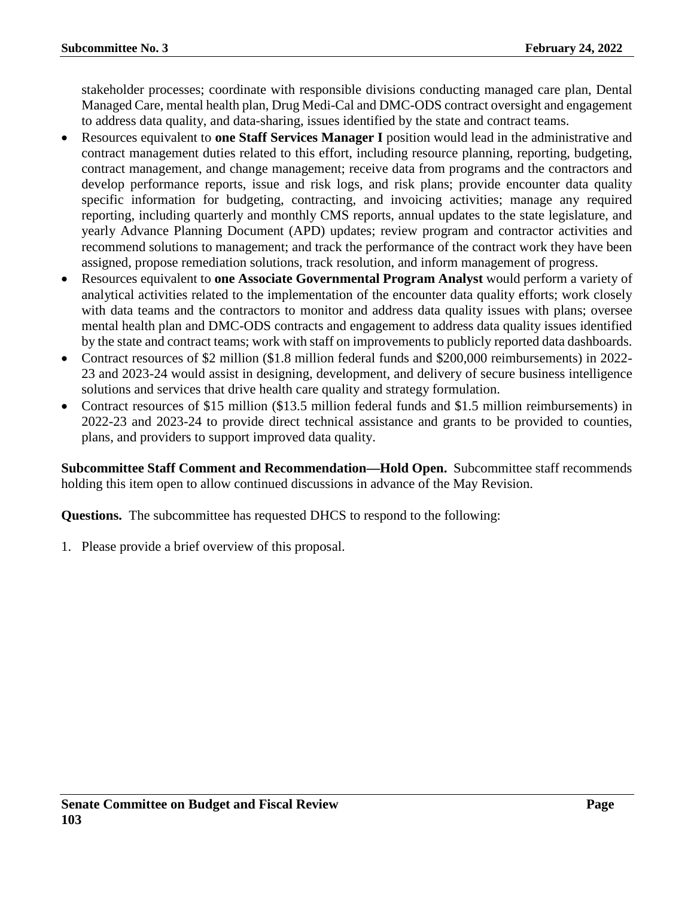stakeholder processes; coordinate with responsible divisions conducting managed care plan, Dental Managed Care, mental health plan, Drug Medi-Cal and DMC-ODS contract oversight and engagement to address data quality, and data-sharing, issues identified by the state and contract teams.

- Resources equivalent to **one Staff Services Manager I** position would lead in the administrative and contract management duties related to this effort, including resource planning, reporting, budgeting, contract management, and change management; receive data from programs and the contractors and develop performance reports, issue and risk logs, and risk plans; provide encounter data quality specific information for budgeting, contracting, and invoicing activities; manage any required reporting, including quarterly and monthly CMS reports, annual updates to the state legislature, and yearly Advance Planning Document (APD) updates; review program and contractor activities and recommend solutions to management; and track the performance of the contract work they have been assigned, propose remediation solutions, track resolution, and inform management of progress.
- Resources equivalent to **one Associate Governmental Program Analyst** would perform a variety of analytical activities related to the implementation of the encounter data quality efforts; work closely with data teams and the contractors to monitor and address data quality issues with plans; oversee mental health plan and DMC-ODS contracts and engagement to address data quality issues identified by the state and contract teams; work with staff on improvements to publicly reported data dashboards.
- Contract resources of $2 million ($1.8 million federal funds and $200,000 reimbursements) in 2022-23 and 2023-24 would assist in designing, development, and delivery of secure business intelligence solutions and services that drive health care quality and strategy formulation.
- Contract resources of $15 million ($13.5 million federal funds and $1.5 million reimbursements) in 2022-23 and 2023-24 to provide direct technical assistance and grants to be provided to counties, plans, and providers to support improved data quality.

**Subcommittee Staff Comment and Recommendation—Hold Open.** Subcommittee staff recommends holding this item open to allow continued discussions in advance of the May Revision.

**Questions.** The subcommittee has requested DHCS to respond to the following:

1. Please provide a brief overview of this proposal.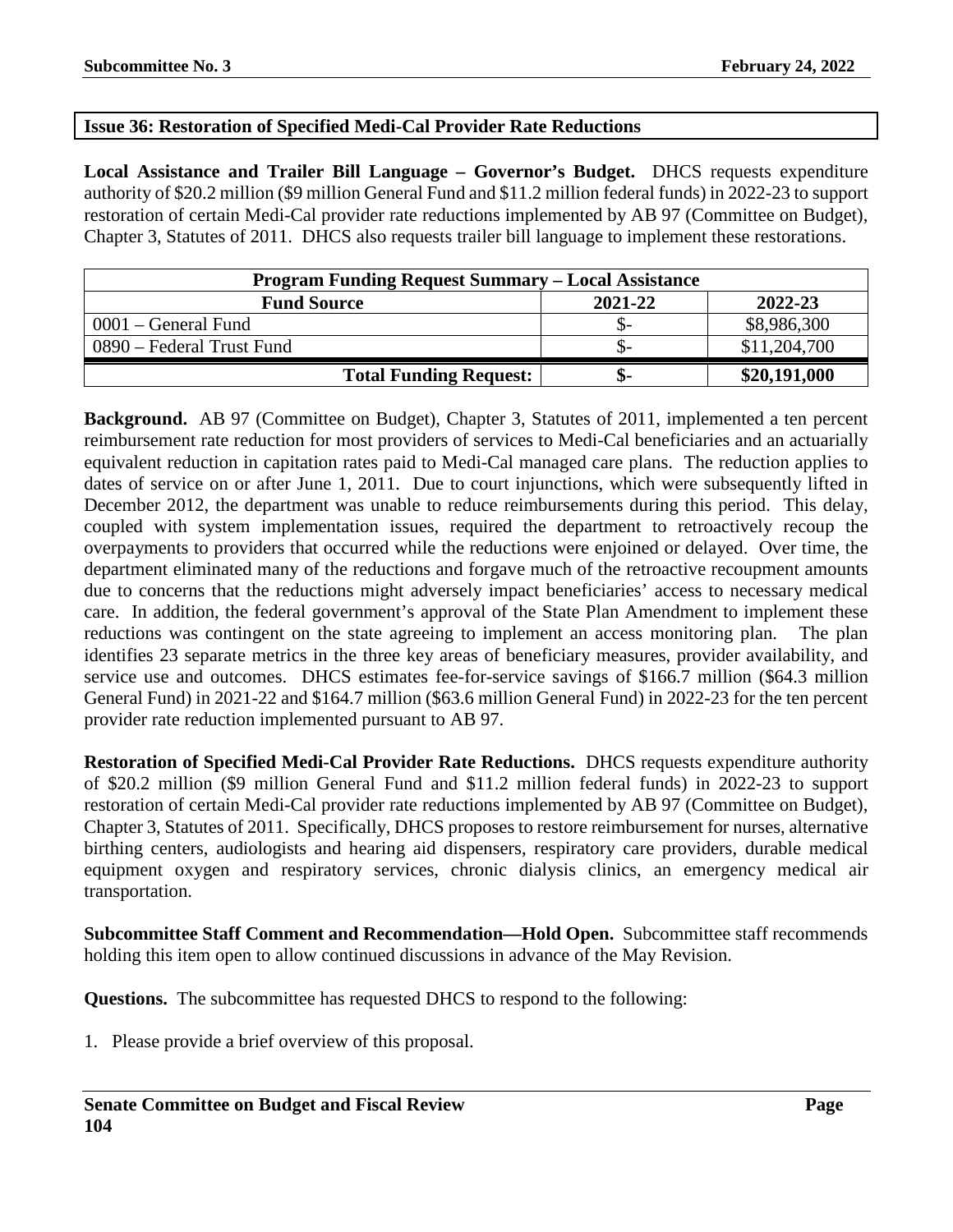## Issue 36: Restoration of Specified Medi-Cal Provider Rate Reductions

**Local Assistance and Trailer Bill Language – Governor's Budget.** DHCS requests expenditure authority of $20.2 million ($9 million General Fund and $11.2 million federal funds) in 2022-23 to support restoration of certain Medi-Cal provider rate reductions implemented by AB 97 (Committee on Budget), Chapter 3, Statutes of 2011. DHCS also requests trailer bill language to implement these restorations.

| Program Funding Request Summary – Local Assistance | | |
|---|---|---|
| **Fund Source** | **2021-22** | **2022-23** |
| 0001 – General Fund | $- | $8,986,300 |
| 0890 – Federal Trust Fund | $- | $11,204,700 |
| **Total Funding Request:** | **$-** | **$20,191,000** |

**Background.** AB 97 (Committee on Budget), Chapter 3, Statutes of 2011, implemented a ten percent reimbursement rate reduction for most providers of services to Medi-Cal beneficiaries and an actuarially equivalent reduction in capitation rates paid to Medi-Cal managed care plans. The reduction applies to dates of service on or after June 1, 2011. Due to court injunctions, which were subsequently lifted in December 2012, the department was unable to reduce reimbursements during this period. This delay, coupled with system implementation issues, required the department to retroactively recoup the overpayments to providers that occurred while the reductions were enjoined or delayed. Over time, the department eliminated many of the reductions and forgave much of the retroactive recoupment amounts due to concerns that the reductions might adversely impact beneficiaries' access to necessary medical care. In addition, the federal government's approval of the State Plan Amendment to implement these reductions was contingent on the state agreeing to implement an access monitoring plan. The plan identifies 23 separate metrics in the three key areas of beneficiary measures, provider availability, and service use and outcomes. DHCS estimates fee-for-service savings of $166.7 million ($64.3 million General Fund) in 2021-22 and $164.7 million ($63.6 million General Fund) in 2022-23 for the ten percent provider rate reduction implemented pursuant to AB 97.

**Restoration of Specified Medi-Cal Provider Rate Reductions.** DHCS requests expenditure authority of $20.2 million ($9 million General Fund and $11.2 million federal funds) in 2022-23 to support restoration of certain Medi-Cal provider rate reductions implemented by AB 97 (Committee on Budget), Chapter 3, Statutes of 2011. Specifically, DHCS proposes to restore reimbursement for nurses, alternative birthing centers, audiologists and hearing aid dispensers, respiratory care providers, durable medical equipment oxygen and respiratory services, chronic dialysis clinics, an emergency medical air transportation.

**Subcommittee Staff Comment and Recommendation—Hold Open.** Subcommittee staff recommends holding this item open to allow continued discussions in advance of the May Revision.

**Questions.** The subcommittee has requested DHCS to respond to the following:

1. Please provide a brief overview of this proposal.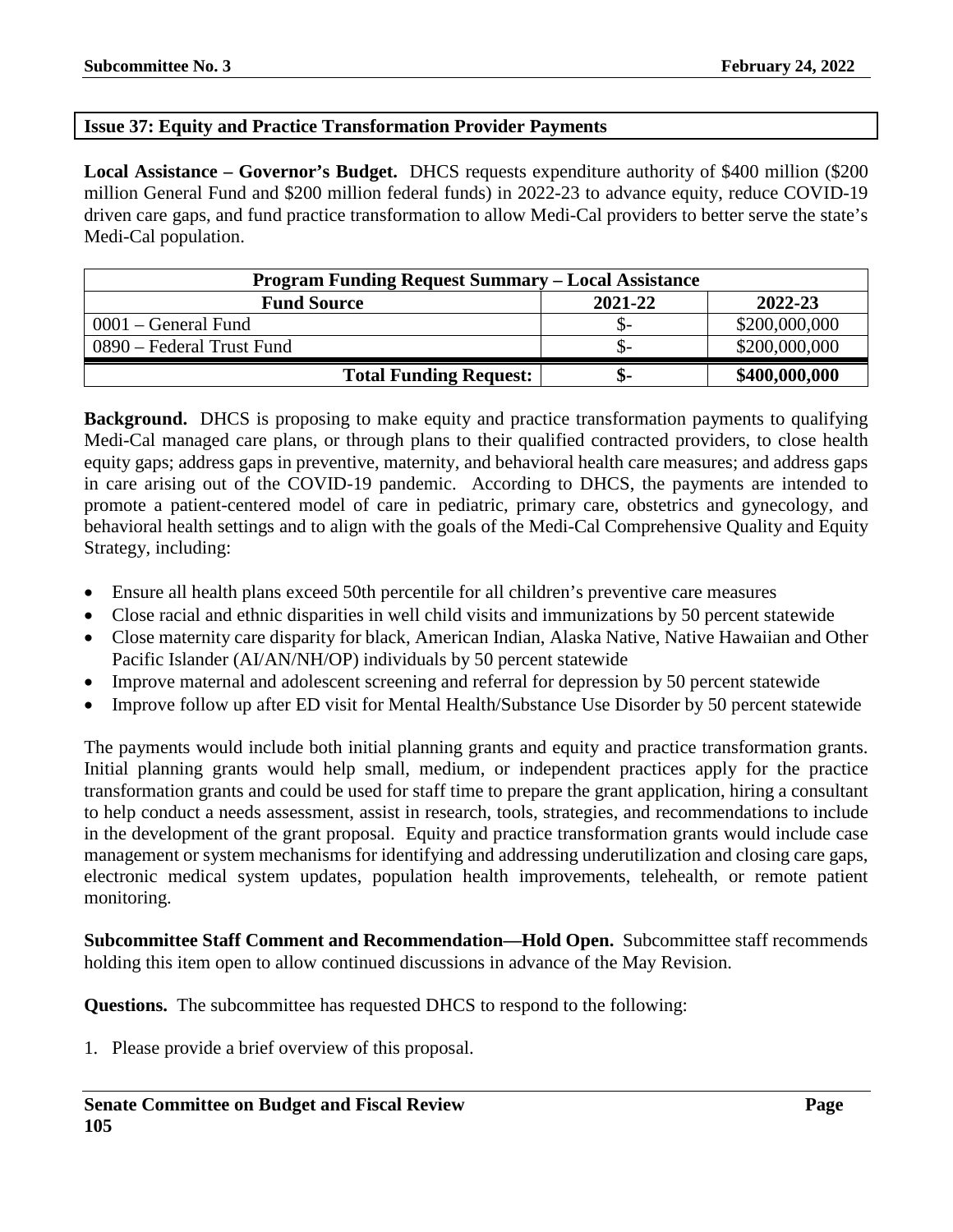## Issue 37: Equity and Practice Transformation Provider Payments

**Local Assistance – Governor's Budget.** DHCS requests expenditure authority of $400 million ($200 million General Fund and $200 million federal funds) in 2022-23 to advance equity, reduce COVID-19 driven care gaps, and fund practice transformation to allow Medi-Cal providers to better serve the state's Medi-Cal population.

| Program Funding Request Summary – Local Assistance | | |
|---|---|---|
| **Fund Source** | **2021-22** | **2022-23** |
| 0001 – General Fund | $- | $200,000,000 |
| 0890 – Federal Trust Fund | $- | $200,000,000 |
| **Total Funding Request:** | **$-** | **$400,000,000** |

**Background.** DHCS is proposing to make equity and practice transformation payments to qualifying Medi-Cal managed care plans, or through plans to their qualified contracted providers, to close health equity gaps; address gaps in preventive, maternity, and behavioral health care measures; and address gaps in care arising out of the COVID-19 pandemic. According to DHCS, the payments are intended to promote a patient-centered model of care in pediatric, primary care, obstetrics and gynecology, and behavioral health settings and to align with the goals of the Medi-Cal Comprehensive Quality and Equity Strategy, including:

- Ensure all health plans exceed 50th percentile for all children's preventive care measures
- Close racial and ethnic disparities in well child visits and immunizations by 50 percent statewide
- Close maternity care disparity for black, American Indian, Alaska Native, Native Hawaiian and Other Pacific Islander (AI/AN/NH/OP) individuals by 50 percent statewide
- Improve maternal and adolescent screening and referral for depression by 50 percent statewide
- Improve follow up after ED visit for Mental Health/Substance Use Disorder by 50 percent statewide

The payments would include both initial planning grants and equity and practice transformation grants. Initial planning grants would help small, medium, or independent practices apply for the practice transformation grants and could be used for staff time to prepare the grant application, hiring a consultant to help conduct a needs assessment, assist in research, tools, strategies, and recommendations to include in the development of the grant proposal. Equity and practice transformation grants would include case management or system mechanisms for identifying and addressing underutilization and closing care gaps, electronic medical system updates, population health improvements, telehealth, or remote patient monitoring.

**Subcommittee Staff Comment and Recommendation—Hold Open.** Subcommittee staff recommends holding this item open to allow continued discussions in advance of the May Revision.

**Questions.** The subcommittee has requested DHCS to respond to the following:

1. Please provide a brief overview of this proposal.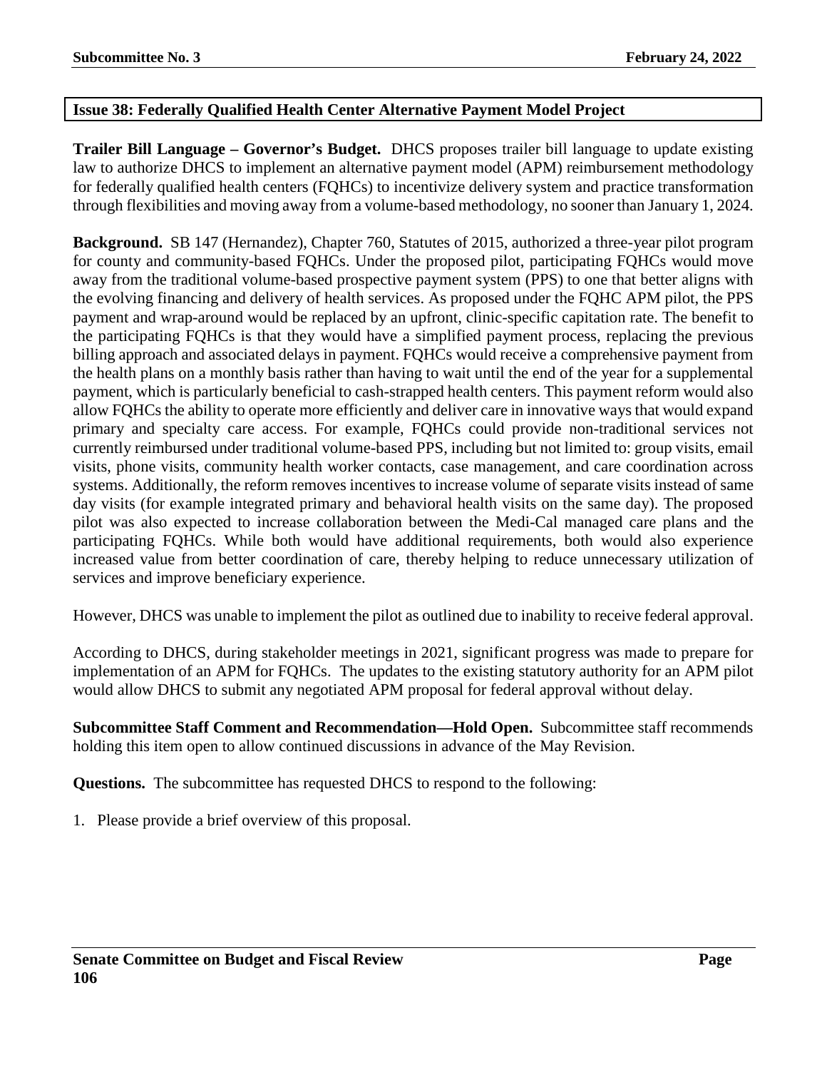## Issue 38: Federally Qualified Health Center Alternative Payment Model Project

**Trailer Bill Language – Governor's Budget.** DHCS proposes trailer bill language to update existing law to authorize DHCS to implement an alternative payment model (APM) reimbursement methodology for federally qualified health centers (FQHCs) to incentivize delivery system and practice transformation through flexibilities and moving away from a volume-based methodology, no sooner than January 1, 2024.

**Background.** SB 147 (Hernandez), Chapter 760, Statutes of 2015, authorized a three-year pilot program for county and community-based FQHCs. Under the proposed pilot, participating FQHCs would move away from the traditional volume-based prospective payment system (PPS) to one that better aligns with the evolving financing and delivery of health services. As proposed under the FQHC APM pilot, the PPS payment and wrap-around would be replaced by an upfront, clinic-specific capitation rate. The benefit to the participating FQHCs is that they would have a simplified payment process, replacing the previous billing approach and associated delays in payment. FQHCs would receive a comprehensive payment from the health plans on a monthly basis rather than having to wait until the end of the year for a supplemental payment, which is particularly beneficial to cash-strapped health centers. This payment reform would also allow FQHCs the ability to operate more efficiently and deliver care in innovative ways that would expand primary and specialty care access. For example, FQHCs could provide non-traditional services not currently reimbursed under traditional volume-based PPS, including but not limited to: group visits, email visits, phone visits, community health worker contacts, case management, and care coordination across systems. Additionally, the reform removes incentives to increase volume of separate visits instead of same day visits (for example integrated primary and behavioral health visits on the same day). The proposed pilot was also expected to increase collaboration between the Medi-Cal managed care plans and the participating FQHCs. While both would have additional requirements, both would also experience increased value from better coordination of care, thereby helping to reduce unnecessary utilization of services and improve beneficiary experience.

However, DHCS was unable to implement the pilot as outlined due to inability to receive federal approval.

According to DHCS, during stakeholder meetings in 2021, significant progress was made to prepare for implementation of an APM for FQHCs. The updates to the existing statutory authority for an APM pilot would allow DHCS to submit any negotiated APM proposal for federal approval without delay.

**Subcommittee Staff Comment and Recommendation—Hold Open.** Subcommittee staff recommends holding this item open to allow continued discussions in advance of the May Revision.

**Questions.** The subcommittee has requested DHCS to respond to the following:

1. Please provide a brief overview of this proposal.